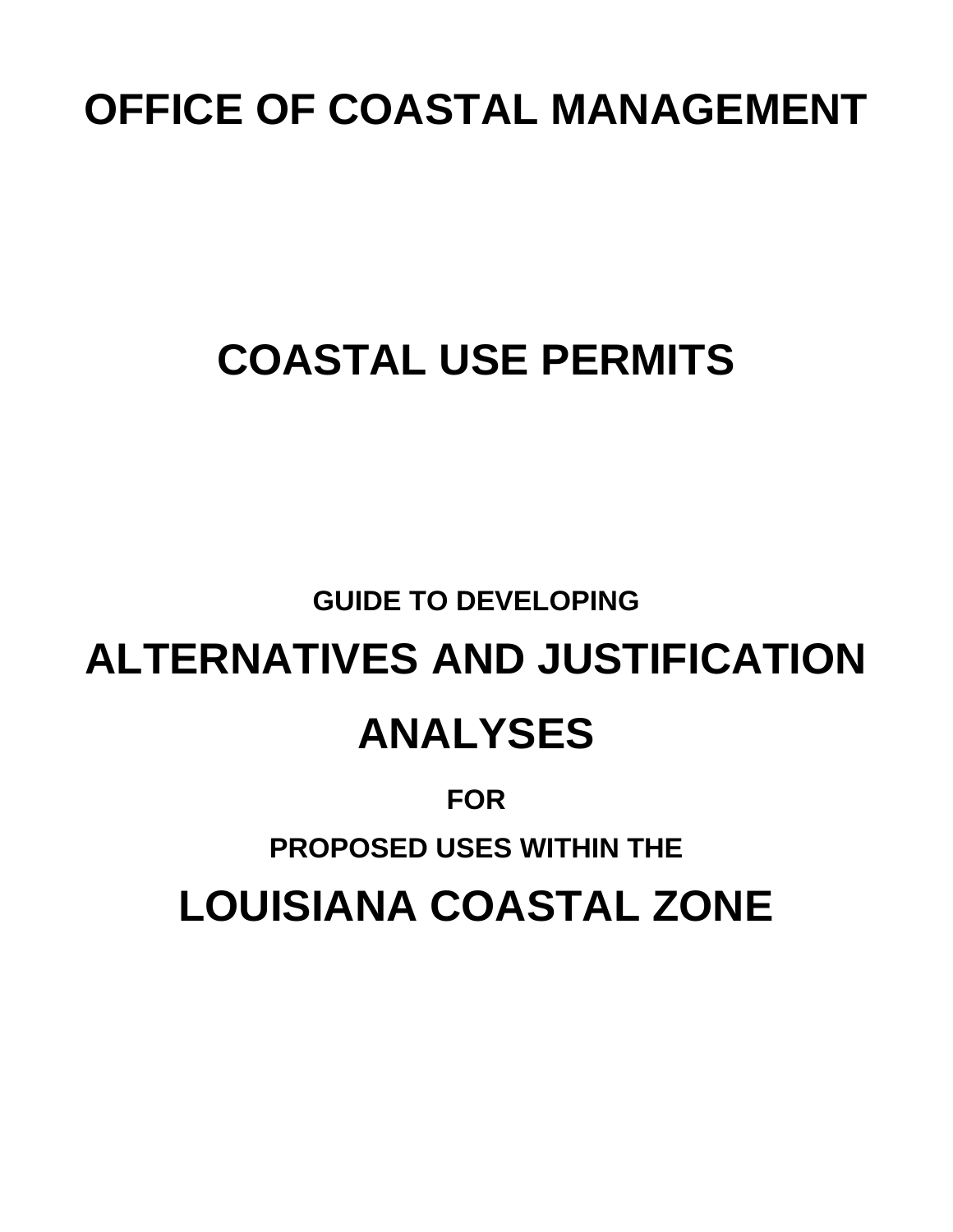# OFFICE OF COASTAL MANAGEMENT

# COASTAL USE PERMITS

**GUIDE TO DEVELOPING**

# ALTERNATIVES AND JUSTIFICATION ANALYSES

**FOR**

**PROPOSED USES WITHIN THE**

# LOUISIANA COASTAL ZONE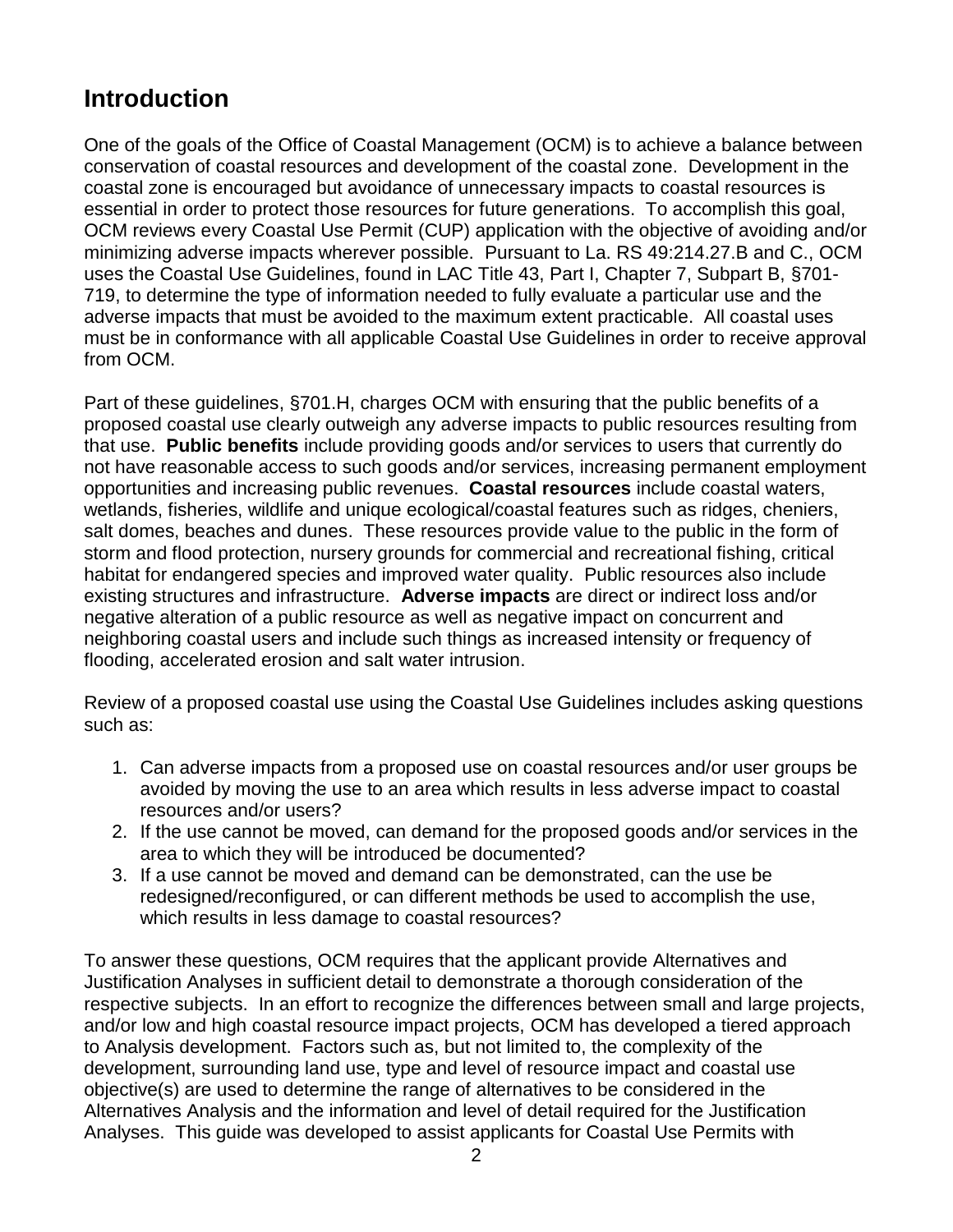## Introduction

One of the goals of the Office of Coastal Management (OCM) is to achieve a balance between conservation of coastal resources and development of the coastal zone. Development in the coastal zone is encouraged but avoidance of unnecessary impacts to coastal resources is essential in order to protect those resources for future generations. To accomplish this goal, OCM reviews every Coastal Use Permit (CUP) application with the objective of avoiding and/or minimizing adverse impacts wherever possible. Pursuant to La. RS 49:214.27.B and C., OCM uses the Coastal Use Guidelines, found in LAC Title 43, Part I, Chapter 7, Subpart B, §701-719, to determine the type of information needed to fully evaluate a particular use and the adverse impacts that must be avoided to the maximum extent practicable. All coastal uses must be in conformance with all applicable Coastal Use Guidelines in order to receive approval from OCM.

Part of these guidelines, §701.H, charges OCM with ensuring that the public benefits of a proposed coastal use clearly outweigh any adverse impacts to public resources resulting from that use. **Public benefits** include providing goods and/or services to users that currently do not have reasonable access to such goods and/or services, increasing permanent employment opportunities and increasing public revenues. **Coastal resources** include coastal waters, wetlands, fisheries, wildlife and unique ecological/coastal features such as ridges, cheniers, salt domes, beaches and dunes. These resources provide value to the public in the form of storm and flood protection, nursery grounds for commercial and recreational fishing, critical habitat for endangered species and improved water quality. Public resources also include existing structures and infrastructure. **Adverse impacts** are direct or indirect loss and/or negative alteration of a public resource as well as negative impact on concurrent and neighboring coastal users and include such things as increased intensity or frequency of flooding, accelerated erosion and salt water intrusion.

Review of a proposed coastal use using the Coastal Use Guidelines includes asking questions such as:

1. Can adverse impacts from a proposed use on coastal resources and/or user groups be avoided by moving the use to an area which results in less adverse impact to coastal resources and/or users?
2. If the use cannot be moved, can demand for the proposed goods and/or services in the area to which they will be introduced be documented?
3. If a use cannot be moved and demand can be demonstrated, can the use be redesigned/reconfigured, or can different methods be used to accomplish the use, which results in less damage to coastal resources?

To answer these questions, OCM requires that the applicant provide Alternatives and Justification Analyses in sufficient detail to demonstrate a thorough consideration of the respective subjects. In an effort to recognize the differences between small and large projects, and/or low and high coastal resource impact projects, OCM has developed a tiered approach to Analysis development. Factors such as, but not limited to, the complexity of the development, surrounding land use, type and level of resource impact and coastal use objective(s) are used to determine the range of alternatives to be considered in the Alternatives Analysis and the information and level of detail required for the Justification Analyses. This guide was developed to assist applicants for Coastal Use Permits with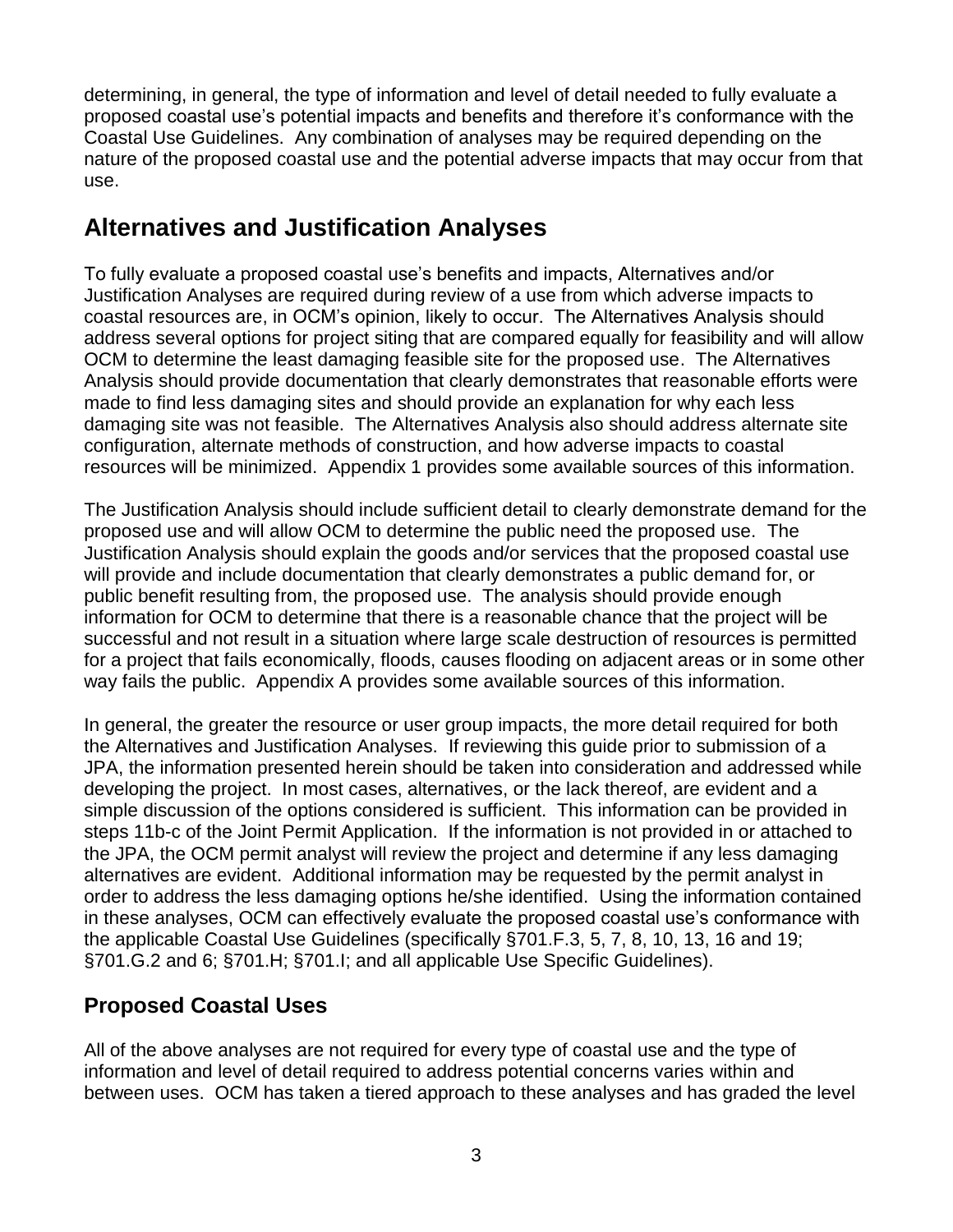determining, in general, the type of information and level of detail needed to fully evaluate a proposed coastal use's potential impacts and benefits and therefore it's conformance with the Coastal Use Guidelines. Any combination of analyses may be required depending on the nature of the proposed coastal use and the potential adverse impacts that may occur from that use.

## Alternatives and Justification Analyses

To fully evaluate a proposed coastal use's benefits and impacts, Alternatives and/or Justification Analyses are required during review of a use from which adverse impacts to coastal resources are, in OCM's opinion, likely to occur. The Alternatives Analysis should address several options for project siting that are compared equally for feasibility and will allow OCM to determine the least damaging feasible site for the proposed use. The Alternatives Analysis should provide documentation that clearly demonstrates that reasonable efforts were made to find less damaging sites and should provide an explanation for why each less damaging site was not feasible. The Alternatives Analysis also should address alternate site configuration, alternate methods of construction, and how adverse impacts to coastal resources will be minimized. Appendix 1 provides some available sources of this information.

The Justification Analysis should include sufficient detail to clearly demonstrate demand for the proposed use and will allow OCM to determine the public need the proposed use. The Justification Analysis should explain the goods and/or services that the proposed coastal use will provide and include documentation that clearly demonstrates a public demand for, or public benefit resulting from, the proposed use. The analysis should provide enough information for OCM to determine that there is a reasonable chance that the project will be successful and not result in a situation where large scale destruction of resources is permitted for a project that fails economically, floods, causes flooding on adjacent areas or in some other way fails the public. Appendix A provides some available sources of this information.

In general, the greater the resource or user group impacts, the more detail required for both the Alternatives and Justification Analyses. If reviewing this guide prior to submission of a JPA, the information presented herein should be taken into consideration and addressed while developing the project. In most cases, alternatives, or the lack thereof, are evident and a simple discussion of the options considered is sufficient. This information can be provided in steps 11b-c of the Joint Permit Application. If the information is not provided in or attached to the JPA, the OCM permit analyst will review the project and determine if any less damaging alternatives are evident. Additional information may be requested by the permit analyst in order to address the less damaging options he/she identified. Using the information contained in these analyses, OCM can effectively evaluate the proposed coastal use's conformance with the applicable Coastal Use Guidelines (specifically §701.F.3, 5, 7, 8, 10, 13, 16 and 19; §701.G.2 and 6; §701.H; §701.I; and all applicable Use Specific Guidelines).

### Proposed Coastal Uses

All of the above analyses are not required for every type of coastal use and the type of information and level of detail required to address potential concerns varies within and between uses. OCM has taken a tiered approach to these analyses and has graded the level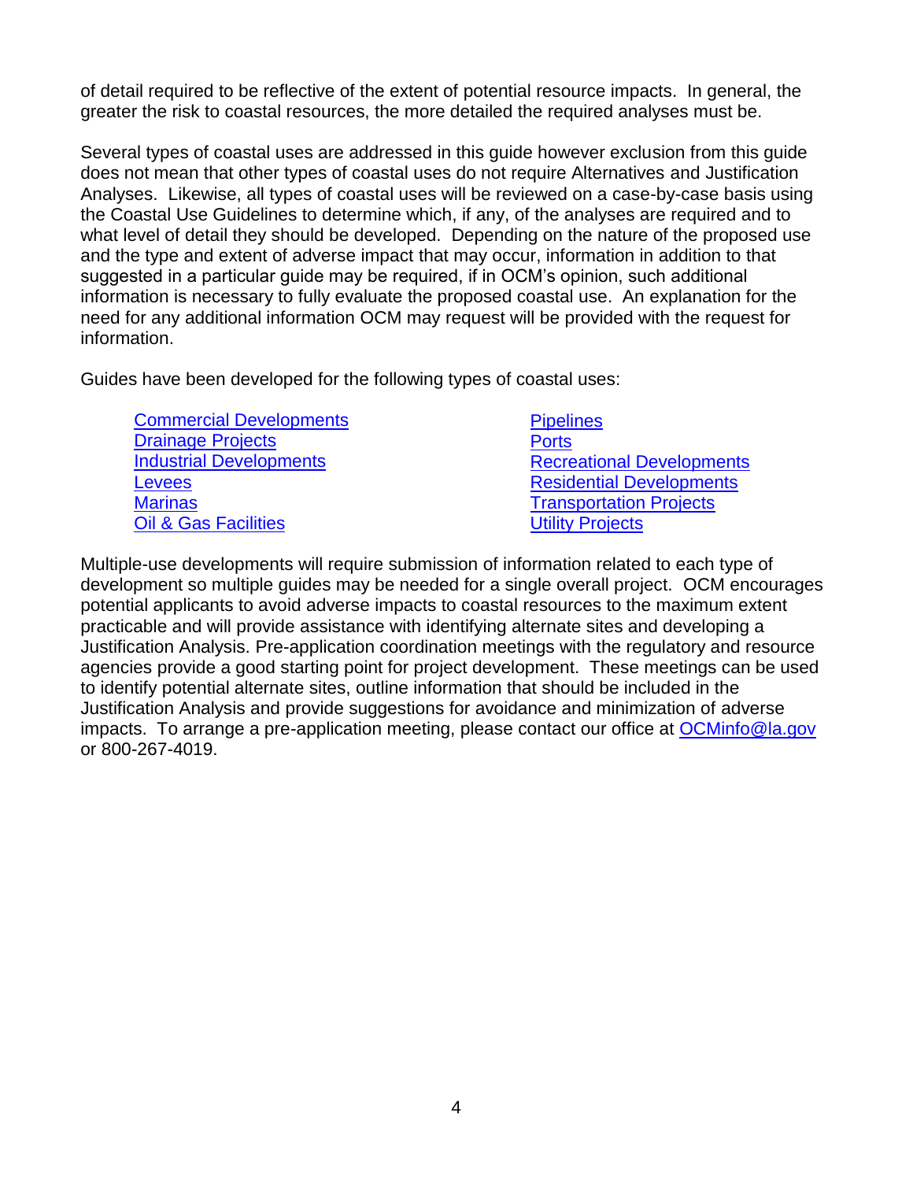of detail required to be reflective of the extent of potential resource impacts. In general, the greater the risk to coastal resources, the more detailed the required analyses must be.

Several types of coastal uses are addressed in this guide however exclusion from this guide does not mean that other types of coastal uses do not require Alternatives and Justification Analyses. Likewise, all types of coastal uses will be reviewed on a case-by-case basis using the Coastal Use Guidelines to determine which, if any, of the analyses are required and to what level of detail they should be developed. Depending on the nature of the proposed use and the type and extent of adverse impact that may occur, information in addition to that suggested in a particular guide may be required, if in OCM's opinion, such additional information is necessary to fully evaluate the proposed coastal use. An explanation for the need for any additional information OCM may request will be provided with the request for information.

Guides have been developed for the following types of coastal uses:

- Commercial Developments
- Drainage Projects
- Industrial Developments
- Levees
- Marinas
- Oil & Gas Facilities
- Pipelines
- Ports
- Recreational Developments
- Residential Developments
- Transportation Projects
- Utility Projects

Multiple-use developments will require submission of information related to each type of development so multiple guides may be needed for a single overall project. OCM encourages potential applicants to avoid adverse impacts to coastal resources to the maximum extent practicable and will provide assistance with identifying alternate sites and developing a Justification Analysis. Pre-application coordination meetings with the regulatory and resource agencies provide a good starting point for project development. These meetings can be used to identify potential alternate sites, outline information that should be included in the Justification Analysis and provide suggestions for avoidance and minimization of adverse impacts. To arrange a pre-application meeting, please contact our office at OCMinfo@la.gov or 800-267-4019.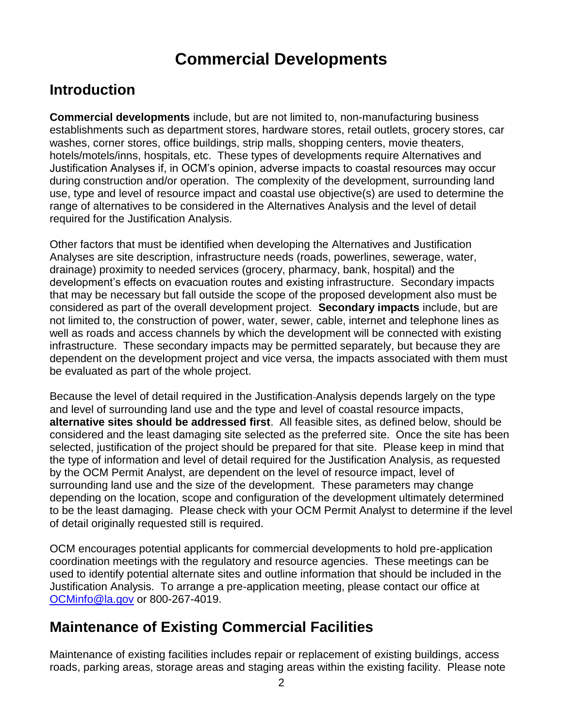# Commercial Developments

## Introduction

**Commercial developments** include, but are not limited to, non-manufacturing business establishments such as department stores, hardware stores, retail outlets, grocery stores, car washes, corner stores, office buildings, strip malls, shopping centers, movie theaters, hotels/motels/inns, hospitals, etc. These types of developments require Alternatives and Justification Analyses if, in OCM's opinion, adverse impacts to coastal resources may occur during construction and/or operation. The complexity of the development, surrounding land use, type and level of resource impact and coastal use objective(s) are used to determine the range of alternatives to be considered in the Alternatives Analysis and the level of detail required for the Justification Analysis.

Other factors that must be identified when developing the Alternatives and Justification Analyses are site description, infrastructure needs (roads, powerlines, sewerage, water, drainage) proximity to needed services (grocery, pharmacy, bank, hospital) and the development's effects on evacuation routes and existing infrastructure. Secondary impacts that may be necessary but fall outside the scope of the proposed development also must be considered as part of the overall development project. **Secondary impacts** include, but are not limited to, the construction of power, water, sewer, cable, internet and telephone lines as well as roads and access channels by which the development will be connected with existing infrastructure. These secondary impacts may be permitted separately, but because they are dependent on the development project and vice versa, the impacts associated with them must be evaluated as part of the whole project.

Because the level of detail required in the Justification Analysis depends largely on the type and level of surrounding land use and the type and level of coastal resource impacts, **alternative sites should be addressed first**. All feasible sites, as defined below, should be considered and the least damaging site selected as the preferred site. Once the site has been selected, justification of the project should be prepared for that site. Please keep in mind that the type of information and level of detail required for the Justification Analysis, as requested by the OCM Permit Analyst, are dependent on the level of resource impact, level of surrounding land use and the size of the development. These parameters may change depending on the location, scope and configuration of the development ultimately determined to be the least damaging. Please check with your OCM Permit Analyst to determine if the level of detail originally requested still is required.

OCM encourages potential applicants for commercial developments to hold pre-application coordination meetings with the regulatory and resource agencies. These meetings can be used to identify potential alternate sites and outline information that should be included in the Justification Analysis. To arrange a pre-application meeting, please contact our office at OCMinfo@la.gov or 800-267-4019.

## Maintenance of Existing Commercial Facilities

Maintenance of existing facilities includes repair or replacement of existing buildings, access roads, parking areas, storage areas and staging areas within the existing facility. Please note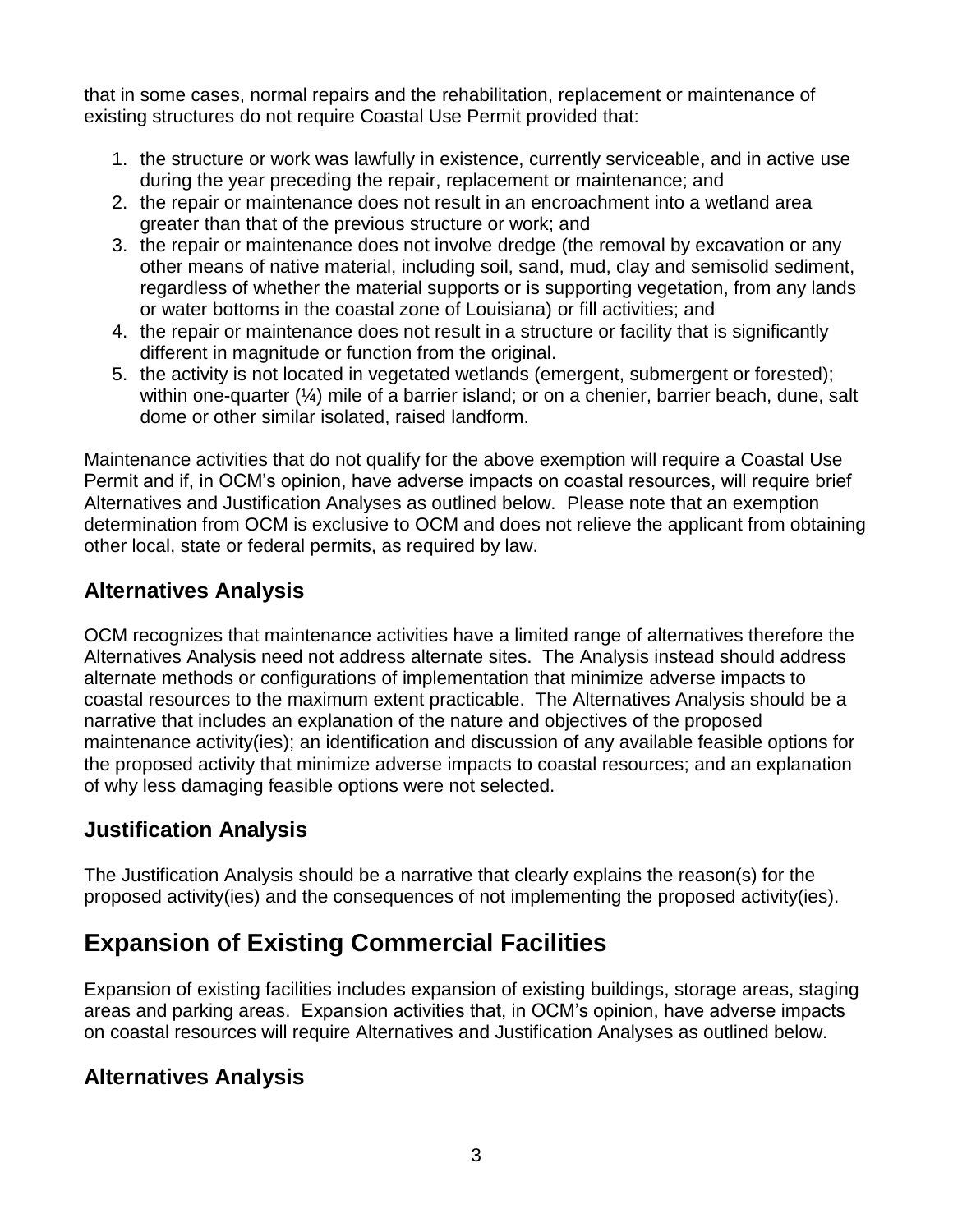that in some cases, normal repairs and the rehabilitation, replacement or maintenance of existing structures do not require Coastal Use Permit provided that:

1. the structure or work was lawfully in existence, currently serviceable, and in active use during the year preceding the repair, replacement or maintenance; and
2. the repair or maintenance does not result in an encroachment into a wetland area greater than that of the previous structure or work; and
3. the repair or maintenance does not involve dredge (the removal by excavation or any other means of native material, including soil, sand, mud, clay and semisolid sediment, regardless of whether the material supports or is supporting vegetation, from any lands or water bottoms in the coastal zone of Louisiana) or fill activities; and
4. the repair or maintenance does not result in a structure or facility that is significantly different in magnitude or function from the original.
5. the activity is not located in vegetated wetlands (emergent, submergent or forested); within one-quarter (¼) mile of a barrier island; or on a chenier, barrier beach, dune, salt dome or other similar isolated, raised landform.

Maintenance activities that do not qualify for the above exemption will require a Coastal Use Permit and if, in OCM's opinion, have adverse impacts on coastal resources, will require brief Alternatives and Justification Analyses as outlined below. Please note that an exemption determination from OCM is exclusive to OCM and does not relieve the applicant from obtaining other local, state or federal permits, as required by law.

## Alternatives Analysis

OCM recognizes that maintenance activities have a limited range of alternatives therefore the Alternatives Analysis need not address alternate sites. The Analysis instead should address alternate methods or configurations of implementation that minimize adverse impacts to coastal resources to the maximum extent practicable. The Alternatives Analysis should be a narrative that includes an explanation of the nature and objectives of the proposed maintenance activity(ies); an identification and discussion of any available feasible options for the proposed activity that minimize adverse impacts to coastal resources; and an explanation of why less damaging feasible options were not selected.

## Justification Analysis

The Justification Analysis should be a narrative that clearly explains the reason(s) for the proposed activity(ies) and the consequences of not implementing the proposed activity(ies).

# Expansion of Existing Commercial Facilities

Expansion of existing facilities includes expansion of existing buildings, storage areas, staging areas and parking areas. Expansion activities that, in OCM's opinion, have adverse impacts on coastal resources will require Alternatives and Justification Analyses as outlined below.

## Alternatives Analysis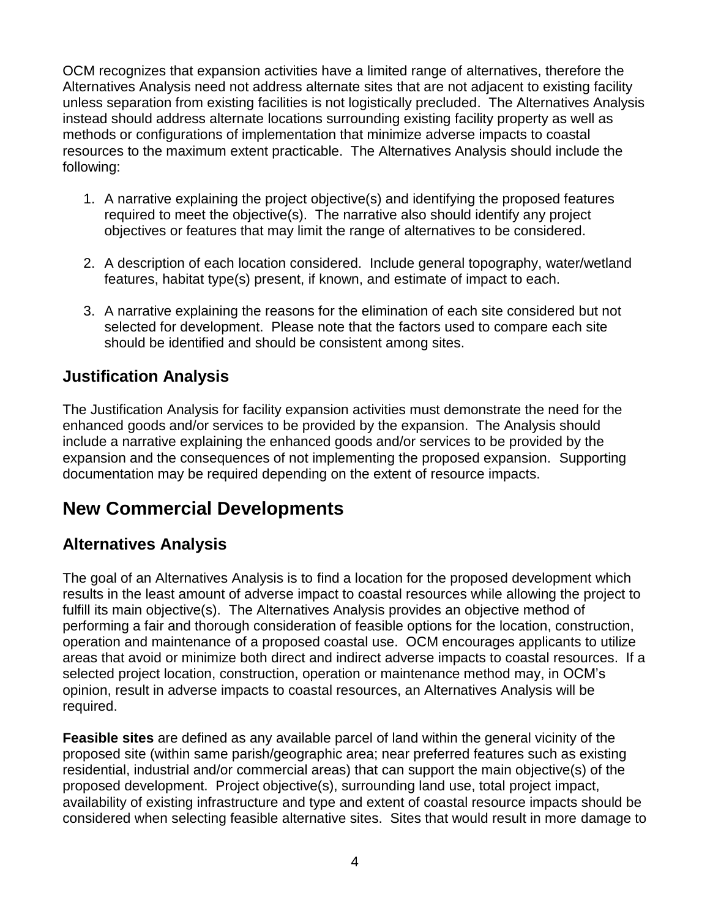OCM recognizes that expansion activities have a limited range of alternatives, therefore the Alternatives Analysis need not address alternate sites that are not adjacent to existing facility unless separation from existing facilities is not logistically precluded. The Alternatives Analysis instead should address alternate locations surrounding existing facility property as well as methods or configurations of implementation that minimize adverse impacts to coastal resources to the maximum extent practicable. The Alternatives Analysis should include the following:

1. A narrative explaining the project objective(s) and identifying the proposed features required to meet the objective(s). The narrative also should identify any project objectives or features that may limit the range of alternatives to be considered.

2. A description of each location considered. Include general topography, water/wetland features, habitat type(s) present, if known, and estimate of impact to each.

3. A narrative explaining the reasons for the elimination of each site considered but not selected for development. Please note that the factors used to compare each site should be identified and should be consistent among sites.

### Justification Analysis

The Justification Analysis for facility expansion activities must demonstrate the need for the enhanced goods and/or services to be provided by the expansion. The Analysis should include a narrative explaining the enhanced goods and/or services to be provided by the expansion and the consequences of not implementing the proposed expansion. Supporting documentation may be required depending on the extent of resource impacts.

## New Commercial Developments

### Alternatives Analysis

The goal of an Alternatives Analysis is to find a location for the proposed development which results in the least amount of adverse impact to coastal resources while allowing the project to fulfill its main objective(s). The Alternatives Analysis provides an objective method of performing a fair and thorough consideration of feasible options for the location, construction, operation and maintenance of a proposed coastal use. OCM encourages applicants to utilize areas that avoid or minimize both direct and indirect adverse impacts to coastal resources. If a selected project location, construction, operation or maintenance method may, in OCM's opinion, result in adverse impacts to coastal resources, an Alternatives Analysis will be required.

**Feasible sites** are defined as any available parcel of land within the general vicinity of the proposed site (within same parish/geographic area; near preferred features such as existing residential, industrial and/or commercial areas) that can support the main objective(s) of the proposed development. Project objective(s), surrounding land use, total project impact, availability of existing infrastructure and type and extent of coastal resource impacts should be considered when selecting feasible alternative sites. Sites that would result in more damage to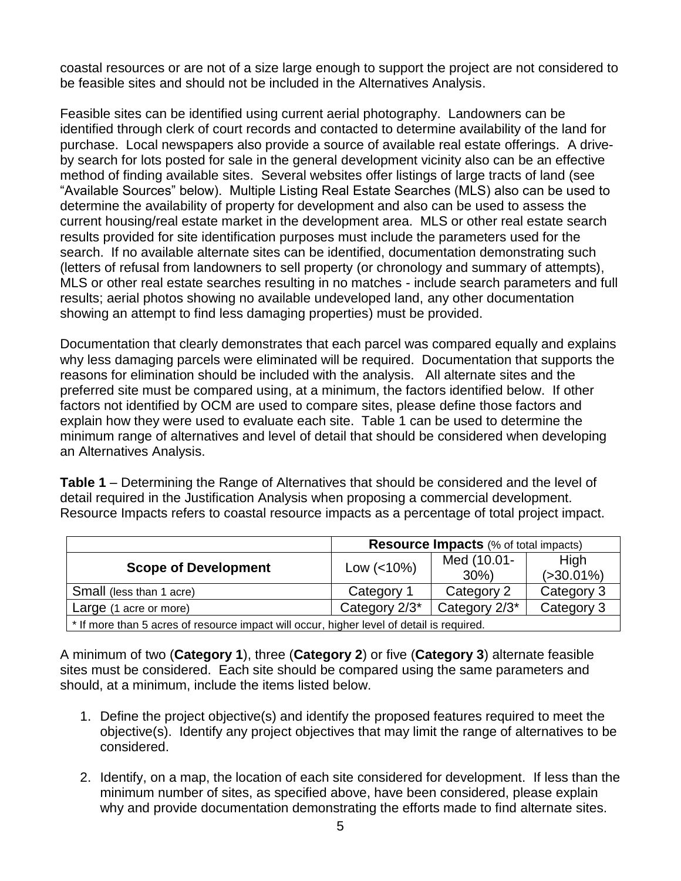coastal resources or are not of a size large enough to support the project are not considered to be feasible sites and should not be included in the Alternatives Analysis.

Feasible sites can be identified using current aerial photography. Landowners can be identified through clerk of court records and contacted to determine availability of the land for purchase. Local newspapers also provide a source of available real estate offerings. A drive-by search for lots posted for sale in the general development vicinity also can be an effective method of finding available sites. Several websites offer listings of large tracts of land (see "Available Sources" below). Multiple Listing Real Estate Searches (MLS) also can be used to determine the availability of property for development and also can be used to assess the current housing/real estate market in the development area. MLS or other real estate search results provided for site identification purposes must include the parameters used for the search. If no available alternate sites can be identified, documentation demonstrating such (letters of refusal from landowners to sell property (or chronology and summary of attempts), MLS or other real estate searches resulting in no matches - include search parameters and full results; aerial photos showing no available undeveloped land, any other documentation showing an attempt to find less damaging properties) must be provided.

Documentation that clearly demonstrates that each parcel was compared equally and explains why less damaging parcels were eliminated will be required. Documentation that supports the reasons for elimination should be included with the analysis. All alternate sites and the preferred site must be compared using, at a minimum, the factors identified below. If other factors not identified by OCM are used to compare sites, please define those factors and explain how they were used to evaluate each site. Table 1 can be used to determine the minimum range of alternatives and level of detail that should be considered when developing an Alternatives Analysis.

**Table 1** – Determining the Range of Alternatives that should be considered and the level of detail required in the Justification Analysis when proposing a commercial development. Resource Impacts refers to coastal resource impacts as a percentage of total project impact.

| | **Resource Impacts** (% of total impacts) | | |
|---|---|---|---|
| **Scope of Development** | Low (<10%) | Med (10.01-30%) | High (>30.01%) |
| Small (less than 1 acre) | Category 1 | Category 2 | Category 3 |
| Large (1 acre or more) | Category 2/3* | Category 2/3* | Category 3 |
| * If more than 5 acres of resource impact will occur, higher level of detail is required. | | | |

A minimum of two (**Category 1**), three (**Category 2**) or five (**Category 3**) alternate feasible sites must be considered. Each site should be compared using the same parameters and should, at a minimum, include the items listed below.

1. Define the project objective(s) and identify the proposed features required to meet the objective(s). Identify any project objectives that may limit the range of alternatives to be considered.

2. Identify, on a map, the location of each site considered for development. If less than the minimum number of sites, as specified above, have been considered, please explain why and provide documentation demonstrating the efforts made to find alternate sites.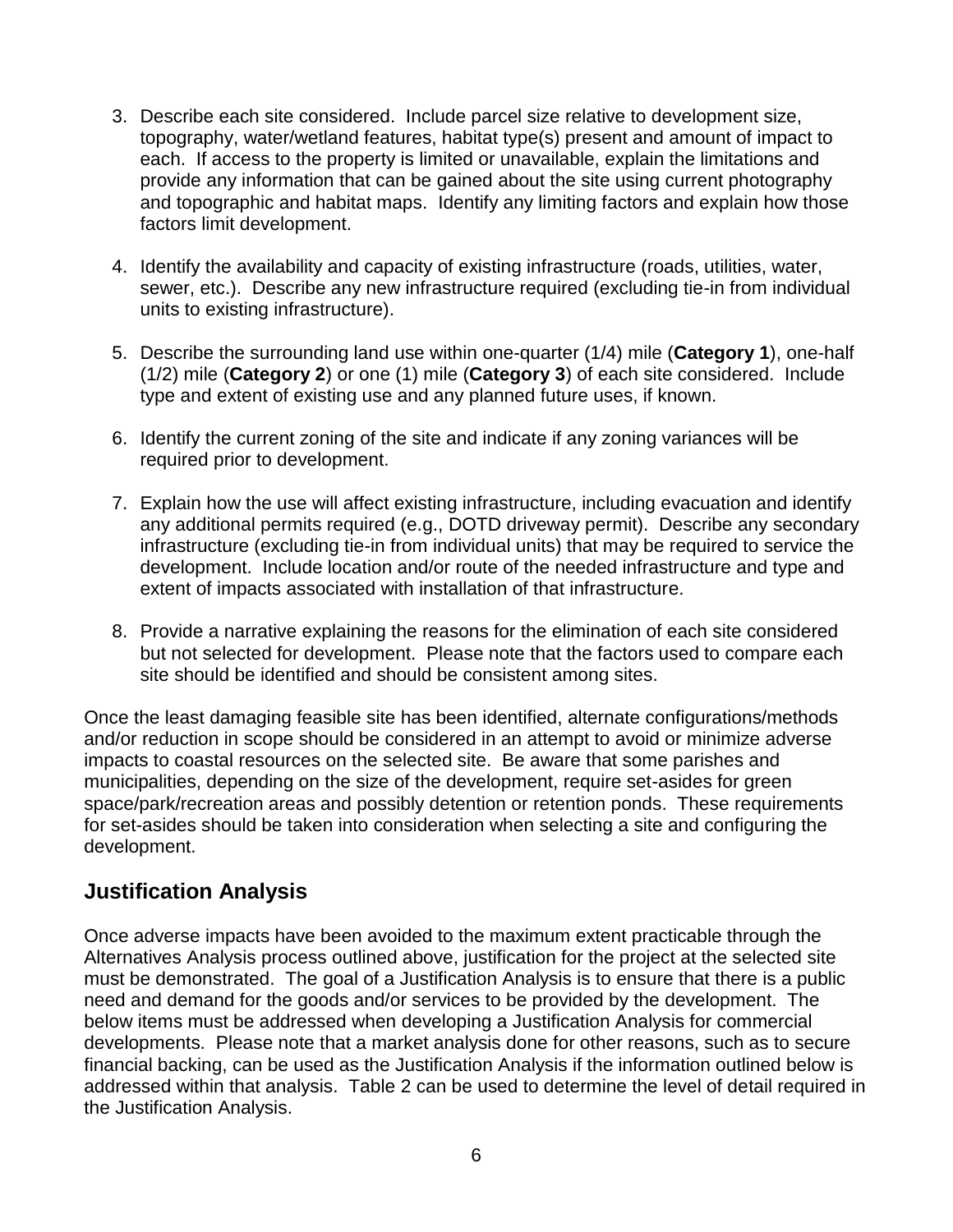3. Describe each site considered. Include parcel size relative to development size, topography, water/wetland features, habitat type(s) present and amount of impact to each. If access to the property is limited or unavailable, explain the limitations and provide any information that can be gained about the site using current photography and topographic and habitat maps. Identify any limiting factors and explain how those factors limit development.

4. Identify the availability and capacity of existing infrastructure (roads, utilities, water, sewer, etc.). Describe any new infrastructure required (excluding tie-in from individual units to existing infrastructure).

5. Describe the surrounding land use within one-quarter (1/4) mile (**Category 1**), one-half (1/2) mile (**Category 2**) or one (1) mile (**Category 3**) of each site considered. Include type and extent of existing use and any planned future uses, if known.

6. Identify the current zoning of the site and indicate if any zoning variances will be required prior to development.

7. Explain how the use will affect existing infrastructure, including evacuation and identify any additional permits required (e.g., DOTD driveway permit). Describe any secondary infrastructure (excluding tie-in from individual units) that may be required to service the development. Include location and/or route of the needed infrastructure and type and extent of impacts associated with installation of that infrastructure.

8. Provide a narrative explaining the reasons for the elimination of each site considered but not selected for development. Please note that the factors used to compare each site should be identified and should be consistent among sites.

Once the least damaging feasible site has been identified, alternate configurations/methods and/or reduction in scope should be considered in an attempt to avoid or minimize adverse impacts to coastal resources on the selected site. Be aware that some parishes and municipalities, depending on the size of the development, require set-asides for green space/park/recreation areas and possibly detention or retention ponds. These requirements for set-asides should be taken into consideration when selecting a site and configuring the development.

## Justification Analysis

Once adverse impacts have been avoided to the maximum extent practicable through the Alternatives Analysis process outlined above, justification for the project at the selected site must be demonstrated. The goal of a Justification Analysis is to ensure that there is a public need and demand for the goods and/or services to be provided by the development. The below items must be addressed when developing a Justification Analysis for commercial developments. Please note that a market analysis done for other reasons, such as to secure financial backing, can be used as the Justification Analysis if the information outlined below is addressed within that analysis. Table 2 can be used to determine the level of detail required in the Justification Analysis.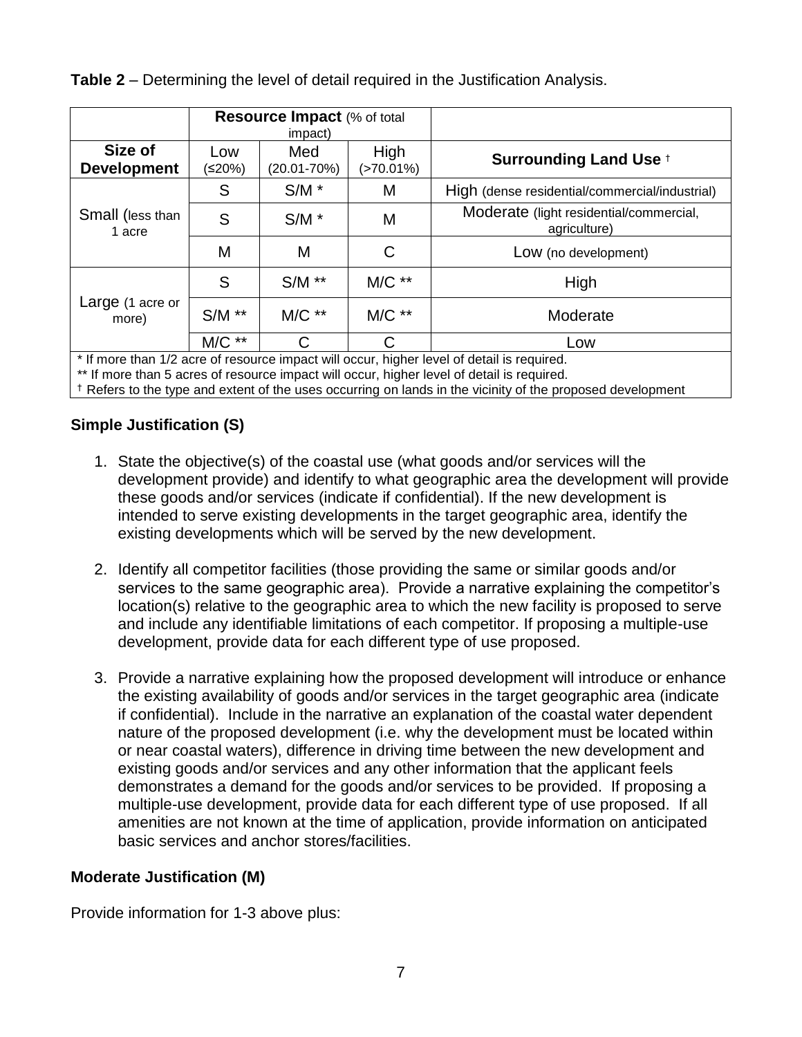**Table 2** – Determining the level of detail required in the Justification Analysis.

| | Resource Impact (% of total impact) | | | |
|---|---|---|---|---|
| **Size of Development** | Low (≤20%) | Med (20.01-70%) | High (>70.01%) | **Surrounding Land Use** † |
| Small (less than 1 acre | S | S/M * | M | High (dense residential/commercial/industrial) |
| | S | S/M * | M | Moderate (light residential/commercial, agriculture) |
| | M | M | C | Low (no development) |
| Large (1 acre or more) | S | S/M ** | M/C ** | High |
| | S/M ** | M/C ** | M/C ** | Moderate |
| | M/C ** | C | C | Low |

* If more than 1/2 acre of resource impact will occur, higher level of detail is required.
** If more than 5 acres of resource impact will occur, higher level of detail is required.
† Refers to the type and extent of the uses occurring on lands in the vicinity of the proposed development

**Simple Justification (S)**

1. State the objective(s) of the coastal use (what goods and/or services will the development provide) and identify to what geographic area the development will provide these goods and/or services (indicate if confidential). If the new development is intended to serve existing developments in the target geographic area, identify the existing developments which will be served by the new development.

2. Identify all competitor facilities (those providing the same or similar goods and/or services to the same geographic area). Provide a narrative explaining the competitor's location(s) relative to the geographic area to which the new facility is proposed to serve and include any identifiable limitations of each competitor. If proposing a multiple-use development, provide data for each different type of use proposed.

3. Provide a narrative explaining how the proposed development will introduce or enhance the existing availability of goods and/or services in the target geographic area (indicate if confidential). Include in the narrative an explanation of the coastal water dependent nature of the proposed development (i.e. why the development must be located within or near coastal waters), difference in driving time between the new development and existing goods and/or services and any other information that the applicant feels demonstrates a demand for the goods and/or services to be provided. If proposing a multiple-use development, provide data for each different type of use proposed. If all amenities are not known at the time of application, provide information on anticipated basic services and anchor stores/facilities.

**Moderate Justification (M)**

Provide information for 1-3 above plus: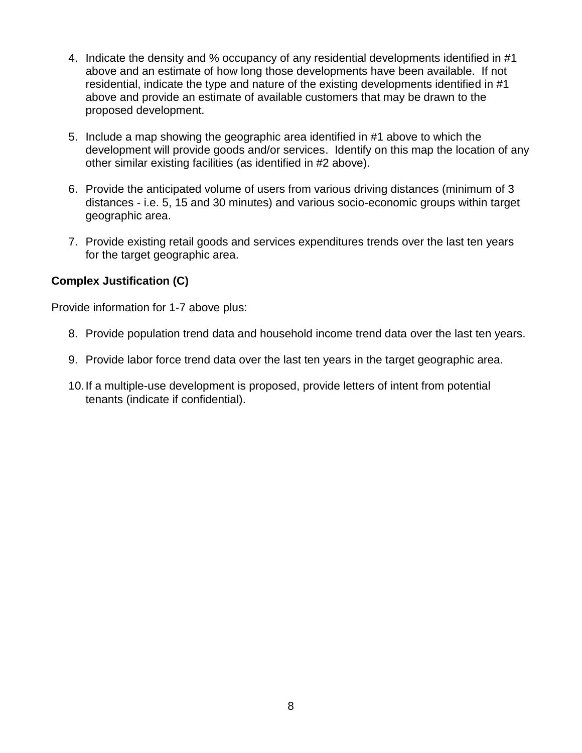4. Indicate the density and % occupancy of any residential developments identified in #1 above and an estimate of how long those developments have been available. If not residential, indicate the type and nature of the existing developments identified in #1 above and provide an estimate of available customers that may be drawn to the proposed development.

5. Include a map showing the geographic area identified in #1 above to which the development will provide goods and/or services. Identify on this map the location of any other similar existing facilities (as identified in #2 above).

6. Provide the anticipated volume of users from various driving distances (minimum of 3 distances - i.e. 5, 15 and 30 minutes) and various socio-economic groups within target geographic area.

7. Provide existing retail goods and services expenditures trends over the last ten years for the target geographic area.

**Complex Justification (C)**

Provide information for 1-7 above plus:

8. Provide population trend data and household income trend data over the last ten years.

9. Provide labor force trend data over the last ten years in the target geographic area.

10. If a multiple-use development is proposed, provide letters of intent from potential tenants (indicate if confidential).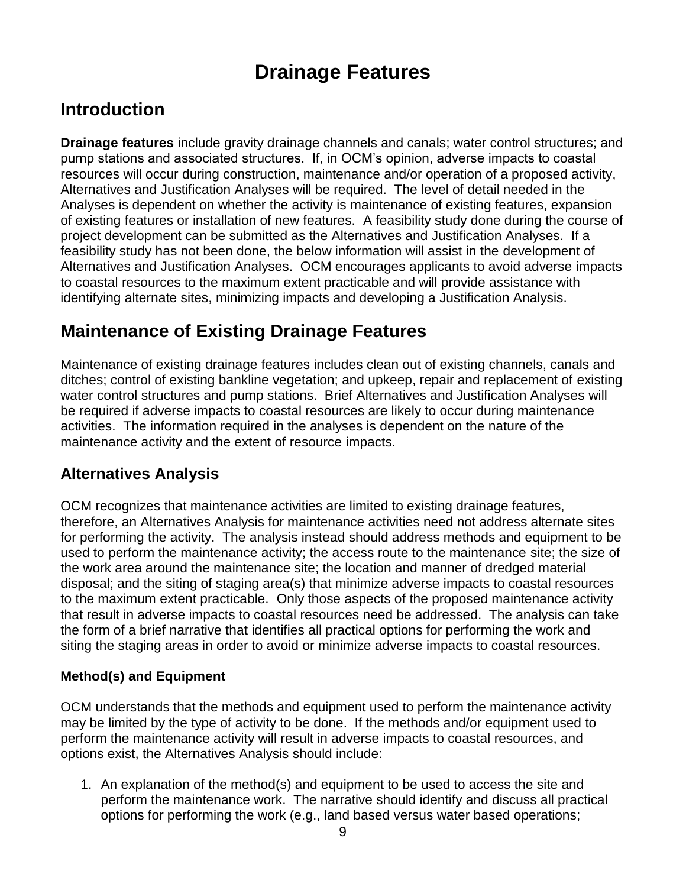# Drainage Features

## Introduction

**Drainage features** include gravity drainage channels and canals; water control structures; and pump stations and associated structures. If, in OCM's opinion, adverse impacts to coastal resources will occur during construction, maintenance and/or operation of a proposed activity, Alternatives and Justification Analyses will be required. The level of detail needed in the Analyses is dependent on whether the activity is maintenance of existing features, expansion of existing features or installation of new features. A feasibility study done during the course of project development can be submitted as the Alternatives and Justification Analyses. If a feasibility study has not been done, the below information will assist in the development of Alternatives and Justification Analyses. OCM encourages applicants to avoid adverse impacts to coastal resources to the maximum extent practicable and will provide assistance with identifying alternate sites, minimizing impacts and developing a Justification Analysis.

## Maintenance of Existing Drainage Features

Maintenance of existing drainage features includes clean out of existing channels, canals and ditches; control of existing bankline vegetation; and upkeep, repair and replacement of existing water control structures and pump stations. Brief Alternatives and Justification Analyses will be required if adverse impacts to coastal resources are likely to occur during maintenance activities. The information required in the analyses is dependent on the nature of the maintenance activity and the extent of resource impacts.

### Alternatives Analysis

OCM recognizes that maintenance activities are limited to existing drainage features, therefore, an Alternatives Analysis for maintenance activities need not address alternate sites for performing the activity. The analysis instead should address methods and equipment to be used to perform the maintenance activity; the access route to the maintenance site; the size of the work area around the maintenance site; the location and manner of dredged material disposal; and the siting of staging area(s) that minimize adverse impacts to coastal resources to the maximum extent practicable. Only those aspects of the proposed maintenance activity that result in adverse impacts to coastal resources need be addressed. The analysis can take the form of a brief narrative that identifies all practical options for performing the work and siting the staging areas in order to avoid or minimize adverse impacts to coastal resources.

#### Method(s) and Equipment

OCM understands that the methods and equipment used to perform the maintenance activity may be limited by the type of activity to be done. If the methods and/or equipment used to perform the maintenance activity will result in adverse impacts to coastal resources, and options exist, the Alternatives Analysis should include:

1. An explanation of the method(s) and equipment to be used to access the site and perform the maintenance work. The narrative should identify and discuss all practical options for performing the work (e.g., land based versus water based operations;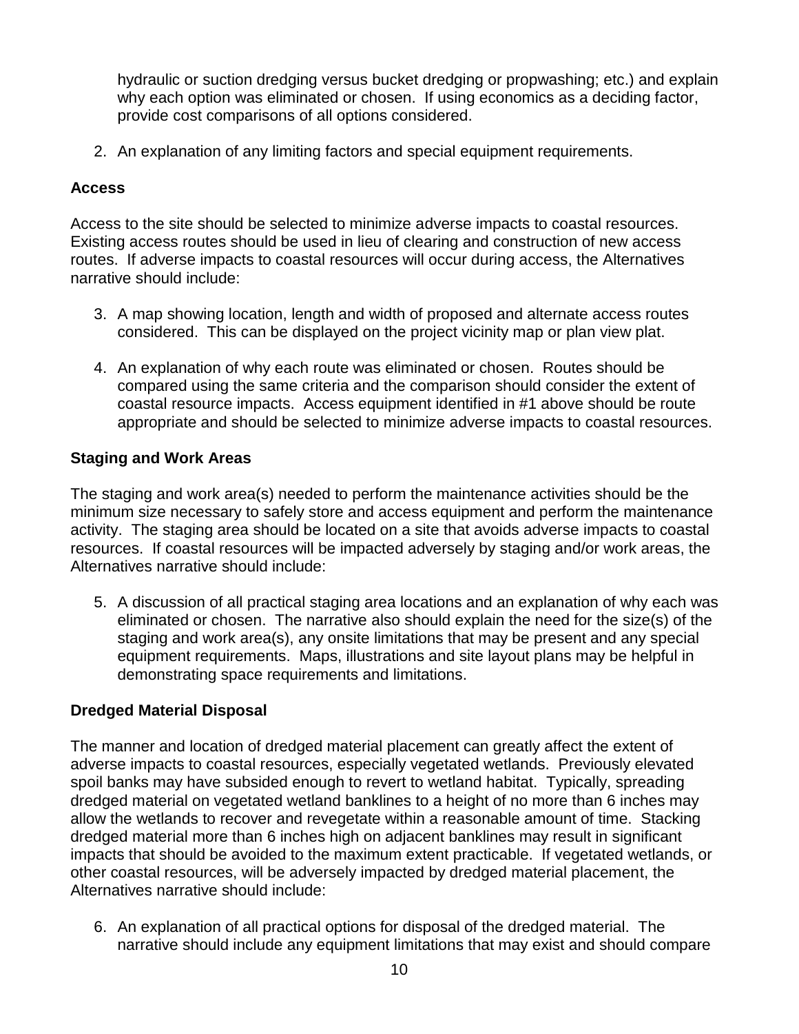hydraulic or suction dredging versus bucket dredging or propwashing; etc.) and explain why each option was eliminated or chosen. If using economics as a deciding factor, provide cost comparisons of all options considered.

2. An explanation of any limiting factors and special equipment requirements.

**Access**

Access to the site should be selected to minimize adverse impacts to coastal resources. Existing access routes should be used in lieu of clearing and construction of new access routes. If adverse impacts to coastal resources will occur during access, the Alternatives narrative should include:

3. A map showing location, length and width of proposed and alternate access routes considered. This can be displayed on the project vicinity map or plan view plat.

4. An explanation of why each route was eliminated or chosen. Routes should be compared using the same criteria and the comparison should consider the extent of coastal resource impacts. Access equipment identified in #1 above should be route appropriate and should be selected to minimize adverse impacts to coastal resources.

**Staging and Work Areas**

The staging and work area(s) needed to perform the maintenance activities should be the minimum size necessary to safely store and access equipment and perform the maintenance activity. The staging area should be located on a site that avoids adverse impacts to coastal resources. If coastal resources will be impacted adversely by staging and/or work areas, the Alternatives narrative should include:

5. A discussion of all practical staging area locations and an explanation of why each was eliminated or chosen. The narrative also should explain the need for the size(s) of the staging and work area(s), any onsite limitations that may be present and any special equipment requirements. Maps, illustrations and site layout plans may be helpful in demonstrating space requirements and limitations.

**Dredged Material Disposal**

The manner and location of dredged material placement can greatly affect the extent of adverse impacts to coastal resources, especially vegetated wetlands. Previously elevated spoil banks may have subsided enough to revert to wetland habitat. Typically, spreading dredged material on vegetated wetland banklines to a height of no more than 6 inches may allow the wetlands to recover and revegetate within a reasonable amount of time. Stacking dredged material more than 6 inches high on adjacent banklines may result in significant impacts that should be avoided to the maximum extent practicable. If vegetated wetlands, or other coastal resources, will be adversely impacted by dredged material placement, the Alternatives narrative should include:

6. An explanation of all practical options for disposal of the dredged material. The narrative should include any equipment limitations that may exist and should compare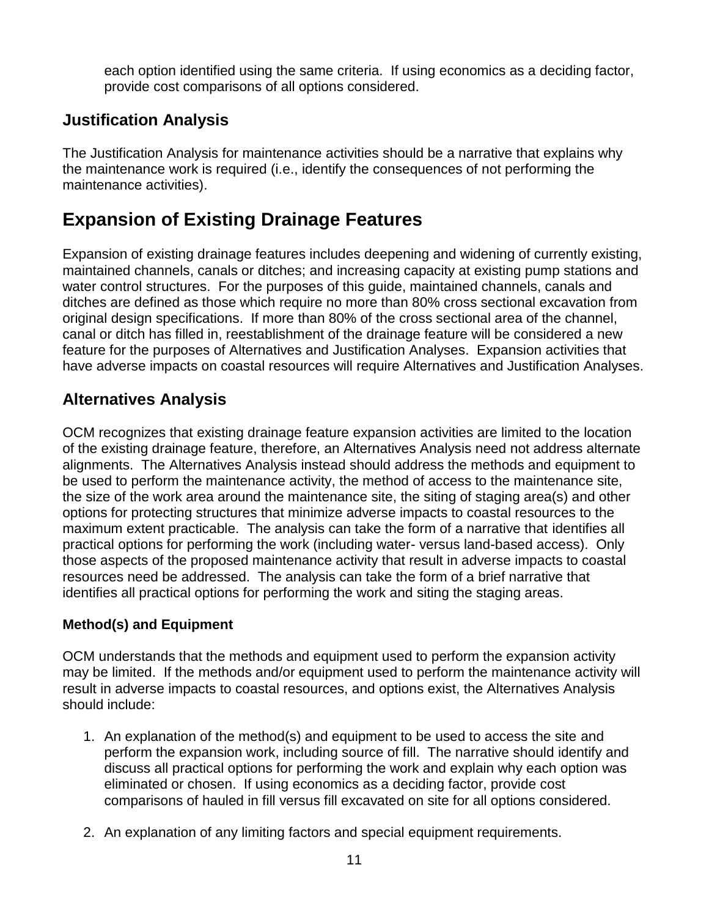each option identified using the same criteria. If using economics as a deciding factor, provide cost comparisons of all options considered.

## Justification Analysis

The Justification Analysis for maintenance activities should be a narrative that explains why the maintenance work is required (i.e., identify the consequences of not performing the maintenance activities).

# Expansion of Existing Drainage Features

Expansion of existing drainage features includes deepening and widening of currently existing, maintained channels, canals or ditches; and increasing capacity at existing pump stations and water control structures. For the purposes of this guide, maintained channels, canals and ditches are defined as those which require no more than 80% cross sectional excavation from original design specifications. If more than 80% of the cross sectional area of the channel, canal or ditch has filled in, reestablishment of the drainage feature will be considered a new feature for the purposes of Alternatives and Justification Analyses. Expansion activities that have adverse impacts on coastal resources will require Alternatives and Justification Analyses.

## Alternatives Analysis

OCM recognizes that existing drainage feature expansion activities are limited to the location of the existing drainage feature, therefore, an Alternatives Analysis need not address alternate alignments. The Alternatives Analysis instead should address the methods and equipment to be used to perform the maintenance activity, the method of access to the maintenance site, the size of the work area around the maintenance site, the siting of staging area(s) and other options for protecting structures that minimize adverse impacts to coastal resources to the maximum extent practicable. The analysis can take the form of a narrative that identifies all practical options for performing the work (including water- versus land-based access). Only those aspects of the proposed maintenance activity that result in adverse impacts to coastal resources need be addressed. The analysis can take the form of a brief narrative that identifies all practical options for performing the work and siting the staging areas.

### Method(s) and Equipment

OCM understands that the methods and equipment used to perform the expansion activity may be limited. If the methods and/or equipment used to perform the maintenance activity will result in adverse impacts to coastal resources, and options exist, the Alternatives Analysis should include:

1. An explanation of the method(s) and equipment to be used to access the site and perform the expansion work, including source of fill. The narrative should identify and discuss all practical options for performing the work and explain why each option was eliminated or chosen. If using economics as a deciding factor, provide cost comparisons of hauled in fill versus fill excavated on site for all options considered.

2. An explanation of any limiting factors and special equipment requirements.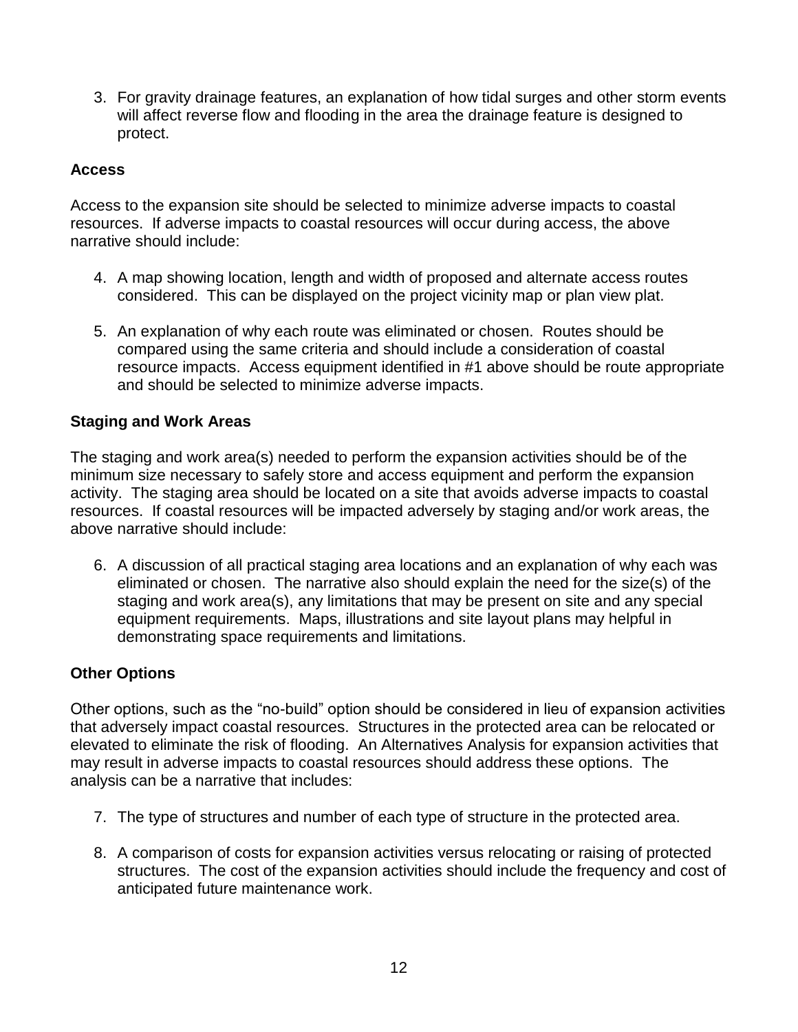3. For gravity drainage features, an explanation of how tidal surges and other storm events will affect reverse flow and flooding in the area the drainage feature is designed to protect.

**Access**

Access to the expansion site should be selected to minimize adverse impacts to coastal resources. If adverse impacts to coastal resources will occur during access, the above narrative should include:

4. A map showing location, length and width of proposed and alternate access routes considered. This can be displayed on the project vicinity map or plan view plat.

5. An explanation of why each route was eliminated or chosen. Routes should be compared using the same criteria and should include a consideration of coastal resource impacts. Access equipment identified in #1 above should be route appropriate and should be selected to minimize adverse impacts.

**Staging and Work Areas**

The staging and work area(s) needed to perform the expansion activities should be of the minimum size necessary to safely store and access equipment and perform the expansion activity. The staging area should be located on a site that avoids adverse impacts to coastal resources. If coastal resources will be impacted adversely by staging and/or work areas, the above narrative should include:

6. A discussion of all practical staging area locations and an explanation of why each was eliminated or chosen. The narrative also should explain the need for the size(s) of the staging and work area(s), any limitations that may be present on site and any special equipment requirements. Maps, illustrations and site layout plans may helpful in demonstrating space requirements and limitations.

**Other Options**

Other options, such as the "no-build" option should be considered in lieu of expansion activities that adversely impact coastal resources. Structures in the protected area can be relocated or elevated to eliminate the risk of flooding. An Alternatives Analysis for expansion activities that may result in adverse impacts to coastal resources should address these options. The analysis can be a narrative that includes:

7. The type of structures and number of each type of structure in the protected area.

8. A comparison of costs for expansion activities versus relocating or raising of protected structures. The cost of the expansion activities should include the frequency and cost of anticipated future maintenance work.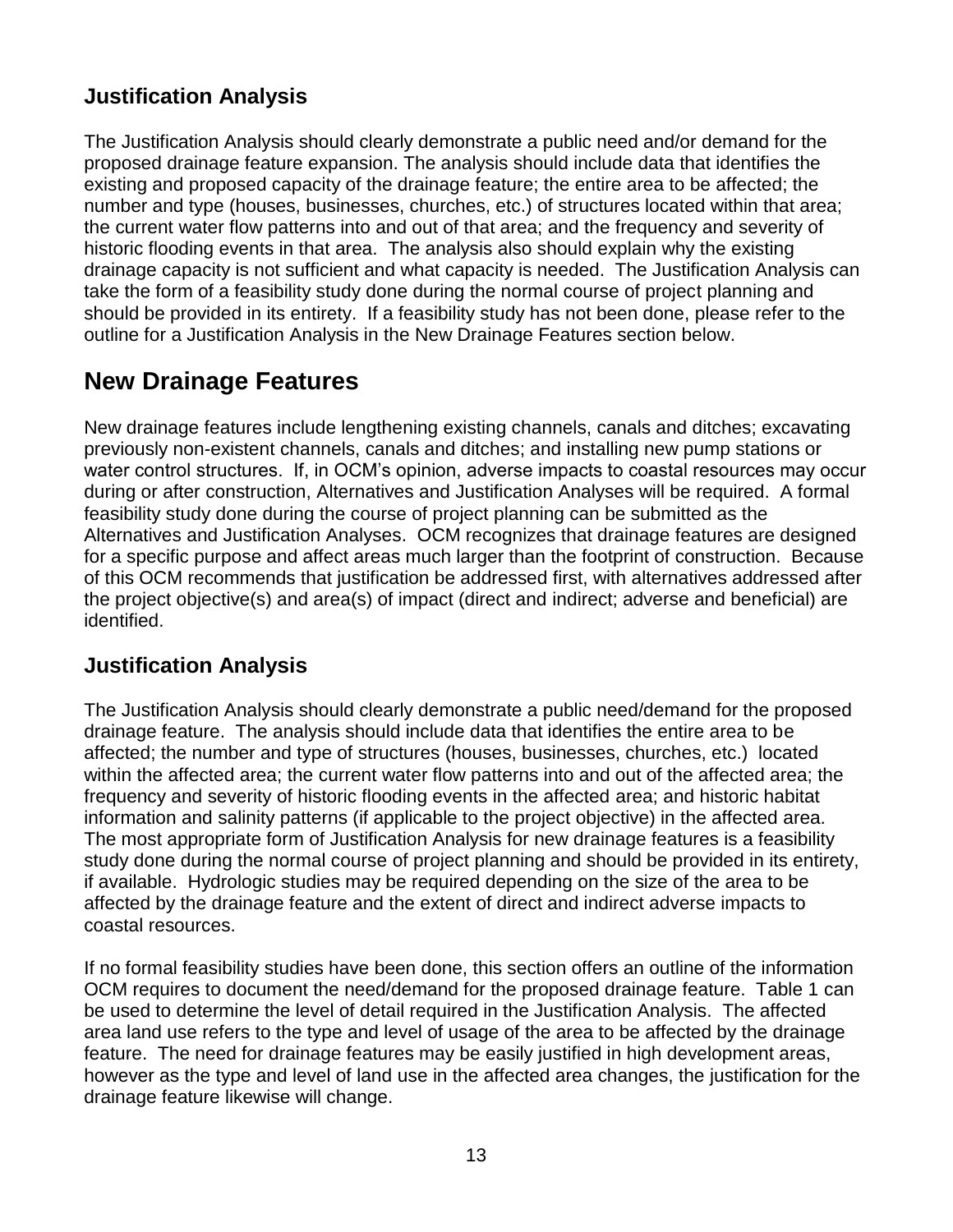### Justification Analysis

The Justification Analysis should clearly demonstrate a public need and/or demand for the proposed drainage feature expansion. The analysis should include data that identifies the existing and proposed capacity of the drainage feature; the entire area to be affected; the number and type (houses, businesses, churches, etc.) of structures located within that area; the current water flow patterns into and out of that area; and the frequency and severity of historic flooding events in that area. The analysis also should explain why the existing drainage capacity is not sufficient and what capacity is needed. The Justification Analysis can take the form of a feasibility study done during the normal course of project planning and should be provided in its entirety. If a feasibility study has not been done, please refer to the outline for a Justification Analysis in the New Drainage Features section below.

## New Drainage Features

New drainage features include lengthening existing channels, canals and ditches; excavating previously non-existent channels, canals and ditches; and installing new pump stations or water control structures. If, in OCM's opinion, adverse impacts to coastal resources may occur during or after construction, Alternatives and Justification Analyses will be required. A formal feasibility study done during the course of project planning can be submitted as the Alternatives and Justification Analyses. OCM recognizes that drainage features are designed for a specific purpose and affect areas much larger than the footprint of construction. Because of this OCM recommends that justification be addressed first, with alternatives addressed after the project objective(s) and area(s) of impact (direct and indirect; adverse and beneficial) are identified.

### Justification Analysis

The Justification Analysis should clearly demonstrate a public need/demand for the proposed drainage feature. The analysis should include data that identifies the entire area to be affected; the number and type of structures (houses, businesses, churches, etc.) located within the affected area; the current water flow patterns into and out of the affected area; the frequency and severity of historic flooding events in the affected area; and historic habitat information and salinity patterns (if applicable to the project objective) in the affected area. The most appropriate form of Justification Analysis for new drainage features is a feasibility study done during the normal course of project planning and should be provided in its entirety, if available. Hydrologic studies may be required depending on the size of the area to be affected by the drainage feature and the extent of direct and indirect adverse impacts to coastal resources.

If no formal feasibility studies have been done, this section offers an outline of the information OCM requires to document the need/demand for the proposed drainage feature. Table 1 can be used to determine the level of detail required in the Justification Analysis. The affected area land use refers to the type and level of usage of the area to be affected by the drainage feature. The need for drainage features may be easily justified in high development areas, however as the type and level of land use in the affected area changes, the justification for the drainage feature likewise will change.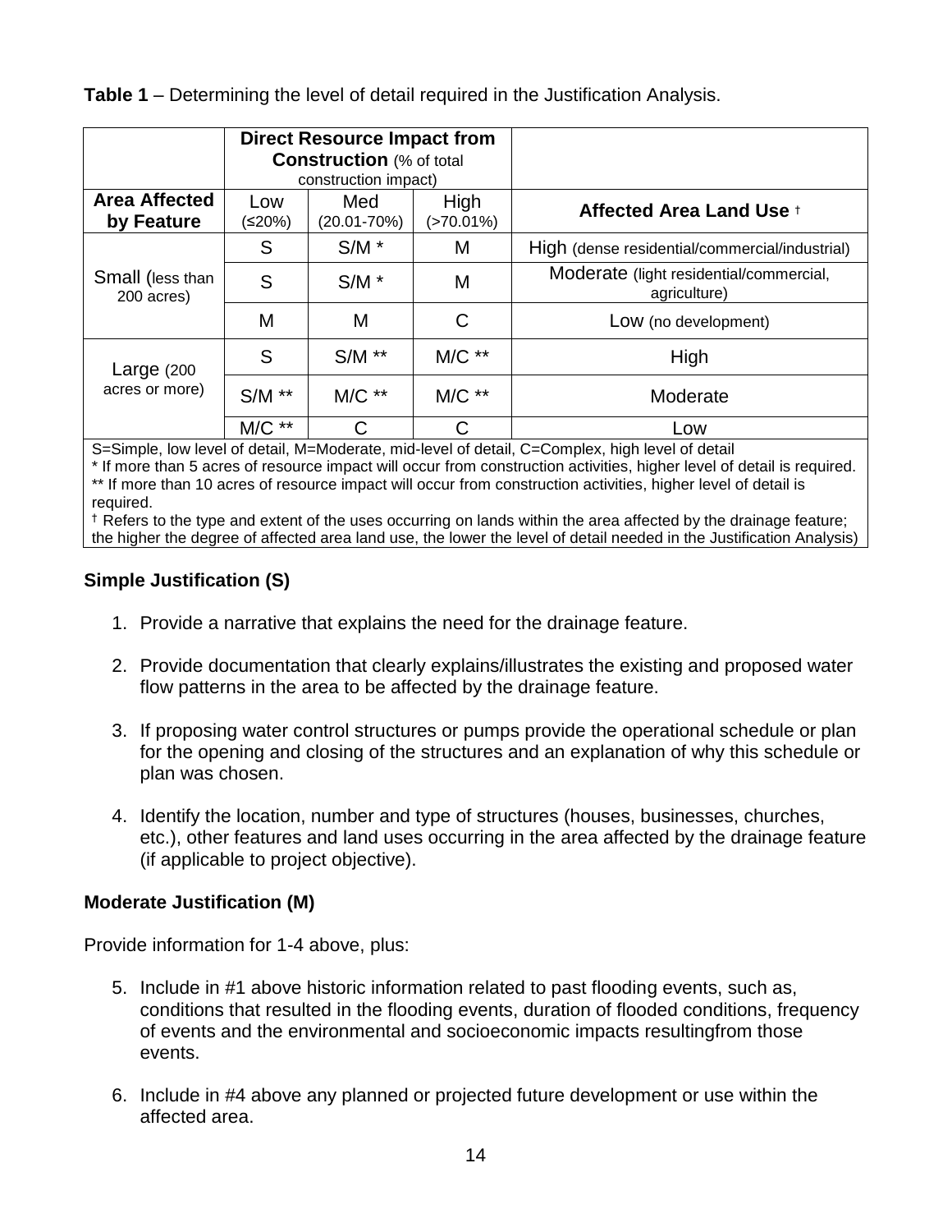**Table 1** – Determining the level of detail required in the Justification Analysis.

| | Direct Resource Impact from Construction (% of total construction impact) | | | |
|---|---|---|---|---|
| **Area Affected by Feature** | Low (≤20%) | Med (20.01-70%) | High (>70.01%) | **Affected Area Land Use** † |
| Small (less than 200 acres) | S | S/M * | M | High (dense residential/commercial/industrial) |
| | S | S/M * | M | Moderate (light residential/commercial, agriculture) |
| | M | M | C | Low (no development) |
| Large (200 acres or more) | S | S/M ** | M/C ** | High |
| | S/M ** | M/C ** | M/C ** | Moderate |
| | M/C ** | C | C | Low |

S=Simple, low level of detail, M=Moderate, mid-level of detail, C=Complex, high level of detail

* If more than 5 acres of resource impact will occur from construction activities, higher level of detail is required.

** If more than 10 acres of resource impact will occur from construction activities, higher level of detail is required.

† Refers to the type and extent of the uses occurring on lands within the area affected by the drainage feature; the higher the degree of affected area land use, the lower the level of detail needed in the Justification Analysis)

### Simple Justification (S)

1. Provide a narrative that explains the need for the drainage feature.

2. Provide documentation that clearly explains/illustrates the existing and proposed water flow patterns in the area to be affected by the drainage feature.

3. If proposing water control structures or pumps provide the operational schedule or plan for the opening and closing of the structures and an explanation of why this schedule or plan was chosen.

4. Identify the location, number and type of structures (houses, businesses, churches, etc.), other features and land uses occurring in the area affected by the drainage feature (if applicable to project objective).

### Moderate Justification (M)

Provide information for 1-4 above, plus:

5. Include in #1 above historic information related to past flooding events, such as, conditions that resulted in the flooding events, duration of flooded conditions, frequency of events and the environmental and socioeconomic impacts resultingfrom those events.

6. Include in #4 above any planned or projected future development or use within the affected area.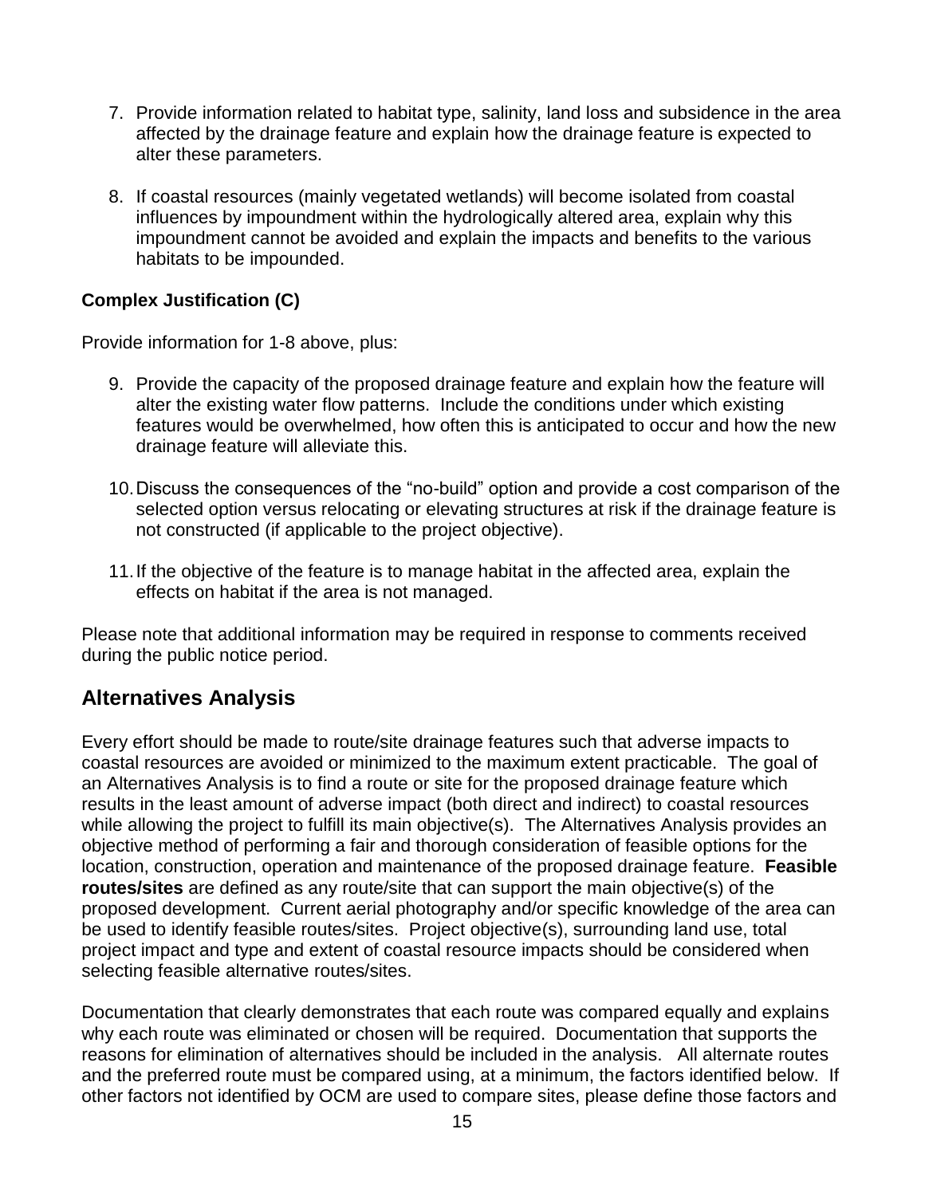7. Provide information related to habitat type, salinity, land loss and subsidence in the area affected by the drainage feature and explain how the drainage feature is expected to alter these parameters.

8. If coastal resources (mainly vegetated wetlands) will become isolated from coastal influences by impoundment within the hydrologically altered area, explain why this impoundment cannot be avoided and explain the impacts and benefits to the various habitats to be impounded.

**Complex Justification (C)**

Provide information for 1-8 above, plus:

9. Provide the capacity of the proposed drainage feature and explain how the feature will alter the existing water flow patterns. Include the conditions under which existing features would be overwhelmed, how often this is anticipated to occur and how the new drainage feature will alleviate this.

10. Discuss the consequences of the "no-build" option and provide a cost comparison of the selected option versus relocating or elevating structures at risk if the drainage feature is not constructed (if applicable to the project objective).

11. If the objective of the feature is to manage habitat in the affected area, explain the effects on habitat if the area is not managed.

Please note that additional information may be required in response to comments received during the public notice period.

## Alternatives Analysis

Every effort should be made to route/site drainage features such that adverse impacts to coastal resources are avoided or minimized to the maximum extent practicable. The goal of an Alternatives Analysis is to find a route or site for the proposed drainage feature which results in the least amount of adverse impact (both direct and indirect) to coastal resources while allowing the project to fulfill its main objective(s). The Alternatives Analysis provides an objective method of performing a fair and thorough consideration of feasible options for the location, construction, operation and maintenance of the proposed drainage feature. **Feasible routes/sites** are defined as any route/site that can support the main objective(s) of the proposed development. Current aerial photography and/or specific knowledge of the area can be used to identify feasible routes/sites. Project objective(s), surrounding land use, total project impact and type and extent of coastal resource impacts should be considered when selecting feasible alternative routes/sites.

Documentation that clearly demonstrates that each route was compared equally and explains why each route was eliminated or chosen will be required. Documentation that supports the reasons for elimination of alternatives should be included in the analysis. All alternate routes and the preferred route must be compared using, at a minimum, the factors identified below. If other factors not identified by OCM are used to compare sites, please define those factors and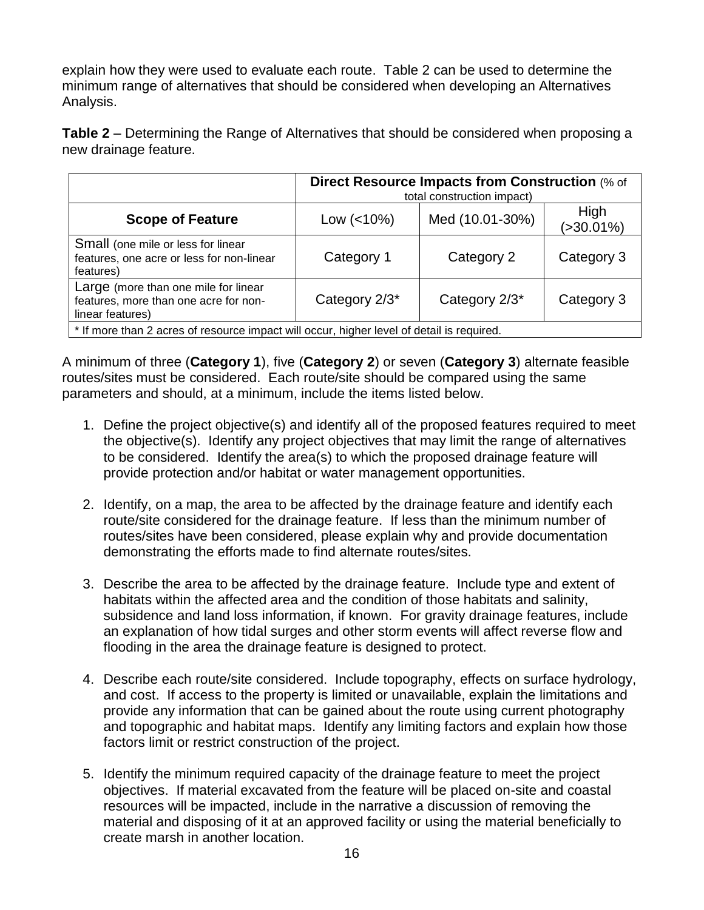explain how they were used to evaluate each route. Table 2 can be used to determine the minimum range of alternatives that should be considered when developing an Alternatives Analysis.

**Table 2** – Determining the Range of Alternatives that should be considered when proposing a new drainage feature.

| | **Direct Resource Impacts from Construction** (% of total construction impact) | | |
|---|---|---|---|
| **Scope of Feature** | Low (<10%) | Med (10.01-30%) | High (>30.01%) |
| Small (one mile or less for linear features, one acre or less for non-linear features) | Category 1 | Category 2 | Category 3 |
| Large (more than one mile for linear features, more than one acre for non-linear features) | Category 2/3* | Category 2/3* | Category 3 |
| * If more than 2 acres of resource impact will occur, higher level of detail is required. | | | |

A minimum of three (**Category 1**), five (**Category 2**) or seven (**Category 3**) alternate feasible routes/sites must be considered. Each route/site should be compared using the same parameters and should, at a minimum, include the items listed below.

1. Define the project objective(s) and identify all of the proposed features required to meet the objective(s). Identify any project objectives that may limit the range of alternatives to be considered. Identify the area(s) to which the proposed drainage feature will provide protection and/or habitat or water management opportunities.

2. Identify, on a map, the area to be affected by the drainage feature and identify each route/site considered for the drainage feature. If less than the minimum number of routes/sites have been considered, please explain why and provide documentation demonstrating the efforts made to find alternate routes/sites.

3. Describe the area to be affected by the drainage feature. Include type and extent of habitats within the affected area and the condition of those habitats and salinity, subsidence and land loss information, if known. For gravity drainage features, include an explanation of how tidal surges and other storm events will affect reverse flow and flooding in the area the drainage feature is designed to protect.

4. Describe each route/site considered. Include topography, effects on surface hydrology, and cost. If access to the property is limited or unavailable, explain the limitations and provide any information that can be gained about the route using current photography and topographic and habitat maps. Identify any limiting factors and explain how those factors limit or restrict construction of the project.

5. Identify the minimum required capacity of the drainage feature to meet the project objectives. If material excavated from the feature will be placed on-site and coastal resources will be impacted, include in the narrative a discussion of removing the material and disposing of it at an approved facility or using the material beneficially to create marsh in another location.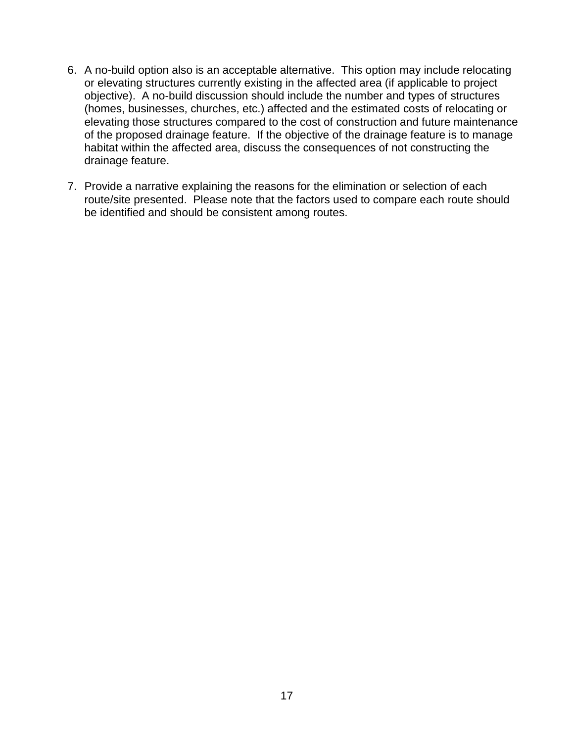6. A no-build option also is an acceptable alternative. This option may include relocating or elevating structures currently existing in the affected area (if applicable to project objective). A no-build discussion should include the number and types of structures (homes, businesses, churches, etc.) affected and the estimated costs of relocating or elevating those structures compared to the cost of construction and future maintenance of the proposed drainage feature. If the objective of the drainage feature is to manage habitat within the affected area, discuss the consequences of not constructing the drainage feature.

7. Provide a narrative explaining the reasons for the elimination or selection of each route/site presented. Please note that the factors used to compare each route should be identified and should be consistent among routes.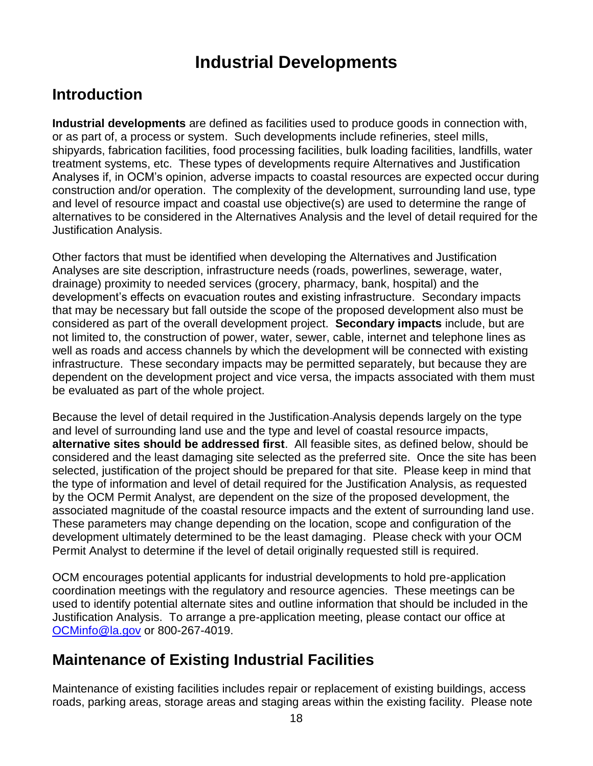# Industrial Developments

## Introduction

**Industrial developments** are defined as facilities used to produce goods in connection with, or as part of, a process or system. Such developments include refineries, steel mills, shipyards, fabrication facilities, food processing facilities, bulk loading facilities, landfills, water treatment systems, etc. These types of developments require Alternatives and Justification Analyses if, in OCM's opinion, adverse impacts to coastal resources are expected occur during construction and/or operation. The complexity of the development, surrounding land use, type and level of resource impact and coastal use objective(s) are used to determine the range of alternatives to be considered in the Alternatives Analysis and the level of detail required for the Justification Analysis.

Other factors that must be identified when developing the Alternatives and Justification Analyses are site description, infrastructure needs (roads, powerlines, sewerage, water, drainage) proximity to needed services (grocery, pharmacy, bank, hospital) and the development's effects on evacuation routes and existing infrastructure. Secondary impacts that may be necessary but fall outside the scope of the proposed development also must be considered as part of the overall development project. **Secondary impacts** include, but are not limited to, the construction of power, water, sewer, cable, internet and telephone lines as well as roads and access channels by which the development will be connected with existing infrastructure. These secondary impacts may be permitted separately, but because they are dependent on the development project and vice versa, the impacts associated with them must be evaluated as part of the whole project.

Because the level of detail required in the Justification Analysis depends largely on the type and level of surrounding land use and the type and level of coastal resource impacts, **alternative sites should be addressed first**. All feasible sites, as defined below, should be considered and the least damaging site selected as the preferred site. Once the site has been selected, justification of the project should be prepared for that site. Please keep in mind that the type of information and level of detail required for the Justification Analysis, as requested by the OCM Permit Analyst, are dependent on the size of the proposed development, the associated magnitude of the coastal resource impacts and the extent of surrounding land use. These parameters may change depending on the location, scope and configuration of the development ultimately determined to be the least damaging. Please check with your OCM Permit Analyst to determine if the level of detail originally requested still is required.

OCM encourages potential applicants for industrial developments to hold pre-application coordination meetings with the regulatory and resource agencies. These meetings can be used to identify potential alternate sites and outline information that should be included in the Justification Analysis. To arrange a pre-application meeting, please contact our office at OCMinfo@la.gov or 800-267-4019.

## Maintenance of Existing Industrial Facilities

Maintenance of existing facilities includes repair or replacement of existing buildings, access roads, parking areas, storage areas and staging areas within the existing facility. Please note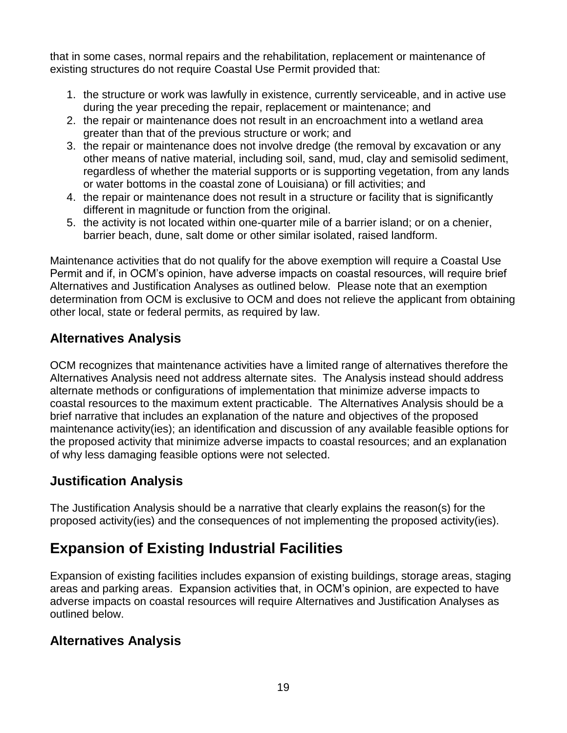that in some cases, normal repairs and the rehabilitation, replacement or maintenance of existing structures do not require Coastal Use Permit provided that:

1. the structure or work was lawfully in existence, currently serviceable, and in active use during the year preceding the repair, replacement or maintenance; and
2. the repair or maintenance does not result in an encroachment into a wetland area greater than that of the previous structure or work; and
3. the repair or maintenance does not involve dredge (the removal by excavation or any other means of native material, including soil, sand, mud, clay and semisolid sediment, regardless of whether the material supports or is supporting vegetation, from any lands or water bottoms in the coastal zone of Louisiana) or fill activities; and
4. the repair or maintenance does not result in a structure or facility that is significantly different in magnitude or function from the original.
5. the activity is not located within one-quarter mile of a barrier island; or on a chenier, barrier beach, dune, salt dome or other similar isolated, raised landform.

Maintenance activities that do not qualify for the above exemption will require a Coastal Use Permit and if, in OCM's opinion, have adverse impacts on coastal resources, will require brief Alternatives and Justification Analyses as outlined below. Please note that an exemption determination from OCM is exclusive to OCM and does not relieve the applicant from obtaining other local, state or federal permits, as required by law.

## Alternatives Analysis

OCM recognizes that maintenance activities have a limited range of alternatives therefore the Alternatives Analysis need not address alternate sites. The Analysis instead should address alternate methods or configurations of implementation that minimize adverse impacts to coastal resources to the maximum extent practicable. The Alternatives Analysis should be a brief narrative that includes an explanation of the nature and objectives of the proposed maintenance activity(ies); an identification and discussion of any available feasible options for the proposed activity that minimize adverse impacts to coastal resources; and an explanation of why less damaging feasible options were not selected.

## Justification Analysis

The Justification Analysis should be a narrative that clearly explains the reason(s) for the proposed activity(ies) and the consequences of not implementing the proposed activity(ies).

# Expansion of Existing Industrial Facilities

Expansion of existing facilities includes expansion of existing buildings, storage areas, staging areas and parking areas. Expansion activities that, in OCM's opinion, are expected to have adverse impacts on coastal resources will require Alternatives and Justification Analyses as outlined below.

## Alternatives Analysis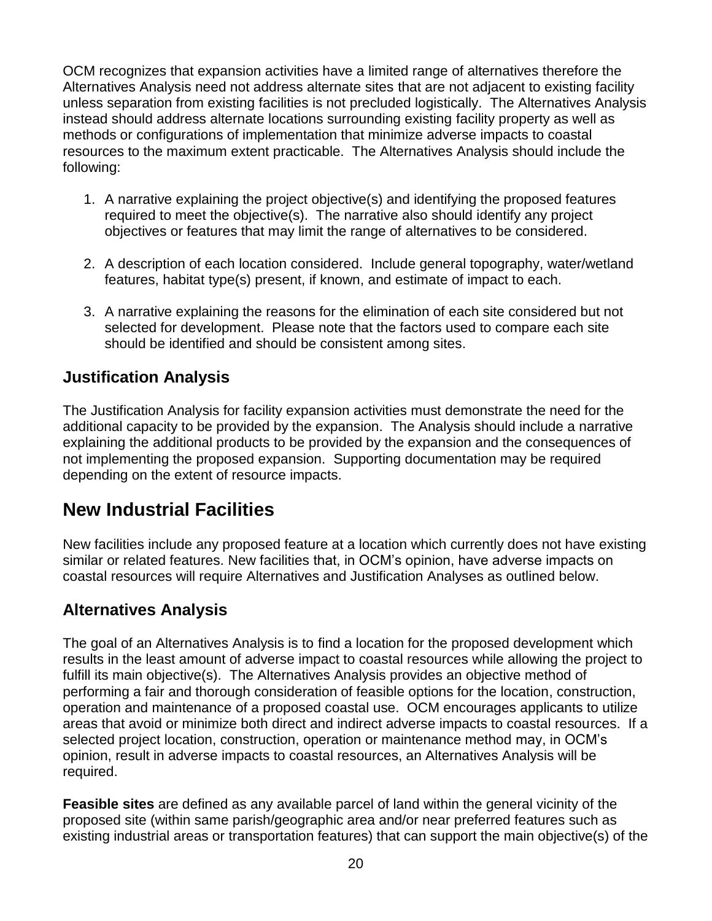OCM recognizes that expansion activities have a limited range of alternatives therefore the Alternatives Analysis need not address alternate sites that are not adjacent to existing facility unless separation from existing facilities is not precluded logistically. The Alternatives Analysis instead should address alternate locations surrounding existing facility property as well as methods or configurations of implementation that minimize adverse impacts to coastal resources to the maximum extent practicable. The Alternatives Analysis should include the following:

1. A narrative explaining the project objective(s) and identifying the proposed features required to meet the objective(s). The narrative also should identify any project objectives or features that may limit the range of alternatives to be considered.

2. A description of each location considered. Include general topography, water/wetland features, habitat type(s) present, if known, and estimate of impact to each.

3. A narrative explaining the reasons for the elimination of each site considered but not selected for development. Please note that the factors used to compare each site should be identified and should be consistent among sites.

### Justification Analysis

The Justification Analysis for facility expansion activities must demonstrate the need for the additional capacity to be provided by the expansion. The Analysis should include a narrative explaining the additional products to be provided by the expansion and the consequences of not implementing the proposed expansion. Supporting documentation may be required depending on the extent of resource impacts.

## New Industrial Facilities

New facilities include any proposed feature at a location which currently does not have existing similar or related features. New facilities that, in OCM's opinion, have adverse impacts on coastal resources will require Alternatives and Justification Analyses as outlined below.

### Alternatives Analysis

The goal of an Alternatives Analysis is to find a location for the proposed development which results in the least amount of adverse impact to coastal resources while allowing the project to fulfill its main objective(s). The Alternatives Analysis provides an objective method of performing a fair and thorough consideration of feasible options for the location, construction, operation and maintenance of a proposed coastal use. OCM encourages applicants to utilize areas that avoid or minimize both direct and indirect adverse impacts to coastal resources. If a selected project location, construction, operation or maintenance method may, in OCM's opinion, result in adverse impacts to coastal resources, an Alternatives Analysis will be required.

**Feasible sites** are defined as any available parcel of land within the general vicinity of the proposed site (within same parish/geographic area and/or near preferred features such as existing industrial areas or transportation features) that can support the main objective(s) of the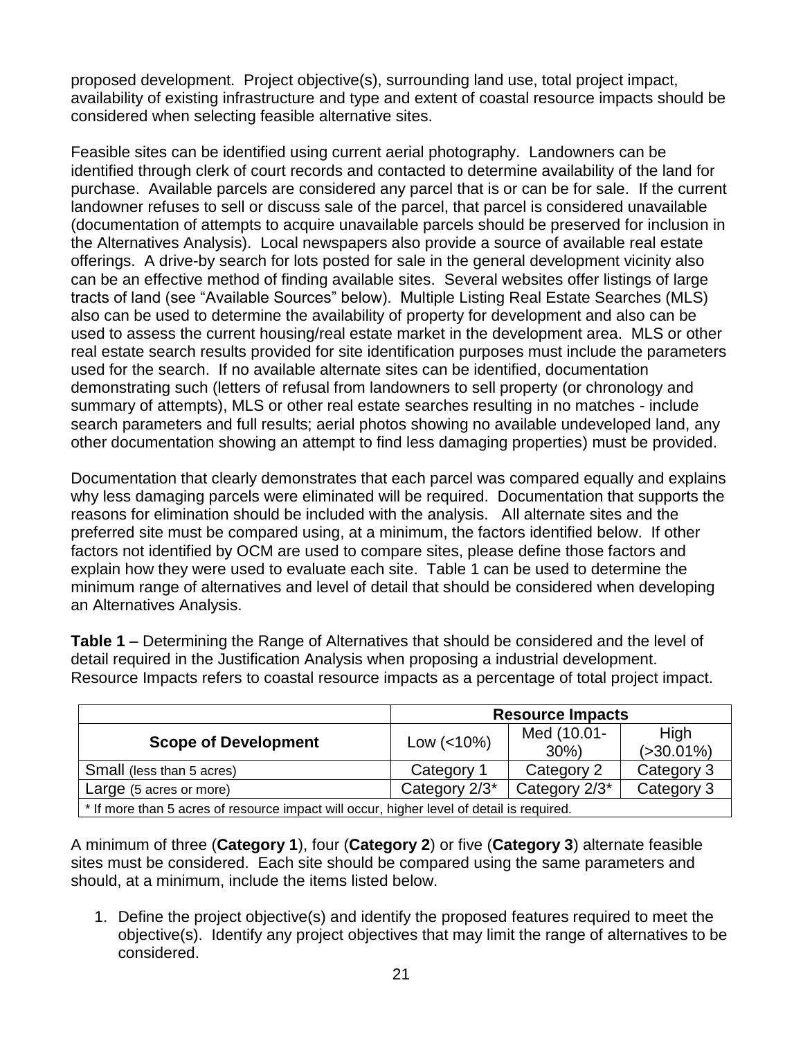proposed development. Project objective(s), surrounding land use, total project impact, availability of existing infrastructure and type and extent of coastal resource impacts should be considered when selecting feasible alternative sites.

Feasible sites can be identified using current aerial photography. Landowners can be identified through clerk of court records and contacted to determine availability of the land for purchase. Available parcels are considered any parcel that is or can be for sale. If the current landowner refuses to sell or discuss sale of the parcel, that parcel is considered unavailable (documentation of attempts to acquire unavailable parcels should be preserved for inclusion in the Alternatives Analysis). Local newspapers also provide a source of available real estate offerings. A drive-by search for lots posted for sale in the general development vicinity also can be an effective method of finding available sites. Several websites offer listings of large tracts of land (see "Available Sources" below). Multiple Listing Real Estate Searches (MLS) also can be used to determine the availability of property for development and also can be used to assess the current housing/real estate market in the development area. MLS or other real estate search results provided for site identification purposes must include the parameters used for the search. If no available alternate sites can be identified, documentation demonstrating such (letters of refusal from landowners to sell property (or chronology and summary of attempts), MLS or other real estate searches resulting in no matches - include search parameters and full results; aerial photos showing no available undeveloped land, any other documentation showing an attempt to find less damaging properties) must be provided.

Documentation that clearly demonstrates that each parcel was compared equally and explains why less damaging parcels were eliminated will be required. Documentation that supports the reasons for elimination should be included with the analysis. All alternate sites and the preferred site must be compared using, at a minimum, the factors identified below. If other factors not identified by OCM are used to compare sites, please define those factors and explain how they were used to evaluate each site. Table 1 can be used to determine the minimum range of alternatives and level of detail that should be considered when developing an Alternatives Analysis.

**Table 1** – Determining the Range of Alternatives that should be considered and the level of detail required in the Justification Analysis when proposing a industrial development. Resource Impacts refers to coastal resource impacts as a percentage of total project impact.

| | **Resource Impacts** | | |
|---|---|---|---|
| **Scope of Development** | Low (<10%) | Med (10.01-30%) | High (>30.01%) |
| Small (less than 5 acres) | Category 1 | Category 2 | Category 3 |
| Large (5 acres or more) | Category 2/3* | Category 2/3* | Category 3 |
| * If more than 5 acres of resource impact will occur, higher level of detail is required. | | | |

A minimum of three (**Category 1**), four (**Category 2**) or five (**Category 3**) alternate feasible sites must be considered. Each site should be compared using the same parameters and should, at a minimum, include the items listed below.

1. Define the project objective(s) and identify the proposed features required to meet the objective(s). Identify any project objectives that may limit the range of alternatives to be considered.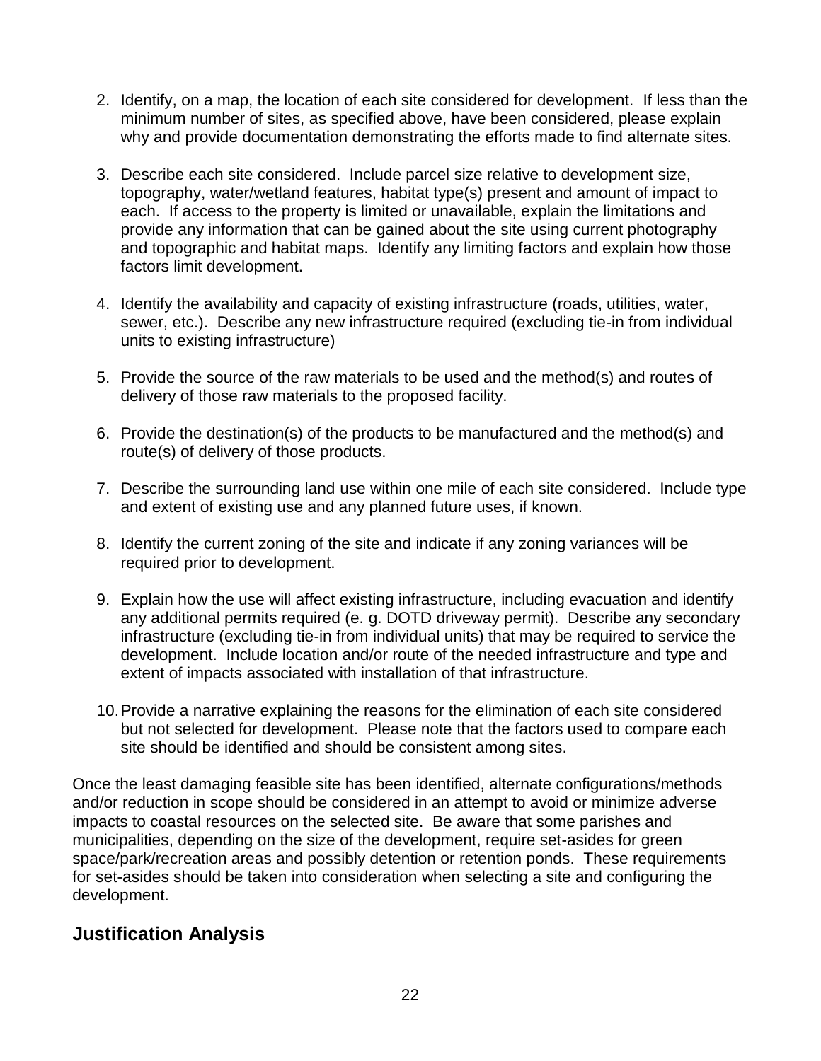2. Identify, on a map, the location of each site considered for development. If less than the minimum number of sites, as specified above, have been considered, please explain why and provide documentation demonstrating the efforts made to find alternate sites.

3. Describe each site considered. Include parcel size relative to development size, topography, water/wetland features, habitat type(s) present and amount of impact to each. If access to the property is limited or unavailable, explain the limitations and provide any information that can be gained about the site using current photography and topographic and habitat maps. Identify any limiting factors and explain how those factors limit development.

4. Identify the availability and capacity of existing infrastructure (roads, utilities, water, sewer, etc.). Describe any new infrastructure required (excluding tie-in from individual units to existing infrastructure)

5. Provide the source of the raw materials to be used and the method(s) and routes of delivery of those raw materials to the proposed facility.

6. Provide the destination(s) of the products to be manufactured and the method(s) and route(s) of delivery of those products.

7. Describe the surrounding land use within one mile of each site considered. Include type and extent of existing use and any planned future uses, if known.

8. Identify the current zoning of the site and indicate if any zoning variances will be required prior to development.

9. Explain how the use will affect existing infrastructure, including evacuation and identify any additional permits required (e. g. DOTD driveway permit). Describe any secondary infrastructure (excluding tie-in from individual units) that may be required to service the development. Include location and/or route of the needed infrastructure and type and extent of impacts associated with installation of that infrastructure.

10. Provide a narrative explaining the reasons for the elimination of each site considered but not selected for development. Please note that the factors used to compare each site should be identified and should be consistent among sites.

Once the least damaging feasible site has been identified, alternate configurations/methods and/or reduction in scope should be considered in an attempt to avoid or minimize adverse impacts to coastal resources on the selected site. Be aware that some parishes and municipalities, depending on the size of the development, require set-asides for green space/park/recreation areas and possibly detention or retention ponds. These requirements for set-asides should be taken into consideration when selecting a site and configuring the development.

## Justification Analysis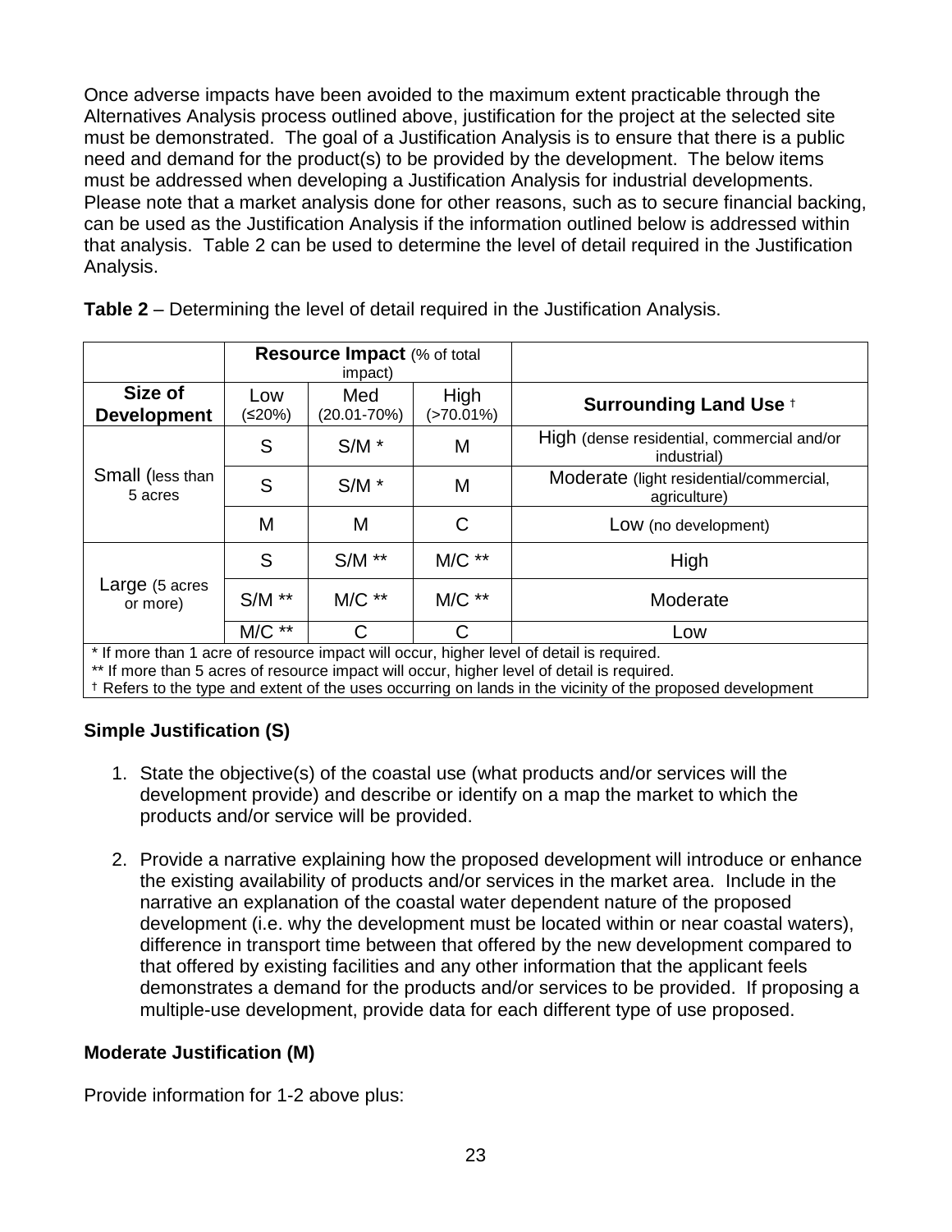Once adverse impacts have been avoided to the maximum extent practicable through the Alternatives Analysis process outlined above, justification for the project at the selected site must be demonstrated. The goal of a Justification Analysis is to ensure that there is a public need and demand for the product(s) to be provided by the development. The below items must be addressed when developing a Justification Analysis for industrial developments. Please note that a market analysis done for other reasons, such as to secure financial backing, can be used as the Justification Analysis if the information outlined below is addressed within that analysis. Table 2 can be used to determine the level of detail required in the Justification Analysis.

**Table 2** – Determining the level of detail required in the Justification Analysis.

| | **Resource Impact** (% of total impact) | | | |
|---|---|---|---|---|
| **Size of Development** | Low (≤20%) | Med (20.01-70%) | High (>70.01%) | **Surrounding Land Use** † |
| Small (less than 5 acres | S | S/M * | M | High (dense residential, commercial and/or industrial) |
| | S | S/M * | M | Moderate (light residential/commercial, agriculture) |
| | M | M | C | Low (no development) |
| Large (5 acres or more) | S | S/M ** | M/C ** | High |
| | S/M ** | M/C ** | M/C ** | Moderate |
| | M/C ** | C | C | Low |

\* If more than 1 acre of resource impact will occur, higher level of detail is required.
** If more than 5 acres of resource impact will occur, higher level of detail is required.
† Refers to the type and extent of the uses occurring on lands in the vicinity of the proposed development

**Simple Justification (S)**

1. State the objective(s) of the coastal use (what products and/or services will the development provide) and describe or identify on a map the market to which the products and/or service will be provided.

2. Provide a narrative explaining how the proposed development will introduce or enhance the existing availability of products and/or services in the market area. Include in the narrative an explanation of the coastal water dependent nature of the proposed development (i.e. why the development must be located within or near coastal waters), difference in transport time between that offered by the new development compared to that offered by existing facilities and any other information that the applicant feels demonstrates a demand for the products and/or services to be provided. If proposing a multiple-use development, provide data for each different type of use proposed.

**Moderate Justification (M)**

Provide information for 1-2 above plus: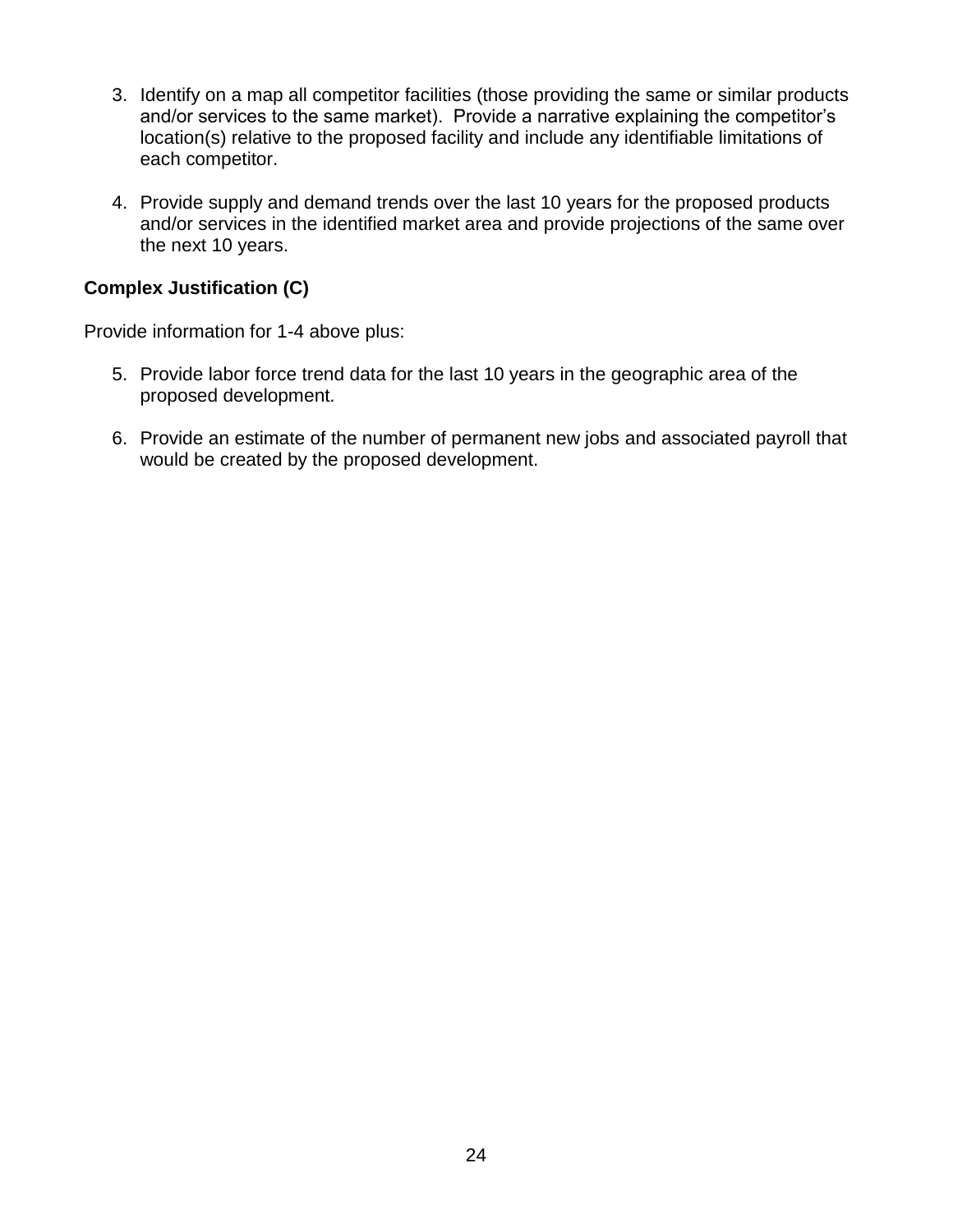3. Identify on a map all competitor facilities (those providing the same or similar products and/or services to the same market). Provide a narrative explaining the competitor's location(s) relative to the proposed facility and include any identifiable limitations of each competitor.

4. Provide supply and demand trends over the last 10 years for the proposed products and/or services in the identified market area and provide projections of the same over the next 10 years.

**Complex Justification (C)**

Provide information for 1-4 above plus:

5. Provide labor force trend data for the last 10 years in the geographic area of the proposed development.

6. Provide an estimate of the number of permanent new jobs and associated payroll that would be created by the proposed development.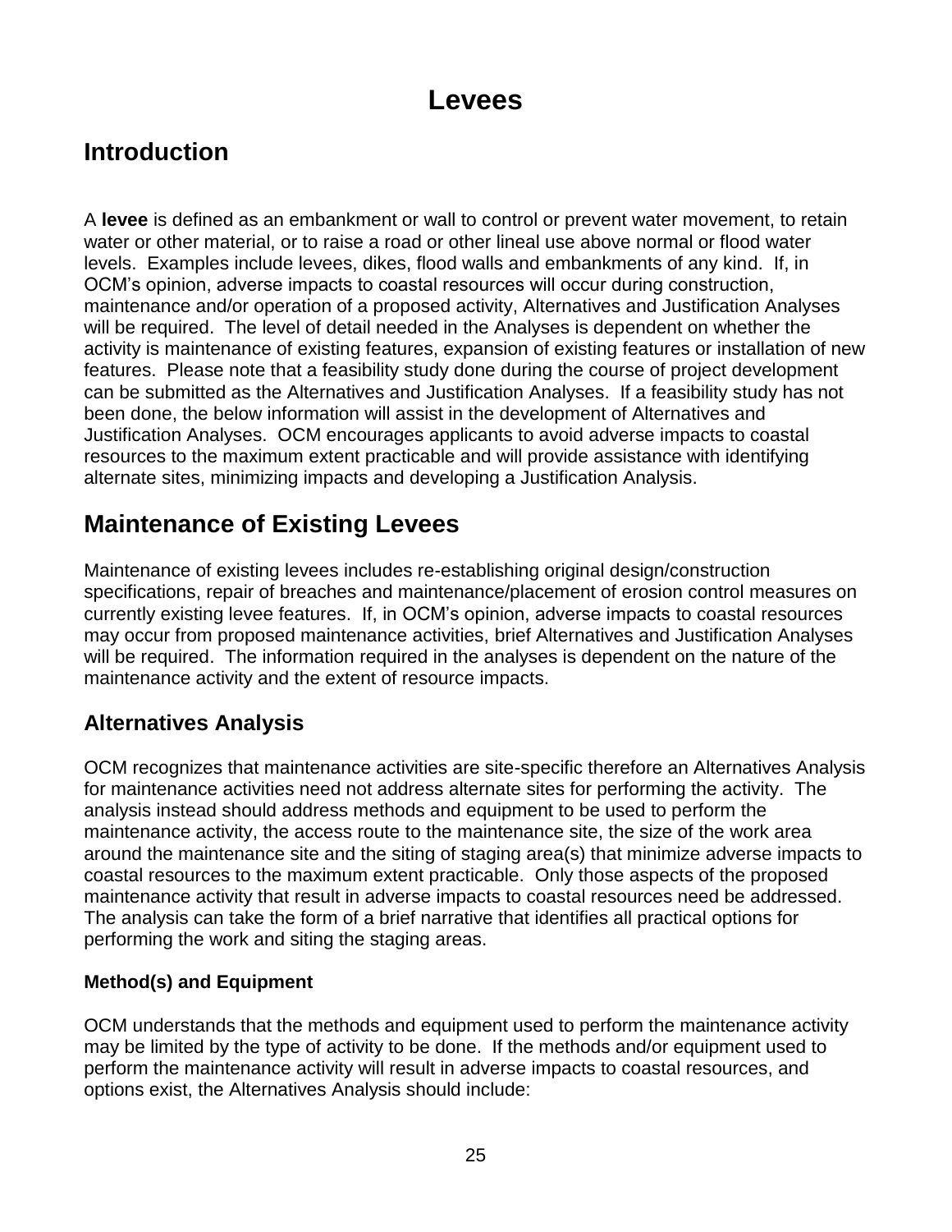# Levees

## Introduction

A **levee** is defined as an embankment or wall to control or prevent water movement, to retain water or other material, or to raise a road or other lineal use above normal or flood water levels. Examples include levees, dikes, flood walls and embankments of any kind. If, in OCM's opinion, adverse impacts to coastal resources will occur during construction, maintenance and/or operation of a proposed activity, Alternatives and Justification Analyses will be required. The level of detail needed in the Analyses is dependent on whether the activity is maintenance of existing features, expansion of existing features or installation of new features. Please note that a feasibility study done during the course of project development can be submitted as the Alternatives and Justification Analyses. If a feasibility study has not been done, the below information will assist in the development of Alternatives and Justification Analyses. OCM encourages applicants to avoid adverse impacts to coastal resources to the maximum extent practicable and will provide assistance with identifying alternate sites, minimizing impacts and developing a Justification Analysis.

## Maintenance of Existing Levees

Maintenance of existing levees includes re-establishing original design/construction specifications, repair of breaches and maintenance/placement of erosion control measures on currently existing levee features. If, in OCM's opinion, adverse impacts to coastal resources may occur from proposed maintenance activities, brief Alternatives and Justification Analyses will be required. The information required in the analyses is dependent on the nature of the maintenance activity and the extent of resource impacts.

### Alternatives Analysis

OCM recognizes that maintenance activities are site-specific therefore an Alternatives Analysis for maintenance activities need not address alternate sites for performing the activity. The analysis instead should address methods and equipment to be used to perform the maintenance activity, the access route to the maintenance site, the size of the work area around the maintenance site and the siting of staging area(s) that minimize adverse impacts to coastal resources to the maximum extent practicable. Only those aspects of the proposed maintenance activity that result in adverse impacts to coastal resources need be addressed. The analysis can take the form of a brief narrative that identifies all practical options for performing the work and siting the staging areas.

#### Method(s) and Equipment

OCM understands that the methods and equipment used to perform the maintenance activity may be limited by the type of activity to be done. If the methods and/or equipment used to perform the maintenance activity will result in adverse impacts to coastal resources, and options exist, the Alternatives Analysis should include: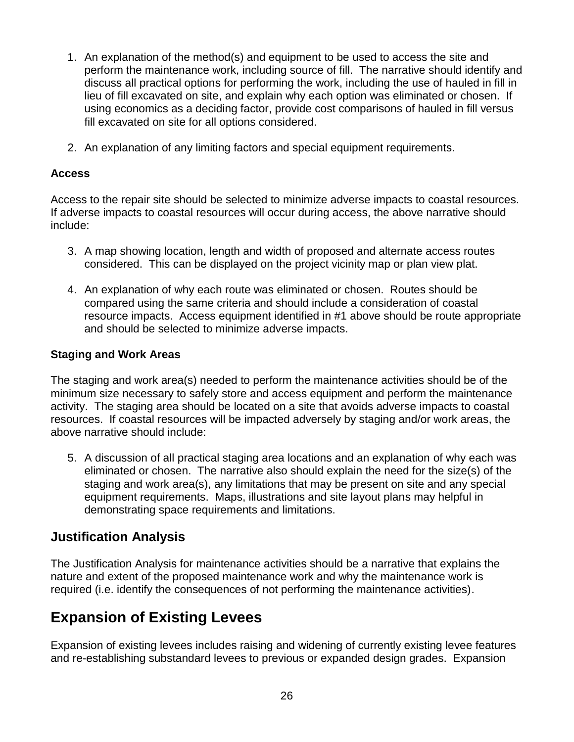1. An explanation of the method(s) and equipment to be used to access the site and perform the maintenance work, including source of fill. The narrative should identify and discuss all practical options for performing the work, including the use of hauled in fill in lieu of fill excavated on site, and explain why each option was eliminated or chosen. If using economics as a deciding factor, provide cost comparisons of hauled in fill versus fill excavated on site for all options considered.

2. An explanation of any limiting factors and special equipment requirements.

**Access**

Access to the repair site should be selected to minimize adverse impacts to coastal resources. If adverse impacts to coastal resources will occur during access, the above narrative should include:

3. A map showing location, length and width of proposed and alternate access routes considered. This can be displayed on the project vicinity map or plan view plat.

4. An explanation of why each route was eliminated or chosen. Routes should be compared using the same criteria and should include a consideration of coastal resource impacts. Access equipment identified in #1 above should be route appropriate and should be selected to minimize adverse impacts.

**Staging and Work Areas**

The staging and work area(s) needed to perform the maintenance activities should be of the minimum size necessary to safely store and access equipment and perform the maintenance activity. The staging area should be located on a site that avoids adverse impacts to coastal resources. If coastal resources will be impacted adversely by staging and/or work areas, the above narrative should include:

5. A discussion of all practical staging area locations and an explanation of why each was eliminated or chosen. The narrative also should explain the need for the size(s) of the staging and work area(s), any limitations that may be present on site and any special equipment requirements. Maps, illustrations and site layout plans may helpful in demonstrating space requirements and limitations.

### Justification Analysis

The Justification Analysis for maintenance activities should be a narrative that explains the nature and extent of the proposed maintenance work and why the maintenance work is required (i.e. identify the consequences of not performing the maintenance activities).

## Expansion of Existing Levees

Expansion of existing levees includes raising and widening of currently existing levee features and re-establishing substandard levees to previous or expanded design grades. Expansion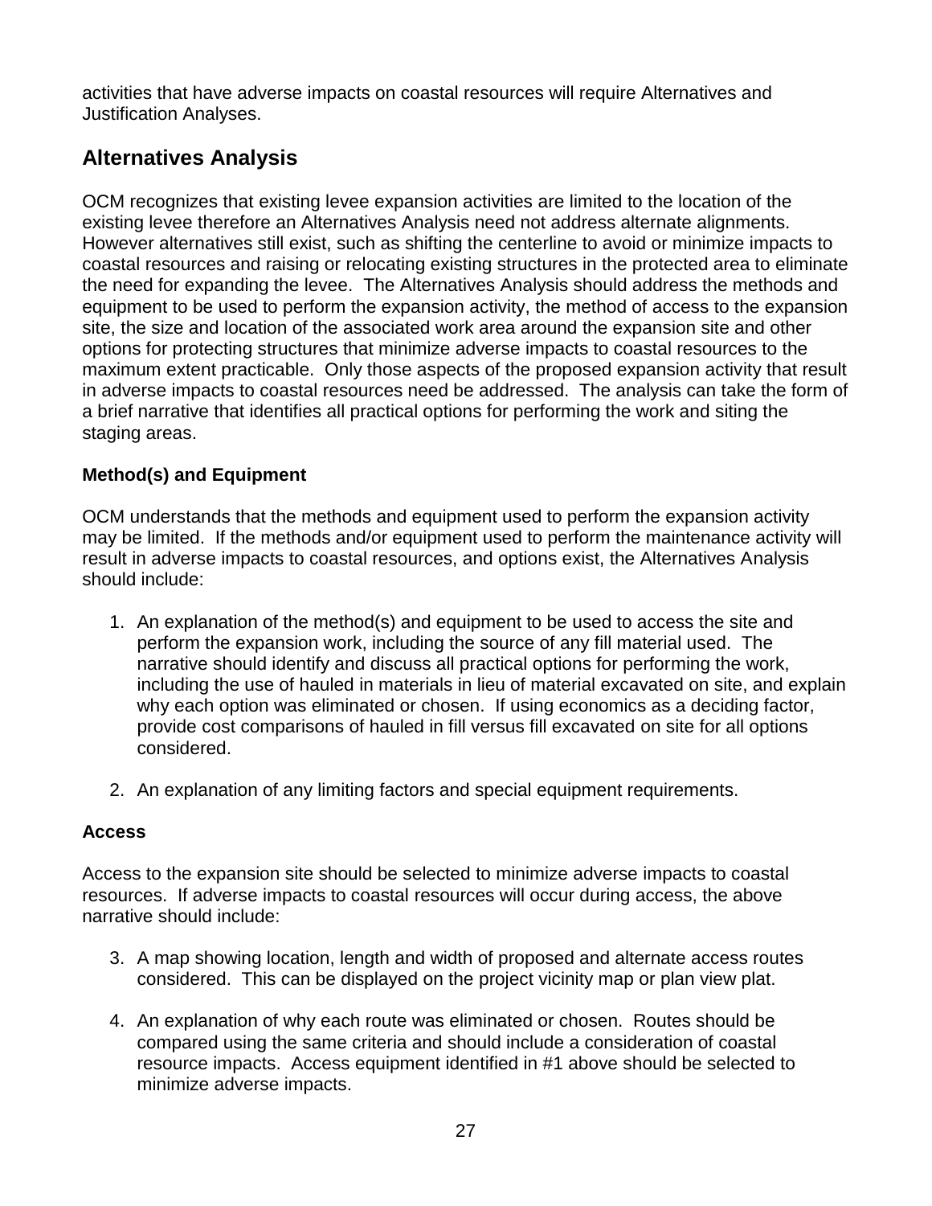activities that have adverse impacts on coastal resources will require Alternatives and Justification Analyses.

## Alternatives Analysis

OCM recognizes that existing levee expansion activities are limited to the location of the existing levee therefore an Alternatives Analysis need not address alternate alignments. However alternatives still exist, such as shifting the centerline to avoid or minimize impacts to coastal resources and raising or relocating existing structures in the protected area to eliminate the need for expanding the levee. The Alternatives Analysis should address the methods and equipment to be used to perform the expansion activity, the method of access to the expansion site, the size and location of the associated work area around the expansion site and other options for protecting structures that minimize adverse impacts to coastal resources to the maximum extent practicable. Only those aspects of the proposed expansion activity that result in adverse impacts to coastal resources need be addressed. The analysis can take the form of a brief narrative that identifies all practical options for performing the work and siting the staging areas.

### Method(s) and Equipment

OCM understands that the methods and equipment used to perform the expansion activity may be limited. If the methods and/or equipment used to perform the maintenance activity will result in adverse impacts to coastal resources, and options exist, the Alternatives Analysis should include:

1. An explanation of the method(s) and equipment to be used to access the site and perform the expansion work, including the source of any fill material used. The narrative should identify and discuss all practical options for performing the work, including the use of hauled in materials in lieu of material excavated on site, and explain why each option was eliminated or chosen. If using economics as a deciding factor, provide cost comparisons of hauled in fill versus fill excavated on site for all options considered.

2. An explanation of any limiting factors and special equipment requirements.

### Access

Access to the expansion site should be selected to minimize adverse impacts to coastal resources. If adverse impacts to coastal resources will occur during access, the above narrative should include:

3. A map showing location, length and width of proposed and alternate access routes considered. This can be displayed on the project vicinity map or plan view plat.

4. An explanation of why each route was eliminated or chosen. Routes should be compared using the same criteria and should include a consideration of coastal resource impacts. Access equipment identified in #1 above should be selected to minimize adverse impacts.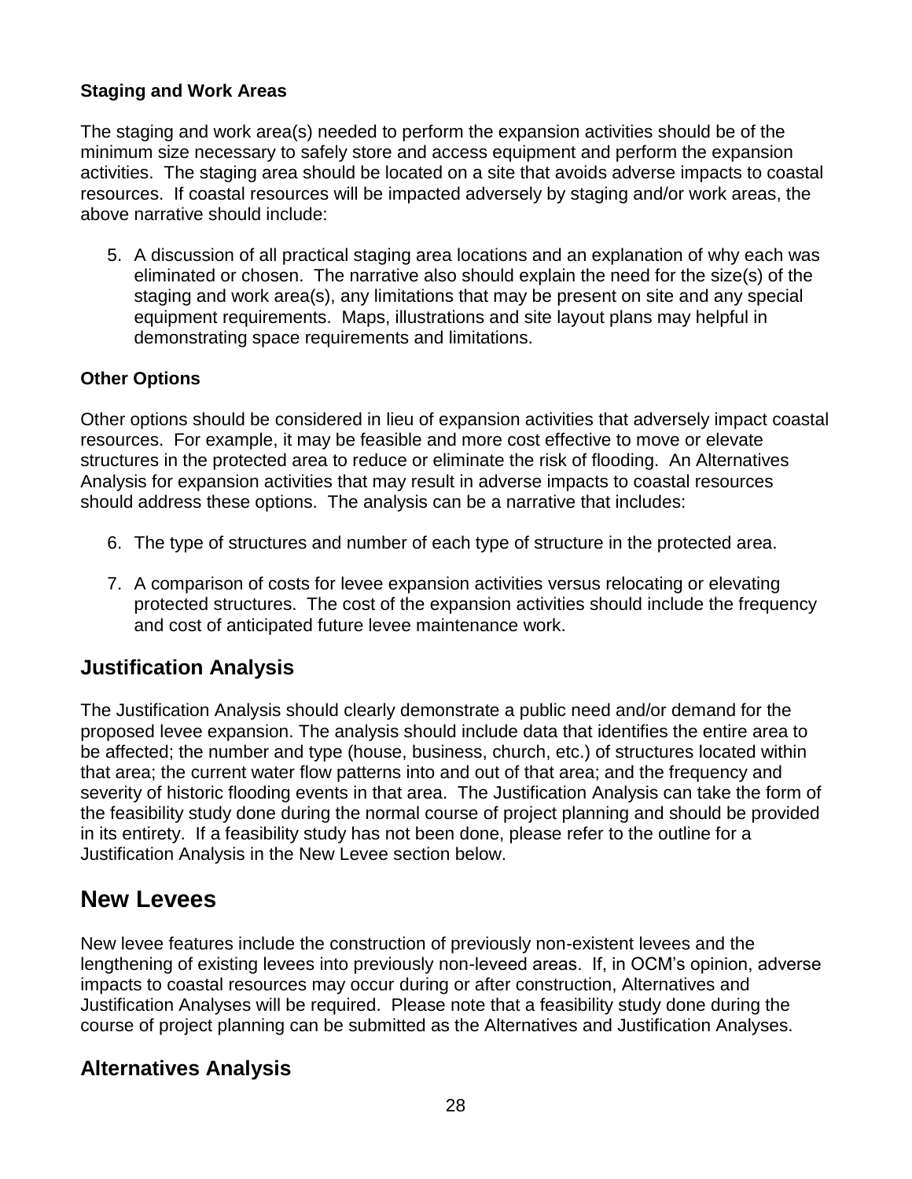### Staging and Work Areas

The staging and work area(s) needed to perform the expansion activities should be of the minimum size necessary to safely store and access equipment and perform the expansion activities. The staging area should be located on a site that avoids adverse impacts to coastal resources. If coastal resources will be impacted adversely by staging and/or work areas, the above narrative should include:

5. A discussion of all practical staging area locations and an explanation of why each was eliminated or chosen. The narrative also should explain the need for the size(s) of the staging and work area(s), any limitations that may be present on site and any special equipment requirements. Maps, illustrations and site layout plans may helpful in demonstrating space requirements and limitations.

### Other Options

Other options should be considered in lieu of expansion activities that adversely impact coastal resources. For example, it may be feasible and more cost effective to move or elevate structures in the protected area to reduce or eliminate the risk of flooding. An Alternatives Analysis for expansion activities that may result in adverse impacts to coastal resources should address these options. The analysis can be a narrative that includes:

6. The type of structures and number of each type of structure in the protected area.

7. A comparison of costs for levee expansion activities versus relocating or elevating protected structures. The cost of the expansion activities should include the frequency and cost of anticipated future levee maintenance work.

## Justification Analysis

The Justification Analysis should clearly demonstrate a public need and/or demand for the proposed levee expansion. The analysis should include data that identifies the entire area to be affected; the number and type (house, business, church, etc.) of structures located within that area; the current water flow patterns into and out of that area; and the frequency and severity of historic flooding events in that area. The Justification Analysis can take the form of the feasibility study done during the normal course of project planning and should be provided in its entirety. If a feasibility study has not been done, please refer to the outline for a Justification Analysis in the New Levee section below.

# New Levees

New levee features include the construction of previously non-existent levees and the lengthening of existing levees into previously non-leveed areas. If, in OCM's opinion, adverse impacts to coastal resources may occur during or after construction, Alternatives and Justification Analyses will be required. Please note that a feasibility study done during the course of project planning can be submitted as the Alternatives and Justification Analyses.

## Alternatives Analysis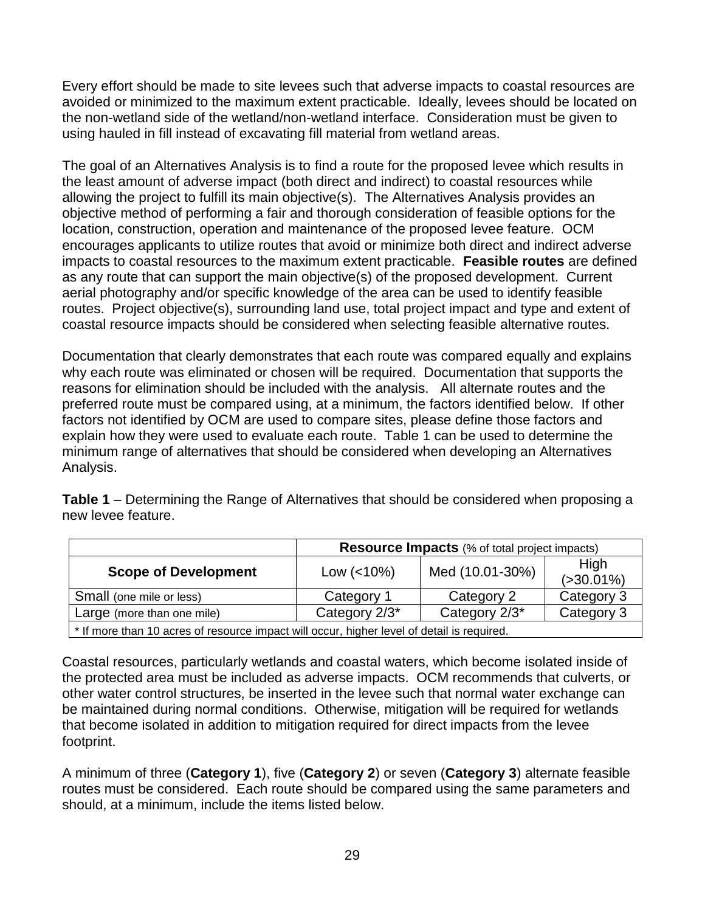Every effort should be made to site levees such that adverse impacts to coastal resources are avoided or minimized to the maximum extent practicable. Ideally, levees should be located on the non-wetland side of the wetland/non-wetland interface. Consideration must be given to using hauled in fill instead of excavating fill material from wetland areas.

The goal of an Alternatives Analysis is to find a route for the proposed levee which results in the least amount of adverse impact (both direct and indirect) to coastal resources while allowing the project to fulfill its main objective(s). The Alternatives Analysis provides an objective method of performing a fair and thorough consideration of feasible options for the location, construction, operation and maintenance of the proposed levee feature. OCM encourages applicants to utilize routes that avoid or minimize both direct and indirect adverse impacts to coastal resources to the maximum extent practicable. **Feasible routes** are defined as any route that can support the main objective(s) of the proposed development. Current aerial photography and/or specific knowledge of the area can be used to identify feasible routes. Project objective(s), surrounding land use, total project impact and type and extent of coastal resource impacts should be considered when selecting feasible alternative routes.

Documentation that clearly demonstrates that each route was compared equally and explains why each route was eliminated or chosen will be required. Documentation that supports the reasons for elimination should be included with the analysis. All alternate routes and the preferred route must be compared using, at a minimum, the factors identified below. If other factors not identified by OCM are used to compare sites, please define those factors and explain how they were used to evaluate each route. Table 1 can be used to determine the minimum range of alternatives that should be considered when developing an Alternatives Analysis.

**Table 1** – Determining the Range of Alternatives that should be considered when proposing a new levee feature.

| | **Resource Impacts** (% of total project impacts) | | |
|---|---|---|---|
| **Scope of Development** | Low (<10%) | Med (10.01-30%) | High (>30.01%) |
| Small (one mile or less) | Category 1 | Category 2 | Category 3 |
| Large (more than one mile) | Category 2/3* | Category 2/3* | Category 3 |
| * If more than 10 acres of resource impact will occur, higher level of detail is required. | | | |

Coastal resources, particularly wetlands and coastal waters, which become isolated inside of the protected area must be included as adverse impacts. OCM recommends that culverts, or other water control structures, be inserted in the levee such that normal water exchange can be maintained during normal conditions. Otherwise, mitigation will be required for wetlands that become isolated in addition to mitigation required for direct impacts from the levee footprint.

A minimum of three (**Category 1**), five (**Category 2**) or seven (**Category 3**) alternate feasible routes must be considered. Each route should be compared using the same parameters and should, at a minimum, include the items listed below.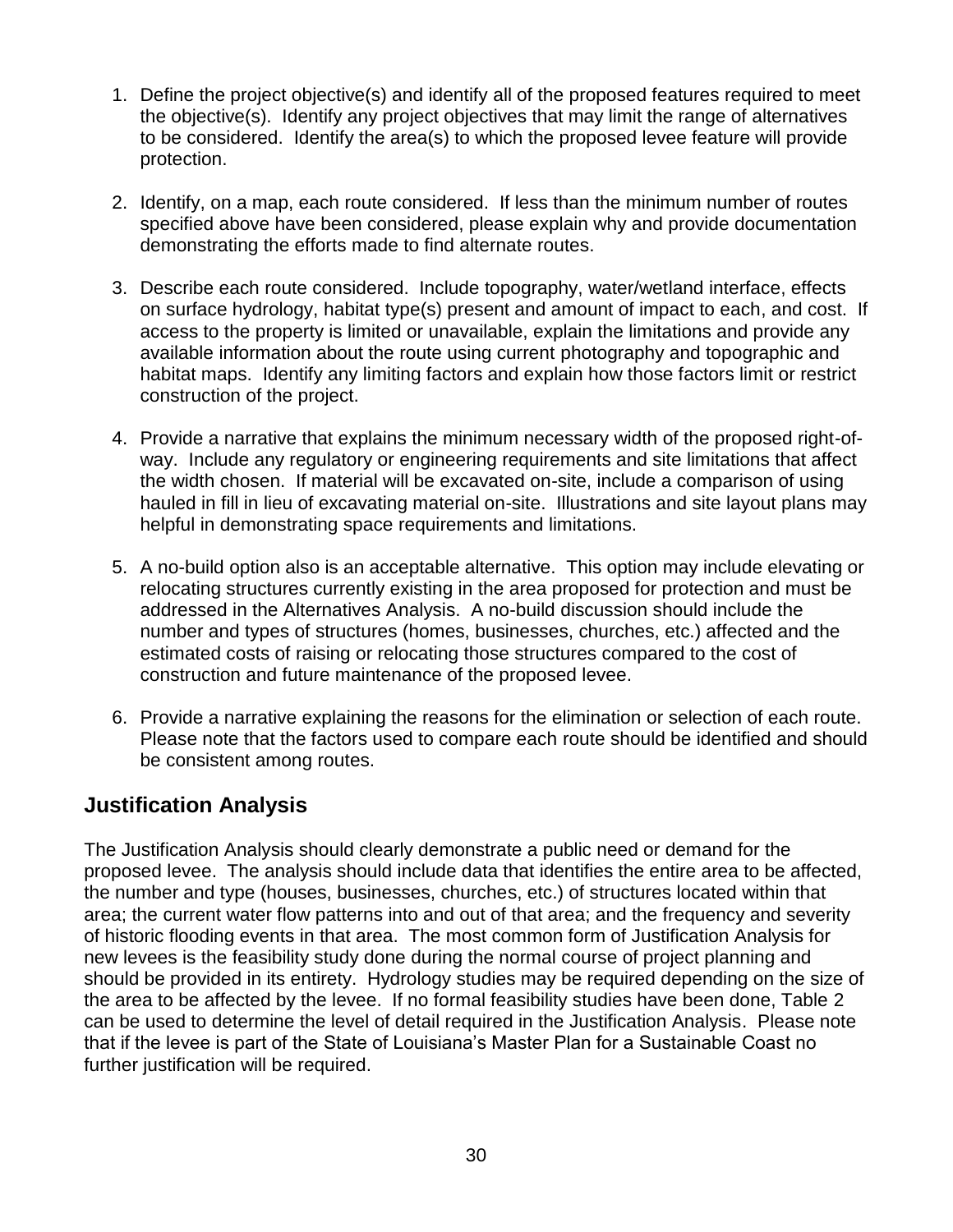1. Define the project objective(s) and identify all of the proposed features required to meet the objective(s). Identify any project objectives that may limit the range of alternatives to be considered. Identify the area(s) to which the proposed levee feature will provide protection.

2. Identify, on a map, each route considered. If less than the minimum number of routes specified above have been considered, please explain why and provide documentation demonstrating the efforts made to find alternate routes.

3. Describe each route considered. Include topography, water/wetland interface, effects on surface hydrology, habitat type(s) present and amount of impact to each, and cost. If access to the property is limited or unavailable, explain the limitations and provide any available information about the route using current photography and topographic and habitat maps. Identify any limiting factors and explain how those factors limit or restrict construction of the project.

4. Provide a narrative that explains the minimum necessary width of the proposed right-of-way. Include any regulatory or engineering requirements and site limitations that affect the width chosen. If material will be excavated on-site, include a comparison of using hauled in fill in lieu of excavating material on-site. Illustrations and site layout plans may helpful in demonstrating space requirements and limitations.

5. A no-build option also is an acceptable alternative. This option may include elevating or relocating structures currently existing in the area proposed for protection and must be addressed in the Alternatives Analysis. A no-build discussion should include the number and types of structures (homes, businesses, churches, etc.) affected and the estimated costs of raising or relocating those structures compared to the cost of construction and future maintenance of the proposed levee.

6. Provide a narrative explaining the reasons for the elimination or selection of each route. Please note that the factors used to compare each route should be identified and should be consistent among routes.

## Justification Analysis

The Justification Analysis should clearly demonstrate a public need or demand for the proposed levee. The analysis should include data that identifies the entire area to be affected, the number and type (houses, businesses, churches, etc.) of structures located within that area; the current water flow patterns into and out of that area; and the frequency and severity of historic flooding events in that area. The most common form of Justification Analysis for new levees is the feasibility study done during the normal course of project planning and should be provided in its entirety. Hydrology studies may be required depending on the size of the area to be affected by the levee. If no formal feasibility studies have been done, Table 2 can be used to determine the level of detail required in the Justification Analysis. Please note that if the levee is part of the State of Louisiana's Master Plan for a Sustainable Coast no further justification will be required.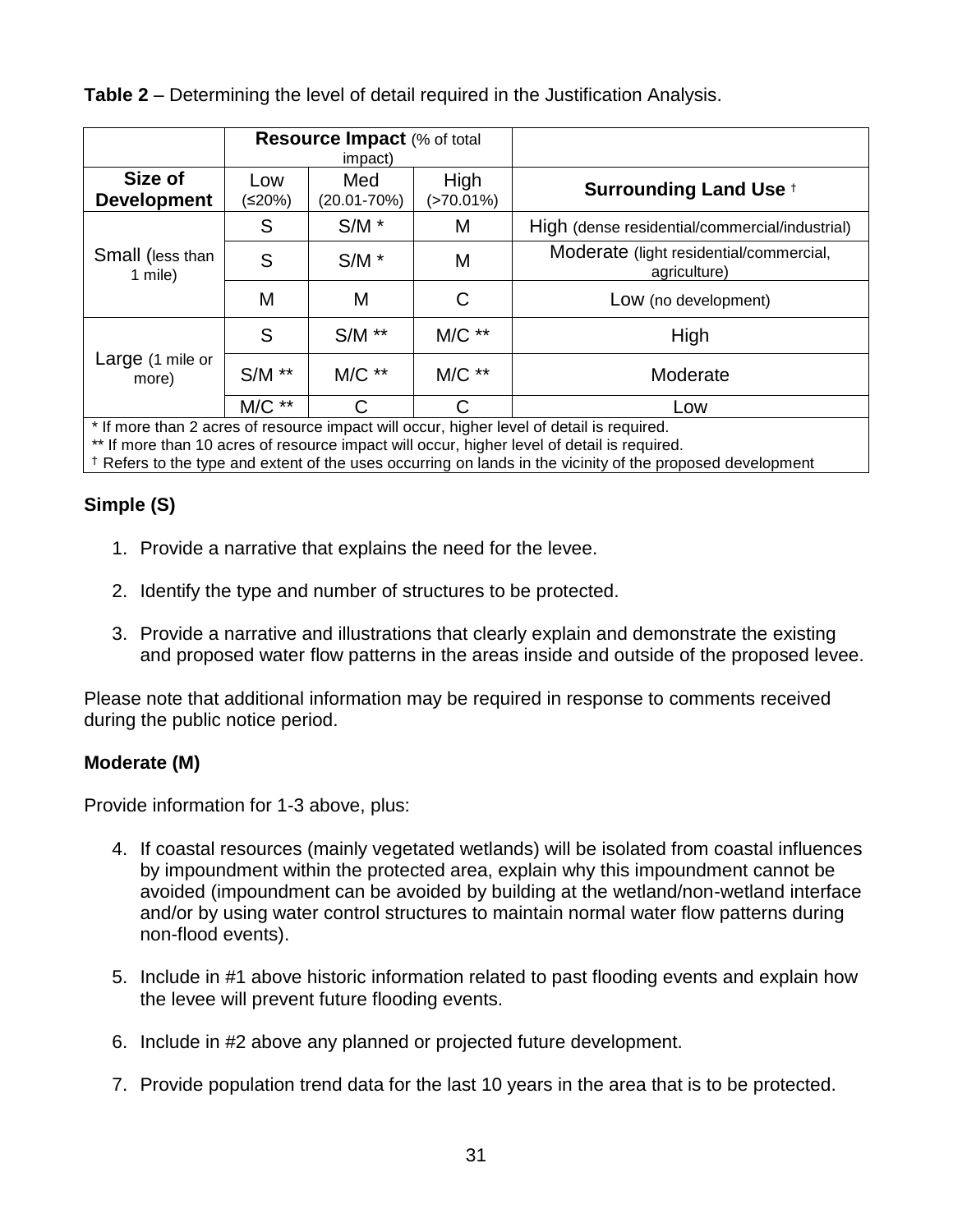**Table 2** – Determining the level of detail required in the Justification Analysis.

| | Resource Impact (% of total impact) | | | |
|---|---|---|---|---|
| **Size of Development** | Low (≤20%) | Med (20.01-70%) | High (>70.01%) | **Surrounding Land Use** † |
| Small (less than 1 mile) | S | S/M * | M | High (dense residential/commercial/industrial) |
| | S | S/M * | M | Moderate (light residential/commercial, agriculture) |
| | M | M | C | Low (no development) |
| Large (1 mile or more) | S | S/M ** | M/C ** | High |
| | S/M ** | M/C ** | M/C ** | Moderate |
| | M/C ** | C | C | Low |

\* If more than 2 acres of resource impact will occur, higher level of detail is required.
** If more than 10 acres of resource impact will occur, higher level of detail is required.
† Refers to the type and extent of the uses occurring on lands in the vicinity of the proposed development

**Simple (S)**

1. Provide a narrative that explains the need for the levee.

2. Identify the type and number of structures to be protected.

3. Provide a narrative and illustrations that clearly explain and demonstrate the existing and proposed water flow patterns in the areas inside and outside of the proposed levee.

Please note that additional information may be required in response to comments received during the public notice period.

**Moderate (M)**

Provide information for 1-3 above, plus:

4. If coastal resources (mainly vegetated wetlands) will be isolated from coastal influences by impoundment within the protected area, explain why this impoundment cannot be avoided (impoundment can be avoided by building at the wetland/non-wetland interface and/or by using water control structures to maintain normal water flow patterns during non-flood events).

5. Include in #1 above historic information related to past flooding events and explain how the levee will prevent future flooding events.

6. Include in #2 above any planned or projected future development.

7. Provide population trend data for the last 10 years in the area that is to be protected.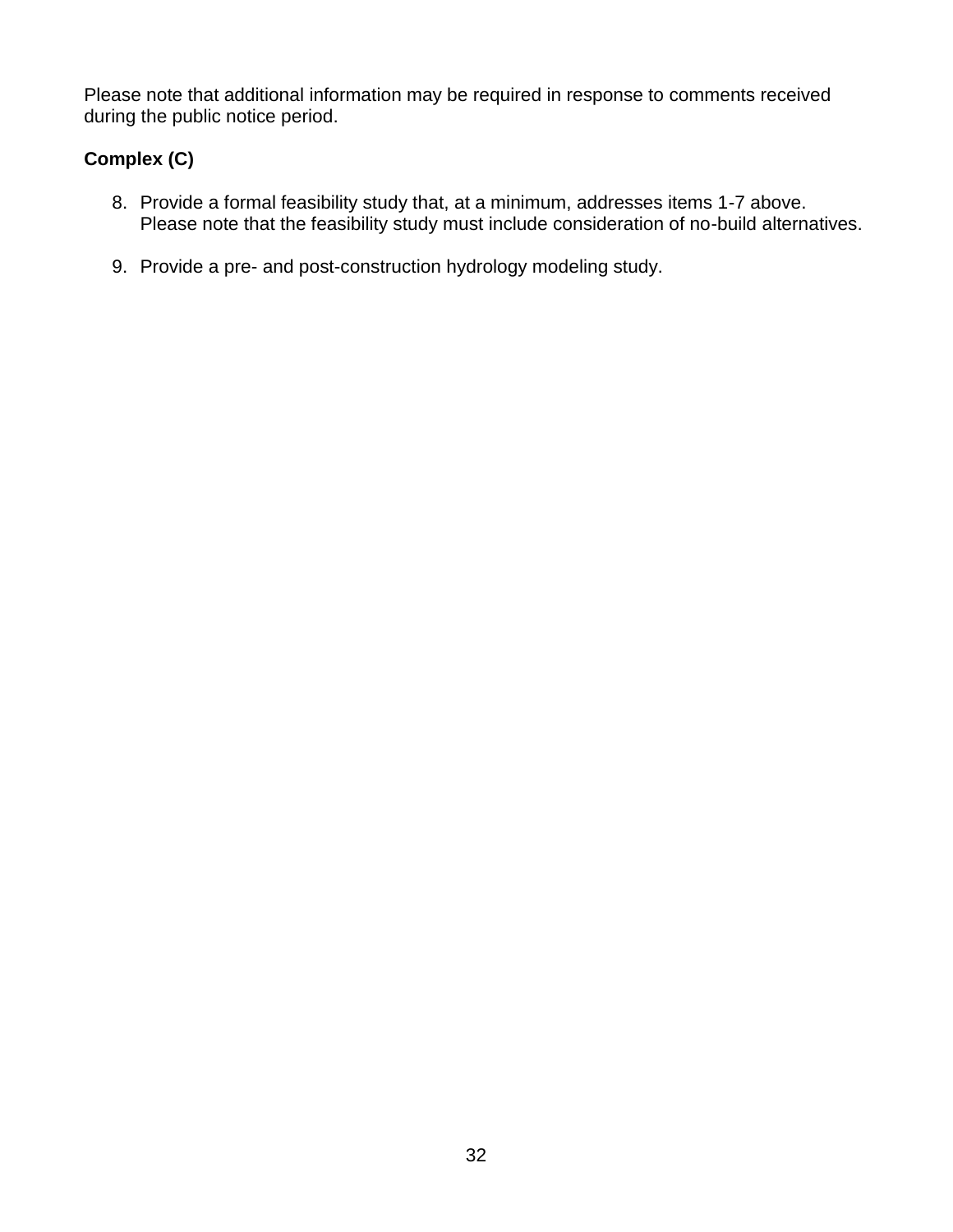Please note that additional information may be required in response to comments received during the public notice period.

**Complex (C)**

8. Provide a formal feasibility study that, at a minimum, addresses items 1-7 above. Please note that the feasibility study must include consideration of no-build alternatives.

9. Provide a pre- and post-construction hydrology modeling study.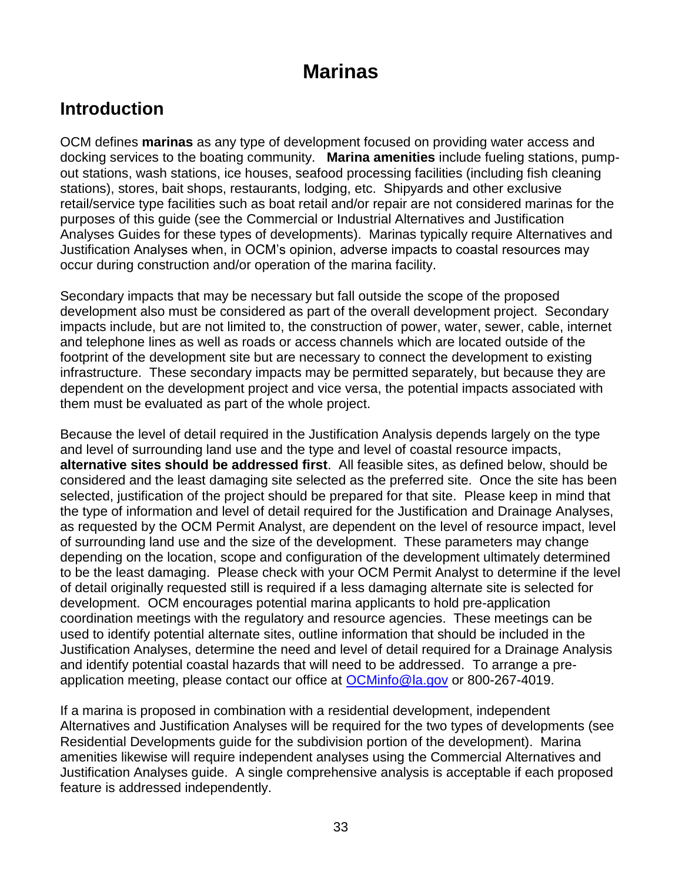# Marinas

## Introduction

OCM defines **marinas** as any type of development focused on providing water access and docking services to the boating community. **Marina amenities** include fueling stations, pump-out stations, wash stations, ice houses, seafood processing facilities (including fish cleaning stations), stores, bait shops, restaurants, lodging, etc. Shipyards and other exclusive retail/service type facilities such as boat retail and/or repair are not considered marinas for the purposes of this guide (see the Commercial or Industrial Alternatives and Justification Analyses Guides for these types of developments). Marinas typically require Alternatives and Justification Analyses when, in OCM's opinion, adverse impacts to coastal resources may occur during construction and/or operation of the marina facility.

Secondary impacts that may be necessary but fall outside the scope of the proposed development also must be considered as part of the overall development project. Secondary impacts include, but are not limited to, the construction of power, water, sewer, cable, internet and telephone lines as well as roads or access channels which are located outside of the footprint of the development site but are necessary to connect the development to existing infrastructure. These secondary impacts may be permitted separately, but because they are dependent on the development project and vice versa, the potential impacts associated with them must be evaluated as part of the whole project.

Because the level of detail required in the Justification Analysis depends largely on the type and level of surrounding land use and the type and level of coastal resource impacts, **alternative sites should be addressed first**. All feasible sites, as defined below, should be considered and the least damaging site selected as the preferred site. Once the site has been selected, justification of the project should be prepared for that site. Please keep in mind that the type of information and level of detail required for the Justification and Drainage Analyses, as requested by the OCM Permit Analyst, are dependent on the level of resource impact, level of surrounding land use and the size of the development. These parameters may change depending on the location, scope and configuration of the development ultimately determined to be the least damaging. Please check with your OCM Permit Analyst to determine if the level of detail originally requested still is required if a less damaging alternate site is selected for development. OCM encourages potential marina applicants to hold pre-application coordination meetings with the regulatory and resource agencies. These meetings can be used to identify potential alternate sites, outline information that should be included in the Justification Analyses, determine the need and level of detail required for a Drainage Analysis and identify potential coastal hazards that will need to be addressed. To arrange a pre-application meeting, please contact our office at OCMinfo@la.gov or 800-267-4019.

If a marina is proposed in combination with a residential development, independent Alternatives and Justification Analyses will be required for the two types of developments (see Residential Developments guide for the subdivision portion of the development). Marina amenities likewise will require independent analyses using the Commercial Alternatives and Justification Analyses guide. A single comprehensive analysis is acceptable if each proposed feature is addressed independently.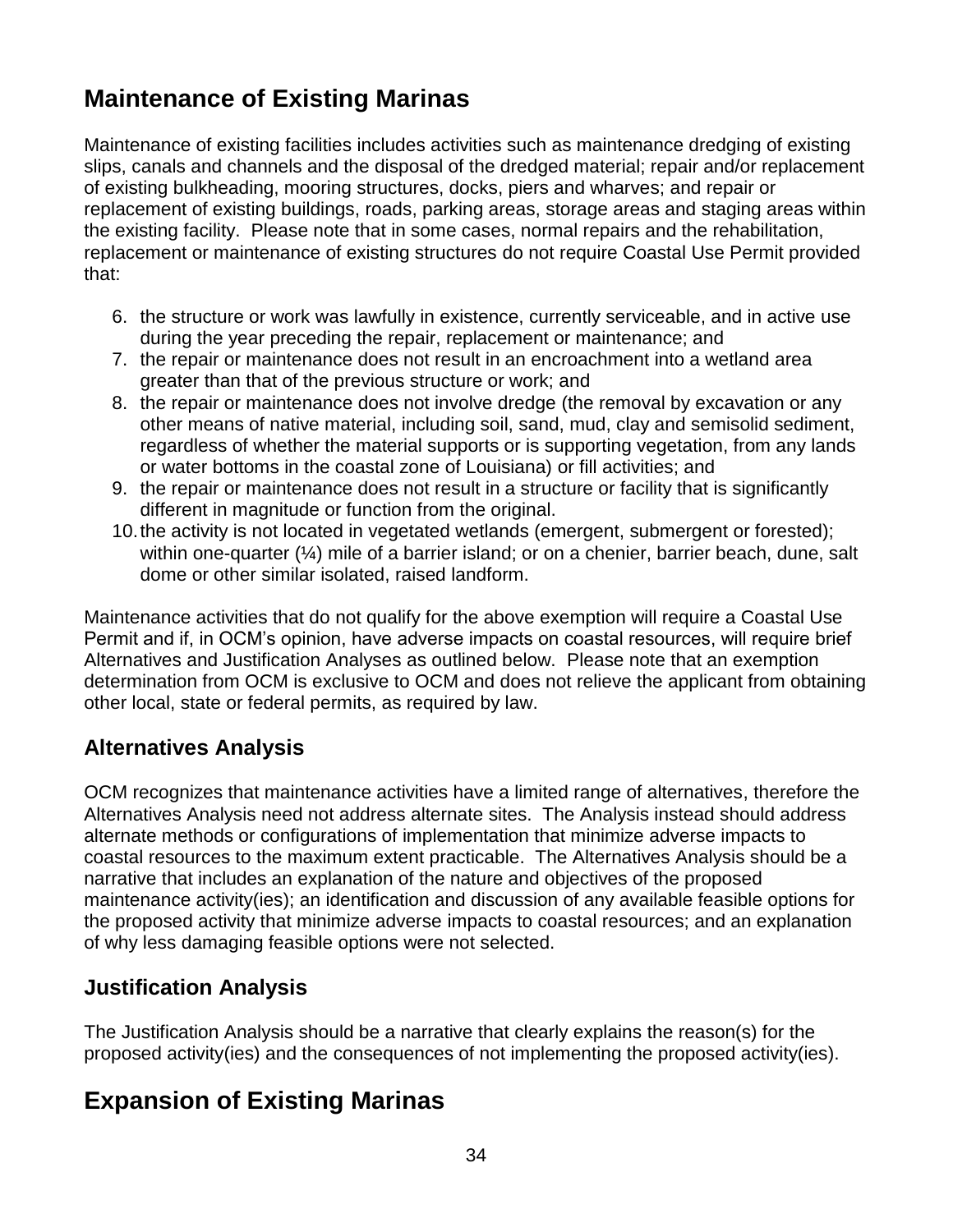## Maintenance of Existing Marinas

Maintenance of existing facilities includes activities such as maintenance dredging of existing slips, canals and channels and the disposal of the dredged material; repair and/or replacement of existing bulkheading, mooring structures, docks, piers and wharves; and repair or replacement of existing buildings, roads, parking areas, storage areas and staging areas within the existing facility. Please note that in some cases, normal repairs and the rehabilitation, replacement or maintenance of existing structures do not require Coastal Use Permit provided that:

6. the structure or work was lawfully in existence, currently serviceable, and in active use during the year preceding the repair, replacement or maintenance; and
7. the repair or maintenance does not result in an encroachment into a wetland area greater than that of the previous structure or work; and
8. the repair or maintenance does not involve dredge (the removal by excavation or any other means of native material, including soil, sand, mud, clay and semisolid sediment, regardless of whether the material supports or is supporting vegetation, from any lands or water bottoms in the coastal zone of Louisiana) or fill activities; and
9. the repair or maintenance does not result in a structure or facility that is significantly different in magnitude or function from the original.
10. the activity is not located in vegetated wetlands (emergent, submergent or forested); within one-quarter (¼) mile of a barrier island; or on a chenier, barrier beach, dune, salt dome or other similar isolated, raised landform.

Maintenance activities that do not qualify for the above exemption will require a Coastal Use Permit and if, in OCM's opinion, have adverse impacts on coastal resources, will require brief Alternatives and Justification Analyses as outlined below. Please note that an exemption determination from OCM is exclusive to OCM and does not relieve the applicant from obtaining other local, state or federal permits, as required by law.

### Alternatives Analysis

OCM recognizes that maintenance activities have a limited range of alternatives, therefore the Alternatives Analysis need not address alternate sites. The Analysis instead should address alternate methods or configurations of implementation that minimize adverse impacts to coastal resources to the maximum extent practicable. The Alternatives Analysis should be a narrative that includes an explanation of the nature and objectives of the proposed maintenance activity(ies); an identification and discussion of any available feasible options for the proposed activity that minimize adverse impacts to coastal resources; and an explanation of why less damaging feasible options were not selected.

### Justification Analysis

The Justification Analysis should be a narrative that clearly explains the reason(s) for the proposed activity(ies) and the consequences of not implementing the proposed activity(ies).

## Expansion of Existing Marinas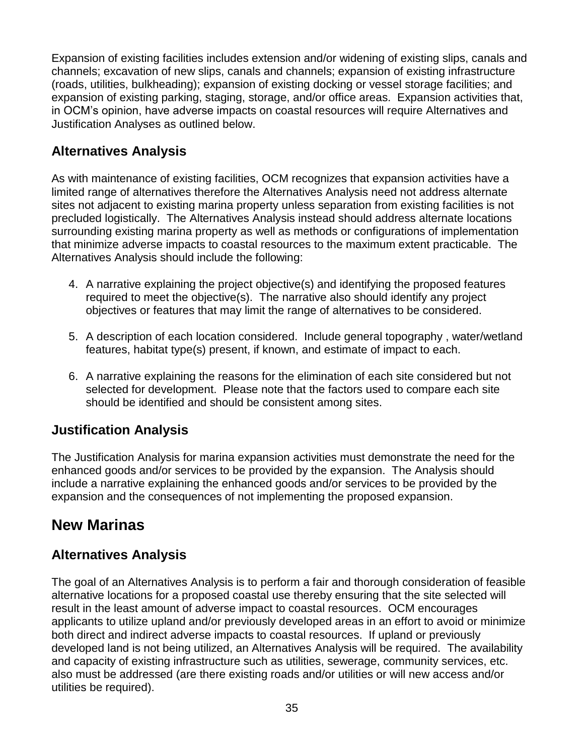Expansion of existing facilities includes extension and/or widening of existing slips, canals and channels; excavation of new slips, canals and channels; expansion of existing infrastructure (roads, utilities, bulkheading); expansion of existing docking or vessel storage facilities; and expansion of existing parking, staging, storage, and/or office areas. Expansion activities that, in OCM's opinion, have adverse impacts on coastal resources will require Alternatives and Justification Analyses as outlined below.

### Alternatives Analysis

As with maintenance of existing facilities, OCM recognizes that expansion activities have a limited range of alternatives therefore the Alternatives Analysis need not address alternate sites not adjacent to existing marina property unless separation from existing facilities is not precluded logistically. The Alternatives Analysis instead should address alternate locations surrounding existing marina property as well as methods or configurations of implementation that minimize adverse impacts to coastal resources to the maximum extent practicable. The Alternatives Analysis should include the following:

4. A narrative explaining the project objective(s) and identifying the proposed features required to meet the objective(s). The narrative also should identify any project objectives or features that may limit the range of alternatives to be considered.

5. A description of each location considered. Include general topography , water/wetland features, habitat type(s) present, if known, and estimate of impact to each.

6. A narrative explaining the reasons for the elimination of each site considered but not selected for development. Please note that the factors used to compare each site should be identified and should be consistent among sites.

### Justification Analysis

The Justification Analysis for marina expansion activities must demonstrate the need for the enhanced goods and/or services to be provided by the expansion. The Analysis should include a narrative explaining the enhanced goods and/or services to be provided by the expansion and the consequences of not implementing the proposed expansion.

## New Marinas

### Alternatives Analysis

The goal of an Alternatives Analysis is to perform a fair and thorough consideration of feasible alternative locations for a proposed coastal use thereby ensuring that the site selected will result in the least amount of adverse impact to coastal resources. OCM encourages applicants to utilize upland and/or previously developed areas in an effort to avoid or minimize both direct and indirect adverse impacts to coastal resources. If upland or previously developed land is not being utilized, an Alternatives Analysis will be required. The availability and capacity of existing infrastructure such as utilities, sewerage, community services, etc. also must be addressed (are there existing roads and/or utilities or will new access and/or utilities be required).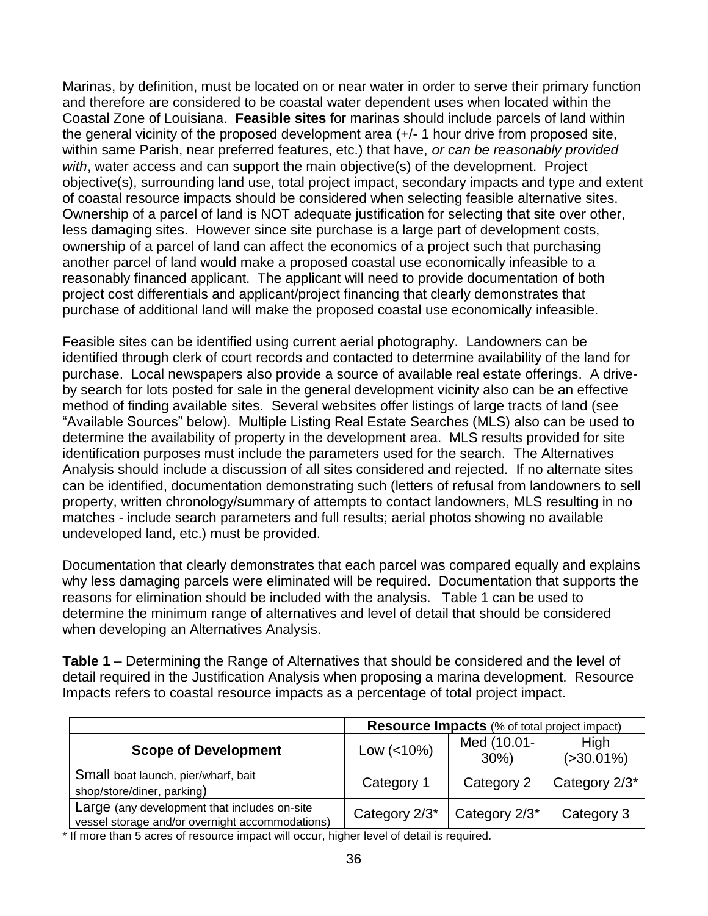Marinas, by definition, must be located on or near water in order to serve their primary function and therefore are considered to be coastal water dependent uses when located within the Coastal Zone of Louisiana. **Feasible sites** for marinas should include parcels of land within the general vicinity of the proposed development area (+/- 1 hour drive from proposed site, within same Parish, near preferred features, etc.) that have, *or can be reasonably provided with*, water access and can support the main objective(s) of the development. Project objective(s), surrounding land use, total project impact, secondary impacts and type and extent of coastal resource impacts should be considered when selecting feasible alternative sites. Ownership of a parcel of land is NOT adequate justification for selecting that site over other, less damaging sites. However since site purchase is a large part of development costs, ownership of a parcel of land can affect the economics of a project such that purchasing another parcel of land would make a proposed coastal use economically infeasible to a reasonably financed applicant. The applicant will need to provide documentation of both project cost differentials and applicant/project financing that clearly demonstrates that purchase of additional land will make the proposed coastal use economically infeasible.

Feasible sites can be identified using current aerial photography. Landowners can be identified through clerk of court records and contacted to determine availability of the land for purchase. Local newspapers also provide a source of available real estate offerings. A drive-by search for lots posted for sale in the general development vicinity also can be an effective method of finding available sites. Several websites offer listings of large tracts of land (see "Available Sources" below). Multiple Listing Real Estate Searches (MLS) also can be used to determine the availability of property in the development area. MLS results provided for site identification purposes must include the parameters used for the search. The Alternatives Analysis should include a discussion of all sites considered and rejected. If no alternate sites can be identified, documentation demonstrating such (letters of refusal from landowners to sell property, written chronology/summary of attempts to contact landowners, MLS resulting in no matches - include search parameters and full results; aerial photos showing no available undeveloped land, etc.) must be provided.

Documentation that clearly demonstrates that each parcel was compared equally and explains why less damaging parcels were eliminated will be required. Documentation that supports the reasons for elimination should be included with the analysis. Table 1 can be used to determine the minimum range of alternatives and level of detail that should be considered when developing an Alternatives Analysis.

**Table 1** – Determining the Range of Alternatives that should be considered and the level of detail required in the Justification Analysis when proposing a marina development. Resource Impacts refers to coastal resource impacts as a percentage of total project impact.

| | **Resource Impacts** (% of total project impact) | | |
|---|---|---|---|
| **Scope of Development** | Low (<10%) | Med (10.01-30%) | High (>30.01%) |
| Small boat launch, pier/wharf, bait shop/store/diner, parking) | Category 1 | Category 2 | Category 2/3* |
| Large (any development that includes on-site vessel storage and/or overnight accommodations) | Category 2/3* | Category 2/3* | Category 3 |

\* If more than 5 acres of resource impact will occur, higher level of detail is required.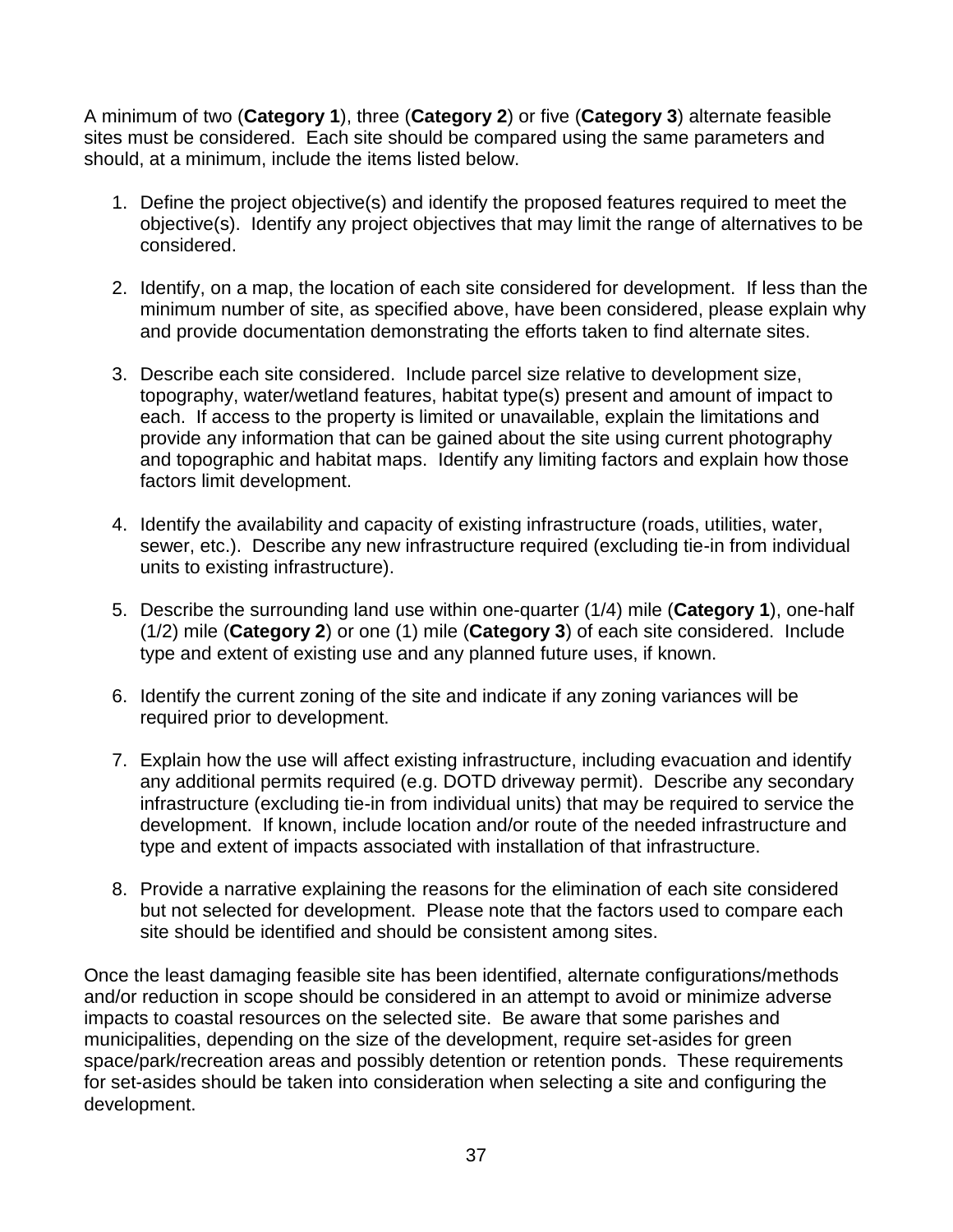A minimum of two (**Category 1**), three (**Category 2**) or five (**Category 3**) alternate feasible sites must be considered. Each site should be compared using the same parameters and should, at a minimum, include the items listed below.

1. Define the project objective(s) and identify the proposed features required to meet the objective(s). Identify any project objectives that may limit the range of alternatives to be considered.

2. Identify, on a map, the location of each site considered for development. If less than the minimum number of site, as specified above, have been considered, please explain why and provide documentation demonstrating the efforts taken to find alternate sites.

3. Describe each site considered. Include parcel size relative to development size, topography, water/wetland features, habitat type(s) present and amount of impact to each. If access to the property is limited or unavailable, explain the limitations and provide any information that can be gained about the site using current photography and topographic and habitat maps. Identify any limiting factors and explain how those factors limit development.

4. Identify the availability and capacity of existing infrastructure (roads, utilities, water, sewer, etc.). Describe any new infrastructure required (excluding tie-in from individual units to existing infrastructure).

5. Describe the surrounding land use within one-quarter (1/4) mile (**Category 1**), one-half (1/2) mile (**Category 2**) or one (1) mile (**Category 3**) of each site considered. Include type and extent of existing use and any planned future uses, if known.

6. Identify the current zoning of the site and indicate if any zoning variances will be required prior to development.

7. Explain how the use will affect existing infrastructure, including evacuation and identify any additional permits required (e.g. DOTD driveway permit). Describe any secondary infrastructure (excluding tie-in from individual units) that may be required to service the development. If known, include location and/or route of the needed infrastructure and type and extent of impacts associated with installation of that infrastructure.

8. Provide a narrative explaining the reasons for the elimination of each site considered but not selected for development. Please note that the factors used to compare each site should be identified and should be consistent among sites.

Once the least damaging feasible site has been identified, alternate configurations/methods and/or reduction in scope should be considered in an attempt to avoid or minimize adverse impacts to coastal resources on the selected site. Be aware that some parishes and municipalities, depending on the size of the development, require set-asides for green space/park/recreation areas and possibly detention or retention ponds. These requirements for set-asides should be taken into consideration when selecting a site and configuring the development.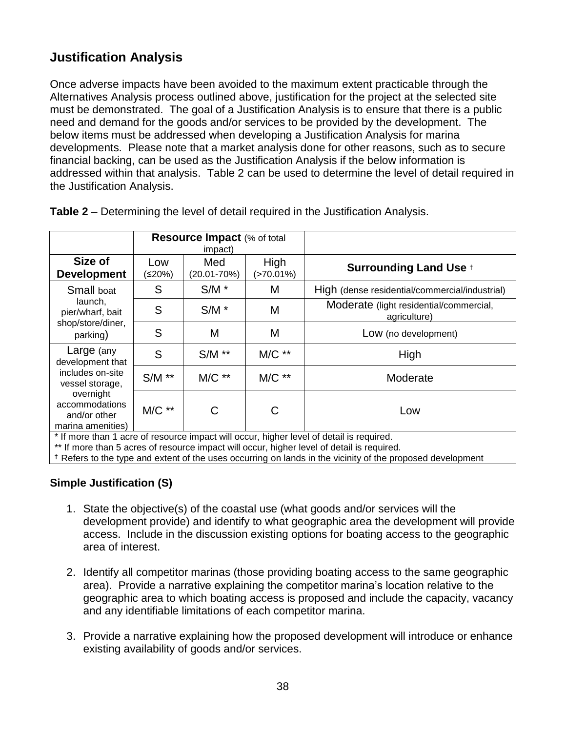## Justification Analysis

Once adverse impacts have been avoided to the maximum extent practicable through the Alternatives Analysis process outlined above, justification for the project at the selected site must be demonstrated. The goal of a Justification Analysis is to ensure that there is a public need and demand for the goods and/or services to be provided by the development. The below items must be addressed when developing a Justification Analysis for marina developments. Please note that a market analysis done for other reasons, such as to secure financial backing, can be used as the Justification Analysis if the below information is addressed within that analysis. Table 2 can be used to determine the level of detail required in the Justification Analysis.

**Table 2** – Determining the level of detail required in the Justification Analysis.

| | **Resource Impact** (% of total impact) | | | |
|---|---|---|---|---|
| **Size of Development** | Low (≤20%) | Med (20.01-70%) | High (>70.01%) | **Surrounding Land Use** † |
| Small boat launch, pier/wharf, bait shop/store/diner, parking) | S | S/M * | M | High (dense residential/commercial/industrial) |
| | S | S/M * | M | Moderate (light residential/commercial, agriculture) |
| | S | M | M | Low (no development) |
| Large (any development that includes on-site vessel storage, overnight accommodations and/or other marina amenities) | S | S/M ** | M/C ** | High |
| | S/M ** | M/C ** | M/C ** | Moderate |
| | M/C ** | C | C | Low |

\* If more than 1 acre of resource impact will occur, higher level of detail is required.
** If more than 5 acres of resource impact will occur, higher level of detail is required.
† Refers to the type and extent of the uses occurring on lands in the vicinity of the proposed development

### Simple Justification (S)

1. State the objective(s) of the coastal use (what goods and/or services will the development provide) and identify to what geographic area the development will provide access. Include in the discussion existing options for boating access to the geographic area of interest.

2. Identify all competitor marinas (those providing boating access to the same geographic area). Provide a narrative explaining the competitor marina's location relative to the geographic area to which boating access is proposed and include the capacity, vacancy and any identifiable limitations of each competitor marina.

3. Provide a narrative explaining how the proposed development will introduce or enhance existing availability of goods and/or services.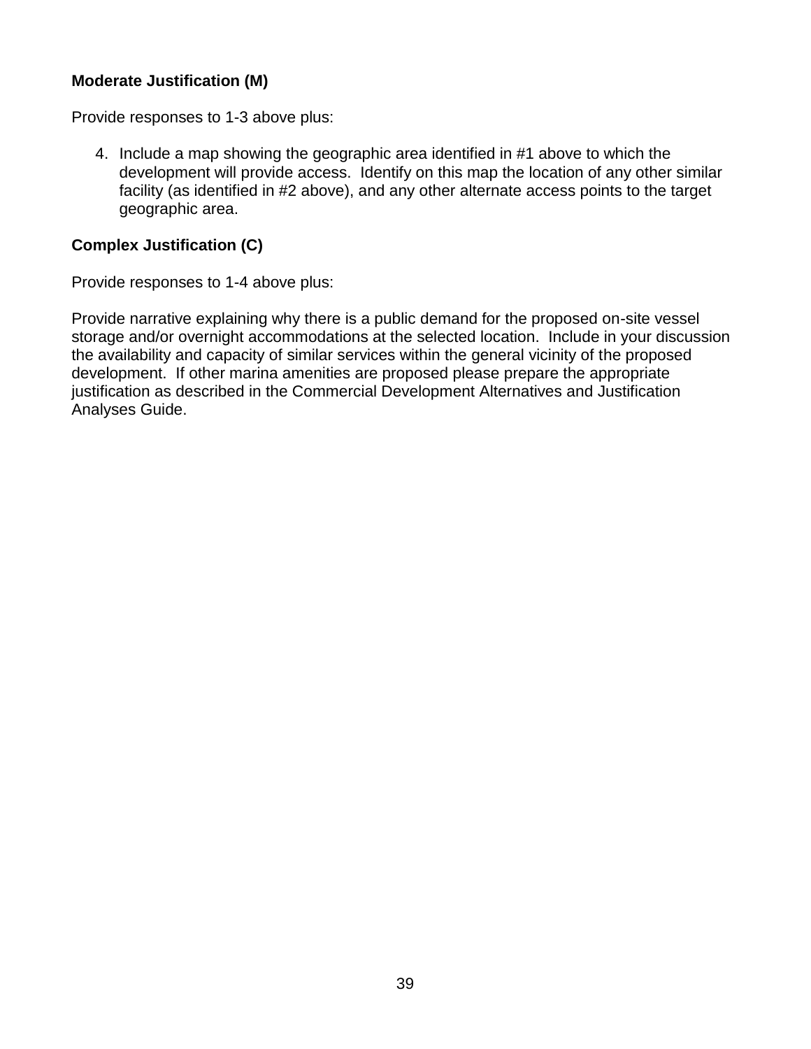**Moderate Justification (M)**

Provide responses to 1-3 above plus:

4. Include a map showing the geographic area identified in #1 above to which the development will provide access. Identify on this map the location of any other similar facility (as identified in #2 above), and any other alternate access points to the target geographic area.

**Complex Justification (C)**

Provide responses to 1-4 above plus:

Provide narrative explaining why there is a public demand for the proposed on-site vessel storage and/or overnight accommodations at the selected location. Include in your discussion the availability and capacity of similar services within the general vicinity of the proposed development. If other marina amenities are proposed please prepare the appropriate justification as described in the Commercial Development Alternatives and Justification Analyses Guide.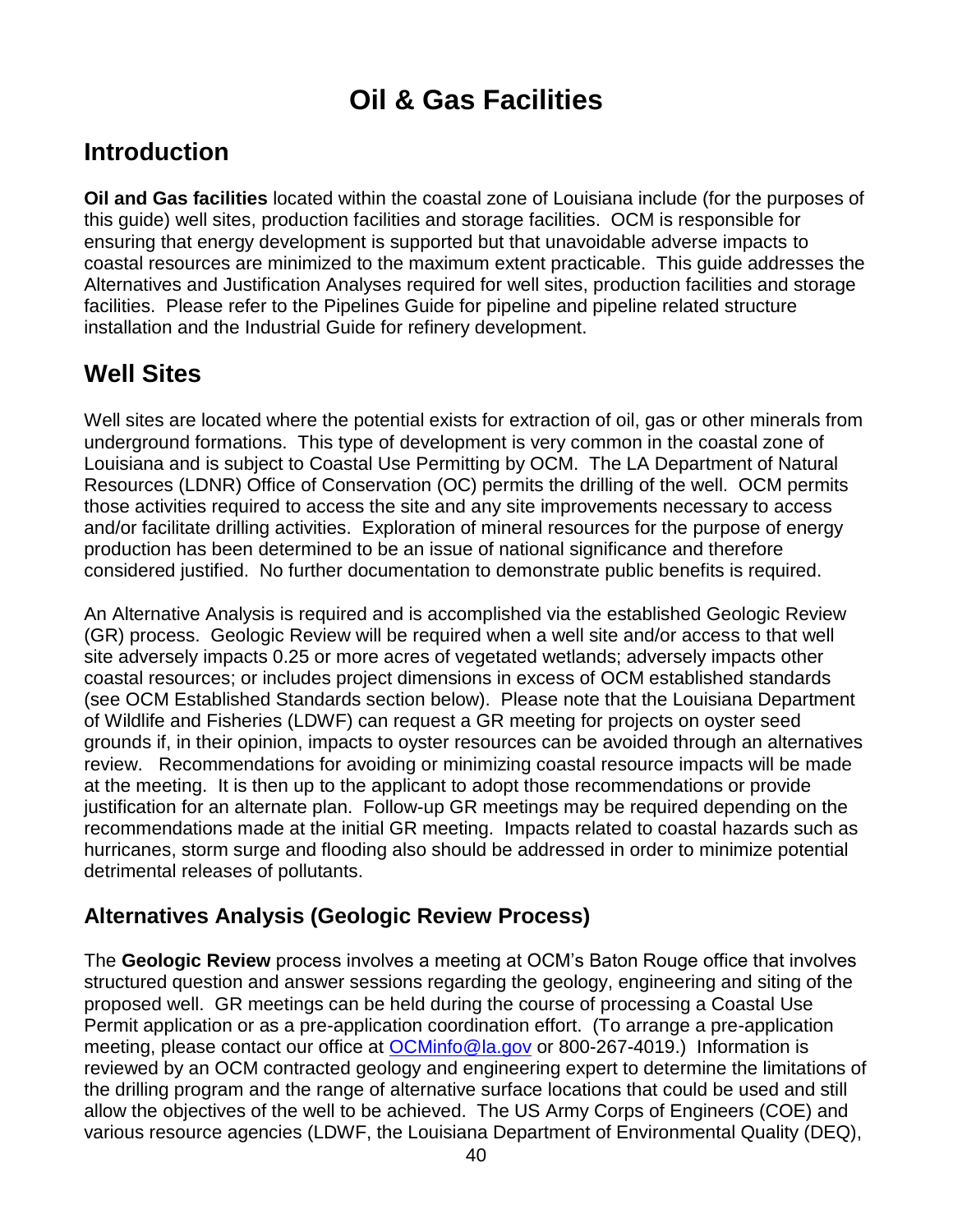# Oil & Gas Facilities

## Introduction

**Oil and Gas facilities** located within the coastal zone of Louisiana include (for the purposes of this guide) well sites, production facilities and storage facilities. OCM is responsible for ensuring that energy development is supported but that unavoidable adverse impacts to coastal resources are minimized to the maximum extent practicable. This guide addresses the Alternatives and Justification Analyses required for well sites, production facilities and storage facilities. Please refer to the Pipelines Guide for pipeline and pipeline related structure installation and the Industrial Guide for refinery development.

## Well Sites

Well sites are located where the potential exists for extraction of oil, gas or other minerals from underground formations. This type of development is very common in the coastal zone of Louisiana and is subject to Coastal Use Permitting by OCM. The LA Department of Natural Resources (LDNR) Office of Conservation (OC) permits the drilling of the well. OCM permits those activities required to access the site and any site improvements necessary to access and/or facilitate drilling activities. Exploration of mineral resources for the purpose of energy production has been determined to be an issue of national significance and therefore considered justified. No further documentation to demonstrate public benefits is required.

An Alternative Analysis is required and is accomplished via the established Geologic Review (GR) process. Geologic Review will be required when a well site and/or access to that well site adversely impacts 0.25 or more acres of vegetated wetlands; adversely impacts other coastal resources; or includes project dimensions in excess of OCM established standards (see OCM Established Standards section below). Please note that the Louisiana Department of Wildlife and Fisheries (LDWF) can request a GR meeting for projects on oyster seed grounds if, in their opinion, impacts to oyster resources can be avoided through an alternatives review. Recommendations for avoiding or minimizing coastal resource impacts will be made at the meeting. It is then up to the applicant to adopt those recommendations or provide justification for an alternate plan. Follow-up GR meetings may be required depending on the recommendations made at the initial GR meeting. Impacts related to coastal hazards such as hurricanes, storm surge and flooding also should be addressed in order to minimize potential detrimental releases of pollutants.

### Alternatives Analysis (Geologic Review Process)

The **Geologic Review** process involves a meeting at OCM's Baton Rouge office that involves structured question and answer sessions regarding the geology, engineering and siting of the proposed well. GR meetings can be held during the course of processing a Coastal Use Permit application or as a pre-application coordination effort. (To arrange a pre-application meeting, please contact our office at [OCMinfo@la.gov](mailto:OCMinfo@la.gov) or 800-267-4019.) Information is reviewed by an OCM contracted geology and engineering expert to determine the limitations of the drilling program and the range of alternative surface locations that could be used and still allow the objectives of the well to be achieved. The US Army Corps of Engineers (COE) and various resource agencies (LDWF, the Louisiana Department of Environmental Quality (DEQ),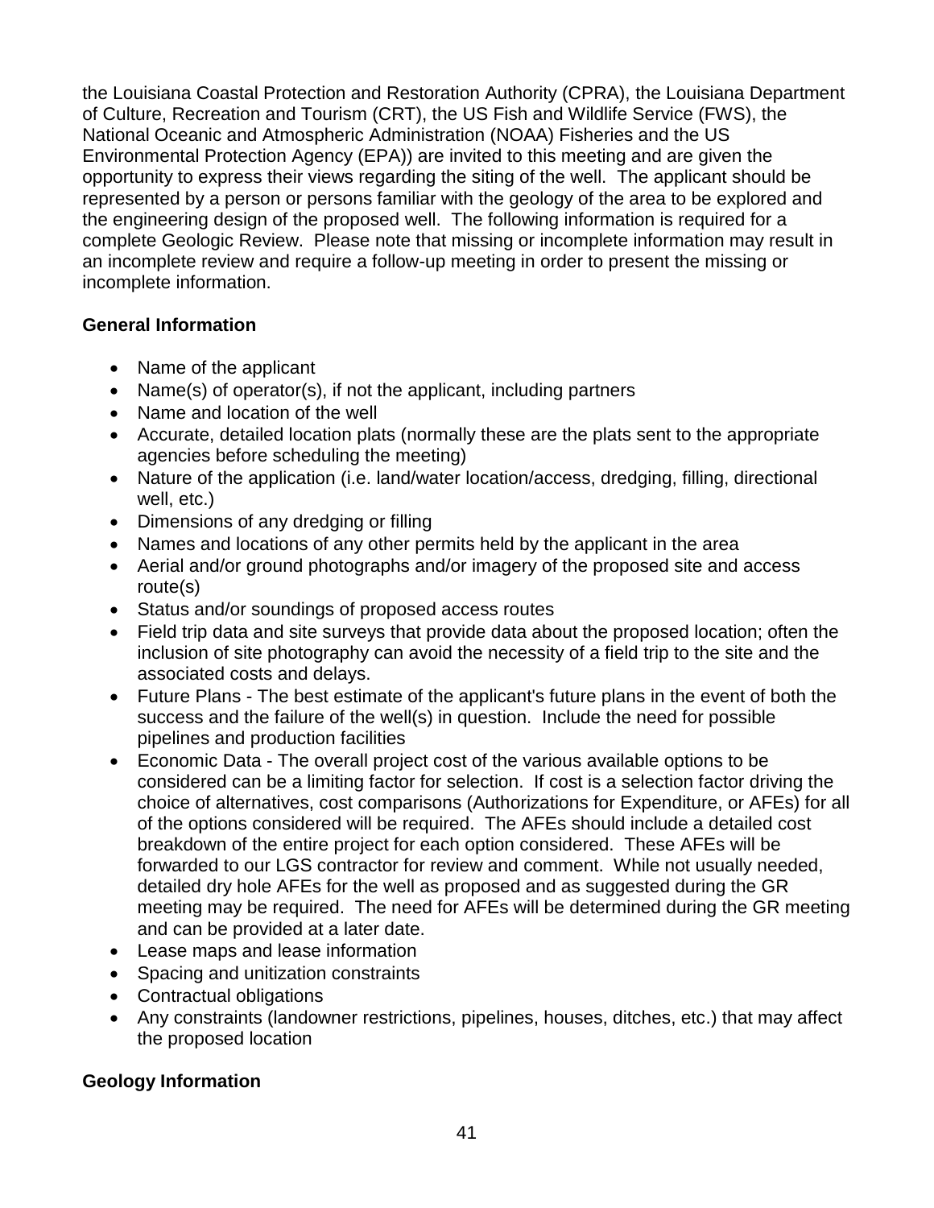the Louisiana Coastal Protection and Restoration Authority (CPRA), the Louisiana Department of Culture, Recreation and Tourism (CRT), the US Fish and Wildlife Service (FWS), the National Oceanic and Atmospheric Administration (NOAA) Fisheries and the US Environmental Protection Agency (EPA)) are invited to this meeting and are given the opportunity to express their views regarding the siting of the well. The applicant should be represented by a person or persons familiar with the geology of the area to be explored and the engineering design of the proposed well. The following information is required for a complete Geologic Review. Please note that missing or incomplete information may result in an incomplete review and require a follow-up meeting in order to present the missing or incomplete information.

**General Information**

- Name of the applicant
- Name(s) of operator(s), if not the applicant, including partners
- Name and location of the well
- Accurate, detailed location plats (normally these are the plats sent to the appropriate agencies before scheduling the meeting)
- Nature of the application (i.e. land/water location/access, dredging, filling, directional well, etc.)
- Dimensions of any dredging or filling
- Names and locations of any other permits held by the applicant in the area
- Aerial and/or ground photographs and/or imagery of the proposed site and access route(s)
- Status and/or soundings of proposed access routes
- Field trip data and site surveys that provide data about the proposed location; often the inclusion of site photography can avoid the necessity of a field trip to the site and the associated costs and delays.
- Future Plans - The best estimate of the applicant's future plans in the event of both the success and the failure of the well(s) in question. Include the need for possible pipelines and production facilities
- Economic Data - The overall project cost of the various available options to be considered can be a limiting factor for selection. If cost is a selection factor driving the choice of alternatives, cost comparisons (Authorizations for Expenditure, or AFEs) for all of the options considered will be required. The AFEs should include a detailed cost breakdown of the entire project for each option considered. These AFEs will be forwarded to our LGS contractor for review and comment. While not usually needed, detailed dry hole AFEs for the well as proposed and as suggested during the GR meeting may be required. The need for AFEs will be determined during the GR meeting and can be provided at a later date.
- Lease maps and lease information
- Spacing and unitization constraints
- Contractual obligations
- Any constraints (landowner restrictions, pipelines, houses, ditches, etc.) that may affect the proposed location

**Geology Information**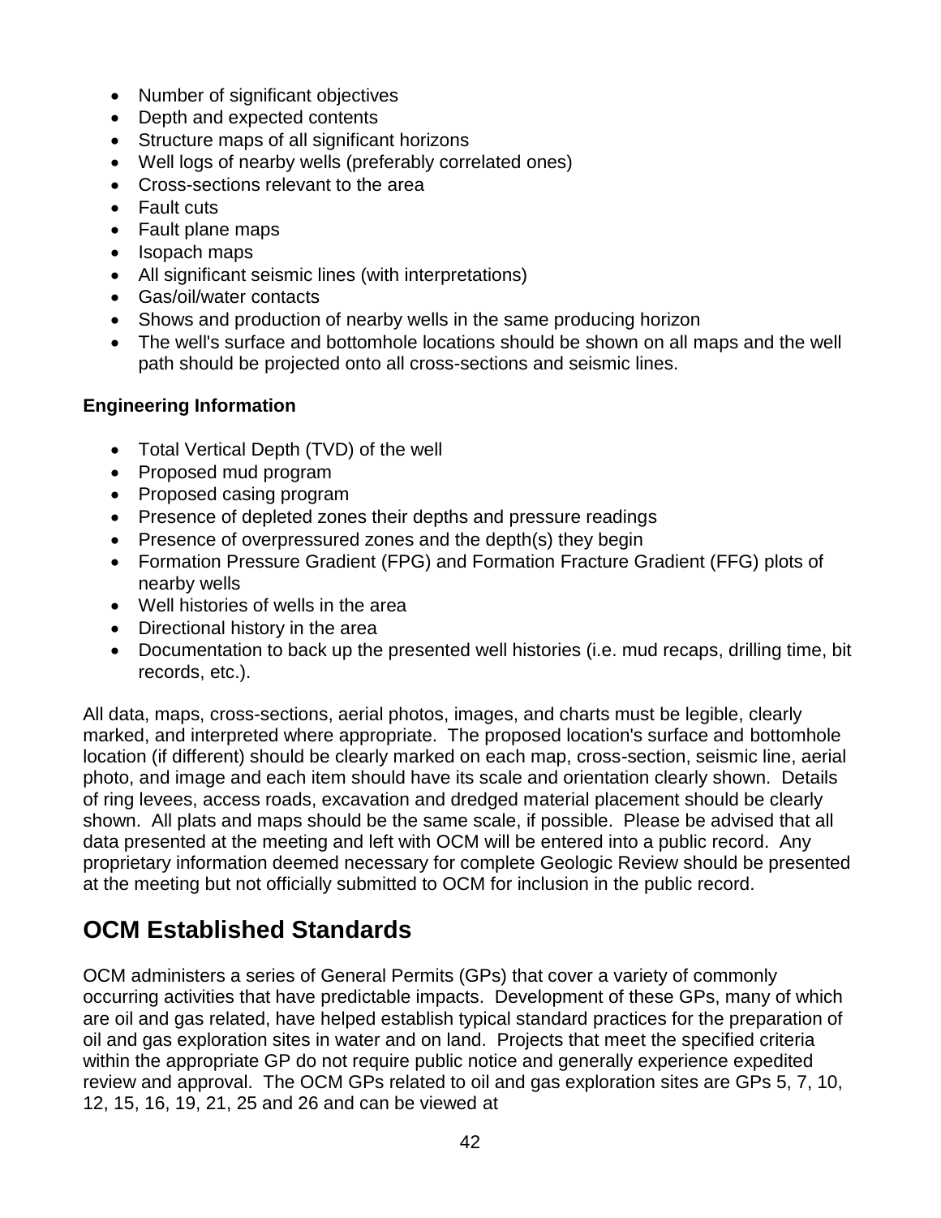- Number of significant objectives
- Depth and expected contents
- Structure maps of all significant horizons
- Well logs of nearby wells (preferably correlated ones)
- Cross-sections relevant to the area
- Fault cuts
- Fault plane maps
- Isopach maps
- All significant seismic lines (with interpretations)
- Gas/oil/water contacts
- Shows and production of nearby wells in the same producing horizon
- The well's surface and bottomhole locations should be shown on all maps and the well path should be projected onto all cross-sections and seismic lines.

**Engineering Information**

- Total Vertical Depth (TVD) of the well
- Proposed mud program
- Proposed casing program
- Presence of depleted zones their depths and pressure readings
- Presence of overpressured zones and the depth(s) they begin
- Formation Pressure Gradient (FPG) and Formation Fracture Gradient (FFG) plots of nearby wells
- Well histories of wells in the area
- Directional history in the area
- Documentation to back up the presented well histories (i.e. mud recaps, drilling time, bit records, etc.).

All data, maps, cross-sections, aerial photos, images, and charts must be legible, clearly marked, and interpreted where appropriate. The proposed location's surface and bottomhole location (if different) should be clearly marked on each map, cross-section, seismic line, aerial photo, and image and each item should have its scale and orientation clearly shown. Details of ring levees, access roads, excavation and dredged material placement should be clearly shown. All plats and maps should be the same scale, if possible. Please be advised that all data presented at the meeting and left with OCM will be entered into a public record. Any proprietary information deemed necessary for complete Geologic Review should be presented at the meeting but not officially submitted to OCM for inclusion in the public record.

## OCM Established Standards

OCM administers a series of General Permits (GPs) that cover a variety of commonly occurring activities that have predictable impacts. Development of these GPs, many of which are oil and gas related, have helped establish typical standard practices for the preparation of oil and gas exploration sites in water and on land. Projects that meet the specified criteria within the appropriate GP do not require public notice and generally experience expedited review and approval. The OCM GPs related to oil and gas exploration sites are GPs 5, 7, 10, 12, 15, 16, 19, 21, 25 and 26 and can be viewed at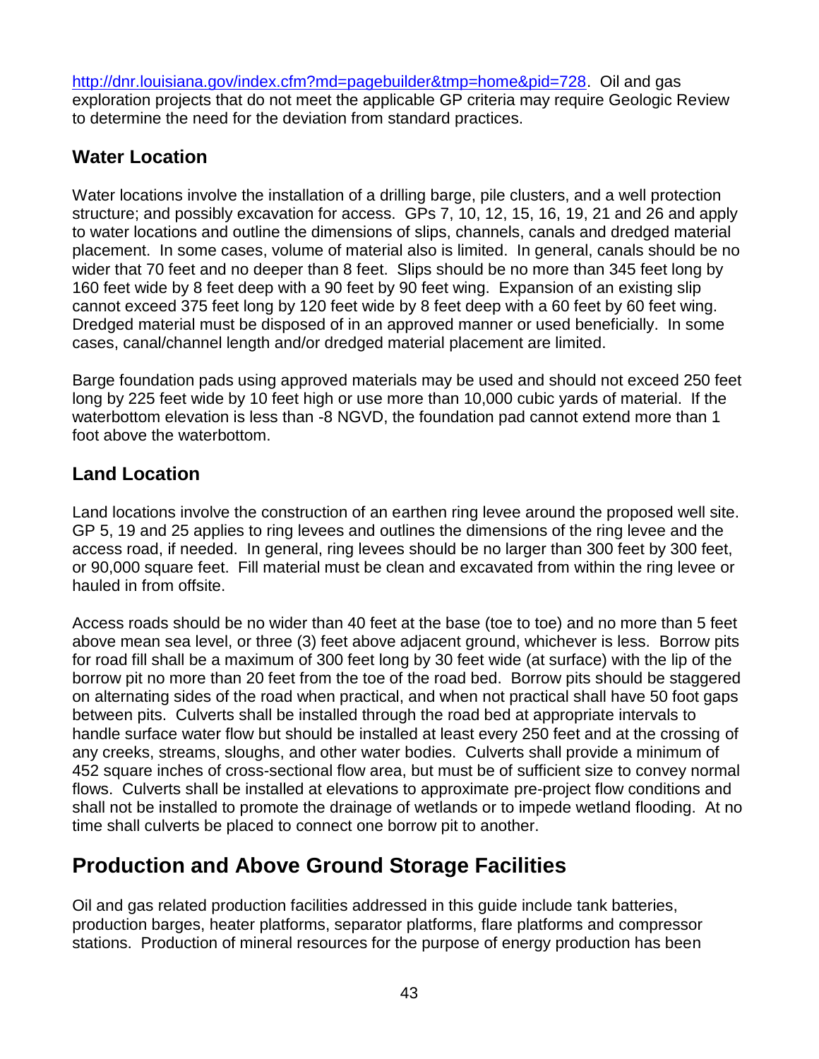http://dnr.louisiana.gov/index.cfm?md=pagebuilder&tmp=home&pid=728. Oil and gas exploration projects that do not meet the applicable GP criteria may require Geologic Review to determine the need for the deviation from standard practices.

## Water Location

Water locations involve the installation of a drilling barge, pile clusters, and a well protection structure; and possibly excavation for access. GPs 7, 10, 12, 15, 16, 19, 21 and 26 and apply to water locations and outline the dimensions of slips, channels, canals and dredged material placement. In some cases, volume of material also is limited. In general, canals should be no wider that 70 feet and no deeper than 8 feet. Slips should be no more than 345 feet long by 160 feet wide by 8 feet deep with a 90 feet by 90 feet wing. Expansion of an existing slip cannot exceed 375 feet long by 120 feet wide by 8 feet deep with a 60 feet by 60 feet wing. Dredged material must be disposed of in an approved manner or used beneficially. In some cases, canal/channel length and/or dredged material placement are limited.

Barge foundation pads using approved materials may be used and should not exceed 250 feet long by 225 feet wide by 10 feet high or use more than 10,000 cubic yards of material. If the waterbottom elevation is less than -8 NGVD, the foundation pad cannot extend more than 1 foot above the waterbottom.

## Land Location

Land locations involve the construction of an earthen ring levee around the proposed well site. GP 5, 19 and 25 applies to ring levees and outlines the dimensions of the ring levee and the access road, if needed. In general, ring levees should be no larger than 300 feet by 300 feet, or 90,000 square feet. Fill material must be clean and excavated from within the ring levee or hauled in from offsite.

Access roads should be no wider than 40 feet at the base (toe to toe) and no more than 5 feet above mean sea level, or three (3) feet above adjacent ground, whichever is less. Borrow pits for road fill shall be a maximum of 300 feet long by 30 feet wide (at surface) with the lip of the borrow pit no more than 20 feet from the toe of the road bed. Borrow pits should be staggered on alternating sides of the road when practical, and when not practical shall have 50 foot gaps between pits. Culverts shall be installed through the road bed at appropriate intervals to handle surface water flow but should be installed at least every 250 feet and at the crossing of any creeks, streams, sloughs, and other water bodies. Culverts shall provide a minimum of 452 square inches of cross-sectional flow area, but must be of sufficient size to convey normal flows. Culverts shall be installed at elevations to approximate pre-project flow conditions and shall not be installed to promote the drainage of wetlands or to impede wetland flooding. At no time shall culverts be placed to connect one borrow pit to another.

# Production and Above Ground Storage Facilities

Oil and gas related production facilities addressed in this guide include tank batteries, production barges, heater platforms, separator platforms, flare platforms and compressor stations. Production of mineral resources for the purpose of energy production has been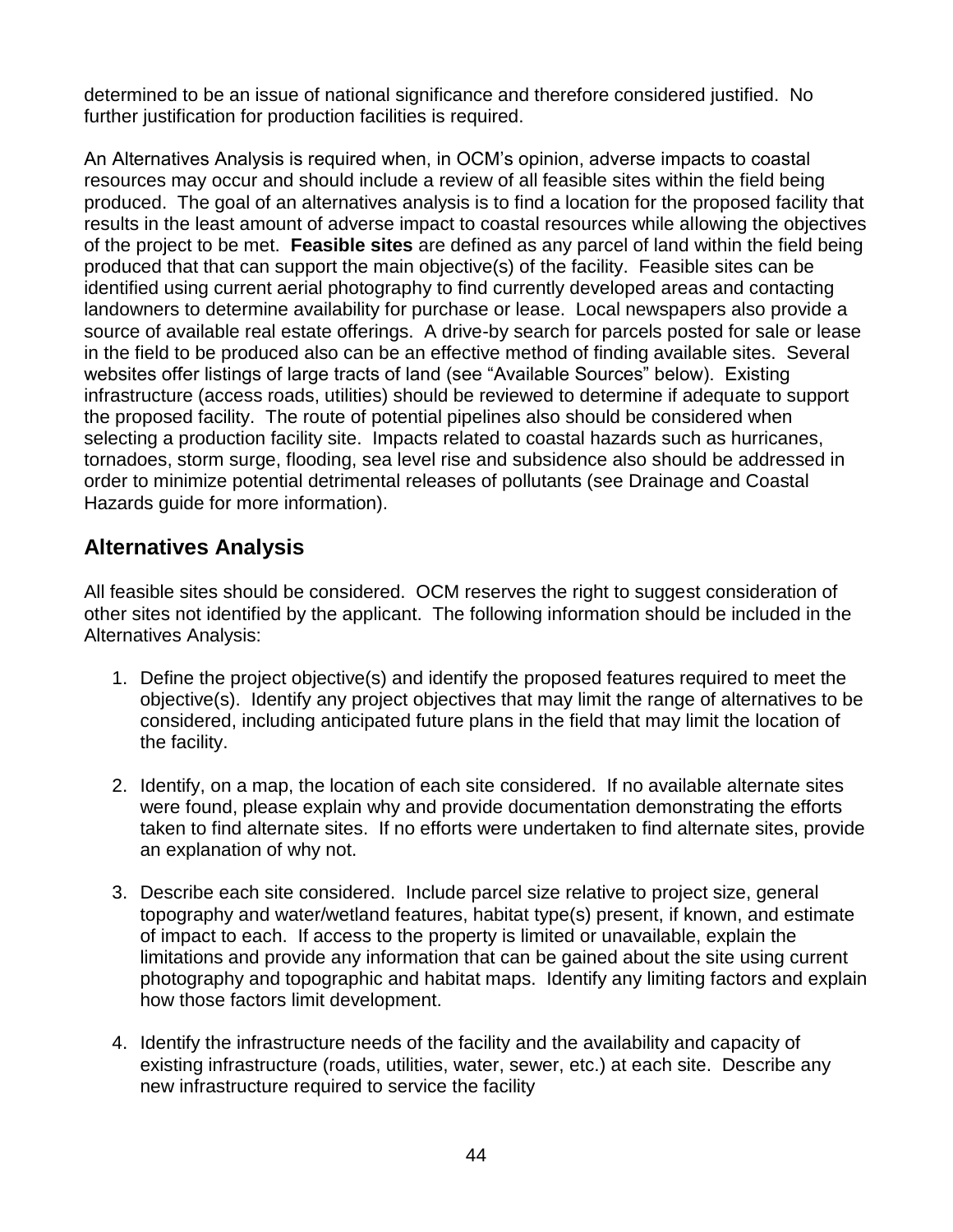determined to be an issue of national significance and therefore considered justified. No further justification for production facilities is required.

An Alternatives Analysis is required when, in OCM's opinion, adverse impacts to coastal resources may occur and should include a review of all feasible sites within the field being produced. The goal of an alternatives analysis is to find a location for the proposed facility that results in the least amount of adverse impact to coastal resources while allowing the objectives of the project to be met. **Feasible sites** are defined as any parcel of land within the field being produced that that can support the main objective(s) of the facility. Feasible sites can be identified using current aerial photography to find currently developed areas and contacting landowners to determine availability for purchase or lease. Local newspapers also provide a source of available real estate offerings. A drive-by search for parcels posted for sale or lease in the field to be produced also can be an effective method of finding available sites. Several websites offer listings of large tracts of land (see "Available Sources" below). Existing infrastructure (access roads, utilities) should be reviewed to determine if adequate to support the proposed facility. The route of potential pipelines also should be considered when selecting a production facility site. Impacts related to coastal hazards such as hurricanes, tornadoes, storm surge, flooding, sea level rise and subsidence also should be addressed in order to minimize potential detrimental releases of pollutants (see Drainage and Coastal Hazards guide for more information).

## Alternatives Analysis

All feasible sites should be considered. OCM reserves the right to suggest consideration of other sites not identified by the applicant. The following information should be included in the Alternatives Analysis:

1. Define the project objective(s) and identify the proposed features required to meet the objective(s). Identify any project objectives that may limit the range of alternatives to be considered, including anticipated future plans in the field that may limit the location of the facility.

2. Identify, on a map, the location of each site considered. If no available alternate sites were found, please explain why and provide documentation demonstrating the efforts taken to find alternate sites. If no efforts were undertaken to find alternate sites, provide an explanation of why not.

3. Describe each site considered. Include parcel size relative to project size, general topography and water/wetland features, habitat type(s) present, if known, and estimate of impact to each. If access to the property is limited or unavailable, explain the limitations and provide any information that can be gained about the site using current photography and topographic and habitat maps. Identify any limiting factors and explain how those factors limit development.

4. Identify the infrastructure needs of the facility and the availability and capacity of existing infrastructure (roads, utilities, water, sewer, etc.) at each site. Describe any new infrastructure required to service the facility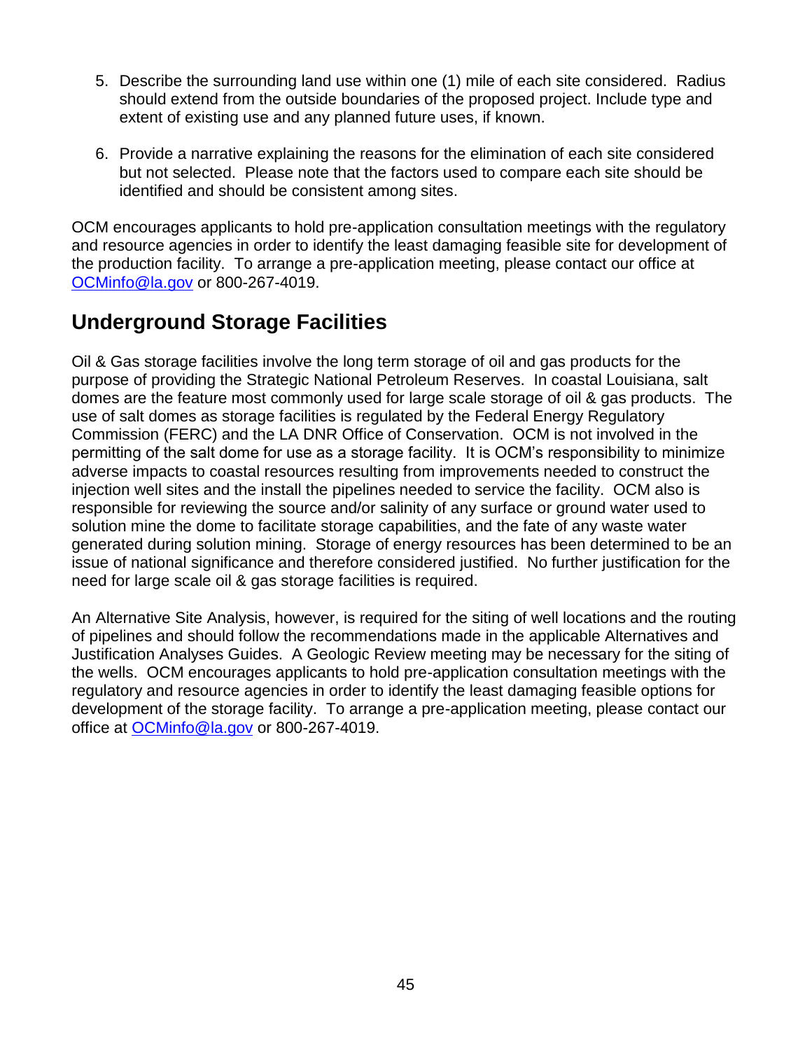5. Describe the surrounding land use within one (1) mile of each site considered. Radius should extend from the outside boundaries of the proposed project. Include type and extent of existing use and any planned future uses, if known.

6. Provide a narrative explaining the reasons for the elimination of each site considered but not selected. Please note that the factors used to compare each site should be identified and should be consistent among sites.

OCM encourages applicants to hold pre-application consultation meetings with the regulatory and resource agencies in order to identify the least damaging feasible site for development of the production facility. To arrange a pre-application meeting, please contact our office at [OCMinfo@la.gov](mailto:OCMinfo@la.gov) or 800-267-4019.

## Underground Storage Facilities

Oil & Gas storage facilities involve the long term storage of oil and gas products for the purpose of providing the Strategic National Petroleum Reserves. In coastal Louisiana, salt domes are the feature most commonly used for large scale storage of oil & gas products. The use of salt domes as storage facilities is regulated by the Federal Energy Regulatory Commission (FERC) and the LA DNR Office of Conservation. OCM is not involved in the permitting of the salt dome for use as a storage facility. It is OCM's responsibility to minimize adverse impacts to coastal resources resulting from improvements needed to construct the injection well sites and the install the pipelines needed to service the facility. OCM also is responsible for reviewing the source and/or salinity of any surface or ground water used to solution mine the dome to facilitate storage capabilities, and the fate of any waste water generated during solution mining. Storage of energy resources has been determined to be an issue of national significance and therefore considered justified. No further justification for the need for large scale oil & gas storage facilities is required.

An Alternative Site Analysis, however, is required for the siting of well locations and the routing of pipelines and should follow the recommendations made in the applicable Alternatives and Justification Analyses Guides. A Geologic Review meeting may be necessary for the siting of the wells. OCM encourages applicants to hold pre-application consultation meetings with the regulatory and resource agencies in order to identify the least damaging feasible options for development of the storage facility. To arrange a pre-application meeting, please contact our office at [OCMinfo@la.gov](mailto:OCMinfo@la.gov) or 800-267-4019.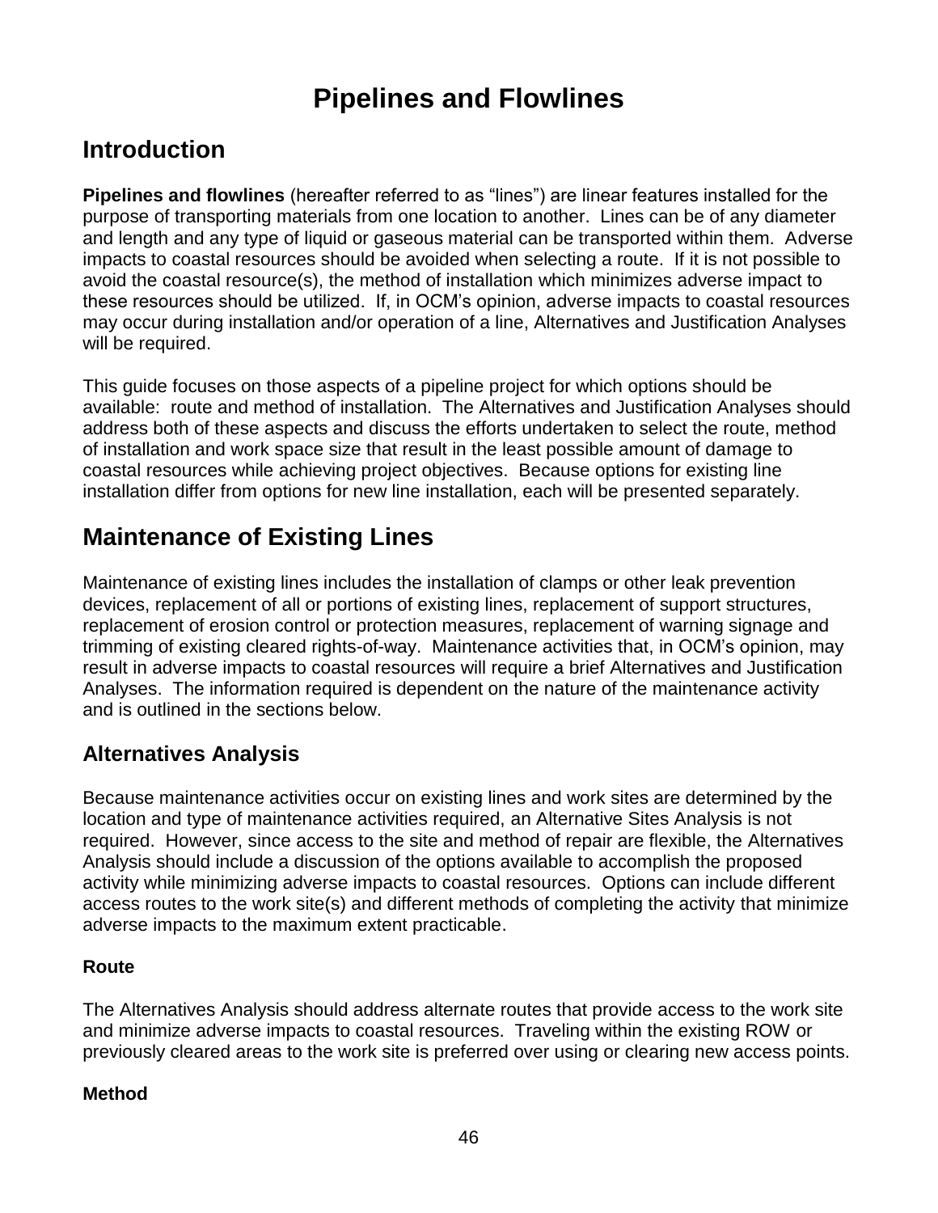# Pipelines and Flowlines

## Introduction

**Pipelines and flowlines** (hereafter referred to as "lines") are linear features installed for the purpose of transporting materials from one location to another. Lines can be of any diameter and length and any type of liquid or gaseous material can be transported within them. Adverse impacts to coastal resources should be avoided when selecting a route. If it is not possible to avoid the coastal resource(s), the method of installation which minimizes adverse impact to these resources should be utilized. If, in OCM's opinion, adverse impacts to coastal resources may occur during installation and/or operation of a line, Alternatives and Justification Analyses will be required.

This guide focuses on those aspects of a pipeline project for which options should be available: route and method of installation. The Alternatives and Justification Analyses should address both of these aspects and discuss the efforts undertaken to select the route, method of installation and work space size that result in the least possible amount of damage to coastal resources while achieving project objectives. Because options for existing line installation differ from options for new line installation, each will be presented separately.

## Maintenance of Existing Lines

Maintenance of existing lines includes the installation of clamps or other leak prevention devices, replacement of all or portions of existing lines, replacement of support structures, replacement of erosion control or protection measures, replacement of warning signage and trimming of existing cleared rights-of-way. Maintenance activities that, in OCM's opinion, may result in adverse impacts to coastal resources will require a brief Alternatives and Justification Analyses. The information required is dependent on the nature of the maintenance activity and is outlined in the sections below.

### Alternatives Analysis

Because maintenance activities occur on existing lines and work sites are determined by the location and type of maintenance activities required, an Alternative Sites Analysis is not required. However, since access to the site and method of repair are flexible, the Alternatives Analysis should include a discussion of the options available to accomplish the proposed activity while minimizing adverse impacts to coastal resources. Options can include different access routes to the work site(s) and different methods of completing the activity that minimize adverse impacts to the maximum extent practicable.

#### Route

The Alternatives Analysis should address alternate routes that provide access to the work site and minimize adverse impacts to coastal resources. Traveling within the existing ROW or previously cleared areas to the work site is preferred over using or clearing new access points.

#### Method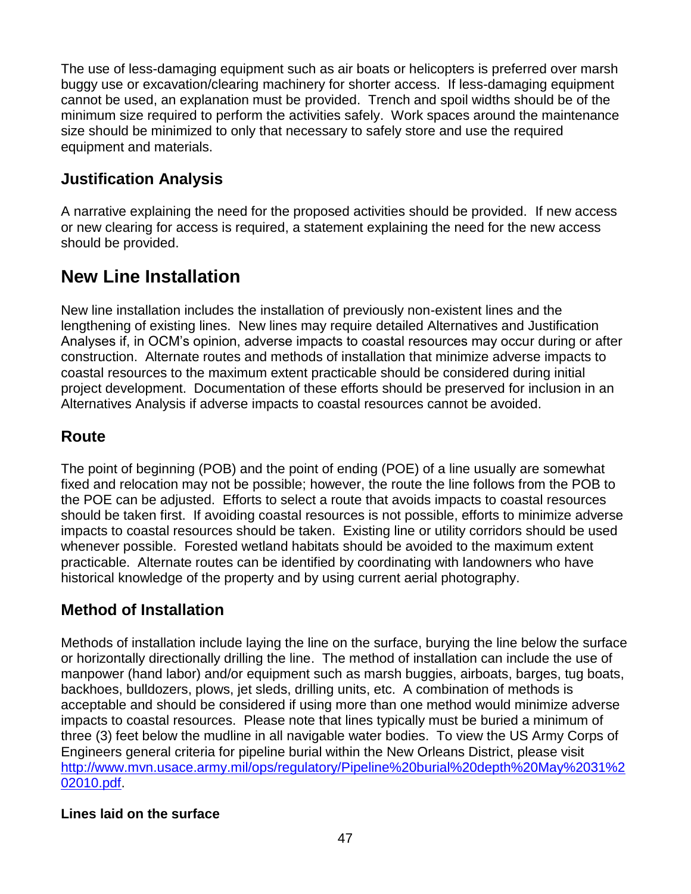The use of less-damaging equipment such as air boats or helicopters is preferred over marsh buggy use or excavation/clearing machinery for shorter access. If less-damaging equipment cannot be used, an explanation must be provided. Trench and spoil widths should be of the minimum size required to perform the activities safely. Work spaces around the maintenance size should be minimized to only that necessary to safely store and use the required equipment and materials.

### Justification Analysis

A narrative explaining the need for the proposed activities should be provided. If new access or new clearing for access is required, a statement explaining the need for the new access should be provided.

## New Line Installation

New line installation includes the installation of previously non-existent lines and the lengthening of existing lines. New lines may require detailed Alternatives and Justification Analyses if, in OCM's opinion, adverse impacts to coastal resources may occur during or after construction. Alternate routes and methods of installation that minimize adverse impacts to coastal resources to the maximum extent practicable should be considered during initial project development. Documentation of these efforts should be preserved for inclusion in an Alternatives Analysis if adverse impacts to coastal resources cannot be avoided.

### Route

The point of beginning (POB) and the point of ending (POE) of a line usually are somewhat fixed and relocation may not be possible; however, the route the line follows from the POB to the POE can be adjusted. Efforts to select a route that avoids impacts to coastal resources should be taken first. If avoiding coastal resources is not possible, efforts to minimize adverse impacts to coastal resources should be taken. Existing line or utility corridors should be used whenever possible. Forested wetland habitats should be avoided to the maximum extent practicable. Alternate routes can be identified by coordinating with landowners who have historical knowledge of the property and by using current aerial photography.

### Method of Installation

Methods of installation include laying the line on the surface, burying the line below the surface or horizontally directionally drilling the line. The method of installation can include the use of manpower (hand labor) and/or equipment such as marsh buggies, airboats, barges, tug boats, backhoes, bulldozers, plows, jet sleds, drilling units, etc. A combination of methods is acceptable and should be considered if using more than one method would minimize adverse impacts to coastal resources. Please note that lines typically must be buried a minimum of three (3) feet below the mudline in all navigable water bodies. To view the US Army Corps of Engineers general criteria for pipeline burial within the New Orleans District, please visit [http://www.mvn.usace.army.mil/ops/regulatory/Pipeline%20burial%20depth%20May%2031%202010.pdf](http://www.mvn.usace.army.mil/ops/regulatory/Pipeline%20burial%20depth%20May%2031%202010.pdf).

**Lines laid on the surface**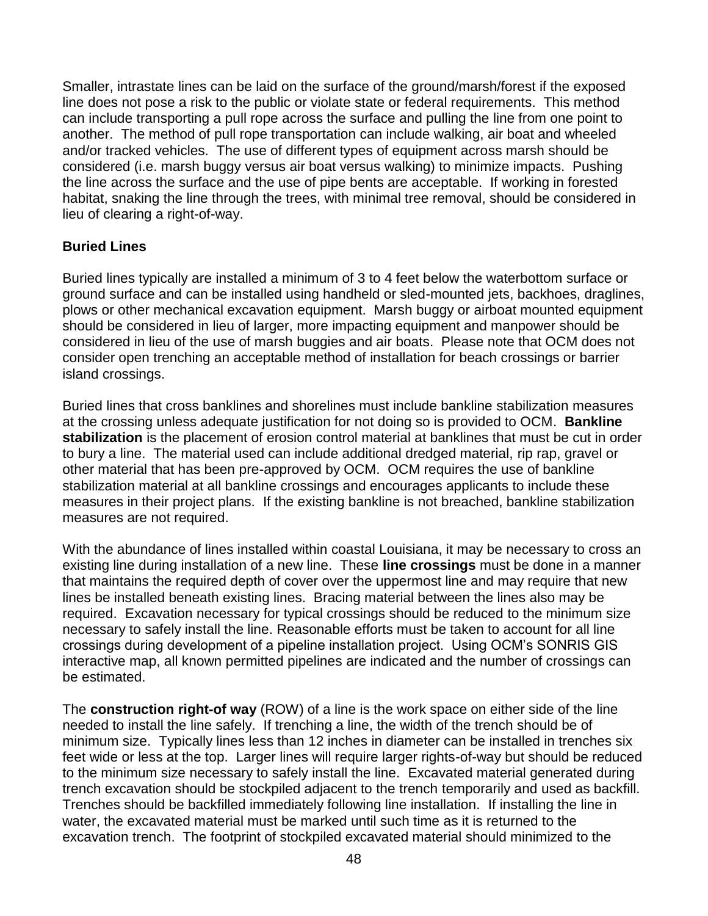Smaller, intrastate lines can be laid on the surface of the ground/marsh/forest if the exposed line does not pose a risk to the public or violate state or federal requirements. This method can include transporting a pull rope across the surface and pulling the line from one point to another. The method of pull rope transportation can include walking, air boat and wheeled and/or tracked vehicles. The use of different types of equipment across marsh should be considered (i.e. marsh buggy versus air boat versus walking) to minimize impacts. Pushing the line across the surface and the use of pipe bents are acceptable. If working in forested habitat, snaking the line through the trees, with minimal tree removal, should be considered in lieu of clearing a right-of-way.

**Buried Lines**

Buried lines typically are installed a minimum of 3 to 4 feet below the waterbottom surface or ground surface and can be installed using handheld or sled-mounted jets, backhoes, draglines, plows or other mechanical excavation equipment. Marsh buggy or airboat mounted equipment should be considered in lieu of larger, more impacting equipment and manpower should be considered in lieu of the use of marsh buggies and air boats. Please note that OCM does not consider open trenching an acceptable method of installation for beach crossings or barrier island crossings.

Buried lines that cross banklines and shorelines must include bankline stabilization measures at the crossing unless adequate justification for not doing so is provided to OCM. **Bankline stabilization** is the placement of erosion control material at banklines that must be cut in order to bury a line. The material used can include additional dredged material, rip rap, gravel or other material that has been pre-approved by OCM. OCM requires the use of bankline stabilization material at all bankline crossings and encourages applicants to include these measures in their project plans. If the existing bankline is not breached, bankline stabilization measures are not required.

With the abundance of lines installed within coastal Louisiana, it may be necessary to cross an existing line during installation of a new line. These **line crossings** must be done in a manner that maintains the required depth of cover over the uppermost line and may require that new lines be installed beneath existing lines. Bracing material between the lines also may be required. Excavation necessary for typical crossings should be reduced to the minimum size necessary to safely install the line. Reasonable efforts must be taken to account for all line crossings during development of a pipeline installation project. Using OCM's SONRIS GIS interactive map, all known permitted pipelines are indicated and the number of crossings can be estimated.

The **construction right-of way** (ROW) of a line is the work space on either side of the line needed to install the line safely. If trenching a line, the width of the trench should be of minimum size. Typically lines less than 12 inches in diameter can be installed in trenches six feet wide or less at the top. Larger lines will require larger rights-of-way but should be reduced to the minimum size necessary to safely install the line. Excavated material generated during trench excavation should be stockpiled adjacent to the trench temporarily and used as backfill. Trenches should be backfilled immediately following line installation. If installing the line in water, the excavated material must be marked until such time as it is returned to the excavation trench. The footprint of stockpiled excavated material should minimized to the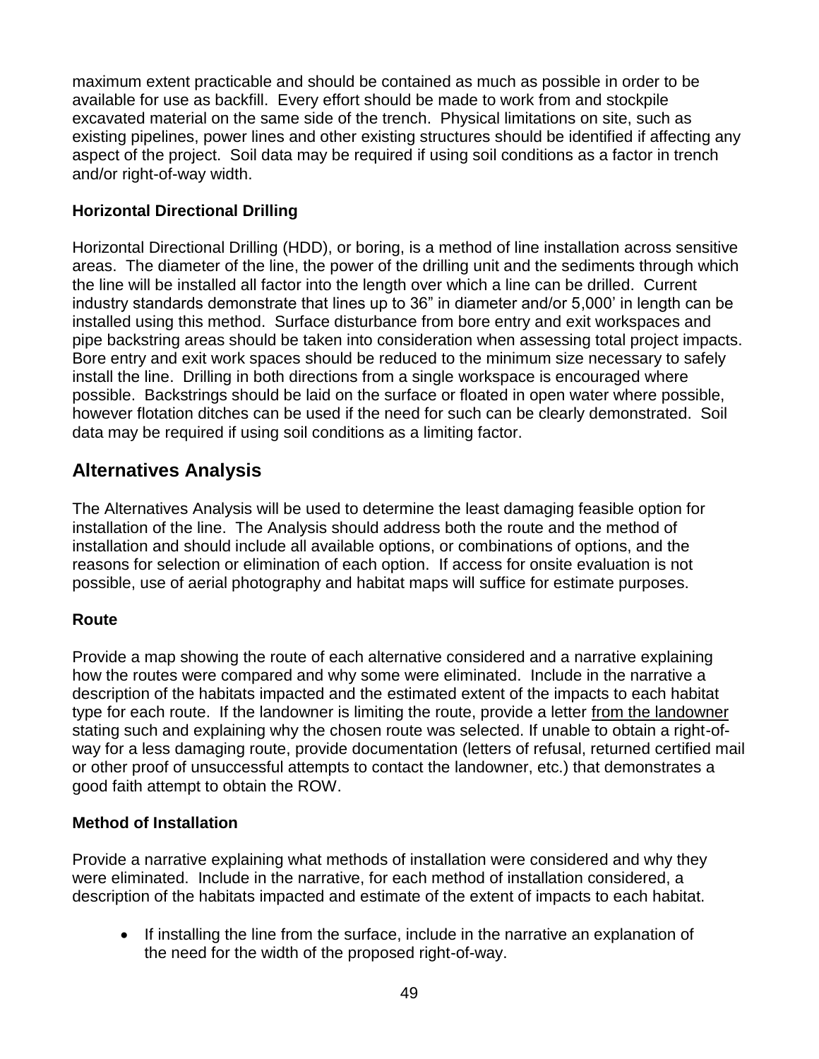maximum extent practicable and should be contained as much as possible in order to be available for use as backfill. Every effort should be made to work from and stockpile excavated material on the same side of the trench. Physical limitations on site, such as existing pipelines, power lines and other existing structures should be identified if affecting any aspect of the project. Soil data may be required if using soil conditions as a factor in trench and/or right-of-way width.

### Horizontal Directional Drilling

Horizontal Directional Drilling (HDD), or boring, is a method of line installation across sensitive areas. The diameter of the line, the power of the drilling unit and the sediments through which the line will be installed all factor into the length over which a line can be drilled. Current industry standards demonstrate that lines up to 36" in diameter and/or 5,000' in length can be installed using this method. Surface disturbance from bore entry and exit workspaces and pipe backstring areas should be taken into consideration when assessing total project impacts. Bore entry and exit work spaces should be reduced to the minimum size necessary to safely install the line. Drilling in both directions from a single workspace is encouraged where possible. Backstrings should be laid on the surface or floated in open water where possible, however flotation ditches can be used if the need for such can be clearly demonstrated. Soil data may be required if using soil conditions as a limiting factor.

## Alternatives Analysis

The Alternatives Analysis will be used to determine the least damaging feasible option for installation of the line. The Analysis should address both the route and the method of installation and should include all available options, or combinations of options, and the reasons for selection or elimination of each option. If access for onsite evaluation is not possible, use of aerial photography and habitat maps will suffice for estimate purposes.

### Route

Provide a map showing the route of each alternative considered and a narrative explaining how the routes were compared and why some were eliminated. Include in the narrative a description of the habitats impacted and the estimated extent of the impacts to each habitat type for each route. If the landowner is limiting the route, provide a letter from the landowner stating such and explaining why the chosen route was selected. If unable to obtain a right-of-way for a less damaging route, provide documentation (letters of refusal, returned certified mail or other proof of unsuccessful attempts to contact the landowner, etc.) that demonstrates a good faith attempt to obtain the ROW.

### Method of Installation

Provide a narrative explaining what methods of installation were considered and why they were eliminated. Include in the narrative, for each method of installation considered, a description of the habitats impacted and estimate of the extent of impacts to each habitat.

- If installing the line from the surface, include in the narrative an explanation of the need for the width of the proposed right-of-way.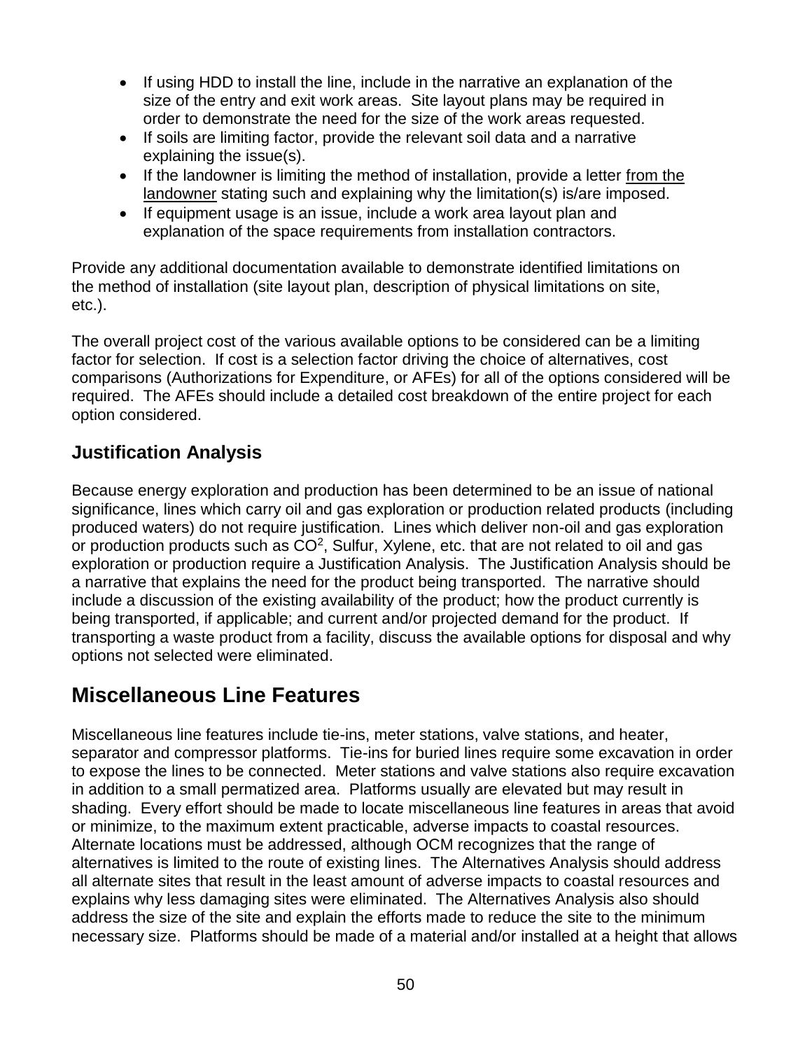- If using HDD to install the line, include in the narrative an explanation of the size of the entry and exit work areas. Site layout plans may be required in order to demonstrate the need for the size of the work areas requested.
- If soils are limiting factor, provide the relevant soil data and a narrative explaining the issue(s).
- If the landowner is limiting the method of installation, provide a letter from the landowner stating such and explaining why the limitation(s) is/are imposed.
- If equipment usage is an issue, include a work area layout plan and explanation of the space requirements from installation contractors.

Provide any additional documentation available to demonstrate identified limitations on the method of installation (site layout plan, description of physical limitations on site, etc.).

The overall project cost of the various available options to be considered can be a limiting factor for selection. If cost is a selection factor driving the choice of alternatives, cost comparisons (Authorizations for Expenditure, or AFEs) for all of the options considered will be required. The AFEs should include a detailed cost breakdown of the entire project for each option considered.

### Justification Analysis

Because energy exploration and production has been determined to be an issue of national significance, lines which carry oil and gas exploration or production related products (including produced waters) do not require justification. Lines which deliver non-oil and gas exploration or production products such as $CO^2$, Sulfur, Xylene, etc. that are not related to oil and gas exploration or production require a Justification Analysis. The Justification Analysis should be a narrative that explains the need for the product being transported. The narrative should include a discussion of the existing availability of the product; how the product currently is being transported, if applicable; and current and/or projected demand for the product. If transporting a waste product from a facility, discuss the available options for disposal and why options not selected were eliminated.

## Miscellaneous Line Features

Miscellaneous line features include tie-ins, meter stations, valve stations, and heater, separator and compressor platforms. Tie-ins for buried lines require some excavation in order to expose the lines to be connected. Meter stations and valve stations also require excavation in addition to a small permatized area. Platforms usually are elevated but may result in shading. Every effort should be made to locate miscellaneous line features in areas that avoid or minimize, to the maximum extent practicable, adverse impacts to coastal resources. Alternate locations must be addressed, although OCM recognizes that the range of alternatives is limited to the route of existing lines. The Alternatives Analysis should address all alternate sites that result in the least amount of adverse impacts to coastal resources and explains why less damaging sites were eliminated. The Alternatives Analysis also should address the size of the site and explain the efforts made to reduce the site to the minimum necessary size. Platforms should be made of a material and/or installed at a height that allows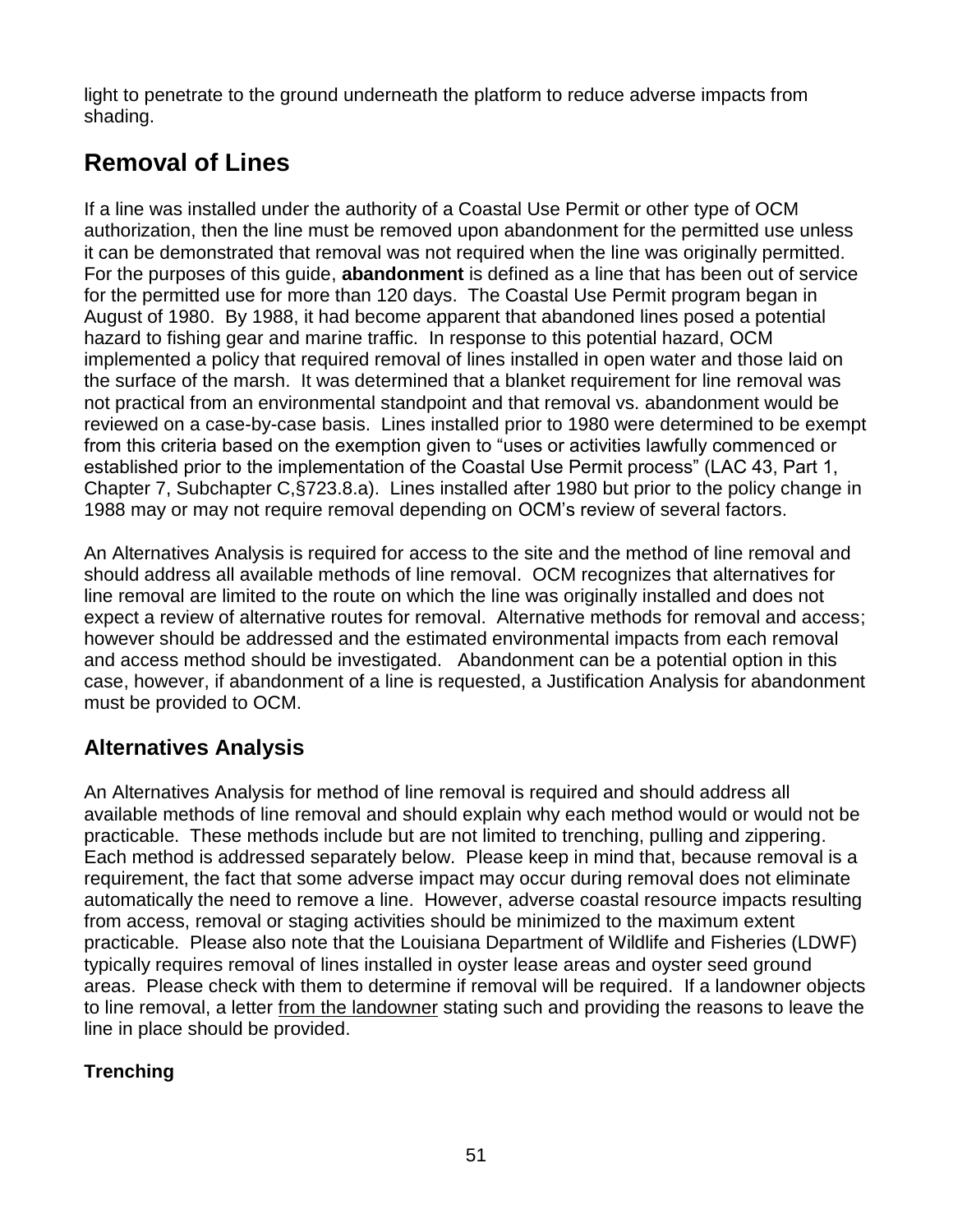light to penetrate to the ground underneath the platform to reduce adverse impacts from shading.

## Removal of Lines

If a line was installed under the authority of a Coastal Use Permit or other type of OCM authorization, then the line must be removed upon abandonment for the permitted use unless it can be demonstrated that removal was not required when the line was originally permitted. For the purposes of this guide, **abandonment** is defined as a line that has been out of service for the permitted use for more than 120 days. The Coastal Use Permit program began in August of 1980. By 1988, it had become apparent that abandoned lines posed a potential hazard to fishing gear and marine traffic. In response to this potential hazard, OCM implemented a policy that required removal of lines installed in open water and those laid on the surface of the marsh. It was determined that a blanket requirement for line removal was not practical from an environmental standpoint and that removal vs. abandonment would be reviewed on a case-by-case basis. Lines installed prior to 1980 were determined to be exempt from this criteria based on the exemption given to "uses or activities lawfully commenced or established prior to the implementation of the Coastal Use Permit process" (LAC 43, Part 1, Chapter 7, Subchapter C,§723.8.a). Lines installed after 1980 but prior to the policy change in 1988 may or may not require removal depending on OCM's review of several factors.

An Alternatives Analysis is required for access to the site and the method of line removal and should address all available methods of line removal. OCM recognizes that alternatives for line removal are limited to the route on which the line was originally installed and does not expect a review of alternative routes for removal. Alternative methods for removal and access; however should be addressed and the estimated environmental impacts from each removal and access method should be investigated. Abandonment can be a potential option in this case, however, if abandonment of a line is requested, a Justification Analysis for abandonment must be provided to OCM.

### Alternatives Analysis

An Alternatives Analysis for method of line removal is required and should address all available methods of line removal and should explain why each method would or would not be practicable. These methods include but are not limited to trenching, pulling and zippering. Each method is addressed separately below. Please keep in mind that, because removal is a requirement, the fact that some adverse impact may occur during removal does not eliminate automatically the need to remove a line. However, adverse coastal resource impacts resulting from access, removal or staging activities should be minimized to the maximum extent practicable. Please also note that the Louisiana Department of Wildlife and Fisheries (LDWF) typically requires removal of lines installed in oyster lease areas and oyster seed ground areas. Please check with them to determine if removal will be required. If a landowner objects to line removal, a letter from the landowner stating such and providing the reasons to leave the line in place should be provided.

#### Trenching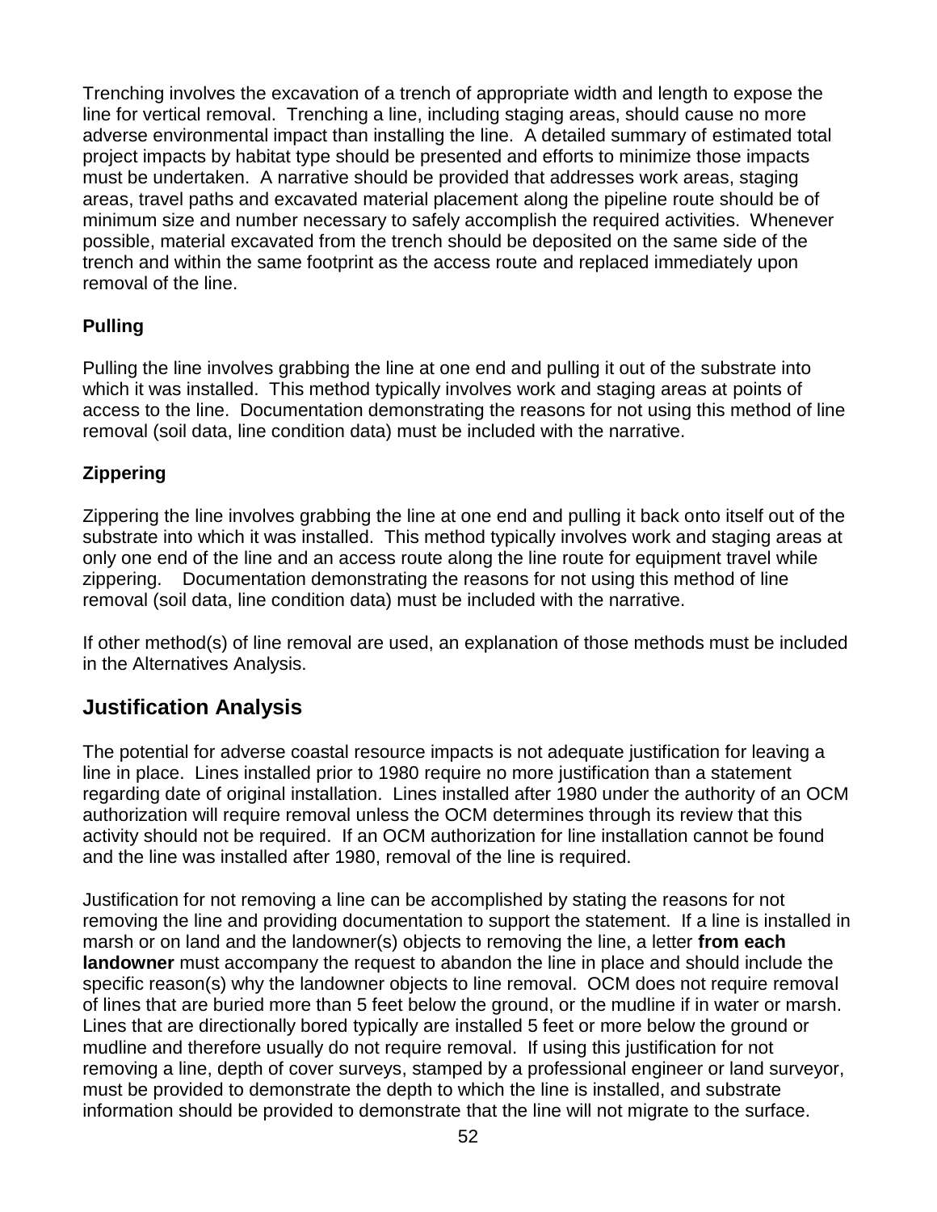Trenching involves the excavation of a trench of appropriate width and length to expose the line for vertical removal. Trenching a line, including staging areas, should cause no more adverse environmental impact than installing the line. A detailed summary of estimated total project impacts by habitat type should be presented and efforts to minimize those impacts must be undertaken. A narrative should be provided that addresses work areas, staging areas, travel paths and excavated material placement along the pipeline route should be of minimum size and number necessary to safely accomplish the required activities. Whenever possible, material excavated from the trench should be deposited on the same side of the trench and within the same footprint as the access route and replaced immediately upon removal of the line.

**Pulling**

Pulling the line involves grabbing the line at one end and pulling it out of the substrate into which it was installed. This method typically involves work and staging areas at points of access to the line. Documentation demonstrating the reasons for not using this method of line removal (soil data, line condition data) must be included with the narrative.

**Zippering**

Zippering the line involves grabbing the line at one end and pulling it back onto itself out of the substrate into which it was installed. This method typically involves work and staging areas at only one end of the line and an access route along the line route for equipment travel while zippering. Documentation demonstrating the reasons for not using this method of line removal (soil data, line condition data) must be included with the narrative.

If other method(s) of line removal are used, an explanation of those methods must be included in the Alternatives Analysis.

## Justification Analysis

The potential for adverse coastal resource impacts is not adequate justification for leaving a line in place. Lines installed prior to 1980 require no more justification than a statement regarding date of original installation. Lines installed after 1980 under the authority of an OCM authorization will require removal unless the OCM determines through its review that this activity should not be required. If an OCM authorization for line installation cannot be found and the line was installed after 1980, removal of the line is required.

Justification for not removing a line can be accomplished by stating the reasons for not removing the line and providing documentation to support the statement. If a line is installed in marsh or on land and the landowner(s) objects to removing the line, a letter **from each landowner** must accompany the request to abandon the line in place and should include the specific reason(s) why the landowner objects to line removal. OCM does not require removal of lines that are buried more than 5 feet below the ground, or the mudline if in water or marsh. Lines that are directionally bored typically are installed 5 feet or more below the ground or mudline and therefore usually do not require removal. If using this justification for not removing a line, depth of cover surveys, stamped by a professional engineer or land surveyor, must be provided to demonstrate the depth to which the line is installed, and substrate information should be provided to demonstrate that the line will not migrate to the surface.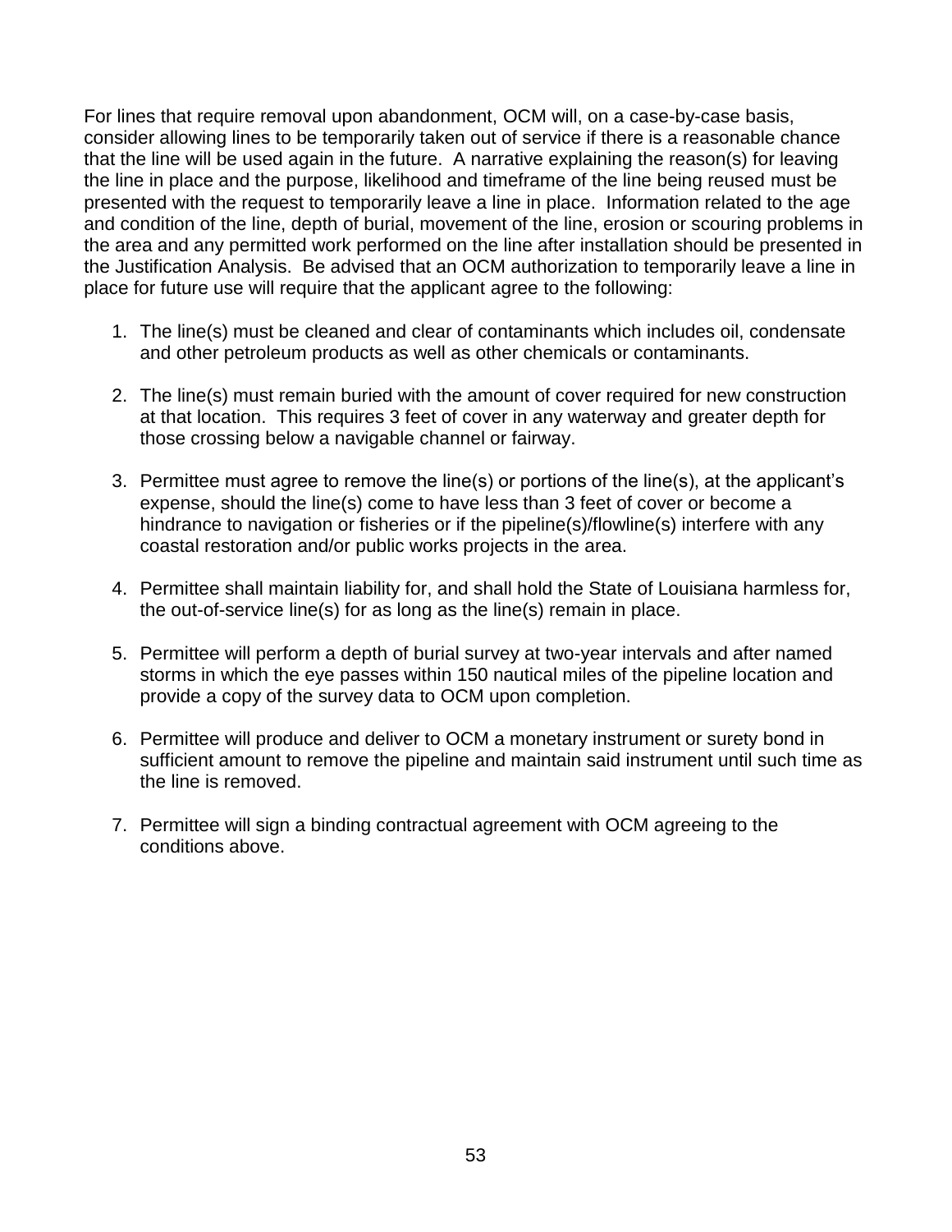For lines that require removal upon abandonment, OCM will, on a case-by-case basis, consider allowing lines to be temporarily taken out of service if there is a reasonable chance that the line will be used again in the future. A narrative explaining the reason(s) for leaving the line in place and the purpose, likelihood and timeframe of the line being reused must be presented with the request to temporarily leave a line in place. Information related to the age and condition of the line, depth of burial, movement of the line, erosion or scouring problems in the area and any permitted work performed on the line after installation should be presented in the Justification Analysis. Be advised that an OCM authorization to temporarily leave a line in place for future use will require that the applicant agree to the following:

1. The line(s) must be cleaned and clear of contaminants which includes oil, condensate and other petroleum products as well as other chemicals or contaminants.

2. The line(s) must remain buried with the amount of cover required for new construction at that location. This requires 3 feet of cover in any waterway and greater depth for those crossing below a navigable channel or fairway.

3. Permittee must agree to remove the line(s) or portions of the line(s), at the applicant's expense, should the line(s) come to have less than 3 feet of cover or become a hindrance to navigation or fisheries or if the pipeline(s)/flowline(s) interfere with any coastal restoration and/or public works projects in the area.

4. Permittee shall maintain liability for, and shall hold the State of Louisiana harmless for, the out-of-service line(s) for as long as the line(s) remain in place.

5. Permittee will perform a depth of burial survey at two-year intervals and after named storms in which the eye passes within 150 nautical miles of the pipeline location and provide a copy of the survey data to OCM upon completion.

6. Permittee will produce and deliver to OCM a monetary instrument or surety bond in sufficient amount to remove the pipeline and maintain said instrument until such time as the line is removed.

7. Permittee will sign a binding contractual agreement with OCM agreeing to the conditions above.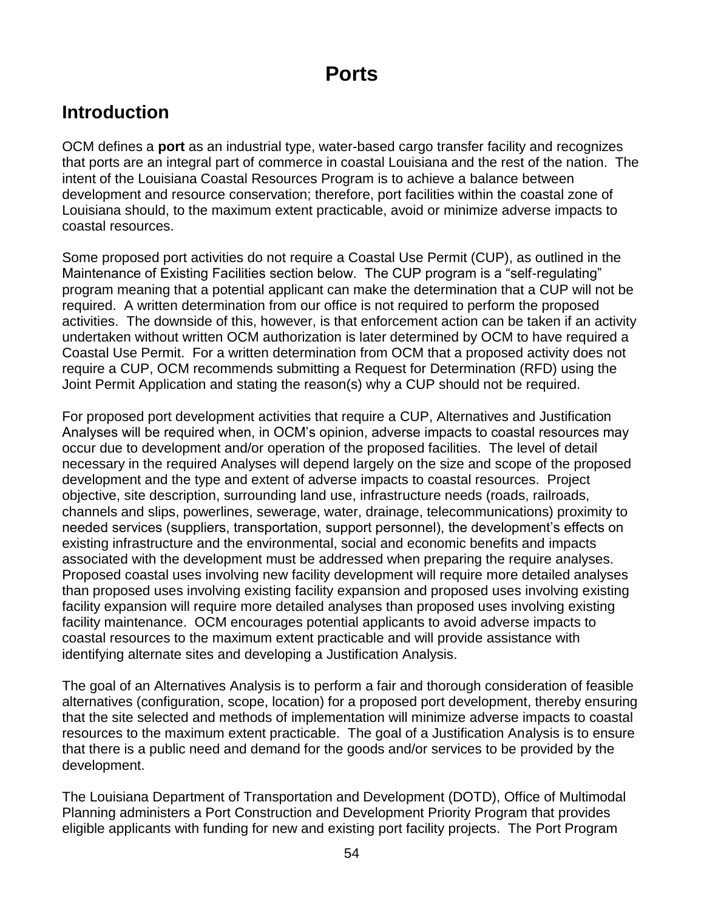# Ports

## Introduction

OCM defines a **port** as an industrial type, water-based cargo transfer facility and recognizes that ports are an integral part of commerce in coastal Louisiana and the rest of the nation. The intent of the Louisiana Coastal Resources Program is to achieve a balance between development and resource conservation; therefore, port facilities within the coastal zone of Louisiana should, to the maximum extent practicable, avoid or minimize adverse impacts to coastal resources.

Some proposed port activities do not require a Coastal Use Permit (CUP), as outlined in the Maintenance of Existing Facilities section below. The CUP program is a "self-regulating" program meaning that a potential applicant can make the determination that a CUP will not be required. A written determination from our office is not required to perform the proposed activities. The downside of this, however, is that enforcement action can be taken if an activity undertaken without written OCM authorization is later determined by OCM to have required a Coastal Use Permit. For a written determination from OCM that a proposed activity does not require a CUP, OCM recommends submitting a Request for Determination (RFD) using the Joint Permit Application and stating the reason(s) why a CUP should not be required.

For proposed port development activities that require a CUP, Alternatives and Justification Analyses will be required when, in OCM's opinion, adverse impacts to coastal resources may occur due to development and/or operation of the proposed facilities. The level of detail necessary in the required Analyses will depend largely on the size and scope of the proposed development and the type and extent of adverse impacts to coastal resources. Project objective, site description, surrounding land use, infrastructure needs (roads, railroads, channels and slips, powerlines, sewerage, water, drainage, telecommunications) proximity to needed services (suppliers, transportation, support personnel), the development's effects on existing infrastructure and the environmental, social and economic benefits and impacts associated with the development must be addressed when preparing the require analyses. Proposed coastal uses involving new facility development will require more detailed analyses than proposed uses involving existing facility expansion and proposed uses involving existing facility expansion will require more detailed analyses than proposed uses involving existing facility maintenance. OCM encourages potential applicants to avoid adverse impacts to coastal resources to the maximum extent practicable and will provide assistance with identifying alternate sites and developing a Justification Analysis.

The goal of an Alternatives Analysis is to perform a fair and thorough consideration of feasible alternatives (configuration, scope, location) for a proposed port development, thereby ensuring that the site selected and methods of implementation will minimize adverse impacts to coastal resources to the maximum extent practicable. The goal of a Justification Analysis is to ensure that there is a public need and demand for the goods and/or services to be provided by the development.

The Louisiana Department of Transportation and Development (DOTD), Office of Multimodal Planning administers a Port Construction and Development Priority Program that provides eligible applicants with funding for new and existing port facility projects. The Port Program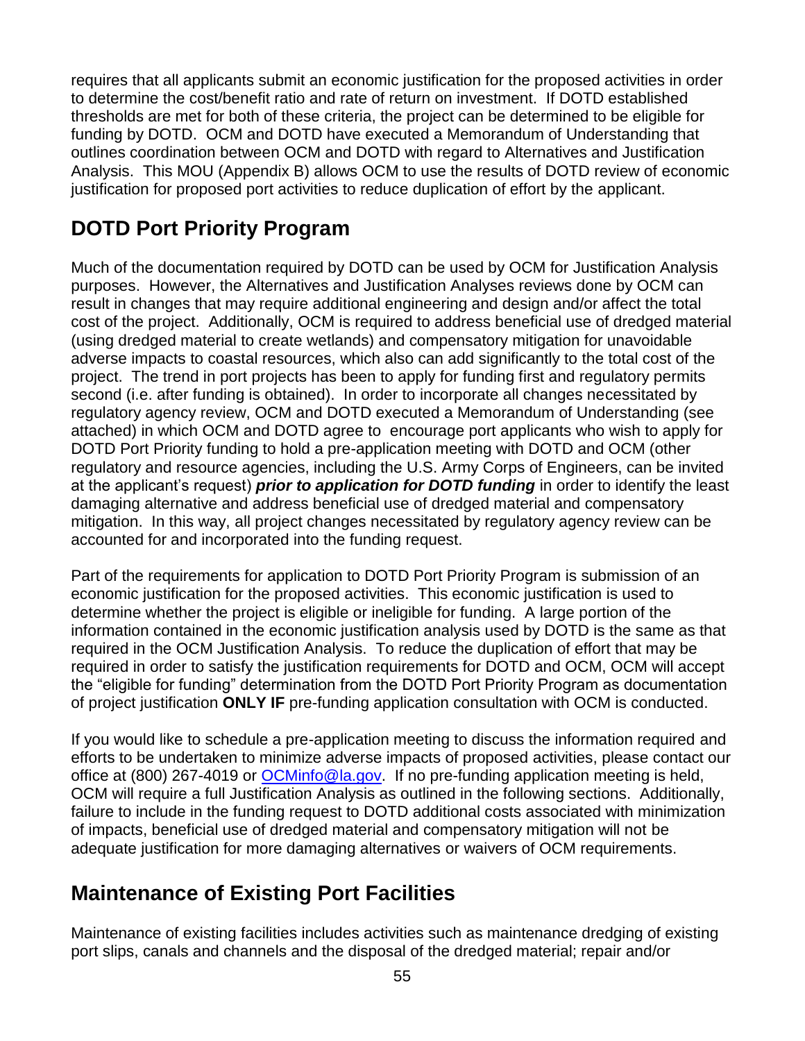requires that all applicants submit an economic justification for the proposed activities in order to determine the cost/benefit ratio and rate of return on investment. If DOTD established thresholds are met for both of these criteria, the project can be determined to be eligible for funding by DOTD. OCM and DOTD have executed a Memorandum of Understanding that outlines coordination between OCM and DOTD with regard to Alternatives and Justification Analysis. This MOU (Appendix B) allows OCM to use the results of DOTD review of economic justification for proposed port activities to reduce duplication of effort by the applicant.

## DOTD Port Priority Program

Much of the documentation required by DOTD can be used by OCM for Justification Analysis purposes. However, the Alternatives and Justification Analyses reviews done by OCM can result in changes that may require additional engineering and design and/or affect the total cost of the project. Additionally, OCM is required to address beneficial use of dredged material (using dredged material to create wetlands) and compensatory mitigation for unavoidable adverse impacts to coastal resources, which also can add significantly to the total cost of the project. The trend in port projects has been to apply for funding first and regulatory permits second (i.e. after funding is obtained). In order to incorporate all changes necessitated by regulatory agency review, OCM and DOTD executed a Memorandum of Understanding (see attached) in which OCM and DOTD agree to encourage port applicants who wish to apply for DOTD Port Priority funding to hold a pre-application meeting with DOTD and OCM (other regulatory and resource agencies, including the U.S. Army Corps of Engineers, can be invited at the applicant's request) ***prior to application for DOTD funding*** in order to identify the least damaging alternative and address beneficial use of dredged material and compensatory mitigation. In this way, all project changes necessitated by regulatory agency review can be accounted for and incorporated into the funding request.

Part of the requirements for application to DOTD Port Priority Program is submission of an economic justification for the proposed activities. This economic justification is used to determine whether the project is eligible or ineligible for funding. A large portion of the information contained in the economic justification analysis used by DOTD is the same as that required in the OCM Justification Analysis. To reduce the duplication of effort that may be required in order to satisfy the justification requirements for DOTD and OCM, OCM will accept the "eligible for funding" determination from the DOTD Port Priority Program as documentation of project justification **ONLY IF** pre-funding application consultation with OCM is conducted.

If you would like to schedule a pre-application meeting to discuss the information required and efforts to be undertaken to minimize adverse impacts of proposed activities, please contact our office at (800) 267-4019 or [OCMinfo@la.gov](mailto:OCMinfo@la.gov). If no pre-funding application meeting is held, OCM will require a full Justification Analysis as outlined in the following sections. Additionally, failure to include in the funding request to DOTD additional costs associated with minimization of impacts, beneficial use of dredged material and compensatory mitigation will not be adequate justification for more damaging alternatives or waivers of OCM requirements.

## Maintenance of Existing Port Facilities

Maintenance of existing facilities includes activities such as maintenance dredging of existing port slips, canals and channels and the disposal of the dredged material; repair and/or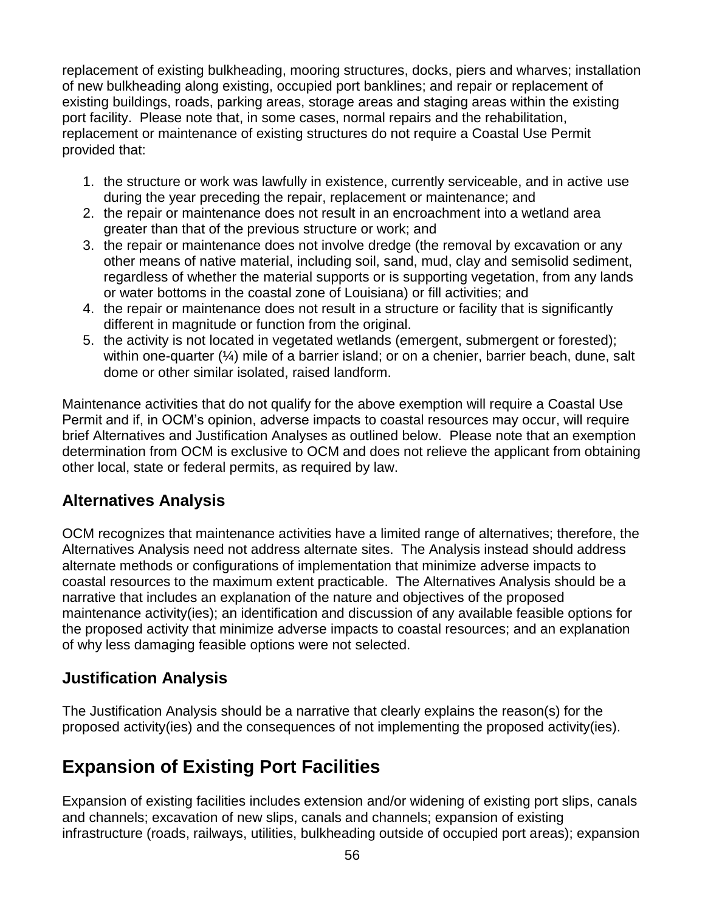replacement of existing bulkheading, mooring structures, docks, piers and wharves; installation of new bulkheading along existing, occupied port banklines; and repair or replacement of existing buildings, roads, parking areas, storage areas and staging areas within the existing port facility. Please note that, in some cases, normal repairs and the rehabilitation, replacement or maintenance of existing structures do not require a Coastal Use Permit provided that:

1. the structure or work was lawfully in existence, currently serviceable, and in active use during the year preceding the repair, replacement or maintenance; and
2. the repair or maintenance does not result in an encroachment into a wetland area greater than that of the previous structure or work; and
3. the repair or maintenance does not involve dredge (the removal by excavation or any other means of native material, including soil, sand, mud, clay and semisolid sediment, regardless of whether the material supports or is supporting vegetation, from any lands or water bottoms in the coastal zone of Louisiana) or fill activities; and
4. the repair or maintenance does not result in a structure or facility that is significantly different in magnitude or function from the original.
5. the activity is not located in vegetated wetlands (emergent, submergent or forested); within one-quarter (¼) mile of a barrier island; or on a chenier, barrier beach, dune, salt dome or other similar isolated, raised landform.

Maintenance activities that do not qualify for the above exemption will require a Coastal Use Permit and if, in OCM's opinion, adverse impacts to coastal resources may occur, will require brief Alternatives and Justification Analyses as outlined below. Please note that an exemption determination from OCM is exclusive to OCM and does not relieve the applicant from obtaining other local, state or federal permits, as required by law.

### Alternatives Analysis

OCM recognizes that maintenance activities have a limited range of alternatives; therefore, the Alternatives Analysis need not address alternate sites. The Analysis instead should address alternate methods or configurations of implementation that minimize adverse impacts to coastal resources to the maximum extent practicable. The Alternatives Analysis should be a narrative that includes an explanation of the nature and objectives of the proposed maintenance activity(ies); an identification and discussion of any available feasible options for the proposed activity that minimize adverse impacts to coastal resources; and an explanation of why less damaging feasible options were not selected.

### Justification Analysis

The Justification Analysis should be a narrative that clearly explains the reason(s) for the proposed activity(ies) and the consequences of not implementing the proposed activity(ies).

## Expansion of Existing Port Facilities

Expansion of existing facilities includes extension and/or widening of existing port slips, canals and channels; excavation of new slips, canals and channels; expansion of existing infrastructure (roads, railways, utilities, bulkheading outside of occupied port areas); expansion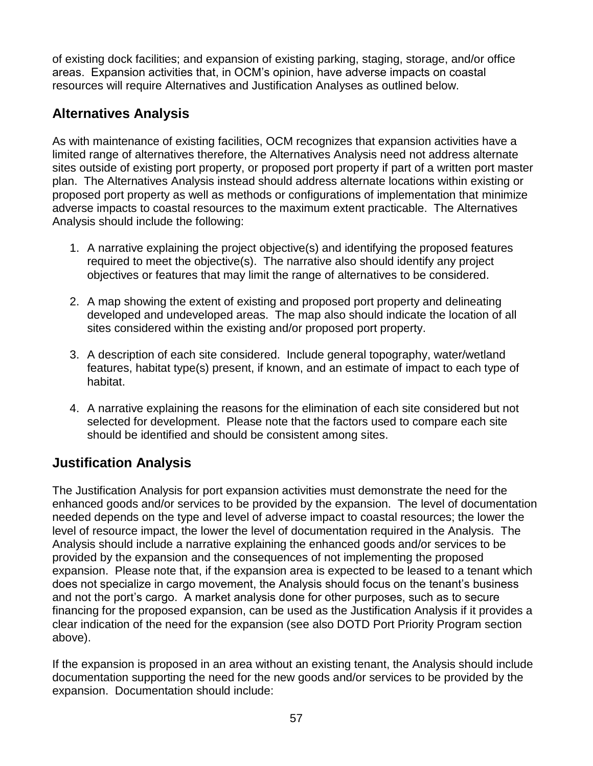of existing dock facilities; and expansion of existing parking, staging, storage, and/or office areas. Expansion activities that, in OCM's opinion, have adverse impacts on coastal resources will require Alternatives and Justification Analyses as outlined below.

## Alternatives Analysis

As with maintenance of existing facilities, OCM recognizes that expansion activities have a limited range of alternatives therefore, the Alternatives Analysis need not address alternate sites outside of existing port property, or proposed port property if part of a written port master plan. The Alternatives Analysis instead should address alternate locations within existing or proposed port property as well as methods or configurations of implementation that minimize adverse impacts to coastal resources to the maximum extent practicable. The Alternatives Analysis should include the following:

1. A narrative explaining the project objective(s) and identifying the proposed features required to meet the objective(s). The narrative also should identify any project objectives or features that may limit the range of alternatives to be considered.

2. A map showing the extent of existing and proposed port property and delineating developed and undeveloped areas. The map also should indicate the location of all sites considered within the existing and/or proposed port property.

3. A description of each site considered. Include general topography, water/wetland features, habitat type(s) present, if known, and an estimate of impact to each type of habitat.

4. A narrative explaining the reasons for the elimination of each site considered but not selected for development. Please note that the factors used to compare each site should be identified and should be consistent among sites.

## Justification Analysis

The Justification Analysis for port expansion activities must demonstrate the need for the enhanced goods and/or services to be provided by the expansion. The level of documentation needed depends on the type and level of adverse impact to coastal resources; the lower the level of resource impact, the lower the level of documentation required in the Analysis. The Analysis should include a narrative explaining the enhanced goods and/or services to be provided by the expansion and the consequences of not implementing the proposed expansion. Please note that, if the expansion area is expected to be leased to a tenant which does not specialize in cargo movement, the Analysis should focus on the tenant's business and not the port's cargo. A market analysis done for other purposes, such as to secure financing for the proposed expansion, can be used as the Justification Analysis if it provides a clear indication of the need for the expansion (see also DOTD Port Priority Program section above).

If the expansion is proposed in an area without an existing tenant, the Analysis should include documentation supporting the need for the new goods and/or services to be provided by the expansion. Documentation should include: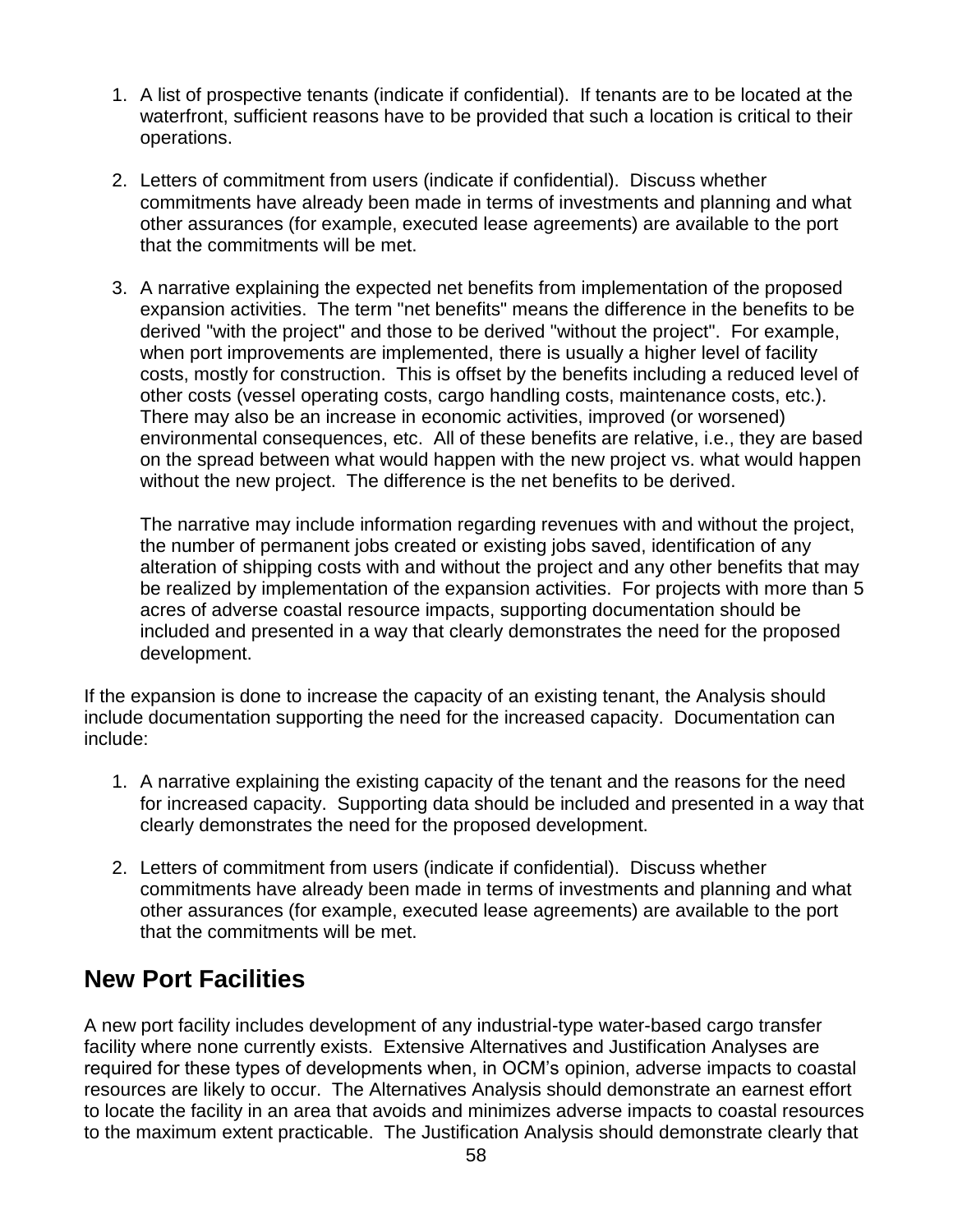1. A list of prospective tenants (indicate if confidential). If tenants are to be located at the waterfront, sufficient reasons have to be provided that such a location is critical to their operations.

2. Letters of commitment from users (indicate if confidential). Discuss whether commitments have already been made in terms of investments and planning and what other assurances (for example, executed lease agreements) are available to the port that the commitments will be met.

3. A narrative explaining the expected net benefits from implementation of the proposed expansion activities. The term "net benefits" means the difference in the benefits to be derived "with the project" and those to be derived "without the project". For example, when port improvements are implemented, there is usually a higher level of facility costs, mostly for construction. This is offset by the benefits including a reduced level of other costs (vessel operating costs, cargo handling costs, maintenance costs, etc.). There may also be an increase in economic activities, improved (or worsened) environmental consequences, etc. All of these benefits are relative, i.e., they are based on the spread between what would happen with the new project vs. what would happen without the new project. The difference is the net benefits to be derived.

   The narrative may include information regarding revenues with and without the project, the number of permanent jobs created or existing jobs saved, identification of any alteration of shipping costs with and without the project and any other benefits that may be realized by implementation of the expansion activities. For projects with more than 5 acres of adverse coastal resource impacts, supporting documentation should be included and presented in a way that clearly demonstrates the need for the proposed development.

If the expansion is done to increase the capacity of an existing tenant, the Analysis should include documentation supporting the need for the increased capacity. Documentation can include:

1. A narrative explaining the existing capacity of the tenant and the reasons for the need for increased capacity. Supporting data should be included and presented in a way that clearly demonstrates the need for the proposed development.

2. Letters of commitment from users (indicate if confidential). Discuss whether commitments have already been made in terms of investments and planning and what other assurances (for example, executed lease agreements) are available to the port that the commitments will be met.

## New Port Facilities

A new port facility includes development of any industrial-type water-based cargo transfer facility where none currently exists. Extensive Alternatives and Justification Analyses are required for these types of developments when, in OCM's opinion, adverse impacts to coastal resources are likely to occur. The Alternatives Analysis should demonstrate an earnest effort to locate the facility in an area that avoids and minimizes adverse impacts to coastal resources to the maximum extent practicable. The Justification Analysis should demonstrate clearly that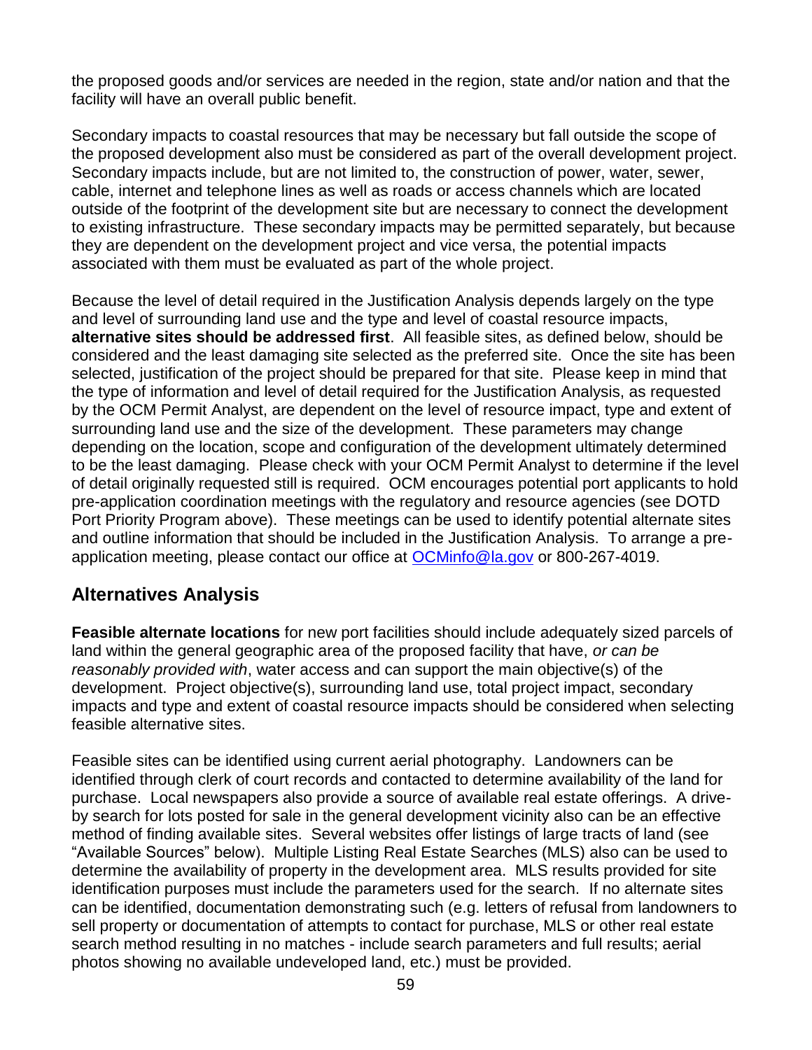the proposed goods and/or services are needed in the region, state and/or nation and that the facility will have an overall public benefit.

Secondary impacts to coastal resources that may be necessary but fall outside the scope of the proposed development also must be considered as part of the overall development project. Secondary impacts include, but are not limited to, the construction of power, water, sewer, cable, internet and telephone lines as well as roads or access channels which are located outside of the footprint of the development site but are necessary to connect the development to existing infrastructure. These secondary impacts may be permitted separately, but because they are dependent on the development project and vice versa, the potential impacts associated with them must be evaluated as part of the whole project.

Because the level of detail required in the Justification Analysis depends largely on the type and level of surrounding land use and the type and level of coastal resource impacts, **alternative sites should be addressed first**. All feasible sites, as defined below, should be considered and the least damaging site selected as the preferred site. Once the site has been selected, justification of the project should be prepared for that site. Please keep in mind that the type of information and level of detail required for the Justification Analysis, as requested by the OCM Permit Analyst, are dependent on the level of resource impact, type and extent of surrounding land use and the size of the development. These parameters may change depending on the location, scope and configuration of the development ultimately determined to be the least damaging. Please check with your OCM Permit Analyst to determine if the level of detail originally requested still is required. OCM encourages potential port applicants to hold pre-application coordination meetings with the regulatory and resource agencies (see DOTD Port Priority Program above). These meetings can be used to identify potential alternate sites and outline information that should be included in the Justification Analysis. To arrange a pre-application meeting, please contact our office at OCMinfo@la.gov or 800-267-4019.

## Alternatives Analysis

**Feasible alternate locations** for new port facilities should include adequately sized parcels of land within the general geographic area of the proposed facility that have, *or can be reasonably provided with*, water access and can support the main objective(s) of the development. Project objective(s), surrounding land use, total project impact, secondary impacts and type and extent of coastal resource impacts should be considered when selecting feasible alternative sites.

Feasible sites can be identified using current aerial photography. Landowners can be identified through clerk of court records and contacted to determine availability of the land for purchase. Local newspapers also provide a source of available real estate offerings. A drive-by search for lots posted for sale in the general development vicinity also can be an effective method of finding available sites. Several websites offer listings of large tracts of land (see "Available Sources" below). Multiple Listing Real Estate Searches (MLS) also can be used to determine the availability of property in the development area. MLS results provided for site identification purposes must include the parameters used for the search. If no alternate sites can be identified, documentation demonstrating such (e.g. letters of refusal from landowners to sell property or documentation of attempts to contact for purchase, MLS or other real estate search method resulting in no matches - include search parameters and full results; aerial photos showing no available undeveloped land, etc.) must be provided.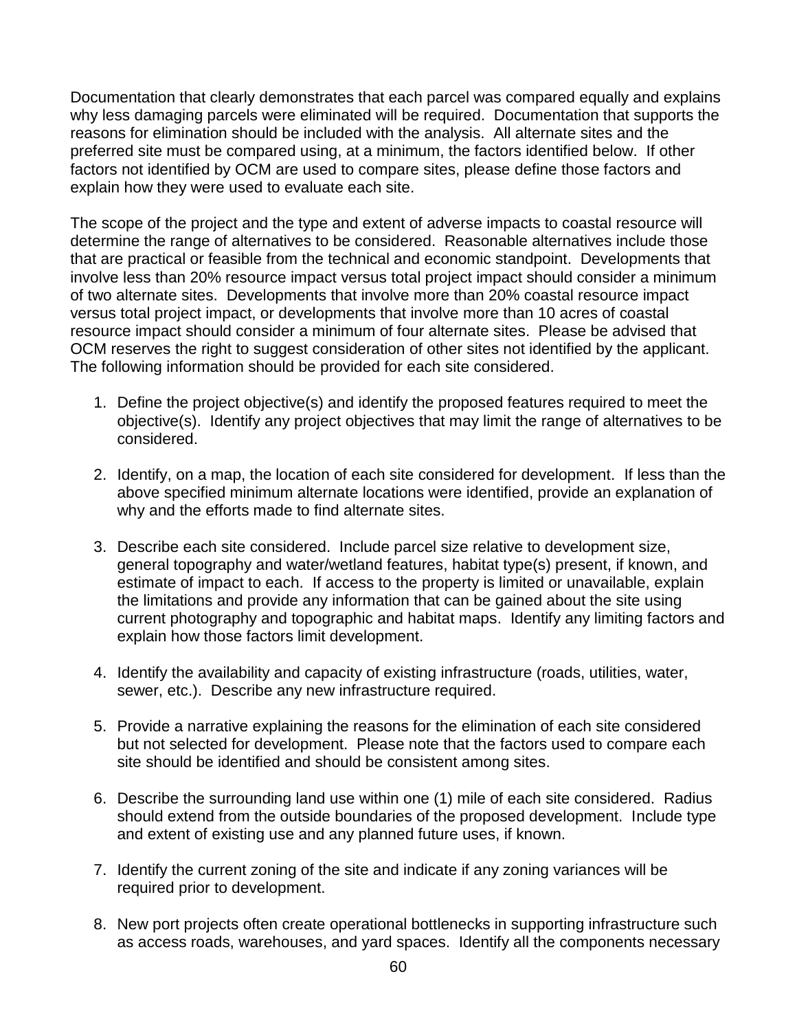Documentation that clearly demonstrates that each parcel was compared equally and explains why less damaging parcels were eliminated will be required. Documentation that supports the reasons for elimination should be included with the analysis. All alternate sites and the preferred site must be compared using, at a minimum, the factors identified below. If other factors not identified by OCM are used to compare sites, please define those factors and explain how they were used to evaluate each site.

The scope of the project and the type and extent of adverse impacts to coastal resource will determine the range of alternatives to be considered. Reasonable alternatives include those that are practical or feasible from the technical and economic standpoint. Developments that involve less than 20% resource impact versus total project impact should consider a minimum of two alternate sites. Developments that involve more than 20% coastal resource impact versus total project impact, or developments that involve more than 10 acres of coastal resource impact should consider a minimum of four alternate sites. Please be advised that OCM reserves the right to suggest consideration of other sites not identified by the applicant. The following information should be provided for each site considered.

1. Define the project objective(s) and identify the proposed features required to meet the objective(s). Identify any project objectives that may limit the range of alternatives to be considered.

2. Identify, on a map, the location of each site considered for development. If less than the above specified minimum alternate locations were identified, provide an explanation of why and the efforts made to find alternate sites.

3. Describe each site considered. Include parcel size relative to development size, general topography and water/wetland features, habitat type(s) present, if known, and estimate of impact to each. If access to the property is limited or unavailable, explain the limitations and provide any information that can be gained about the site using current photography and topographic and habitat maps. Identify any limiting factors and explain how those factors limit development.

4. Identify the availability and capacity of existing infrastructure (roads, utilities, water, sewer, etc.). Describe any new infrastructure required.

5. Provide a narrative explaining the reasons for the elimination of each site considered but not selected for development. Please note that the factors used to compare each site should be identified and should be consistent among sites.

6. Describe the surrounding land use within one (1) mile of each site considered. Radius should extend from the outside boundaries of the proposed development. Include type and extent of existing use and any planned future uses, if known.

7. Identify the current zoning of the site and indicate if any zoning variances will be required prior to development.

8. New port projects often create operational bottlenecks in supporting infrastructure such as access roads, warehouses, and yard spaces. Identify all the components necessary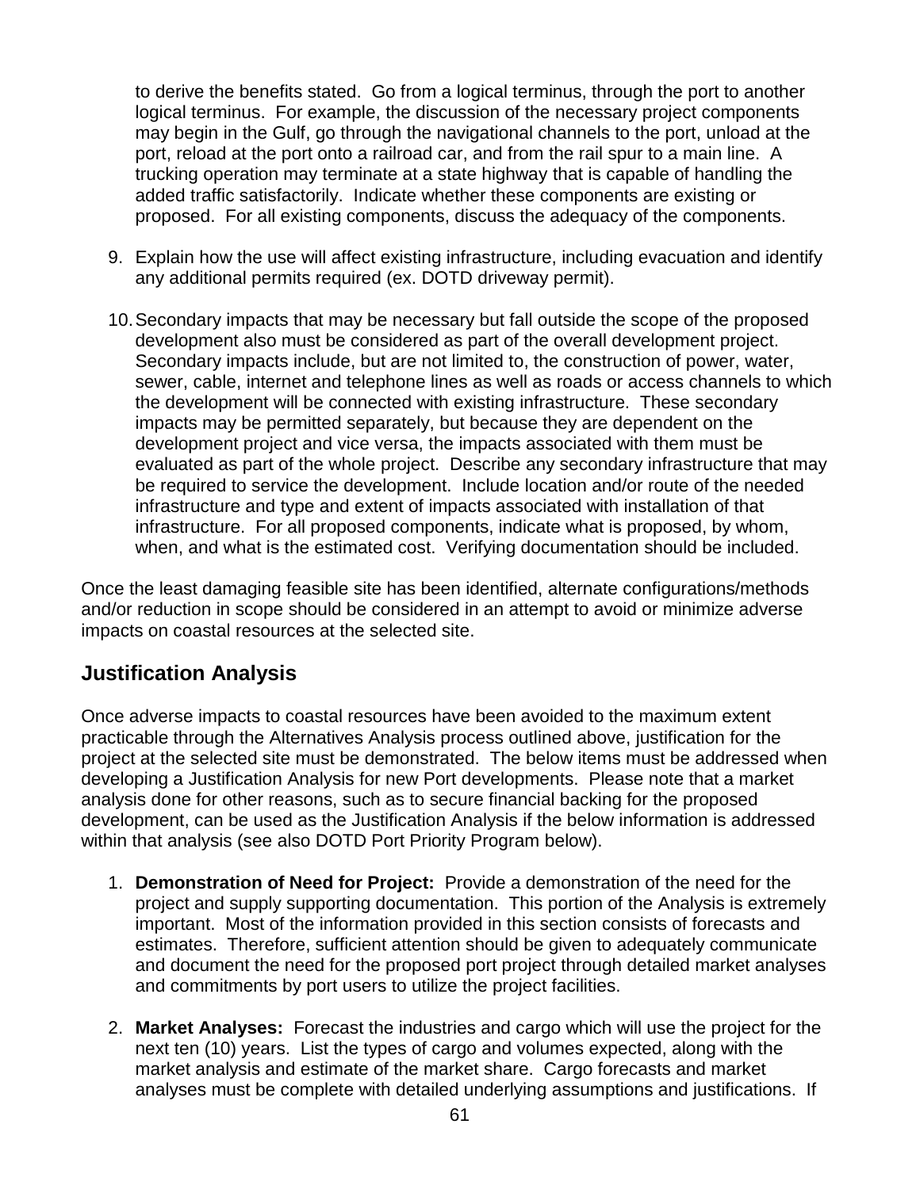to derive the benefits stated. Go from a logical terminus, through the port to another logical terminus. For example, the discussion of the necessary project components may begin in the Gulf, go through the navigational channels to the port, unload at the port, reload at the port onto a railroad car, and from the rail spur to a main line. A trucking operation may terminate at a state highway that is capable of handling the added traffic satisfactorily. Indicate whether these components are existing or proposed. For all existing components, discuss the adequacy of the components.

9. Explain how the use will affect existing infrastructure, including evacuation and identify any additional permits required (ex. DOTD driveway permit).

10. Secondary impacts that may be necessary but fall outside the scope of the proposed development also must be considered as part of the overall development project. Secondary impacts include, but are not limited to, the construction of power, water, sewer, cable, internet and telephone lines as well as roads or access channels to which the development will be connected with existing infrastructure. These secondary impacts may be permitted separately, but because they are dependent on the development project and vice versa, the impacts associated with them must be evaluated as part of the whole project. Describe any secondary infrastructure that may be required to service the development. Include location and/or route of the needed infrastructure and type and extent of impacts associated with installation of that infrastructure. For all proposed components, indicate what is proposed, by whom, when, and what is the estimated cost. Verifying documentation should be included.

Once the least damaging feasible site has been identified, alternate configurations/methods and/or reduction in scope should be considered in an attempt to avoid or minimize adverse impacts on coastal resources at the selected site.

## Justification Analysis

Once adverse impacts to coastal resources have been avoided to the maximum extent practicable through the Alternatives Analysis process outlined above, justification for the project at the selected site must be demonstrated. The below items must be addressed when developing a Justification Analysis for new Port developments. Please note that a market analysis done for other reasons, such as to secure financial backing for the proposed development, can be used as the Justification Analysis if the below information is addressed within that analysis (see also DOTD Port Priority Program below).

1. **Demonstration of Need for Project:** Provide a demonstration of the need for the project and supply supporting documentation. This portion of the Analysis is extremely important. Most of the information provided in this section consists of forecasts and estimates. Therefore, sufficient attention should be given to adequately communicate and document the need for the proposed port project through detailed market analyses and commitments by port users to utilize the project facilities.

2. **Market Analyses:** Forecast the industries and cargo which will use the project for the next ten (10) years. List the types of cargo and volumes expected, along with the market analysis and estimate of the market share. Cargo forecasts and market analyses must be complete with detailed underlying assumptions and justifications. If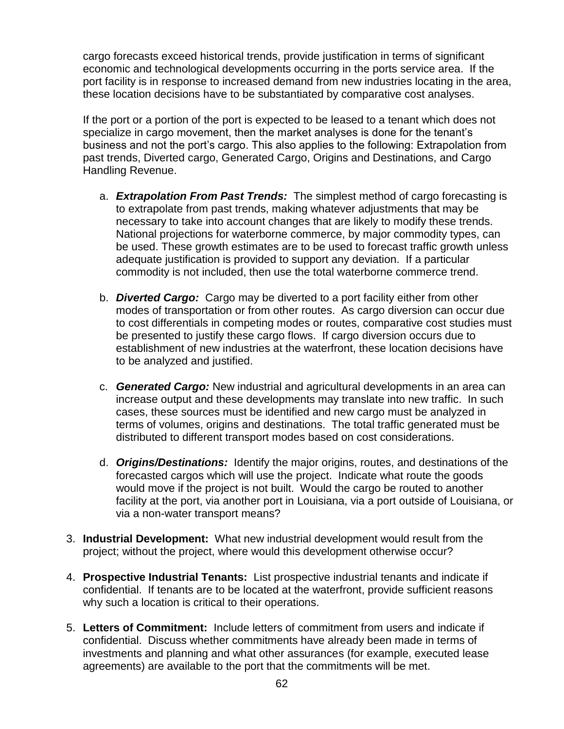cargo forecasts exceed historical trends, provide justification in terms of significant economic and technological developments occurring in the ports service area. If the port facility is in response to increased demand from new industries locating in the area, these location decisions have to be substantiated by comparative cost analyses.

If the port or a portion of the port is expected to be leased to a tenant which does not specialize in cargo movement, then the market analyses is done for the tenant's business and not the port's cargo. This also applies to the following: Extrapolation from past trends, Diverted cargo, Generated Cargo, Origins and Destinations, and Cargo Handling Revenue.

a. ***Extrapolation From Past Trends:*** The simplest method of cargo forecasting is to extrapolate from past trends, making whatever adjustments that may be necessary to take into account changes that are likely to modify these trends. National projections for waterborne commerce, by major commodity types, can be used. These growth estimates are to be used to forecast traffic growth unless adequate justification is provided to support any deviation. If a particular commodity is not included, then use the total waterborne commerce trend.

b. ***Diverted Cargo:*** Cargo may be diverted to a port facility either from other modes of transportation or from other routes. As cargo diversion can occur due to cost differentials in competing modes or routes, comparative cost studies must be presented to justify these cargo flows. If cargo diversion occurs due to establishment of new industries at the waterfront, these location decisions have to be analyzed and justified.

c. ***Generated Cargo:*** New industrial and agricultural developments in an area can increase output and these developments may translate into new traffic. In such cases, these sources must be identified and new cargo must be analyzed in terms of volumes, origins and destinations. The total traffic generated must be distributed to different transport modes based on cost considerations.

d. ***Origins/Destinations:*** Identify the major origins, routes, and destinations of the forecasted cargos which will use the project. Indicate what route the goods would move if the project is not built. Would the cargo be routed to another facility at the port, via another port in Louisiana, via a port outside of Louisiana, or via a non-water transport means?

3. **Industrial Development:** What new industrial development would result from the project; without the project, where would this development otherwise occur?

4. **Prospective Industrial Tenants:** List prospective industrial tenants and indicate if confidential. If tenants are to be located at the waterfront, provide sufficient reasons why such a location is critical to their operations.

5. **Letters of Commitment:** Include letters of commitment from users and indicate if confidential. Discuss whether commitments have already been made in terms of investments and planning and what other assurances (for example, executed lease agreements) are available to the port that the commitments will be met.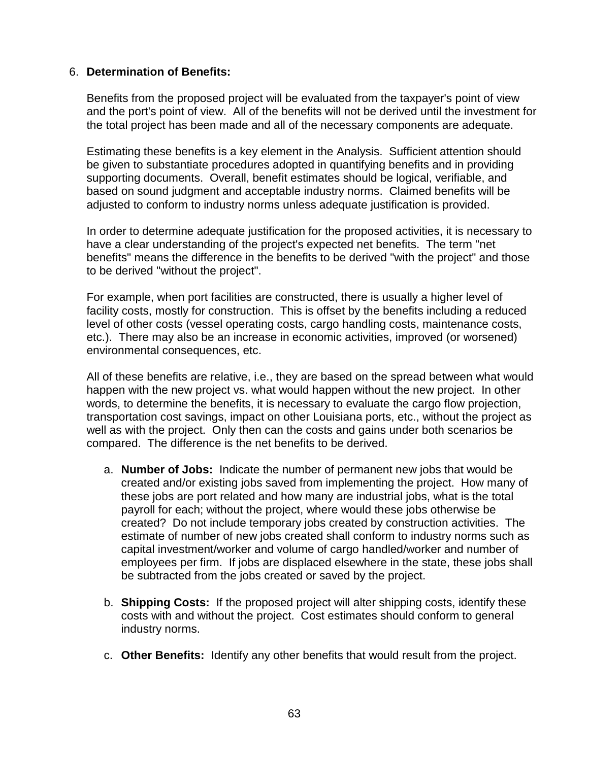6. **Determination of Benefits:**

   Benefits from the proposed project will be evaluated from the taxpayer's point of view and the port's point of view. All of the benefits will not be derived until the investment for the total project has been made and all of the necessary components are adequate.

   Estimating these benefits is a key element in the Analysis. Sufficient attention should be given to substantiate procedures adopted in quantifying benefits and in providing supporting documents. Overall, benefit estimates should be logical, verifiable, and based on sound judgment and acceptable industry norms. Claimed benefits will be adjusted to conform to industry norms unless adequate justification is provided.

   In order to determine adequate justification for the proposed activities, it is necessary to have a clear understanding of the project's expected net benefits. The term "net benefits" means the difference in the benefits to be derived "with the project" and those to be derived "without the project".

   For example, when port facilities are constructed, there is usually a higher level of facility costs, mostly for construction. This is offset by the benefits including a reduced level of other costs (vessel operating costs, cargo handling costs, maintenance costs, etc.). There may also be an increase in economic activities, improved (or worsened) environmental consequences, etc.

   All of these benefits are relative, i.e., they are based on the spread between what would happen with the new project vs. what would happen without the new project. In other words, to determine the benefits, it is necessary to evaluate the cargo flow projection, transportation cost savings, impact on other Louisiana ports, etc., without the project as well as with the project. Only then can the costs and gains under both scenarios be compared. The difference is the net benefits to be derived.

   a. **Number of Jobs:** Indicate the number of permanent new jobs that would be created and/or existing jobs saved from implementing the project. How many of these jobs are port related and how many are industrial jobs, what is the total payroll for each; without the project, where would these jobs otherwise be created? Do not include temporary jobs created by construction activities. The estimate of number of new jobs created shall conform to industry norms such as capital investment/worker and volume of cargo handled/worker and number of employees per firm. If jobs are displaced elsewhere in the state, these jobs shall be subtracted from the jobs created or saved by the project.

   b. **Shipping Costs:** If the proposed project will alter shipping costs, identify these costs with and without the project. Cost estimates should conform to general industry norms.

   c. **Other Benefits:** Identify any other benefits that would result from the project.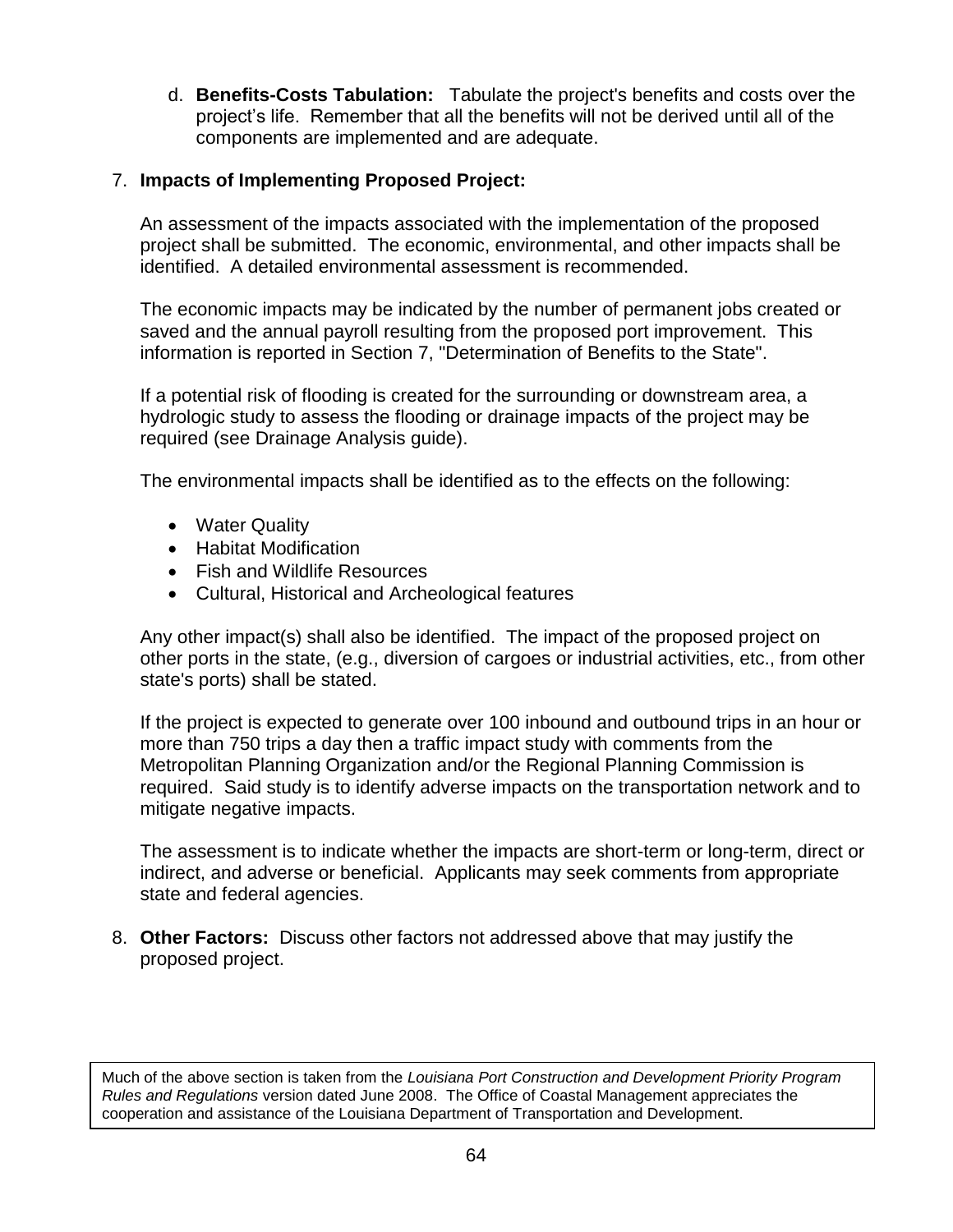d. **Benefits-Costs Tabulation:** Tabulate the project's benefits and costs over the project's life. Remember that all the benefits will not be derived until all of the components are implemented and are adequate.

7. **Impacts of Implementing Proposed Project:**

   An assessment of the impacts associated with the implementation of the proposed project shall be submitted. The economic, environmental, and other impacts shall be identified. A detailed environmental assessment is recommended.

   The economic impacts may be indicated by the number of permanent jobs created or saved and the annual payroll resulting from the proposed port improvement. This information is reported in Section 7, "Determination of Benefits to the State".

   If a potential risk of flooding is created for the surrounding or downstream area, a hydrologic study to assess the flooding or drainage impacts of the project may be required (see Drainage Analysis guide).

   The environmental impacts shall be identified as to the effects on the following:

   - Water Quality
   - Habitat Modification
   - Fish and Wildlife Resources
   - Cultural, Historical and Archeological features

   Any other impact(s) shall also be identified. The impact of the proposed project on other ports in the state, (e.g., diversion of cargoes or industrial activities, etc., from other state's ports) shall be stated.

   If the project is expected to generate over 100 inbound and outbound trips in an hour or more than 750 trips a day then a traffic impact study with comments from the Metropolitan Planning Organization and/or the Regional Planning Commission is required. Said study is to identify adverse impacts on the transportation network and to mitigate negative impacts.

   The assessment is to indicate whether the impacts are short-term or long-term, direct or indirect, and adverse or beneficial. Applicants may seek comments from appropriate state and federal agencies.

8. **Other Factors:** Discuss other factors not addressed above that may justify the proposed project.

Much of the above section is taken from the *Louisiana Port Construction and Development Priority Program Rules and Regulations* version dated June 2008. The Office of Coastal Management appreciates the cooperation and assistance of the Louisiana Department of Transportation and Development.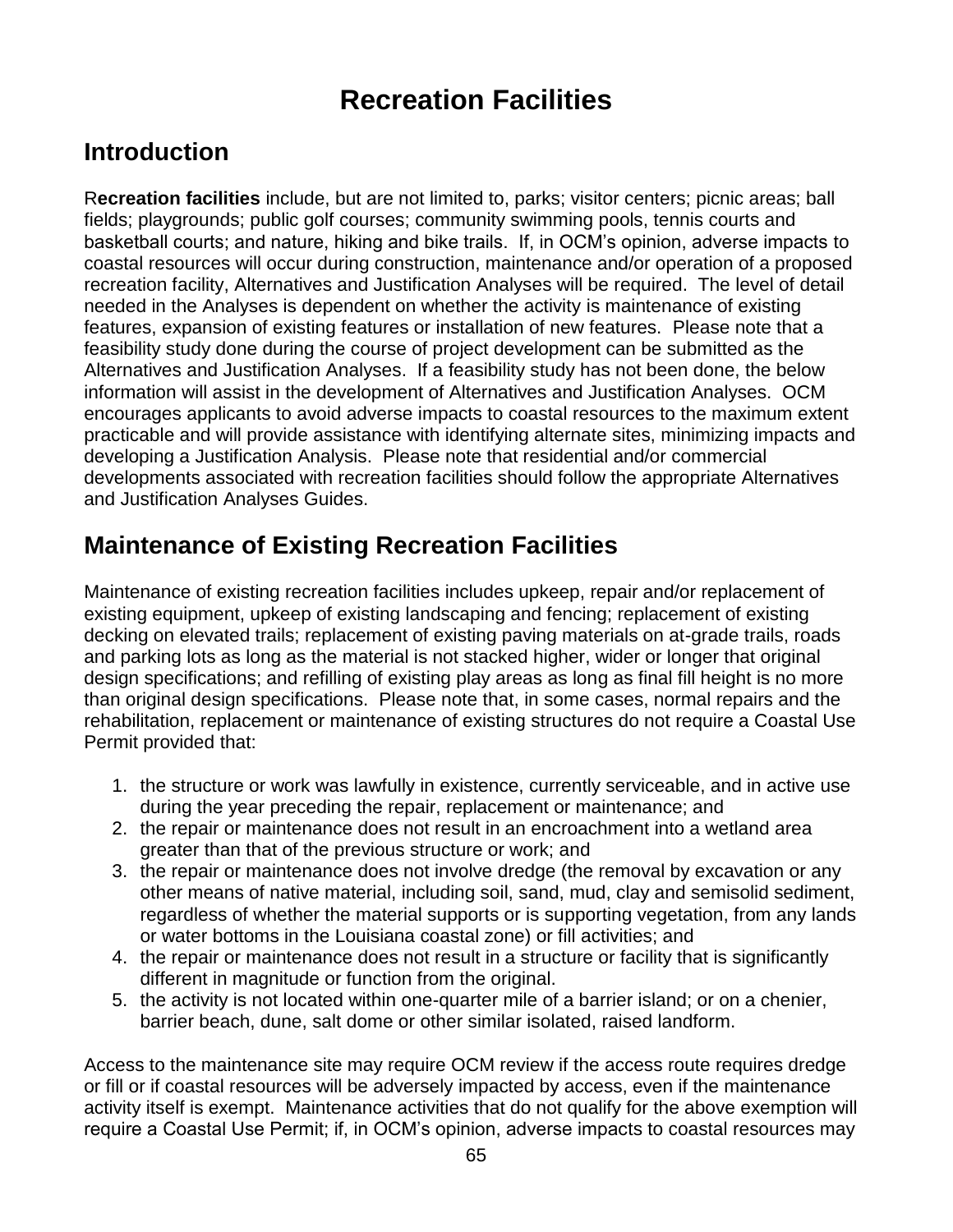# Recreation Facilities

## Introduction

R**ecreation facilities** include, but are not limited to, parks; visitor centers; picnic areas; ball fields; playgrounds; public golf courses; community swimming pools, tennis courts and basketball courts; and nature, hiking and bike trails. If, in OCM's opinion, adverse impacts to coastal resources will occur during construction, maintenance and/or operation of a proposed recreation facility, Alternatives and Justification Analyses will be required. The level of detail needed in the Analyses is dependent on whether the activity is maintenance of existing features, expansion of existing features or installation of new features. Please note that a feasibility study done during the course of project development can be submitted as the Alternatives and Justification Analyses. If a feasibility study has not been done, the below information will assist in the development of Alternatives and Justification Analyses. OCM encourages applicants to avoid adverse impacts to coastal resources to the maximum extent practicable and will provide assistance with identifying alternate sites, minimizing impacts and developing a Justification Analysis. Please note that residential and/or commercial developments associated with recreation facilities should follow the appropriate Alternatives and Justification Analyses Guides.

## Maintenance of Existing Recreation Facilities

Maintenance of existing recreation facilities includes upkeep, repair and/or replacement of existing equipment, upkeep of existing landscaping and fencing; replacement of existing decking on elevated trails; replacement of existing paving materials on at-grade trails, roads and parking lots as long as the material is not stacked higher, wider or longer that original design specifications; and refilling of existing play areas as long as final fill height is no more than original design specifications. Please note that, in some cases, normal repairs and the rehabilitation, replacement or maintenance of existing structures do not require a Coastal Use Permit provided that:

1. the structure or work was lawfully in existence, currently serviceable, and in active use during the year preceding the repair, replacement or maintenance; and
2. the repair or maintenance does not result in an encroachment into a wetland area greater than that of the previous structure or work; and
3. the repair or maintenance does not involve dredge (the removal by excavation or any other means of native material, including soil, sand, mud, clay and semisolid sediment, regardless of whether the material supports or is supporting vegetation, from any lands or water bottoms in the Louisiana coastal zone) or fill activities; and
4. the repair or maintenance does not result in a structure or facility that is significantly different in magnitude or function from the original.
5. the activity is not located within one-quarter mile of a barrier island; or on a chenier, barrier beach, dune, salt dome or other similar isolated, raised landform.

Access to the maintenance site may require OCM review if the access route requires dredge or fill or if coastal resources will be adversely impacted by access, even if the maintenance activity itself is exempt. Maintenance activities that do not qualify for the above exemption will require a Coastal Use Permit; if, in OCM's opinion, adverse impacts to coastal resources may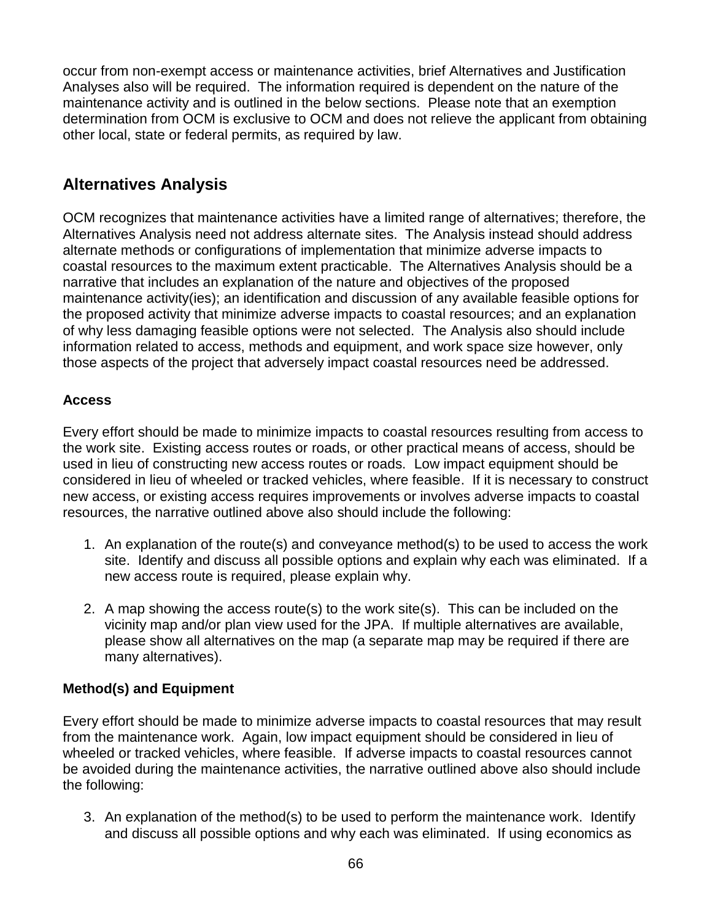occur from non-exempt access or maintenance activities, brief Alternatives and Justification Analyses also will be required. The information required is dependent on the nature of the maintenance activity and is outlined in the below sections. Please note that an exemption determination from OCM is exclusive to OCM and does not relieve the applicant from obtaining other local, state or federal permits, as required by law.

## Alternatives Analysis

OCM recognizes that maintenance activities have a limited range of alternatives; therefore, the Alternatives Analysis need not address alternate sites. The Analysis instead should address alternate methods or configurations of implementation that minimize adverse impacts to coastal resources to the maximum extent practicable. The Alternatives Analysis should be a narrative that includes an explanation of the nature and objectives of the proposed maintenance activity(ies); an identification and discussion of any available feasible options for the proposed activity that minimize adverse impacts to coastal resources; and an explanation of why less damaging feasible options were not selected. The Analysis also should include information related to access, methods and equipment, and work space size however, only those aspects of the project that adversely impact coastal resources need be addressed.

### Access

Every effort should be made to minimize impacts to coastal resources resulting from access to the work site. Existing access routes or roads, or other practical means of access, should be used in lieu of constructing new access routes or roads. Low impact equipment should be considered in lieu of wheeled or tracked vehicles, where feasible. If it is necessary to construct new access, or existing access requires improvements or involves adverse impacts to coastal resources, the narrative outlined above also should include the following:

1. An explanation of the route(s) and conveyance method(s) to be used to access the work site. Identify and discuss all possible options and explain why each was eliminated. If a new access route is required, please explain why.

2. A map showing the access route(s) to the work site(s). This can be included on the vicinity map and/or plan view used for the JPA. If multiple alternatives are available, please show all alternatives on the map (a separate map may be required if there are many alternatives).

### Method(s) and Equipment

Every effort should be made to minimize adverse impacts to coastal resources that may result from the maintenance work. Again, low impact equipment should be considered in lieu of wheeled or tracked vehicles, where feasible. If adverse impacts to coastal resources cannot be avoided during the maintenance activities, the narrative outlined above also should include the following:

3. An explanation of the method(s) to be used to perform the maintenance work. Identify and discuss all possible options and why each was eliminated. If using economics as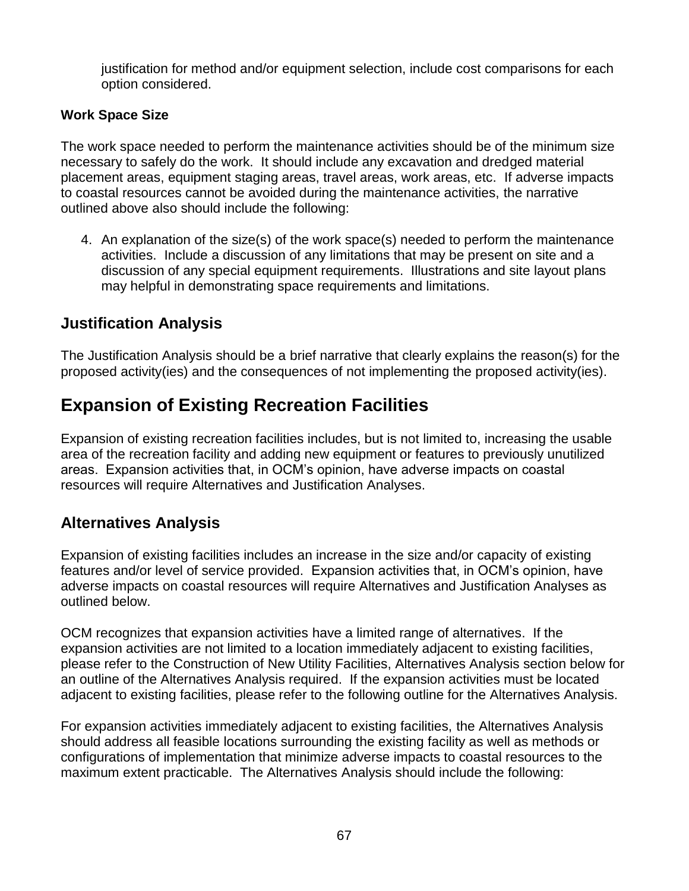justification for method and/or equipment selection, include cost comparisons for each option considered.

**Work Space Size**

The work space needed to perform the maintenance activities should be of the minimum size necessary to safely do the work. It should include any excavation and dredged material placement areas, equipment staging areas, travel areas, work areas, etc. If adverse impacts to coastal resources cannot be avoided during the maintenance activities, the narrative outlined above also should include the following:

4. An explanation of the size(s) of the work space(s) needed to perform the maintenance activities. Include a discussion of any limitations that may be present on site and a discussion of any special equipment requirements. Illustrations and site layout plans may helpful in demonstrating space requirements and limitations.

## Justification Analysis

The Justification Analysis should be a brief narrative that clearly explains the reason(s) for the proposed activity(ies) and the consequences of not implementing the proposed activity(ies).

# Expansion of Existing Recreation Facilities

Expansion of existing recreation facilities includes, but is not limited to, increasing the usable area of the recreation facility and adding new equipment or features to previously unutilized areas. Expansion activities that, in OCM's opinion, have adverse impacts on coastal resources will require Alternatives and Justification Analyses.

## Alternatives Analysis

Expansion of existing facilities includes an increase in the size and/or capacity of existing features and/or level of service provided. Expansion activities that, in OCM's opinion, have adverse impacts on coastal resources will require Alternatives and Justification Analyses as outlined below.

OCM recognizes that expansion activities have a limited range of alternatives. If the expansion activities are not limited to a location immediately adjacent to existing facilities, please refer to the Construction of New Utility Facilities, Alternatives Analysis section below for an outline of the Alternatives Analysis required. If the expansion activities must be located adjacent to existing facilities, please refer to the following outline for the Alternatives Analysis.

For expansion activities immediately adjacent to existing facilities, the Alternatives Analysis should address all feasible locations surrounding the existing facility as well as methods or configurations of implementation that minimize adverse impacts to coastal resources to the maximum extent practicable. The Alternatives Analysis should include the following: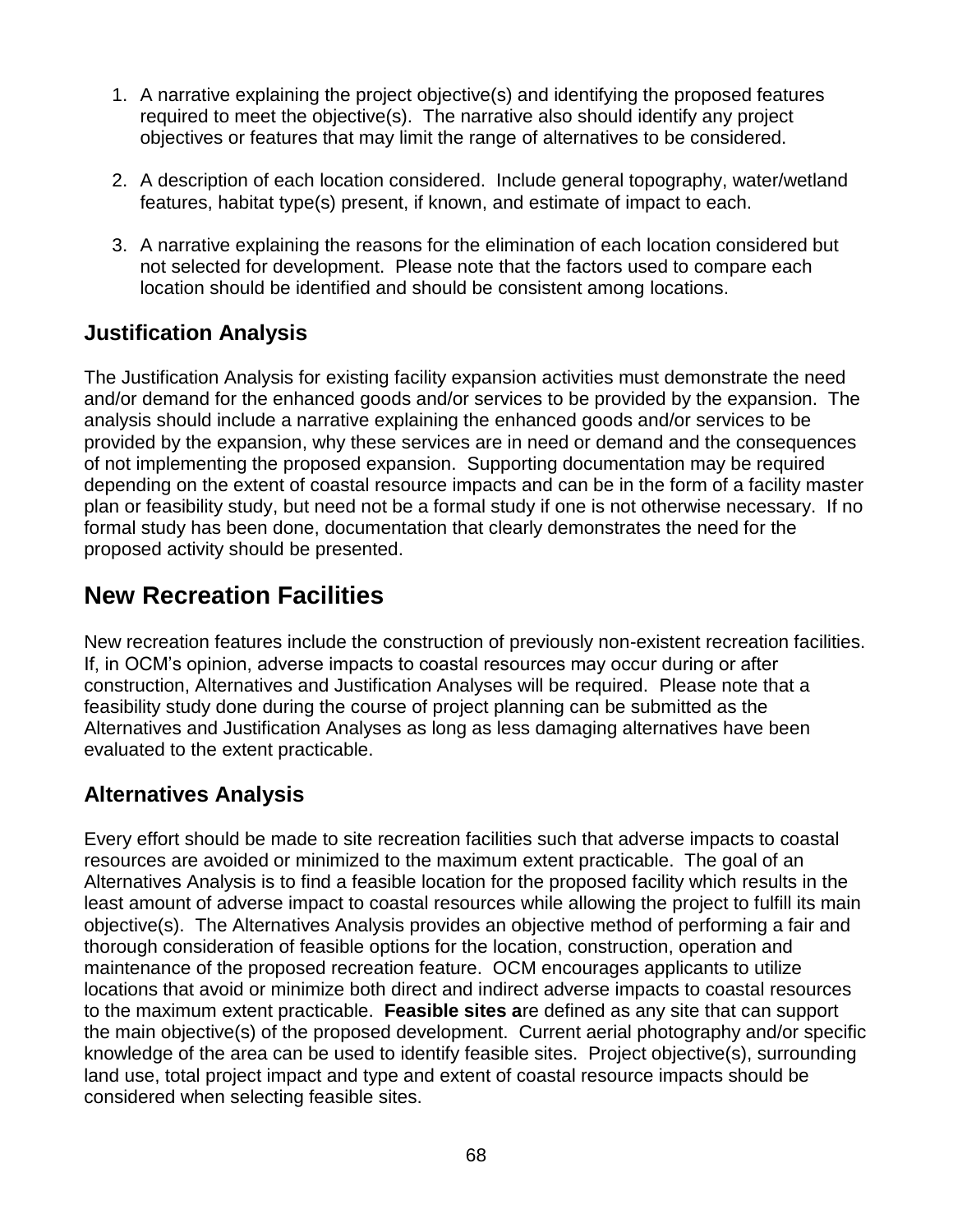1. A narrative explaining the project objective(s) and identifying the proposed features required to meet the objective(s). The narrative also should identify any project objectives or features that may limit the range of alternatives to be considered.

2. A description of each location considered. Include general topography, water/wetland features, habitat type(s) present, if known, and estimate of impact to each.

3. A narrative explaining the reasons for the elimination of each location considered but not selected for development. Please note that the factors used to compare each location should be identified and should be consistent among locations.

### Justification Analysis

The Justification Analysis for existing facility expansion activities must demonstrate the need and/or demand for the enhanced goods and/or services to be provided by the expansion. The analysis should include a narrative explaining the enhanced goods and/or services to be provided by the expansion, why these services are in need or demand and the consequences of not implementing the proposed expansion. Supporting documentation may be required depending on the extent of coastal resource impacts and can be in the form of a facility master plan or feasibility study, but need not be a formal study if one is not otherwise necessary. If no formal study has been done, documentation that clearly demonstrates the need for the proposed activity should be presented.

## New Recreation Facilities

New recreation features include the construction of previously non-existent recreation facilities. If, in OCM's opinion, adverse impacts to coastal resources may occur during or after construction, Alternatives and Justification Analyses will be required. Please note that a feasibility study done during the course of project planning can be submitted as the Alternatives and Justification Analyses as long as less damaging alternatives have been evaluated to the extent practicable.

### Alternatives Analysis

Every effort should be made to site recreation facilities such that adverse impacts to coastal resources are avoided or minimized to the maximum extent practicable. The goal of an Alternatives Analysis is to find a feasible location for the proposed facility which results in the least amount of adverse impact to coastal resources while allowing the project to fulfill its main objective(s). The Alternatives Analysis provides an objective method of performing a fair and thorough consideration of feasible options for the location, construction, operation and maintenance of the proposed recreation feature. OCM encourages applicants to utilize locations that avoid or minimize both direct and indirect adverse impacts to coastal resources to the maximum extent practicable. **Feasible sites a**re defined as any site that can support the main objective(s) of the proposed development. Current aerial photography and/or specific knowledge of the area can be used to identify feasible sites. Project objective(s), surrounding land use, total project impact and type and extent of coastal resource impacts should be considered when selecting feasible sites.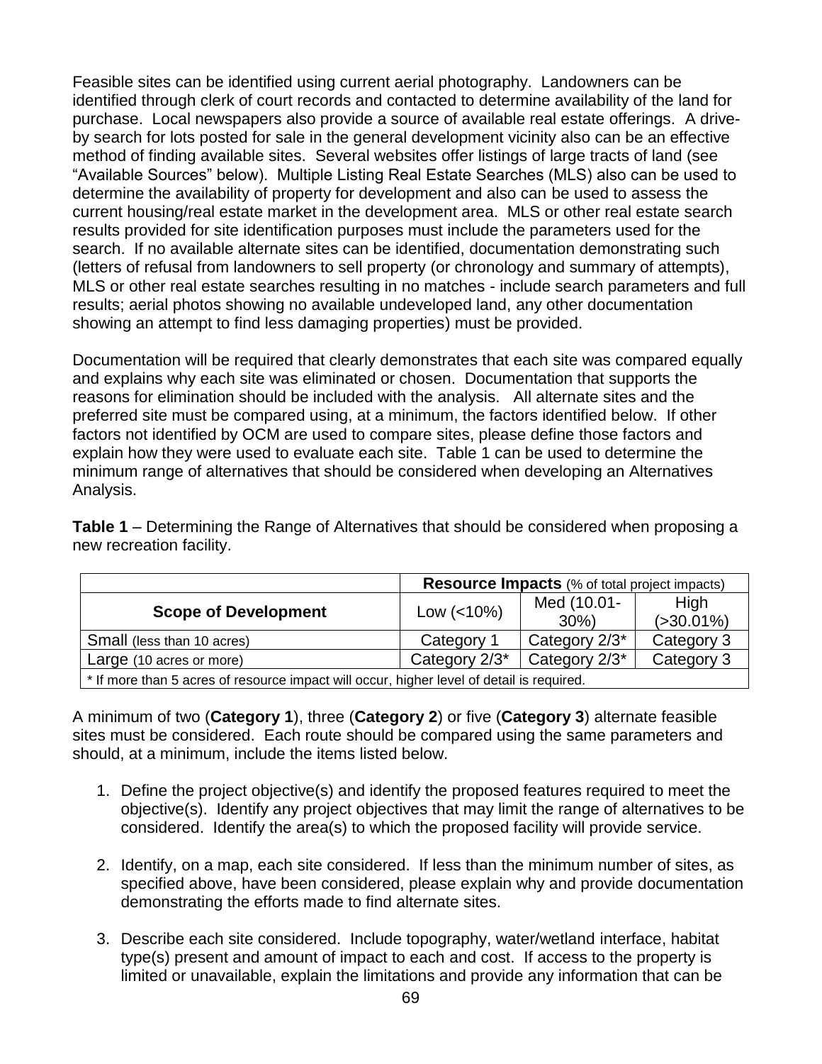Feasible sites can be identified using current aerial photography. Landowners can be identified through clerk of court records and contacted to determine availability of the land for purchase. Local newspapers also provide a source of available real estate offerings. A drive-by search for lots posted for sale in the general development vicinity also can be an effective method of finding available sites. Several websites offer listings of large tracts of land (see "Available Sources" below). Multiple Listing Real Estate Searches (MLS) also can be used to determine the availability of property for development and also can be used to assess the current housing/real estate market in the development area. MLS or other real estate search results provided for site identification purposes must include the parameters used for the search. If no available alternate sites can be identified, documentation demonstrating such (letters of refusal from landowners to sell property (or chronology and summary of attempts), MLS or other real estate searches resulting in no matches - include search parameters and full results; aerial photos showing no available undeveloped land, any other documentation showing an attempt to find less damaging properties) must be provided.

Documentation will be required that clearly demonstrates that each site was compared equally and explains why each site was eliminated or chosen. Documentation that supports the reasons for elimination should be included with the analysis. All alternate sites and the preferred site must be compared using, at a minimum, the factors identified below. If other factors not identified by OCM are used to compare sites, please define those factors and explain how they were used to evaluate each site. Table 1 can be used to determine the minimum range of alternatives that should be considered when developing an Alternatives Analysis.

**Table 1** – Determining the Range of Alternatives that should be considered when proposing a new recreation facility.

| | **Resource Impacts** (% of total project impacts) | | |
|---|---|---|---|
| **Scope of Development** | Low (<10%) | Med (10.01-30%) | High (>30.01%) |
| Small (less than 10 acres) | Category 1 | Category 2/3* | Category 3 |
| Large (10 acres or more) | Category 2/3* | Category 2/3* | Category 3 |
| * If more than 5 acres of resource impact will occur, higher level of detail is required. | | | |

A minimum of two (**Category 1**), three (**Category 2**) or five (**Category 3**) alternate feasible sites must be considered. Each route should be compared using the same parameters and should, at a minimum, include the items listed below.

1. Define the project objective(s) and identify the proposed features required to meet the objective(s). Identify any project objectives that may limit the range of alternatives to be considered. Identify the area(s) to which the proposed facility will provide service.

2. Identify, on a map, each site considered. If less than the minimum number of sites, as specified above, have been considered, please explain why and provide documentation demonstrating the efforts made to find alternate sites.

3. Describe each site considered. Include topography, water/wetland interface, habitat type(s) present and amount of impact to each and cost. If access to the property is limited or unavailable, explain the limitations and provide any information that can be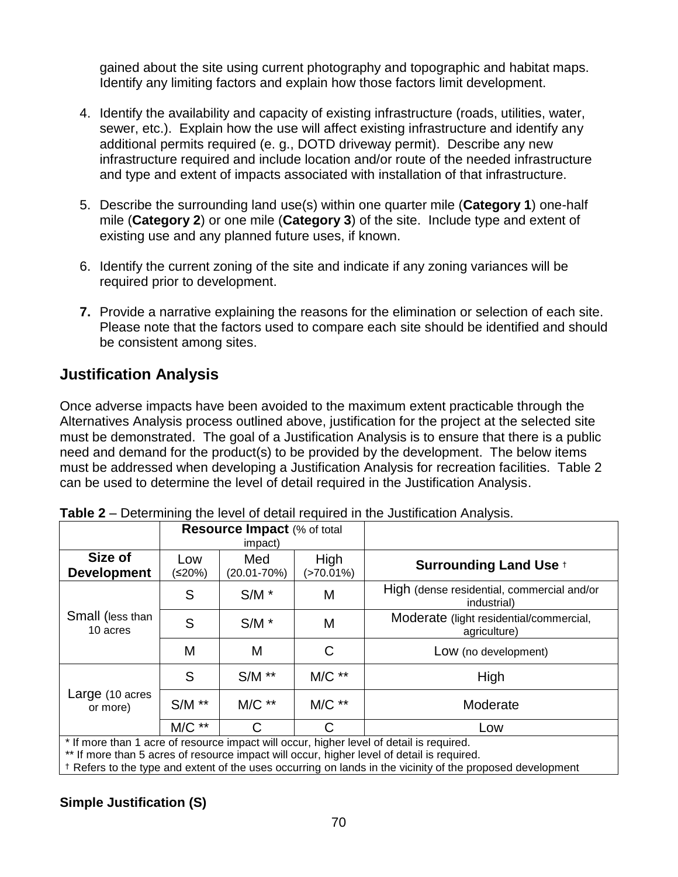gained about the site using current photography and topographic and habitat maps. Identify any limiting factors and explain how those factors limit development.

4. Identify the availability and capacity of existing infrastructure (roads, utilities, water, sewer, etc.). Explain how the use will affect existing infrastructure and identify any additional permits required (e. g., DOTD driveway permit). Describe any new infrastructure required and include location and/or route of the needed infrastructure and type and extent of impacts associated with installation of that infrastructure.

5. Describe the surrounding land use(s) within one quarter mile (**Category 1**) one-half mile (**Category 2**) or one mile (**Category 3**) of the site. Include type and extent of existing use and any planned future uses, if known.

6. Identify the current zoning of the site and indicate if any zoning variances will be required prior to development.

7. Provide a narrative explaining the reasons for the elimination or selection of each site. Please note that the factors used to compare each site should be identified and should be consistent among sites.

## Justification Analysis

Once adverse impacts have been avoided to the maximum extent practicable through the Alternatives Analysis process outlined above, justification for the project at the selected site must be demonstrated. The goal of a Justification Analysis is to ensure that there is a public need and demand for the product(s) to be provided by the development. The below items must be addressed when developing a Justification Analysis for recreation facilities. Table 2 can be used to determine the level of detail required in the Justification Analysis.

**Table 2** – Determining the level of detail required in the Justification Analysis.

| | **Resource Impact** (% of total impact) | | | |
|---|---|---|---|---|
| **Size of Development** | Low (≤20%) | Med (20.01-70%) | High (>70.01%) | **Surrounding Land Use** † |
| Small (less than 10 acres | S | S/M * | M | High (dense residential, commercial and/or industrial) |
| | S | S/M * | M | Moderate (light residential/commercial, agriculture) |
| | M | M | C | Low (no development) |
| Large (10 acres or more) | S | S/M ** | M/C ** | High |
| | S/M ** | M/C ** | M/C ** | Moderate |
| | M/C ** | C | C | Low |

\* If more than 1 acre of resource impact will occur, higher level of detail is required.
** If more than 5 acres of resource impact will occur, higher level of detail is required.
† Refers to the type and extent of the uses occurring on lands in the vicinity of the proposed development

**Simple Justification (S)**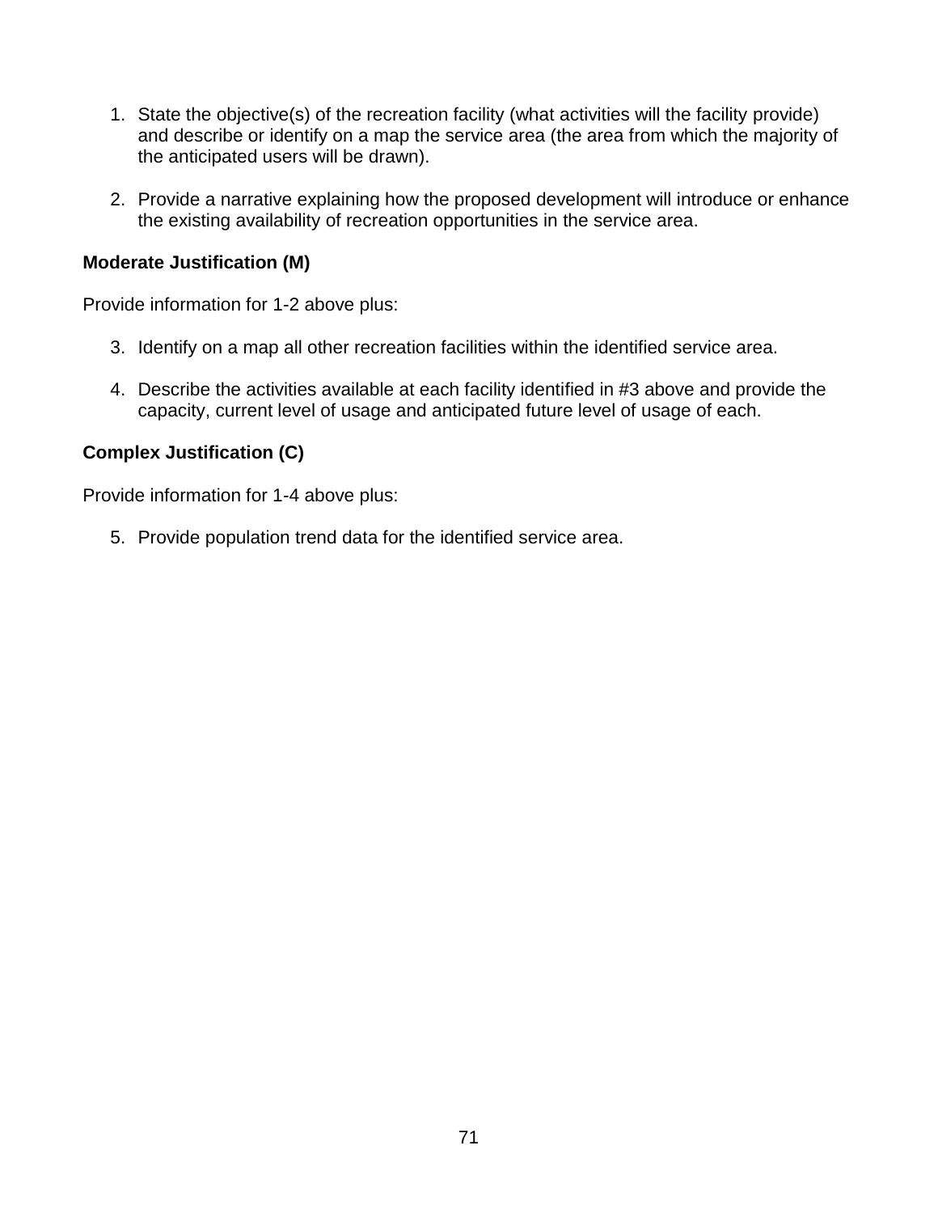1. State the objective(s) of the recreation facility (what activities will the facility provide) and describe or identify on a map the service area (the area from which the majority of the anticipated users will be drawn).

2. Provide a narrative explaining how the proposed development will introduce or enhance the existing availability of recreation opportunities in the service area.

**Moderate Justification (M)**

Provide information for 1-2 above plus:

3. Identify on a map all other recreation facilities within the identified service area.

4. Describe the activities available at each facility identified in #3 above and provide the capacity, current level of usage and anticipated future level of usage of each.

**Complex Justification (C)**

Provide information for 1-4 above plus:

5. Provide population trend data for the identified service area.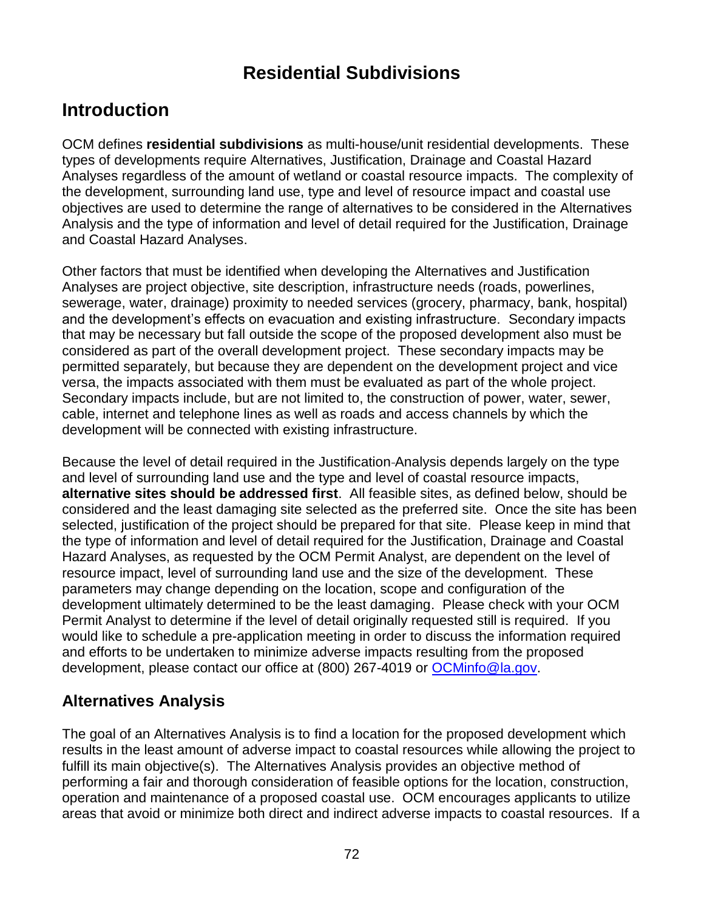# Residential Subdivisions

## Introduction

OCM defines **residential subdivisions** as multi-house/unit residential developments. These types of developments require Alternatives, Justification, Drainage and Coastal Hazard Analyses regardless of the amount of wetland or coastal resource impacts. The complexity of the development, surrounding land use, type and level of resource impact and coastal use objectives are used to determine the range of alternatives to be considered in the Alternatives Analysis and the type of information and level of detail required for the Justification, Drainage and Coastal Hazard Analyses.

Other factors that must be identified when developing the Alternatives and Justification Analyses are project objective, site description, infrastructure needs (roads, powerlines, sewerage, water, drainage) proximity to needed services (grocery, pharmacy, bank, hospital) and the development's effects on evacuation and existing infrastructure. Secondary impacts that may be necessary but fall outside the scope of the proposed development also must be considered as part of the overall development project. These secondary impacts may be permitted separately, but because they are dependent on the development project and vice versa, the impacts associated with them must be evaluated as part of the whole project. Secondary impacts include, but are not limited to, the construction of power, water, sewer, cable, internet and telephone lines as well as roads and access channels by which the development will be connected with existing infrastructure.

Because the level of detail required in the Justification Analysis depends largely on the type and level of surrounding land use and the type and level of coastal resource impacts, **alternative sites should be addressed first**. All feasible sites, as defined below, should be considered and the least damaging site selected as the preferred site. Once the site has been selected, justification of the project should be prepared for that site. Please keep in mind that the type of information and level of detail required for the Justification, Drainage and Coastal Hazard Analyses, as requested by the OCM Permit Analyst, are dependent on the level of resource impact, level of surrounding land use and the size of the development. These parameters may change depending on the location, scope and configuration of the development ultimately determined to be the least damaging. Please check with your OCM Permit Analyst to determine if the level of detail originally requested still is required. If you would like to schedule a pre-application meeting in order to discuss the information required and efforts to be undertaken to minimize adverse impacts resulting from the proposed development, please contact our office at (800) 267-4019 or [OCMinfo@la.gov](mailto:OCMinfo@la.gov).

### Alternatives Analysis

The goal of an Alternatives Analysis is to find a location for the proposed development which results in the least amount of adverse impact to coastal resources while allowing the project to fulfill its main objective(s). The Alternatives Analysis provides an objective method of performing a fair and thorough consideration of feasible options for the location, construction, operation and maintenance of a proposed coastal use. OCM encourages applicants to utilize areas that avoid or minimize both direct and indirect adverse impacts to coastal resources. If a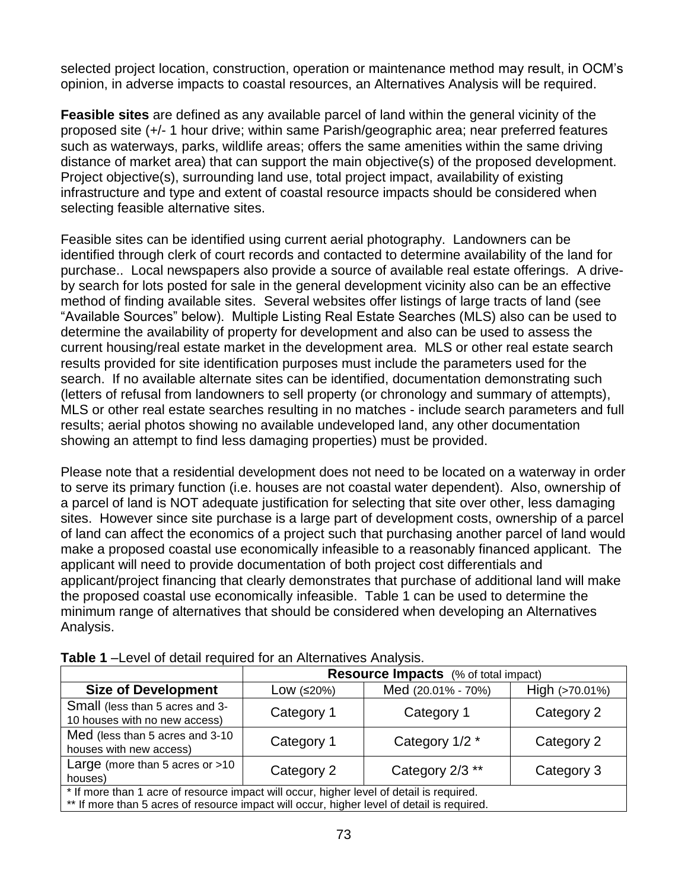selected project location, construction, operation or maintenance method may result, in OCM's opinion, in adverse impacts to coastal resources, an Alternatives Analysis will be required.

**Feasible sites** are defined as any available parcel of land within the general vicinity of the proposed site (+/- 1 hour drive; within same Parish/geographic area; near preferred features such as waterways, parks, wildlife areas; offers the same amenities within the same driving distance of market area) that can support the main objective(s) of the proposed development. Project objective(s), surrounding land use, total project impact, availability of existing infrastructure and type and extent of coastal resource impacts should be considered when selecting feasible alternative sites.

Feasible sites can be identified using current aerial photography. Landowners can be identified through clerk of court records and contacted to determine availability of the land for purchase.. Local newspapers also provide a source of available real estate offerings. A drive-by search for lots posted for sale in the general development vicinity also can be an effective method of finding available sites. Several websites offer listings of large tracts of land (see "Available Sources" below). Multiple Listing Real Estate Searches (MLS) also can be used to determine the availability of property for development and also can be used to assess the current housing/real estate market in the development area. MLS or other real estate search results provided for site identification purposes must include the parameters used for the search. If no available alternate sites can be identified, documentation demonstrating such (letters of refusal from landowners to sell property (or chronology and summary of attempts), MLS or other real estate searches resulting in no matches - include search parameters and full results; aerial photos showing no available undeveloped land, any other documentation showing an attempt to find less damaging properties) must be provided.

Please note that a residential development does not need to be located on a waterway in order to serve its primary function (i.e. houses are not coastal water dependent). Also, ownership of a parcel of land is NOT adequate justification for selecting that site over other, less damaging sites. However since site purchase is a large part of development costs, ownership of a parcel of land can affect the economics of a project such that purchasing another parcel of land would make a proposed coastal use economically infeasible to a reasonably financed applicant. The applicant will need to provide documentation of both project cost differentials and applicant/project financing that clearly demonstrates that purchase of additional land will make the proposed coastal use economically infeasible. Table 1 can be used to determine the minimum range of alternatives that should be considered when developing an Alternatives Analysis.

**Table 1** –Level of detail required for an Alternatives Analysis.

| | **Resource Impacts** (% of total impact) | | |
|---|---|---|---|
| **Size of Development** | Low (≤20%) | Med (20.01% - 70%) | High (>70.01%) |
| Small (less than 5 acres and 3-10 houses with no new access) | Category 1 | Category 1 | Category 2 |
| Med (less than 5 acres and 3-10 houses with new access) | Category 1 | Category 1/2 * | Category 2 |
| Large (more than 5 acres or >10 houses) | Category 2 | Category 2/3 ** | Category 3 |

\* If more than 1 acre of resource impact will occur, higher level of detail is required.
\*\* If more than 5 acres of resource impact will occur, higher level of detail is required.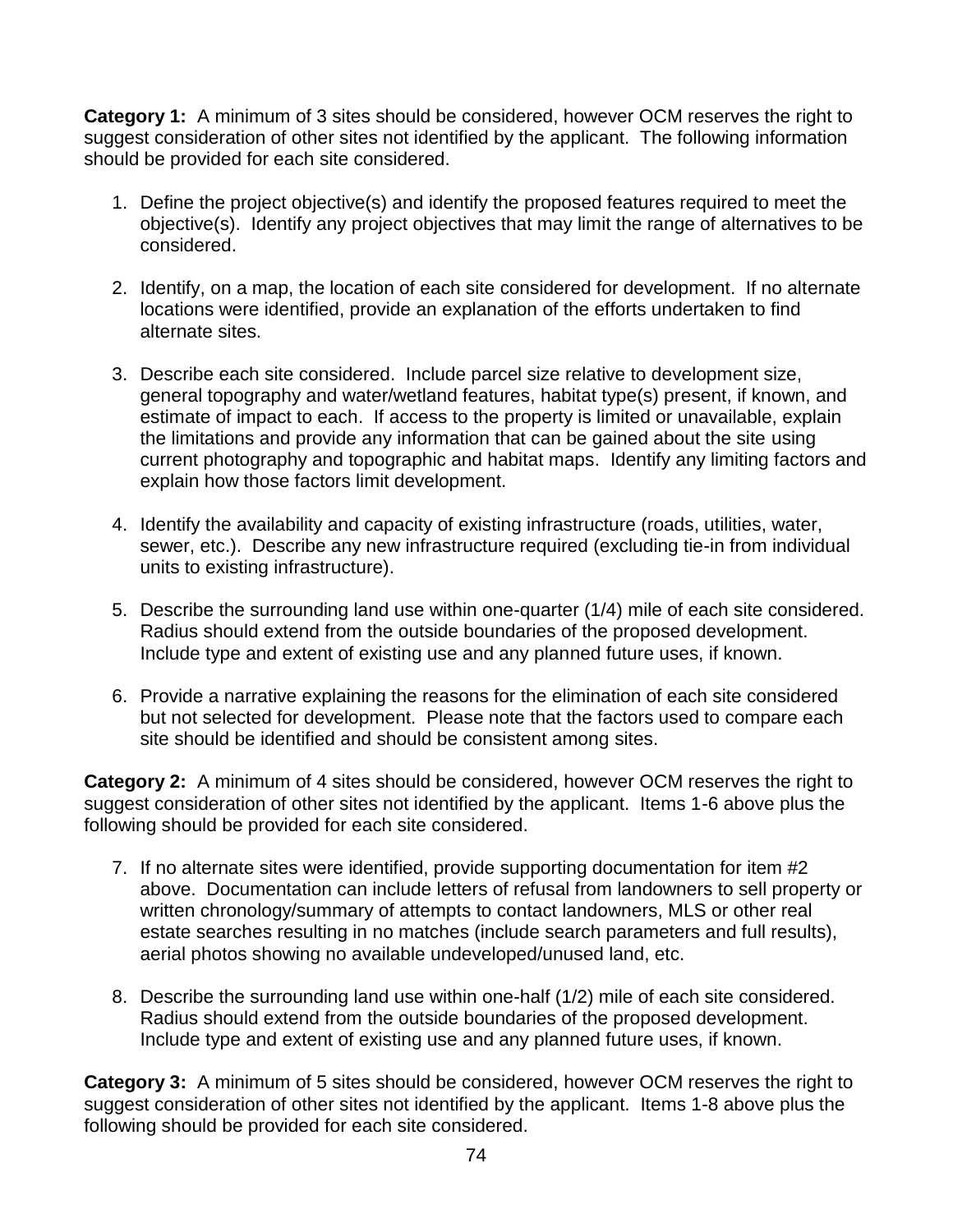**Category 1:** A minimum of 3 sites should be considered, however OCM reserves the right to suggest consideration of other sites not identified by the applicant. The following information should be provided for each site considered.

1. Define the project objective(s) and identify the proposed features required to meet the objective(s). Identify any project objectives that may limit the range of alternatives to be considered.

2. Identify, on a map, the location of each site considered for development. If no alternate locations were identified, provide an explanation of the efforts undertaken to find alternate sites.

3. Describe each site considered. Include parcel size relative to development size, general topography and water/wetland features, habitat type(s) present, if known, and estimate of impact to each. If access to the property is limited or unavailable, explain the limitations and provide any information that can be gained about the site using current photography and topographic and habitat maps. Identify any limiting factors and explain how those factors limit development.

4. Identify the availability and capacity of existing infrastructure (roads, utilities, water, sewer, etc.). Describe any new infrastructure required (excluding tie-in from individual units to existing infrastructure).

5. Describe the surrounding land use within one-quarter (1/4) mile of each site considered. Radius should extend from the outside boundaries of the proposed development. Include type and extent of existing use and any planned future uses, if known.

6. Provide a narrative explaining the reasons for the elimination of each site considered but not selected for development. Please note that the factors used to compare each site should be identified and should be consistent among sites.

**Category 2:** A minimum of 4 sites should be considered, however OCM reserves the right to suggest consideration of other sites not identified by the applicant. Items 1-6 above plus the following should be provided for each site considered.

7. If no alternate sites were identified, provide supporting documentation for item #2 above. Documentation can include letters of refusal from landowners to sell property or written chronology/summary of attempts to contact landowners, MLS or other real estate searches resulting in no matches (include search parameters and full results), aerial photos showing no available undeveloped/unused land, etc.

8. Describe the surrounding land use within one-half (1/2) mile of each site considered. Radius should extend from the outside boundaries of the proposed development. Include type and extent of existing use and any planned future uses, if known.

**Category 3:** A minimum of 5 sites should be considered, however OCM reserves the right to suggest consideration of other sites not identified by the applicant. Items 1-8 above plus the following should be provided for each site considered.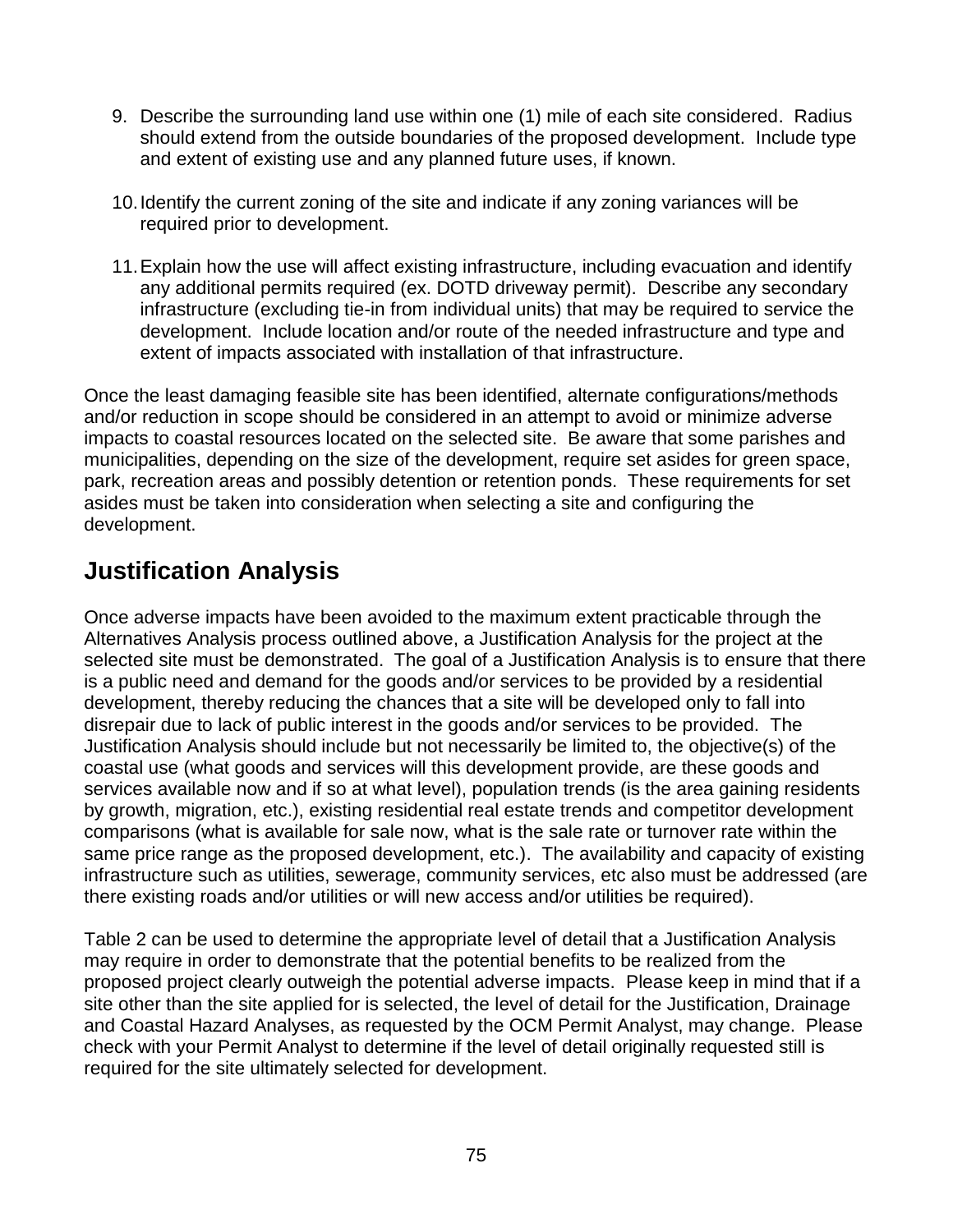9. Describe the surrounding land use within one (1) mile of each site considered. Radius should extend from the outside boundaries of the proposed development. Include type and extent of existing use and any planned future uses, if known.

10. Identify the current zoning of the site and indicate if any zoning variances will be required prior to development.

11. Explain how the use will affect existing infrastructure, including evacuation and identify any additional permits required (ex. DOTD driveway permit). Describe any secondary infrastructure (excluding tie-in from individual units) that may be required to service the development. Include location and/or route of the needed infrastructure and type and extent of impacts associated with installation of that infrastructure.

Once the least damaging feasible site has been identified, alternate configurations/methods and/or reduction in scope should be considered in an attempt to avoid or minimize adverse impacts to coastal resources located on the selected site. Be aware that some parishes and municipalities, depending on the size of the development, require set asides for green space, park, recreation areas and possibly detention or retention ponds. These requirements for set asides must be taken into consideration when selecting a site and configuring the development.

## Justification Analysis

Once adverse impacts have been avoided to the maximum extent practicable through the Alternatives Analysis process outlined above, a Justification Analysis for the project at the selected site must be demonstrated. The goal of a Justification Analysis is to ensure that there is a public need and demand for the goods and/or services to be provided by a residential development, thereby reducing the chances that a site will be developed only to fall into disrepair due to lack of public interest in the goods and/or services to be provided. The Justification Analysis should include but not necessarily be limited to, the objective(s) of the coastal use (what goods and services will this development provide, are these goods and services available now and if so at what level), population trends (is the area gaining residents by growth, migration, etc.), existing residential real estate trends and competitor development comparisons (what is available for sale now, what is the sale rate or turnover rate within the same price range as the proposed development, etc.). The availability and capacity of existing infrastructure such as utilities, sewerage, community services, etc also must be addressed (are there existing roads and/or utilities or will new access and/or utilities be required).

Table 2 can be used to determine the appropriate level of detail that a Justification Analysis may require in order to demonstrate that the potential benefits to be realized from the proposed project clearly outweigh the potential adverse impacts. Please keep in mind that if a site other than the site applied for is selected, the level of detail for the Justification, Drainage and Coastal Hazard Analyses, as requested by the OCM Permit Analyst, may change. Please check with your Permit Analyst to determine if the level of detail originally requested still is required for the site ultimately selected for development.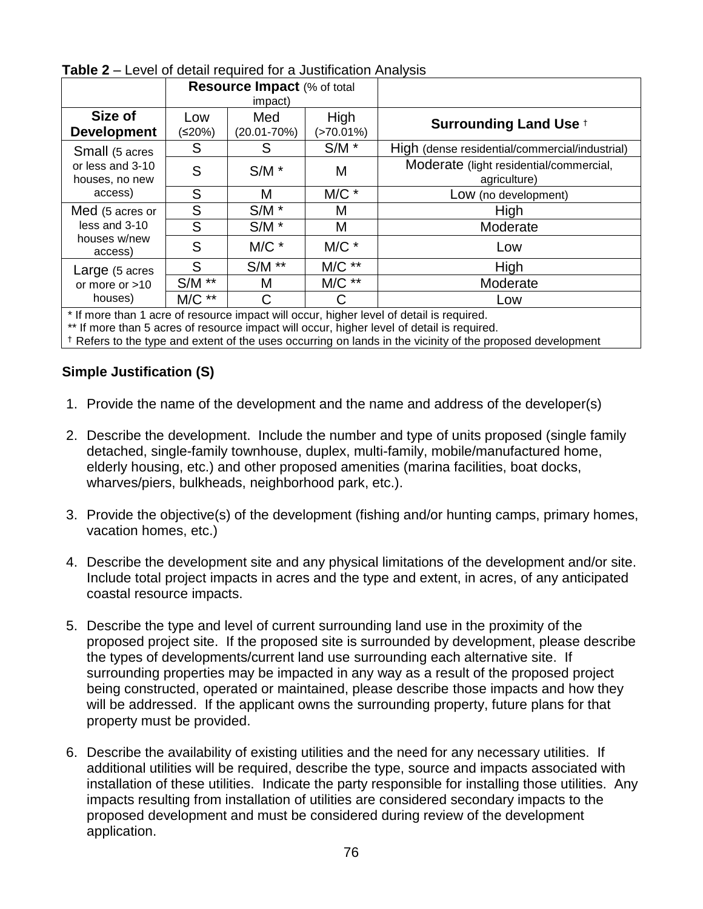**Table 2** – Level of detail required for a Justification Analysis

| | **Resource Impact** (% of total impact) | | | |
|---|---|---|---|---|
| **Size of Development** | Low (≤20%) | Med (20.01-70%) | High (>70.01%) | **Surrounding Land Use** † |
| Small (5 acres or less and 3-10 houses, no new access) | S | S | S/M * | High (dense residential/commercial/industrial) |
| | S | S/M * | M | Moderate (light residential/commercial, agriculture) |
| | S | M | M/C * | Low (no development) |
| Med (5 acres or less and 3-10 houses w/new access) | S | S/M * | M | High |
| | S | S/M * | M | Moderate |
| | S | M/C * | M/C * | Low |
| Large (5 acres or more or >10 houses) | S | S/M ** | M/C ** | High |
| | S/M ** | M | M/C ** | Moderate |
| | M/C ** | C | C | Low |

\* If more than 1 acre of resource impact will occur, higher level of detail is required.
\*\* If more than 5 acres of resource impact will occur, higher level of detail is required.
† Refers to the type and extent of the uses occurring on lands in the vicinity of the proposed development

**Simple Justification (S)**

1. Provide the name of the development and the name and address of the developer(s)

2. Describe the development. Include the number and type of units proposed (single family detached, single-family townhouse, duplex, multi-family, mobile/manufactured home, elderly housing, etc.) and other proposed amenities (marina facilities, boat docks, wharves/piers, bulkheads, neighborhood park, etc.).

3. Provide the objective(s) of the development (fishing and/or hunting camps, primary homes, vacation homes, etc.)

4. Describe the development site and any physical limitations of the development and/or site. Include total project impacts in acres and the type and extent, in acres, of any anticipated coastal resource impacts.

5. Describe the type and level of current surrounding land use in the proximity of the proposed project site. If the proposed site is surrounded by development, please describe the types of developments/current land use surrounding each alternative site. If surrounding properties may be impacted in any way as a result of the proposed project being constructed, operated or maintained, please describe those impacts and how they will be addressed. If the applicant owns the surrounding property, future plans for that property must be provided.

6. Describe the availability of existing utilities and the need for any necessary utilities. If additional utilities will be required, describe the type, source and impacts associated with installation of these utilities. Indicate the party responsible for installing those utilities. Any impacts resulting from installation of utilities are considered secondary impacts to the proposed development and must be considered during review of the development application.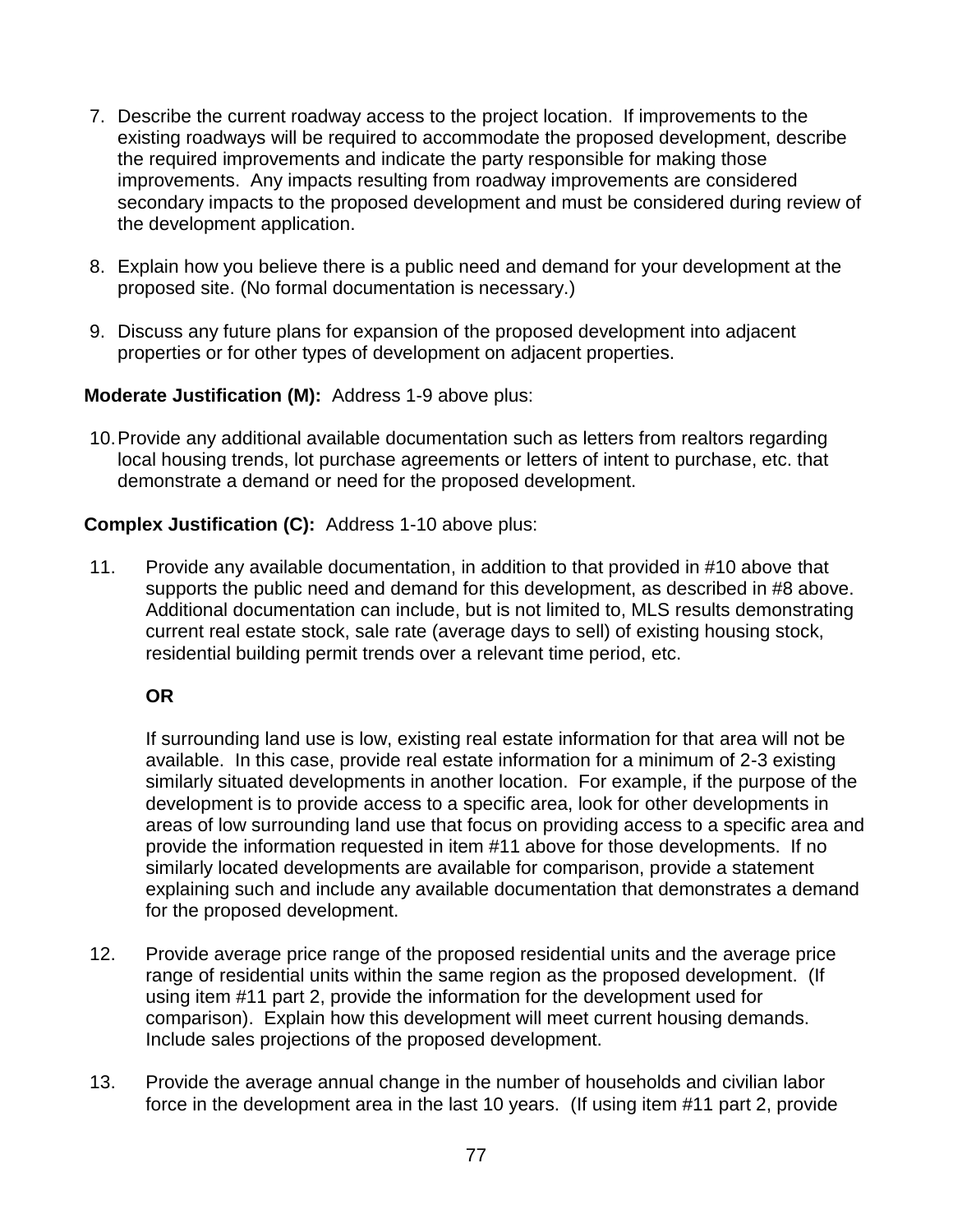7. Describe the current roadway access to the project location. If improvements to the existing roadways will be required to accommodate the proposed development, describe the required improvements and indicate the party responsible for making those improvements. Any impacts resulting from roadway improvements are considered secondary impacts to the proposed development and must be considered during review of the development application.

8. Explain how you believe there is a public need and demand for your development at the proposed site. (No formal documentation is necessary.)

9. Discuss any future plans for expansion of the proposed development into adjacent properties or for other types of development on adjacent properties.

**Moderate Justification (M):** Address 1-9 above plus:

10. Provide any additional available documentation such as letters from realtors regarding local housing trends, lot purchase agreements or letters of intent to purchase, etc. that demonstrate a demand or need for the proposed development.

**Complex Justification (C):** Address 1-10 above plus:

11. Provide any available documentation, in addition to that provided in #10 above that supports the public need and demand for this development, as described in #8 above. Additional documentation can include, but is not limited to, MLS results demonstrating current real estate stock, sale rate (average days to sell) of existing housing stock, residential building permit trends over a relevant time period, etc.

    **OR**

    If surrounding land use is low, existing real estate information for that area will not be available. In this case, provide real estate information for a minimum of 2-3 existing similarly situated developments in another location. For example, if the purpose of the development is to provide access to a specific area, look for other developments in areas of low surrounding land use that focus on providing access to a specific area and provide the information requested in item #11 above for those developments. If no similarly located developments are available for comparison, provide a statement explaining such and include any available documentation that demonstrates a demand for the proposed development.

12. Provide average price range of the proposed residential units and the average price range of residential units within the same region as the proposed development. (If using item #11 part 2, provide the information for the development used for comparison). Explain how this development will meet current housing demands. Include sales projections of the proposed development.

13. Provide the average annual change in the number of households and civilian labor force in the development area in the last 10 years. (If using item #11 part 2, provide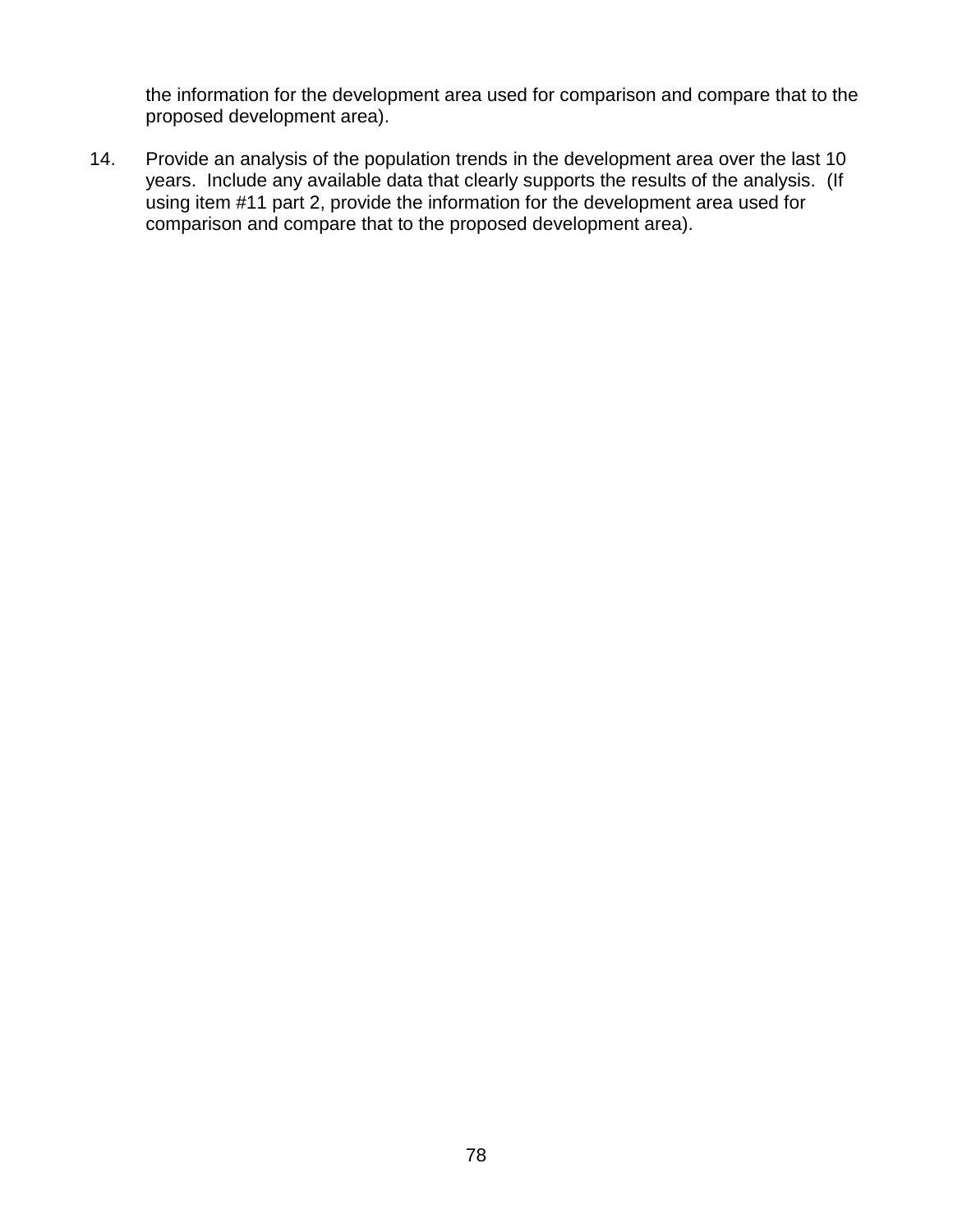the information for the development area used for comparison and compare that to the proposed development area).

14. Provide an analysis of the population trends in the development area over the last 10 years. Include any available data that clearly supports the results of the analysis. (If using item #11 part 2, provide the information for the development area used for comparison and compare that to the proposed development area).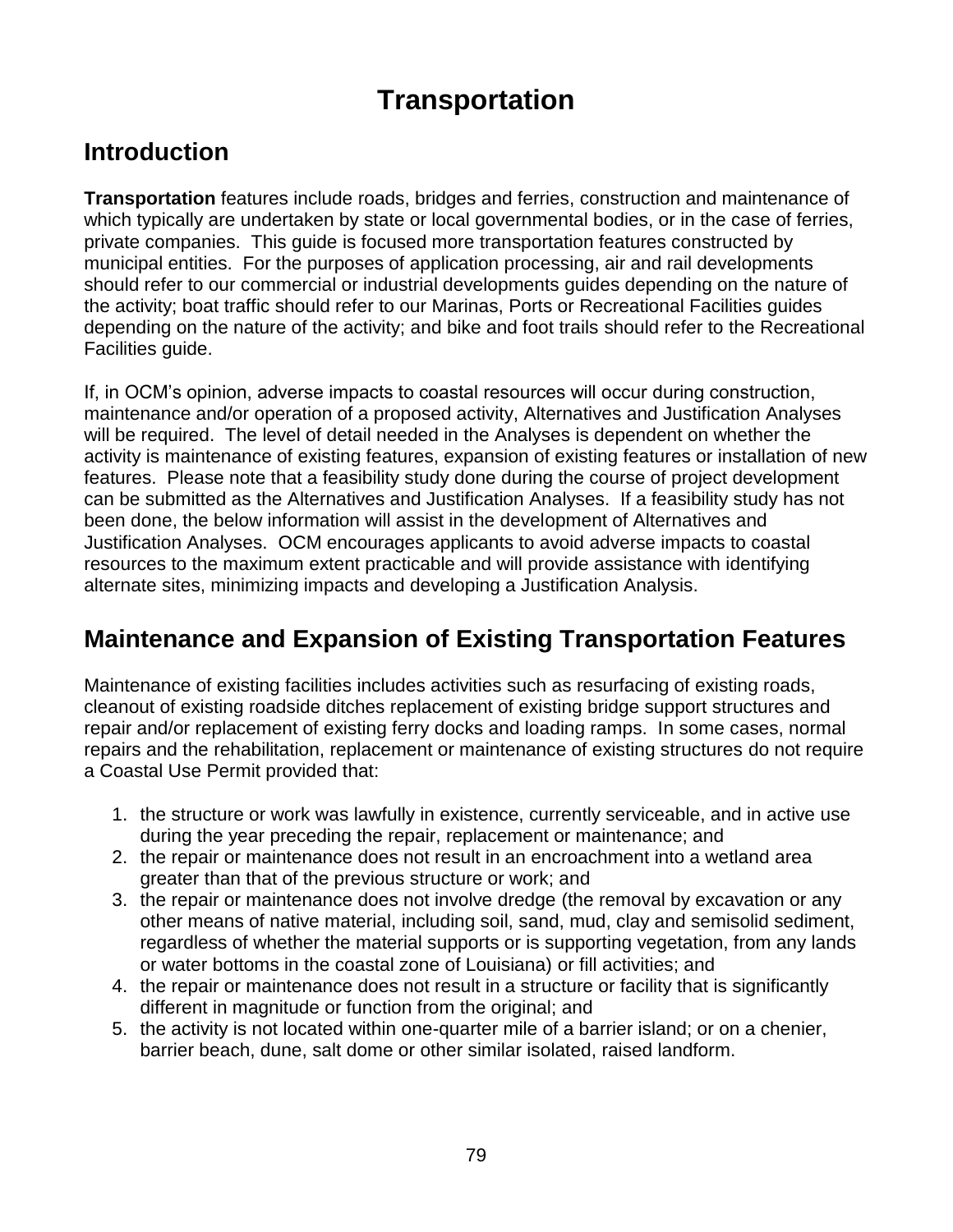# Transportation

## Introduction

**Transportation** features include roads, bridges and ferries, construction and maintenance of which typically are undertaken by state or local governmental bodies, or in the case of ferries, private companies. This guide is focused more transportation features constructed by municipal entities. For the purposes of application processing, air and rail developments should refer to our commercial or industrial developments guides depending on the nature of the activity; boat traffic should refer to our Marinas, Ports or Recreational Facilities guides depending on the nature of the activity; and bike and foot trails should refer to the Recreational Facilities guide.

If, in OCM's opinion, adverse impacts to coastal resources will occur during construction, maintenance and/or operation of a proposed activity, Alternatives and Justification Analyses will be required. The level of detail needed in the Analyses is dependent on whether the activity is maintenance of existing features, expansion of existing features or installation of new features. Please note that a feasibility study done during the course of project development can be submitted as the Alternatives and Justification Analyses. If a feasibility study has not been done, the below information will assist in the development of Alternatives and Justification Analyses. OCM encourages applicants to avoid adverse impacts to coastal resources to the maximum extent practicable and will provide assistance with identifying alternate sites, minimizing impacts and developing a Justification Analysis.

## Maintenance and Expansion of Existing Transportation Features

Maintenance of existing facilities includes activities such as resurfacing of existing roads, cleanout of existing roadside ditches replacement of existing bridge support structures and repair and/or replacement of existing ferry docks and loading ramps. In some cases, normal repairs and the rehabilitation, replacement or maintenance of existing structures do not require a Coastal Use Permit provided that:

1. the structure or work was lawfully in existence, currently serviceable, and in active use during the year preceding the repair, replacement or maintenance; and
2. the repair or maintenance does not result in an encroachment into a wetland area greater than that of the previous structure or work; and
3. the repair or maintenance does not involve dredge (the removal by excavation or any other means of native material, including soil, sand, mud, clay and semisolid sediment, regardless of whether the material supports or is supporting vegetation, from any lands or water bottoms in the coastal zone of Louisiana) or fill activities; and
4. the repair or maintenance does not result in a structure or facility that is significantly different in magnitude or function from the original; and
5. the activity is not located within one-quarter mile of a barrier island; or on a chenier, barrier beach, dune, salt dome or other similar isolated, raised landform.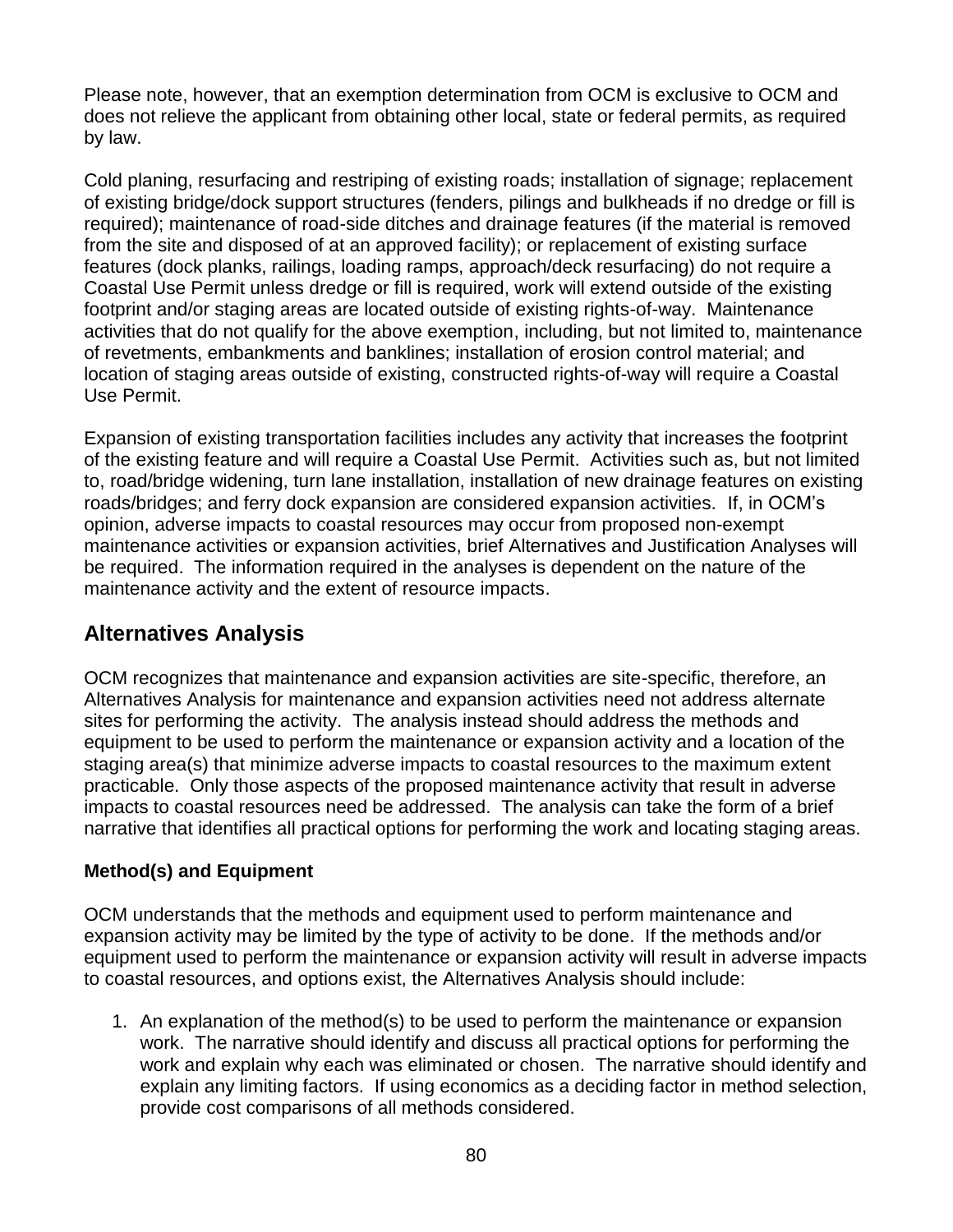Please note, however, that an exemption determination from OCM is exclusive to OCM and does not relieve the applicant from obtaining other local, state or federal permits, as required by law.

Cold planing, resurfacing and restriping of existing roads; installation of signage; replacement of existing bridge/dock support structures (fenders, pilings and bulkheads if no dredge or fill is required); maintenance of road-side ditches and drainage features (if the material is removed from the site and disposed of at an approved facility); or replacement of existing surface features (dock planks, railings, loading ramps, approach/deck resurfacing) do not require a Coastal Use Permit unless dredge or fill is required, work will extend outside of the existing footprint and/or staging areas are located outside of existing rights-of-way. Maintenance activities that do not qualify for the above exemption, including, but not limited to, maintenance of revetments, embankments and banklines; installation of erosion control material; and location of staging areas outside of existing, constructed rights-of-way will require a Coastal Use Permit.

Expansion of existing transportation facilities includes any activity that increases the footprint of the existing feature and will require a Coastal Use Permit. Activities such as, but not limited to, road/bridge widening, turn lane installation, installation of new drainage features on existing roads/bridges; and ferry dock expansion are considered expansion activities. If, in OCM's opinion, adverse impacts to coastal resources may occur from proposed non-exempt maintenance activities or expansion activities, brief Alternatives and Justification Analyses will be required. The information required in the analyses is dependent on the nature of the maintenance activity and the extent of resource impacts.

## Alternatives Analysis

OCM recognizes that maintenance and expansion activities are site-specific, therefore, an Alternatives Analysis for maintenance and expansion activities need not address alternate sites for performing the activity. The analysis instead should address the methods and equipment to be used to perform the maintenance or expansion activity and a location of the staging area(s) that minimize adverse impacts to coastal resources to the maximum extent practicable. Only those aspects of the proposed maintenance activity that result in adverse impacts to coastal resources need be addressed. The analysis can take the form of a brief narrative that identifies all practical options for performing the work and locating staging areas.

### Method(s) and Equipment

OCM understands that the methods and equipment used to perform maintenance and expansion activity may be limited by the type of activity to be done. If the methods and/or equipment used to perform the maintenance or expansion activity will result in adverse impacts to coastal resources, and options exist, the Alternatives Analysis should include:

1. An explanation of the method(s) to be used to perform the maintenance or expansion work. The narrative should identify and discuss all practical options for performing the work and explain why each was eliminated or chosen. The narrative should identify and explain any limiting factors. If using economics as a deciding factor in method selection, provide cost comparisons of all methods considered.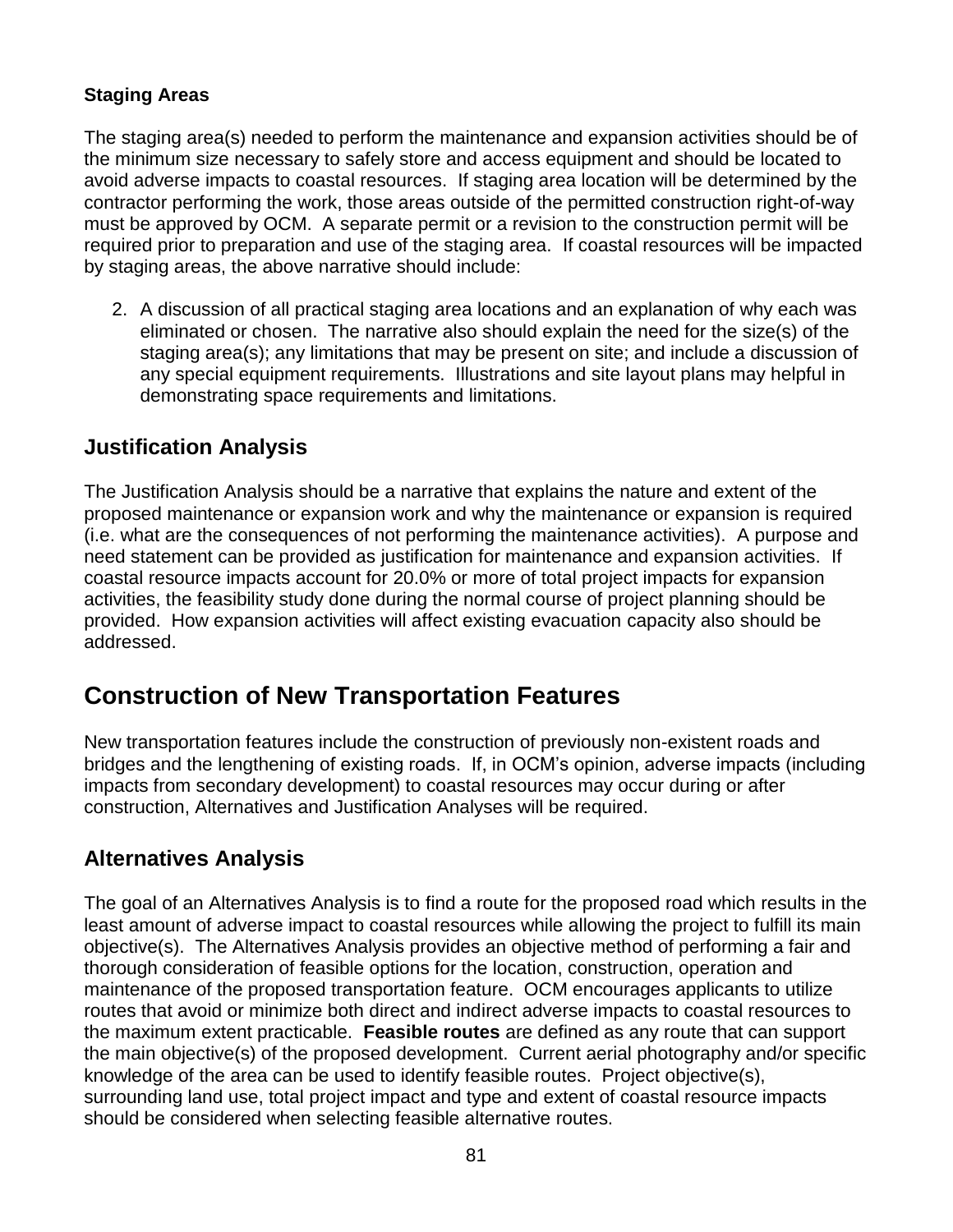**Staging Areas**

The staging area(s) needed to perform the maintenance and expansion activities should be of the minimum size necessary to safely store and access equipment and should be located to avoid adverse impacts to coastal resources. If staging area location will be determined by the contractor performing the work, those areas outside of the permitted construction right-of-way must be approved by OCM. A separate permit or a revision to the construction permit will be required prior to preparation and use of the staging area. If coastal resources will be impacted by staging areas, the above narrative should include:

2. A discussion of all practical staging area locations and an explanation of why each was eliminated or chosen. The narrative also should explain the need for the size(s) of the staging area(s); any limitations that may be present on site; and include a discussion of any special equipment requirements. Illustrations and site layout plans may helpful in demonstrating space requirements and limitations.

## Justification Analysis

The Justification Analysis should be a narrative that explains the nature and extent of the proposed maintenance or expansion work and why the maintenance or expansion is required (i.e. what are the consequences of not performing the maintenance activities). A purpose and need statement can be provided as justification for maintenance and expansion activities. If coastal resource impacts account for 20.0% or more of total project impacts for expansion activities, the feasibility study done during the normal course of project planning should be provided. How expansion activities will affect existing evacuation capacity also should be addressed.

# Construction of New Transportation Features

New transportation features include the construction of previously non-existent roads and bridges and the lengthening of existing roads. If, in OCM's opinion, adverse impacts (including impacts from secondary development) to coastal resources may occur during or after construction, Alternatives and Justification Analyses will be required.

## Alternatives Analysis

The goal of an Alternatives Analysis is to find a route for the proposed road which results in the least amount of adverse impact to coastal resources while allowing the project to fulfill its main objective(s). The Alternatives Analysis provides an objective method of performing a fair and thorough consideration of feasible options for the location, construction, operation and maintenance of the proposed transportation feature. OCM encourages applicants to utilize routes that avoid or minimize both direct and indirect adverse impacts to coastal resources to the maximum extent practicable. **Feasible routes** are defined as any route that can support the main objective(s) of the proposed development. Current aerial photography and/or specific knowledge of the area can be used to identify feasible routes. Project objective(s), surrounding land use, total project impact and type and extent of coastal resource impacts should be considered when selecting feasible alternative routes.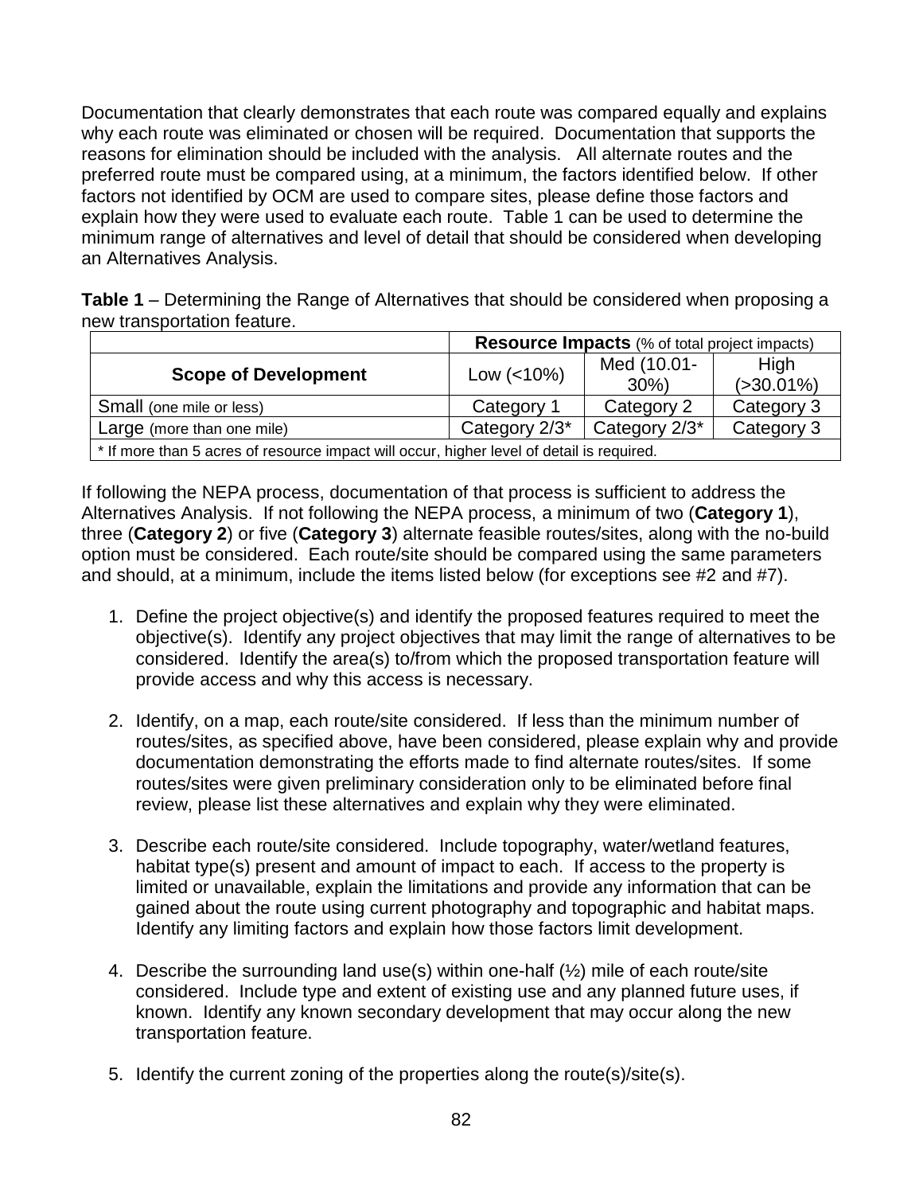Documentation that clearly demonstrates that each route was compared equally and explains why each route was eliminated or chosen will be required. Documentation that supports the reasons for elimination should be included with the analysis. All alternate routes and the preferred route must be compared using, at a minimum, the factors identified below. If other factors not identified by OCM are used to compare sites, please define those factors and explain how they were used to evaluate each route. Table 1 can be used to determine the minimum range of alternatives and level of detail that should be considered when developing an Alternatives Analysis.

**Table 1** – Determining the Range of Alternatives that should be considered when proposing a new transportation feature.

| | **Resource Impacts** (% of total project impacts) | | |
|---|---|---|---|
| **Scope of Development** | Low (<10%) | Med (10.01-30%) | High (>30.01%) |
| Small (one mile or less) | Category 1 | Category 2 | Category 3 |
| Large (more than one mile) | Category 2/3* | Category 2/3* | Category 3 |
| * If more than 5 acres of resource impact will occur, higher level of detail is required. | | | |

If following the NEPA process, documentation of that process is sufficient to address the Alternatives Analysis. If not following the NEPA process, a minimum of two (**Category 1**), three (**Category 2**) or five (**Category 3**) alternate feasible routes/sites, along with the no-build option must be considered. Each route/site should be compared using the same parameters and should, at a minimum, include the items listed below (for exceptions see #2 and #7).

1. Define the project objective(s) and identify the proposed features required to meet the objective(s). Identify any project objectives that may limit the range of alternatives to be considered. Identify the area(s) to/from which the proposed transportation feature will provide access and why this access is necessary.

2. Identify, on a map, each route/site considered. If less than the minimum number of routes/sites, as specified above, have been considered, please explain why and provide documentation demonstrating the efforts made to find alternate routes/sites. If some routes/sites were given preliminary consideration only to be eliminated before final review, please list these alternatives and explain why they were eliminated.

3. Describe each route/site considered. Include topography, water/wetland features, habitat type(s) present and amount of impact to each. If access to the property is limited or unavailable, explain the limitations and provide any information that can be gained about the route using current photography and topographic and habitat maps. Identify any limiting factors and explain how those factors limit development.

4. Describe the surrounding land use(s) within one-half (½) mile of each route/site considered. Include type and extent of existing use and any planned future uses, if known. Identify any known secondary development that may occur along the new transportation feature.

5. Identify the current zoning of the properties along the route(s)/site(s).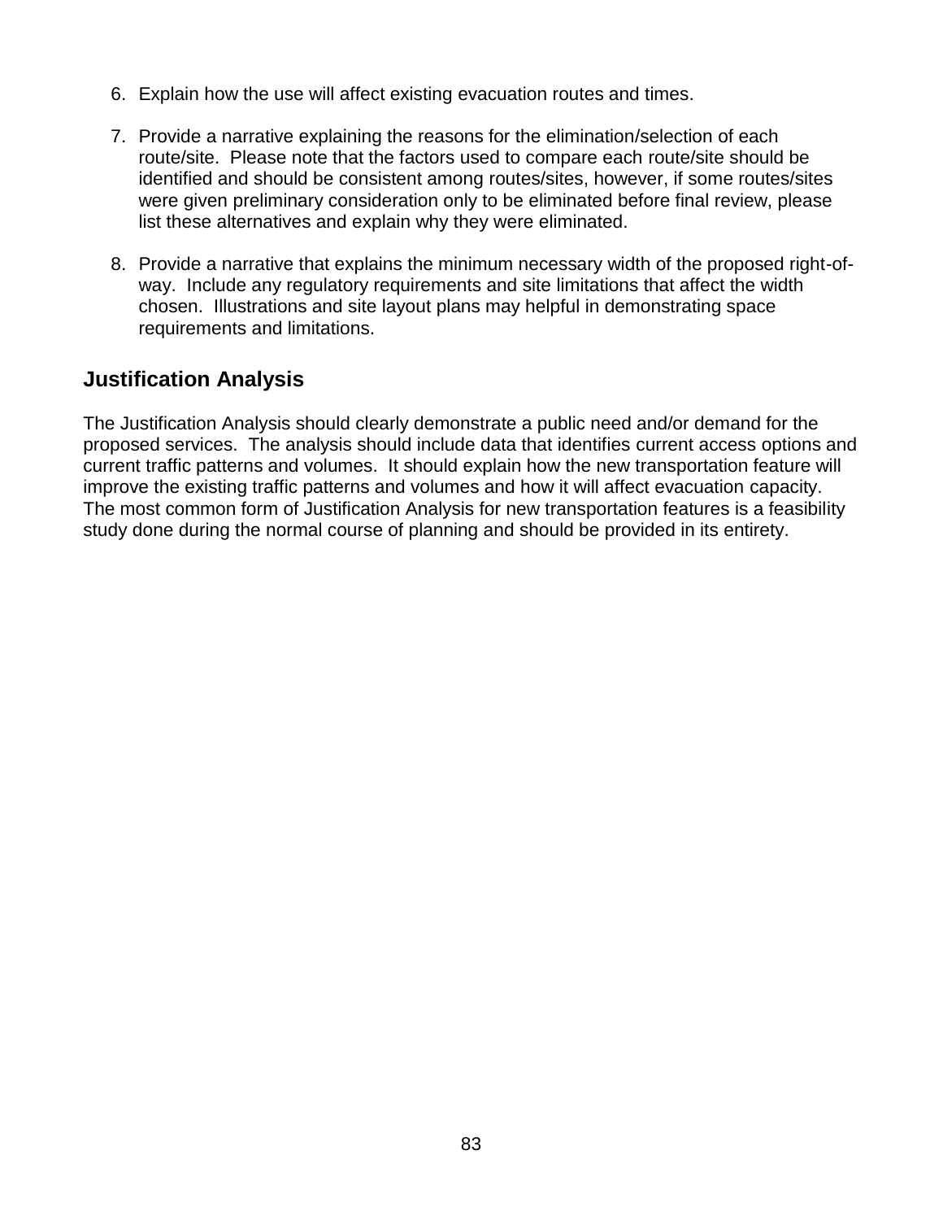6. Explain how the use will affect existing evacuation routes and times.

7. Provide a narrative explaining the reasons for the elimination/selection of each route/site. Please note that the factors used to compare each route/site should be identified and should be consistent among routes/sites, however, if some routes/sites were given preliminary consideration only to be eliminated before final review, please list these alternatives and explain why they were eliminated.

8. Provide a narrative that explains the minimum necessary width of the proposed right-of-way. Include any regulatory requirements and site limitations that affect the width chosen. Illustrations and site layout plans may helpful in demonstrating space requirements and limitations.

## Justification Analysis

The Justification Analysis should clearly demonstrate a public need and/or demand for the proposed services. The analysis should include data that identifies current access options and current traffic patterns and volumes. It should explain how the new transportation feature will improve the existing traffic patterns and volumes and how it will affect evacuation capacity. The most common form of Justification Analysis for new transportation features is a feasibility study done during the normal course of planning and should be provided in its entirety.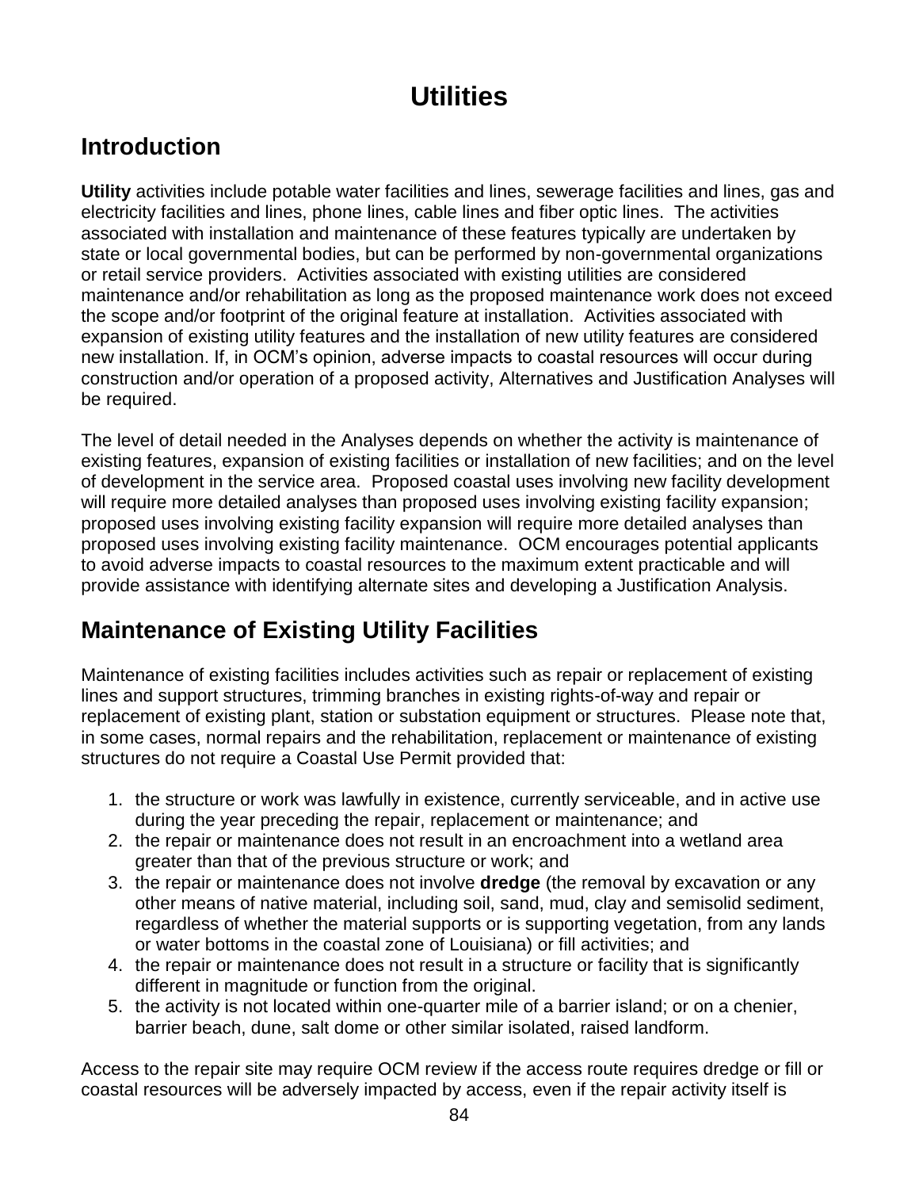# Utilities

## Introduction

**Utility** activities include potable water facilities and lines, sewerage facilities and lines, gas and electricity facilities and lines, phone lines, cable lines and fiber optic lines. The activities associated with installation and maintenance of these features typically are undertaken by state or local governmental bodies, but can be performed by non-governmental organizations or retail service providers. Activities associated with existing utilities are considered maintenance and/or rehabilitation as long as the proposed maintenance work does not exceed the scope and/or footprint of the original feature at installation. Activities associated with expansion of existing utility features and the installation of new utility features are considered new installation. If, in OCM's opinion, adverse impacts to coastal resources will occur during construction and/or operation of a proposed activity, Alternatives and Justification Analyses will be required.

The level of detail needed in the Analyses depends on whether the activity is maintenance of existing features, expansion of existing facilities or installation of new facilities; and on the level of development in the service area. Proposed coastal uses involving new facility development will require more detailed analyses than proposed uses involving existing facility expansion; proposed uses involving existing facility expansion will require more detailed analyses than proposed uses involving existing facility maintenance. OCM encourages potential applicants to avoid adverse impacts to coastal resources to the maximum extent practicable and will provide assistance with identifying alternate sites and developing a Justification Analysis.

## Maintenance of Existing Utility Facilities

Maintenance of existing facilities includes activities such as repair or replacement of existing lines and support structures, trimming branches in existing rights-of-way and repair or replacement of existing plant, station or substation equipment or structures. Please note that, in some cases, normal repairs and the rehabilitation, replacement or maintenance of existing structures do not require a Coastal Use Permit provided that:

1. the structure or work was lawfully in existence, currently serviceable, and in active use during the year preceding the repair, replacement or maintenance; and
2. the repair or maintenance does not result in an encroachment into a wetland area greater than that of the previous structure or work; and
3. the repair or maintenance does not involve **dredge** (the removal by excavation or any other means of native material, including soil, sand, mud, clay and semisolid sediment, regardless of whether the material supports or is supporting vegetation, from any lands or water bottoms in the coastal zone of Louisiana) or fill activities; and
4. the repair or maintenance does not result in a structure or facility that is significantly different in magnitude or function from the original.
5. the activity is not located within one-quarter mile of a barrier island; or on a chenier, barrier beach, dune, salt dome or other similar isolated, raised landform.

Access to the repair site may require OCM review if the access route requires dredge or fill or coastal resources will be adversely impacted by access, even if the repair activity itself is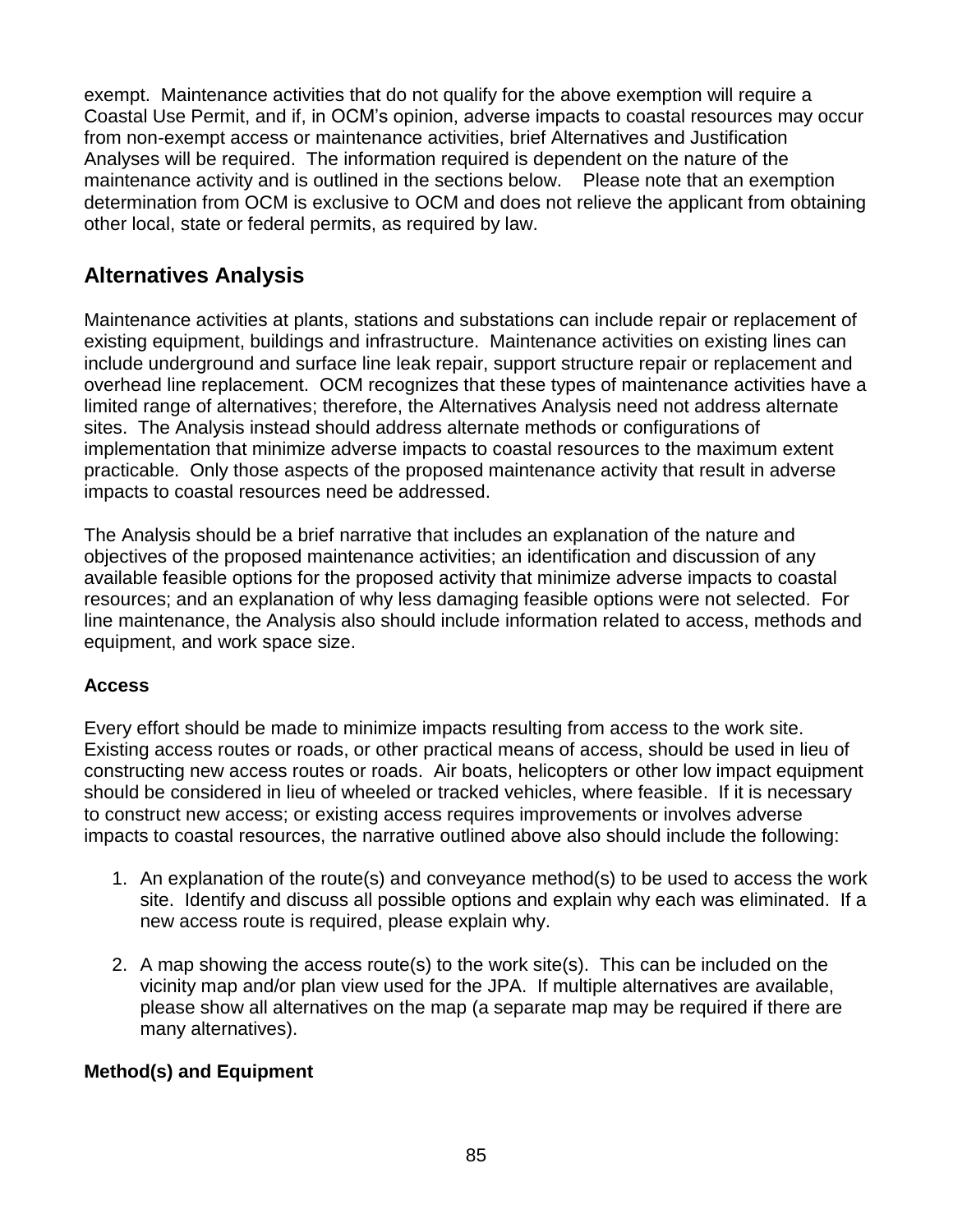exempt. Maintenance activities that do not qualify for the above exemption will require a Coastal Use Permit, and if, in OCM's opinion, adverse impacts to coastal resources may occur from non-exempt access or maintenance activities, brief Alternatives and Justification Analyses will be required. The information required is dependent on the nature of the maintenance activity and is outlined in the sections below. Please note that an exemption determination from OCM is exclusive to OCM and does not relieve the applicant from obtaining other local, state or federal permits, as required by law.

## Alternatives Analysis

Maintenance activities at plants, stations and substations can include repair or replacement of existing equipment, buildings and infrastructure. Maintenance activities on existing lines can include underground and surface line leak repair, support structure repair or replacement and overhead line replacement. OCM recognizes that these types of maintenance activities have a limited range of alternatives; therefore, the Alternatives Analysis need not address alternate sites. The Analysis instead should address alternate methods or configurations of implementation that minimize adverse impacts to coastal resources to the maximum extent practicable. Only those aspects of the proposed maintenance activity that result in adverse impacts to coastal resources need be addressed.

The Analysis should be a brief narrative that includes an explanation of the nature and objectives of the proposed maintenance activities; an identification and discussion of any available feasible options for the proposed activity that minimize adverse impacts to coastal resources; and an explanation of why less damaging feasible options were not selected. For line maintenance, the Analysis also should include information related to access, methods and equipment, and work space size.

### Access

Every effort should be made to minimize impacts resulting from access to the work site. Existing access routes or roads, or other practical means of access, should be used in lieu of constructing new access routes or roads. Air boats, helicopters or other low impact equipment should be considered in lieu of wheeled or tracked vehicles, where feasible. If it is necessary to construct new access; or existing access requires improvements or involves adverse impacts to coastal resources, the narrative outlined above also should include the following:

1. An explanation of the route(s) and conveyance method(s) to be used to access the work site. Identify and discuss all possible options and explain why each was eliminated. If a new access route is required, please explain why.

2. A map showing the access route(s) to the work site(s). This can be included on the vicinity map and/or plan view used for the JPA. If multiple alternatives are available, please show all alternatives on the map (a separate map may be required if there are many alternatives).

### Method(s) and Equipment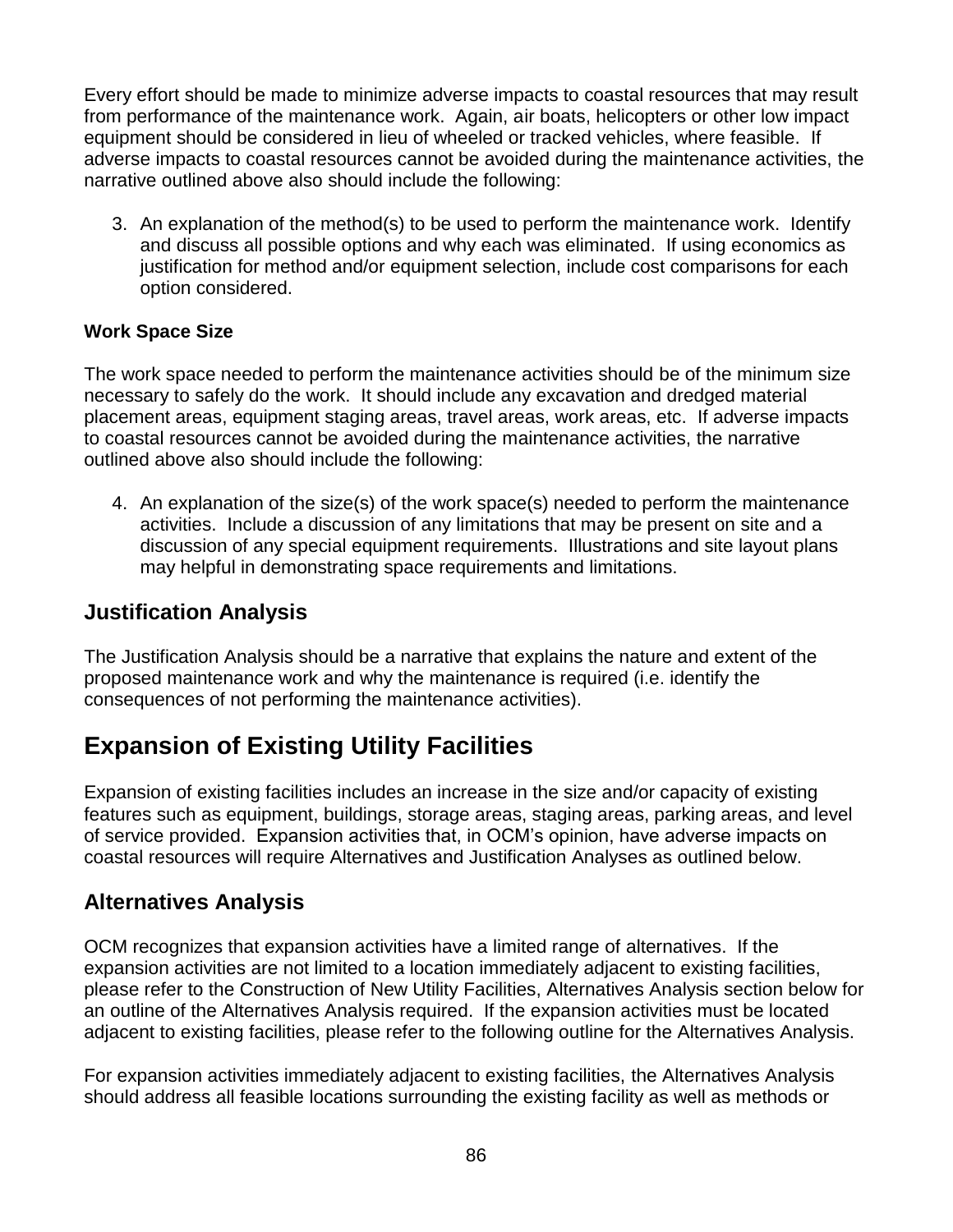Every effort should be made to minimize adverse impacts to coastal resources that may result from performance of the maintenance work. Again, air boats, helicopters or other low impact equipment should be considered in lieu of wheeled or tracked vehicles, where feasible. If adverse impacts to coastal resources cannot be avoided during the maintenance activities, the narrative outlined above also should include the following:

3. An explanation of the method(s) to be used to perform the maintenance work. Identify and discuss all possible options and why each was eliminated. If using economics as justification for method and/or equipment selection, include cost comparisons for each option considered.

**Work Space Size**

The work space needed to perform the maintenance activities should be of the minimum size necessary to safely do the work. It should include any excavation and dredged material placement areas, equipment staging areas, travel areas, work areas, etc. If adverse impacts to coastal resources cannot be avoided during the maintenance activities, the narrative outlined above also should include the following:

4. An explanation of the size(s) of the work space(s) needed to perform the maintenance activities. Include a discussion of any limitations that may be present on site and a discussion of any special equipment requirements. Illustrations and site layout plans may helpful in demonstrating space requirements and limitations.

## Justification Analysis

The Justification Analysis should be a narrative that explains the nature and extent of the proposed maintenance work and why the maintenance is required (i.e. identify the consequences of not performing the maintenance activities).

# Expansion of Existing Utility Facilities

Expansion of existing facilities includes an increase in the size and/or capacity of existing features such as equipment, buildings, storage areas, staging areas, parking areas, and level of service provided. Expansion activities that, in OCM's opinion, have adverse impacts on coastal resources will require Alternatives and Justification Analyses as outlined below.

## Alternatives Analysis

OCM recognizes that expansion activities have a limited range of alternatives. If the expansion activities are not limited to a location immediately adjacent to existing facilities, please refer to the Construction of New Utility Facilities, Alternatives Analysis section below for an outline of the Alternatives Analysis required. If the expansion activities must be located adjacent to existing facilities, please refer to the following outline for the Alternatives Analysis.

For expansion activities immediately adjacent to existing facilities, the Alternatives Analysis should address all feasible locations surrounding the existing facility as well as methods or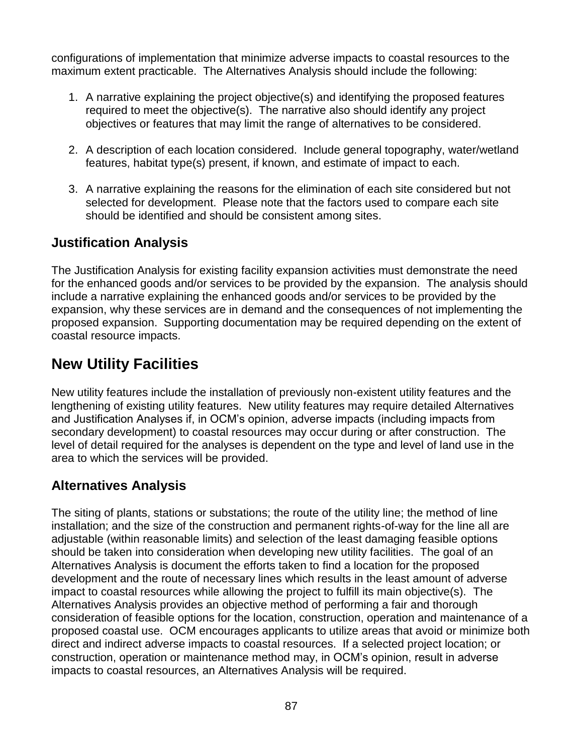configurations of implementation that minimize adverse impacts to coastal resources to the maximum extent practicable. The Alternatives Analysis should include the following:

1. A narrative explaining the project objective(s) and identifying the proposed features required to meet the objective(s). The narrative also should identify any project objectives or features that may limit the range of alternatives to be considered.

2. A description of each location considered. Include general topography, water/wetland features, habitat type(s) present, if known, and estimate of impact to each.

3. A narrative explaining the reasons for the elimination of each site considered but not selected for development. Please note that the factors used to compare each site should be identified and should be consistent among sites.

## Justification Analysis

The Justification Analysis for existing facility expansion activities must demonstrate the need for the enhanced goods and/or services to be provided by the expansion. The analysis should include a narrative explaining the enhanced goods and/or services to be provided by the expansion, why these services are in demand and the consequences of not implementing the proposed expansion. Supporting documentation may be required depending on the extent of coastal resource impacts.

# New Utility Facilities

New utility features include the installation of previously non-existent utility features and the lengthening of existing utility features. New utility features may require detailed Alternatives and Justification Analyses if, in OCM's opinion, adverse impacts (including impacts from secondary development) to coastal resources may occur during or after construction. The level of detail required for the analyses is dependent on the type and level of land use in the area to which the services will be provided.

## Alternatives Analysis

The siting of plants, stations or substations; the route of the utility line; the method of line installation; and the size of the construction and permanent rights-of-way for the line all are adjustable (within reasonable limits) and selection of the least damaging feasible options should be taken into consideration when developing new utility facilities. The goal of an Alternatives Analysis is document the efforts taken to find a location for the proposed development and the route of necessary lines which results in the least amount of adverse impact to coastal resources while allowing the project to fulfill its main objective(s). The Alternatives Analysis provides an objective method of performing a fair and thorough consideration of feasible options for the location, construction, operation and maintenance of a proposed coastal use. OCM encourages applicants to utilize areas that avoid or minimize both direct and indirect adverse impacts to coastal resources. If a selected project location; or construction, operation or maintenance method may, in OCM's opinion, result in adverse impacts to coastal resources, an Alternatives Analysis will be required.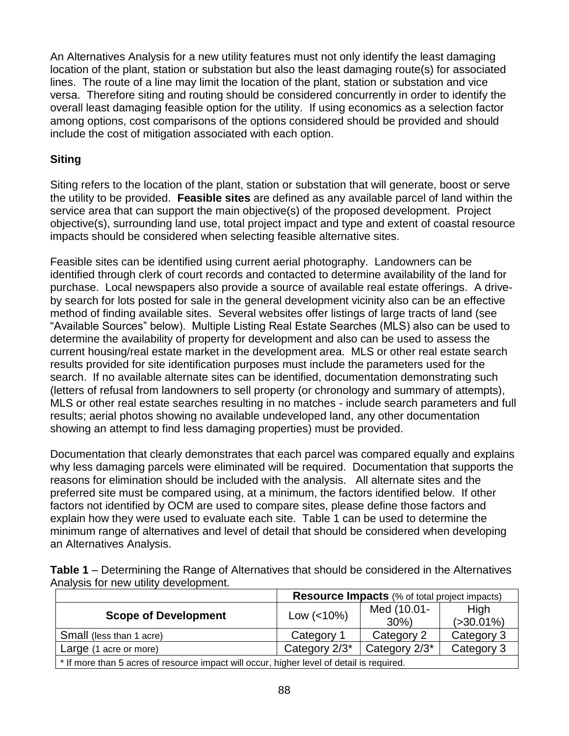An Alternatives Analysis for a new utility features must not only identify the least damaging location of the plant, station or substation but also the least damaging route(s) for associated lines. The route of a line may limit the location of the plant, station or substation and vice versa. Therefore siting and routing should be considered concurrently in order to identify the overall least damaging feasible option for the utility. If using economics as a selection factor among options, cost comparisons of the options considered should be provided and should include the cost of mitigation associated with each option.

### Siting

Siting refers to the location of the plant, station or substation that will generate, boost or serve the utility to be provided. **Feasible sites** are defined as any available parcel of land within the service area that can support the main objective(s) of the proposed development. Project objective(s), surrounding land use, total project impact and type and extent of coastal resource impacts should be considered when selecting feasible alternative sites.

Feasible sites can be identified using current aerial photography. Landowners can be identified through clerk of court records and contacted to determine availability of the land for purchase. Local newspapers also provide a source of available real estate offerings. A drive-by search for lots posted for sale in the general development vicinity also can be an effective method of finding available sites. Several websites offer listings of large tracts of land (see "Available Sources" below). Multiple Listing Real Estate Searches (MLS) also can be used to determine the availability of property for development and also can be used to assess the current housing/real estate market in the development area. MLS or other real estate search results provided for site identification purposes must include the parameters used for the search. If no available alternate sites can be identified, documentation demonstrating such (letters of refusal from landowners to sell property (or chronology and summary of attempts), MLS or other real estate searches resulting in no matches - include search parameters and full results; aerial photos showing no available undeveloped land, any other documentation showing an attempt to find less damaging properties) must be provided.

Documentation that clearly demonstrates that each parcel was compared equally and explains why less damaging parcels were eliminated will be required. Documentation that supports the reasons for elimination should be included with the analysis. All alternate sites and the preferred site must be compared using, at a minimum, the factors identified below. If other factors not identified by OCM are used to compare sites, please define those factors and explain how they were used to evaluate each site. Table 1 can be used to determine the minimum range of alternatives and level of detail that should be considered when developing an Alternatives Analysis.

**Table 1** – Determining the Range of Alternatives that should be considered in the Alternatives Analysis for new utility development.

| | **Resource Impacts** (% of total project impacts) | | |
|---|---|---|---|
| **Scope of Development** | Low (<10%) | Med (10.01-30%) | High (>30.01%) |
| Small (less than 1 acre) | Category 1 | Category 2 | Category 3 |
| Large (1 acre or more) | Category 2/3* | Category 2/3* | Category 3 |
| * If more than 5 acres of resource impact will occur, higher level of detail is required. | | | |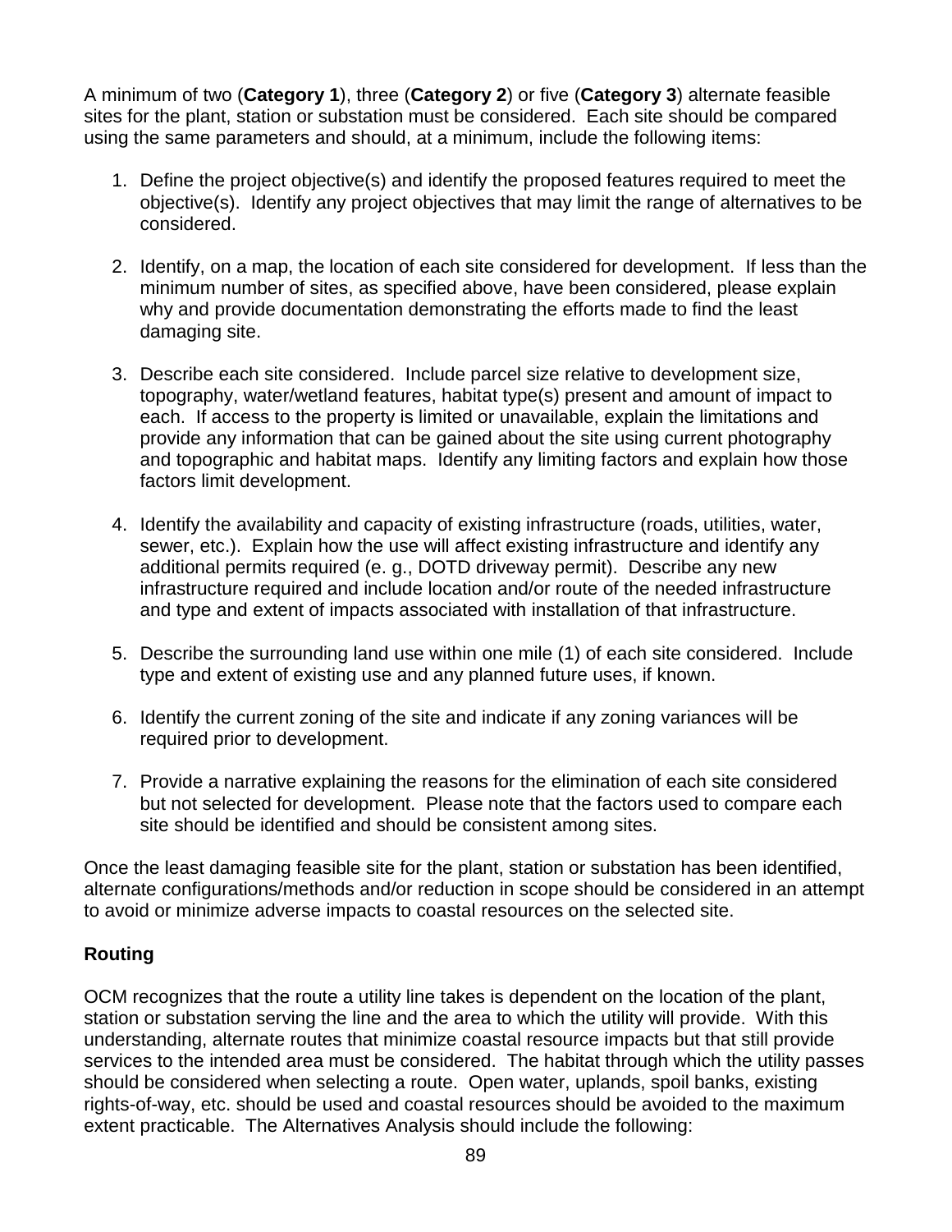A minimum of two (**Category 1**), three (**Category 2**) or five (**Category 3**) alternate feasible sites for the plant, station or substation must be considered. Each site should be compared using the same parameters and should, at a minimum, include the following items:

1. Define the project objective(s) and identify the proposed features required to meet the objective(s). Identify any project objectives that may limit the range of alternatives to be considered.

2. Identify, on a map, the location of each site considered for development. If less than the minimum number of sites, as specified above, have been considered, please explain why and provide documentation demonstrating the efforts made to find the least damaging site.

3. Describe each site considered. Include parcel size relative to development size, topography, water/wetland features, habitat type(s) present and amount of impact to each. If access to the property is limited or unavailable, explain the limitations and provide any information that can be gained about the site using current photography and topographic and habitat maps. Identify any limiting factors and explain how those factors limit development.

4. Identify the availability and capacity of existing infrastructure (roads, utilities, water, sewer, etc.). Explain how the use will affect existing infrastructure and identify any additional permits required (e. g., DOTD driveway permit). Describe any new infrastructure required and include location and/or route of the needed infrastructure and type and extent of impacts associated with installation of that infrastructure.

5. Describe the surrounding land use within one mile (1) of each site considered. Include type and extent of existing use and any planned future uses, if known.

6. Identify the current zoning of the site and indicate if any zoning variances will be required prior to development.

7. Provide a narrative explaining the reasons for the elimination of each site considered but not selected for development. Please note that the factors used to compare each site should be identified and should be consistent among sites.

Once the least damaging feasible site for the plant, station or substation has been identified, alternate configurations/methods and/or reduction in scope should be considered in an attempt to avoid or minimize adverse impacts to coastal resources on the selected site.

**Routing**

OCM recognizes that the route a utility line takes is dependent on the location of the plant, station or substation serving the line and the area to which the utility will provide. With this understanding, alternate routes that minimize coastal resource impacts but that still provide services to the intended area must be considered. The habitat through which the utility passes should be considered when selecting a route. Open water, uplands, spoil banks, existing rights-of-way, etc. should be used and coastal resources should be avoided to the maximum extent practicable. The Alternatives Analysis should include the following: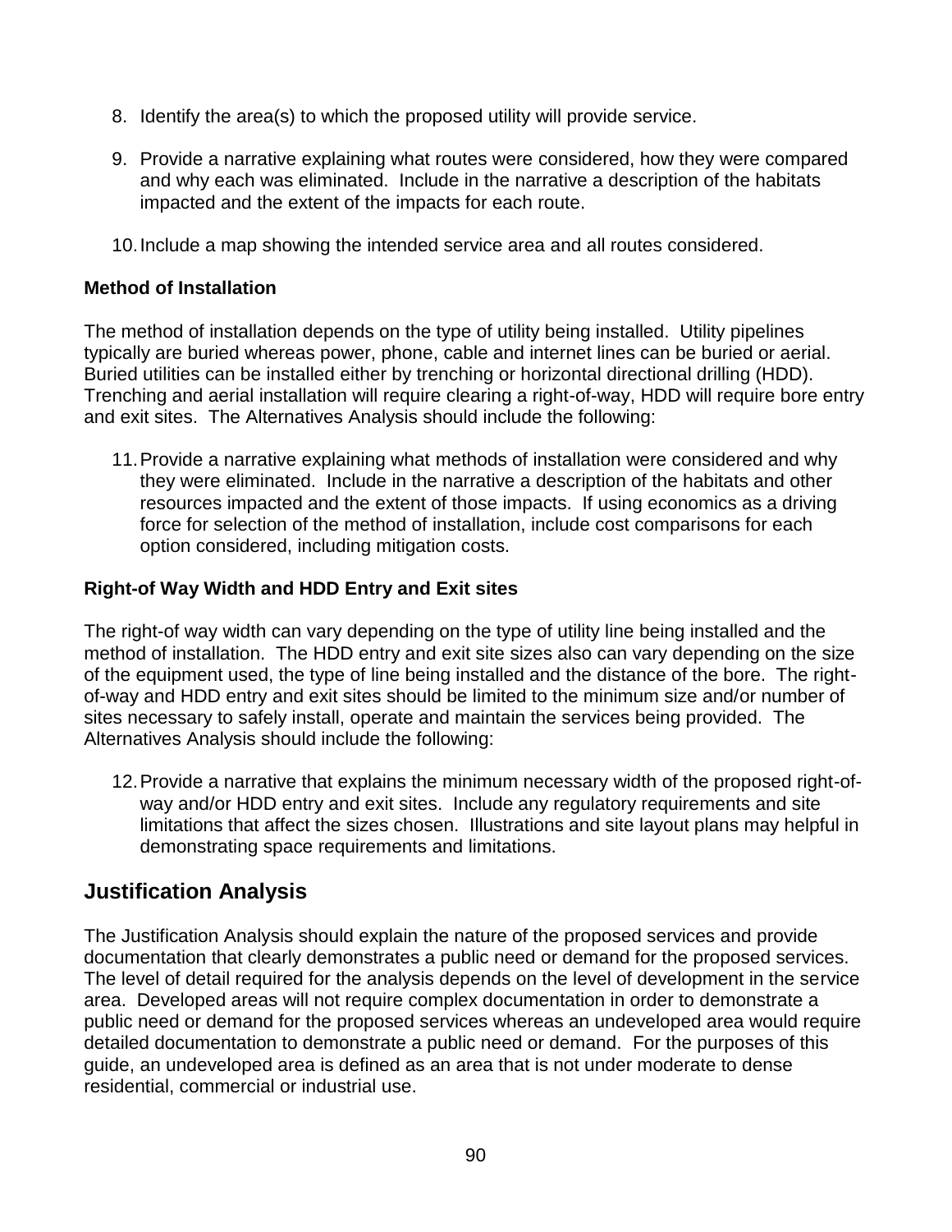8. Identify the area(s) to which the proposed utility will provide service.

9. Provide a narrative explaining what routes were considered, how they were compared and why each was eliminated. Include in the narrative a description of the habitats impacted and the extent of the impacts for each route.

10. Include a map showing the intended service area and all routes considered.

**Method of Installation**

The method of installation depends on the type of utility being installed. Utility pipelines typically are buried whereas power, phone, cable and internet lines can be buried or aerial. Buried utilities can be installed either by trenching or horizontal directional drilling (HDD). Trenching and aerial installation will require clearing a right-of-way, HDD will require bore entry and exit sites. The Alternatives Analysis should include the following:

11. Provide a narrative explaining what methods of installation were considered and why they were eliminated. Include in the narrative a description of the habitats and other resources impacted and the extent of those impacts. If using economics as a driving force for selection of the method of installation, include cost comparisons for each option considered, including mitigation costs.

**Right-of Way Width and HDD Entry and Exit sites**

The right-of way width can vary depending on the type of utility line being installed and the method of installation. The HDD entry and exit site sizes also can vary depending on the size of the equipment used, the type of line being installed and the distance of the bore. The right-of-way and HDD entry and exit sites should be limited to the minimum size and/or number of sites necessary to safely install, operate and maintain the services being provided. The Alternatives Analysis should include the following:

12. Provide a narrative that explains the minimum necessary width of the proposed right-of-way and/or HDD entry and exit sites. Include any regulatory requirements and site limitations that affect the sizes chosen. Illustrations and site layout plans may helpful in demonstrating space requirements and limitations.

## Justification Analysis

The Justification Analysis should explain the nature of the proposed services and provide documentation that clearly demonstrates a public need or demand for the proposed services. The level of detail required for the analysis depends on the level of development in the service area. Developed areas will not require complex documentation in order to demonstrate a public need or demand for the proposed services whereas an undeveloped area would require detailed documentation to demonstrate a public need or demand. For the purposes of this guide, an undeveloped area is defined as an area that is not under moderate to dense residential, commercial or industrial use.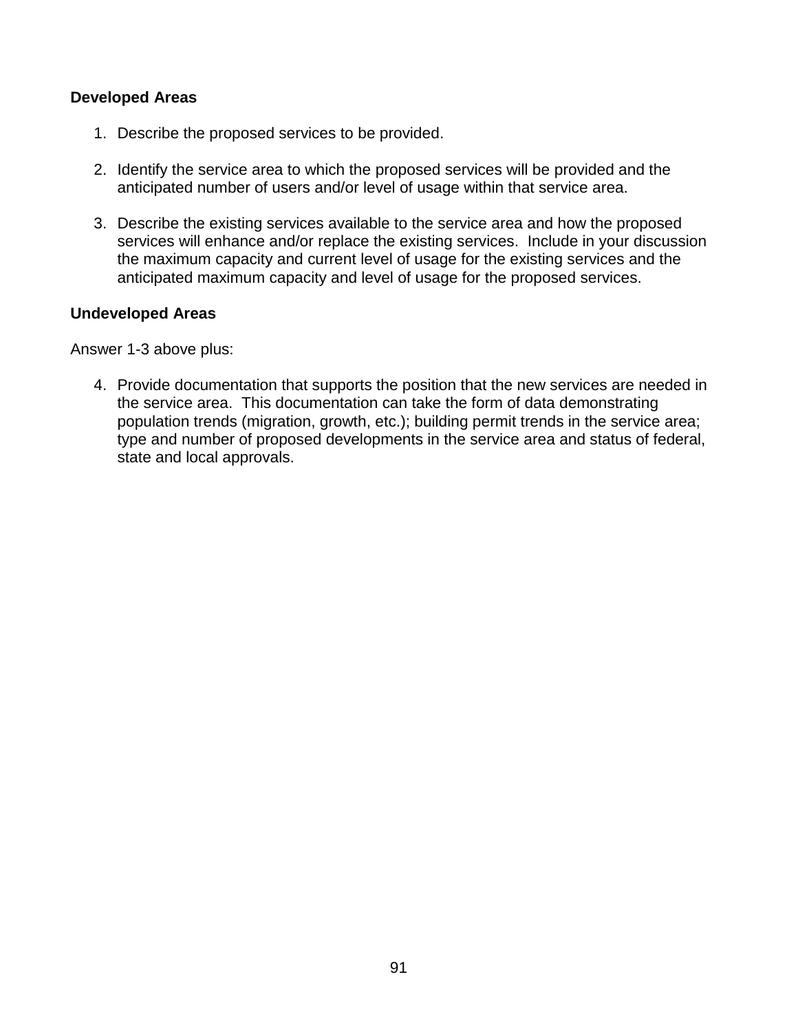**Developed Areas**

1. Describe the proposed services to be provided.

2. Identify the service area to which the proposed services will be provided and the anticipated number of users and/or level of usage within that service area.

3. Describe the existing services available to the service area and how the proposed services will enhance and/or replace the existing services. Include in your discussion the maximum capacity and current level of usage for the existing services and the anticipated maximum capacity and level of usage for the proposed services.

**Undeveloped Areas**

Answer 1-3 above plus:

4. Provide documentation that supports the position that the new services are needed in the service area. This documentation can take the form of data demonstrating population trends (migration, growth, etc.); building permit trends in the service area; type and number of proposed developments in the service area and status of federal, state and local approvals.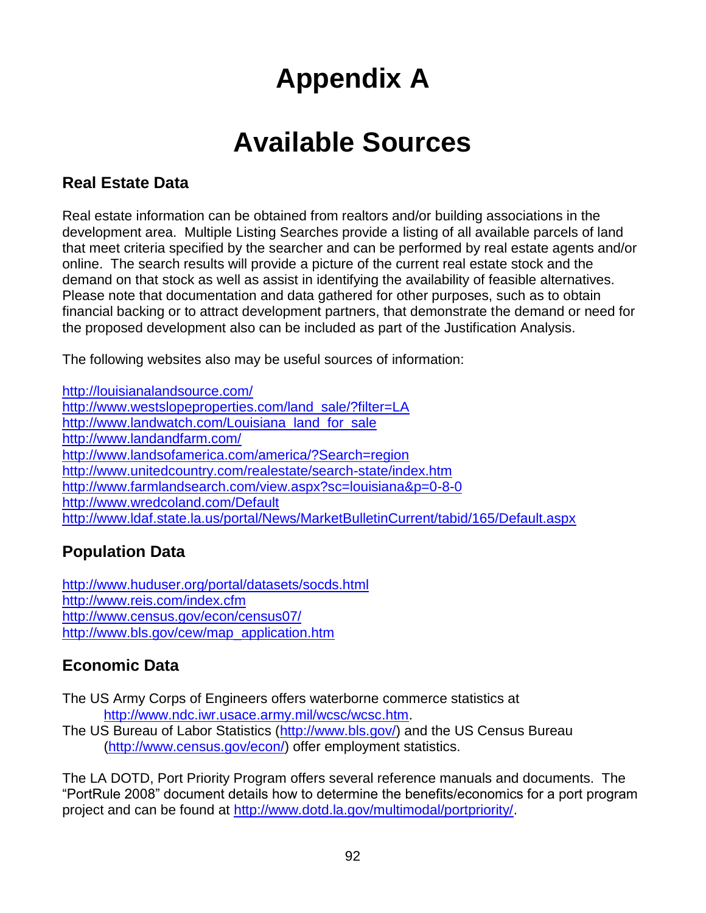# Appendix A

# Available Sources

## Real Estate Data

Real estate information can be obtained from realtors and/or building associations in the development area. Multiple Listing Searches provide a listing of all available parcels of land that meet criteria specified by the searcher and can be performed by real estate agents and/or online. The search results will provide a picture of the current real estate stock and the demand on that stock as well as assist in identifying the availability of feasible alternatives. Please note that documentation and data gathered for other purposes, such as to obtain financial backing or to attract development partners, that demonstrate the demand or need for the proposed development also can be included as part of the Justification Analysis.

The following websites also may be useful sources of information:

http://louisianalandsource.com/
http://www.westslopeproperties.com/land_sale/?filter=LA
http://www.landwatch.com/Louisiana_land_for_sale
http://www.landandfarm.com/
http://www.landsofamerica.com/america/?Search=region
http://www.unitedcountry.com/realestate/search-state/index.htm
http://www.farmlandsearch.com/view.aspx?sc=louisiana&p=0-8-0
http://www.wredcoland.com/Default
http://www.ldaf.state.la.us/portal/News/MarketBulletinCurrent/tabid/165/Default.aspx

## Population Data

http://www.huduser.org/portal/datasets/socds.html
http://www.reis.com/index.cfm
http://www.census.gov/econ/census07/
http://www.bls.gov/cew/map_application.htm

## Economic Data

The US Army Corps of Engineers offers waterborne commerce statistics at http://www.ndc.iwr.usace.army.mil/wcsc/wcsc.htm.
The US Bureau of Labor Statistics (http://www.bls.gov/) and the US Census Bureau (http://www.census.gov/econ/) offer employment statistics.

The LA DOTD, Port Priority Program offers several reference manuals and documents. The "PortRule 2008" document details how to determine the benefits/economics for a port program project and can be found at http://www.dotd.la.gov/multimodal/portpriority/.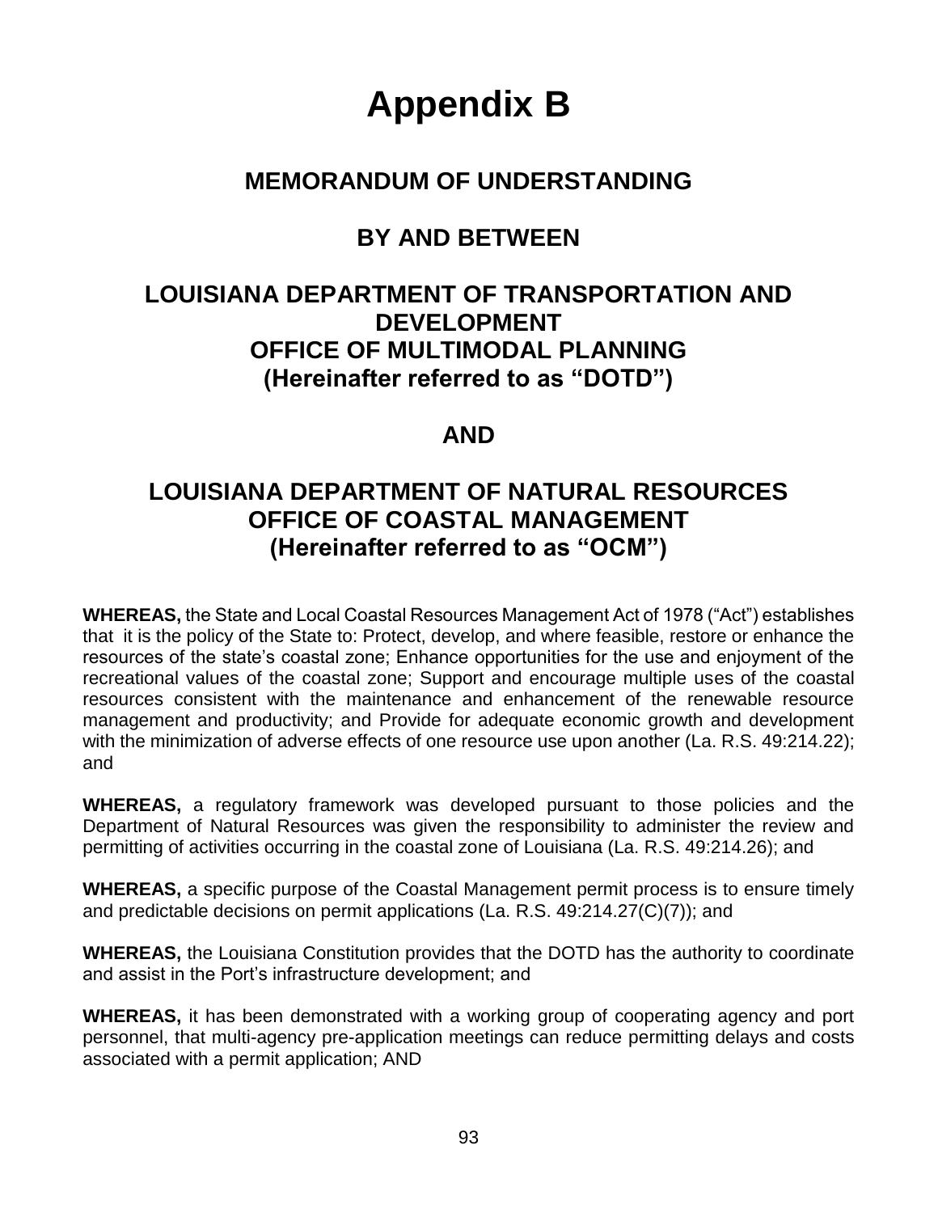# Appendix B

## MEMORANDUM OF UNDERSTANDING

## BY AND BETWEEN

## LOUISIANA DEPARTMENT OF TRANSPORTATION AND DEVELOPMENT OFFICE OF MULTIMODAL PLANNING (Hereinafter referred to as "DOTD")

## AND

## LOUISIANA DEPARTMENT OF NATURAL RESOURCES OFFICE OF COASTAL MANAGEMENT (Hereinafter referred to as "OCM")

**WHEREAS,** the State and Local Coastal Resources Management Act of 1978 ("Act") establishes that it is the policy of the State to: Protect, develop, and where feasible, restore or enhance the resources of the state's coastal zone; Enhance opportunities for the use and enjoyment of the recreational values of the coastal zone; Support and encourage multiple uses of the coastal resources consistent with the maintenance and enhancement of the renewable resource management and productivity; and Provide for adequate economic growth and development with the minimization of adverse effects of one resource use upon another (La. R.S. 49:214.22); and

**WHEREAS,** a regulatory framework was developed pursuant to those policies and the Department of Natural Resources was given the responsibility to administer the review and permitting of activities occurring in the coastal zone of Louisiana (La. R.S. 49:214.26); and

**WHEREAS,** a specific purpose of the Coastal Management permit process is to ensure timely and predictable decisions on permit applications (La. R.S. 49:214.27(C)(7)); and

**WHEREAS,** the Louisiana Constitution provides that the DOTD has the authority to coordinate and assist in the Port's infrastructure development; and

**WHEREAS,** it has been demonstrated with a working group of cooperating agency and port personnel, that multi-agency pre-application meetings can reduce permitting delays and costs associated with a permit application; AND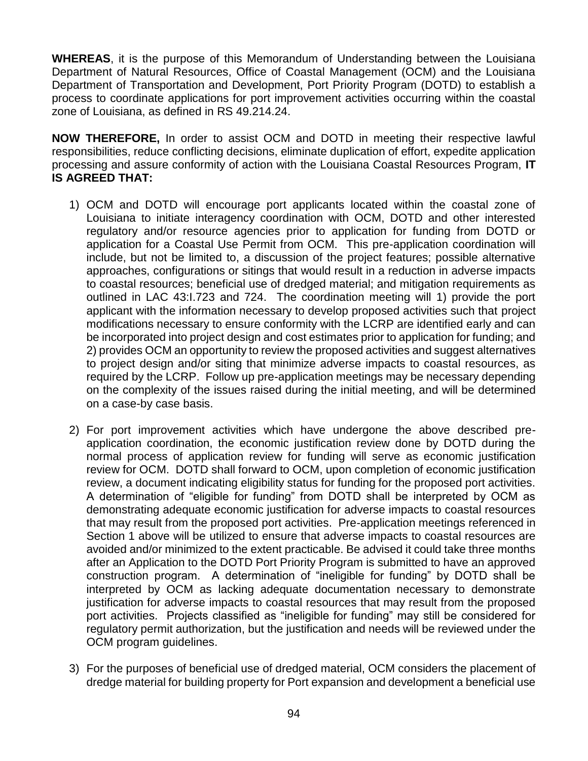**WHEREAS**, it is the purpose of this Memorandum of Understanding between the Louisiana Department of Natural Resources, Office of Coastal Management (OCM) and the Louisiana Department of Transportation and Development, Port Priority Program (DOTD) to establish a process to coordinate applications for port improvement activities occurring within the coastal zone of Louisiana, as defined in RS 49.214.24.

**NOW THEREFORE,** In order to assist OCM and DOTD in meeting their respective lawful responsibilities, reduce conflicting decisions, eliminate duplication of effort, expedite application processing and assure conformity of action with the Louisiana Coastal Resources Program, **IT IS AGREED THAT:**

1) OCM and DOTD will encourage port applicants located within the coastal zone of Louisiana to initiate interagency coordination with OCM, DOTD and other interested regulatory and/or resource agencies prior to application for funding from DOTD or application for a Coastal Use Permit from OCM. This pre-application coordination will include, but not be limited to, a discussion of the project features; possible alternative approaches, configurations or sitings that would result in a reduction in adverse impacts to coastal resources; beneficial use of dredged material; and mitigation requirements as outlined in LAC 43:I.723 and 724. The coordination meeting will 1) provide the port applicant with the information necessary to develop proposed activities such that project modifications necessary to ensure conformity with the LCRP are identified early and can be incorporated into project design and cost estimates prior to application for funding; and 2) provides OCM an opportunity to review the proposed activities and suggest alternatives to project design and/or siting that minimize adverse impacts to coastal resources, as required by the LCRP. Follow up pre-application meetings may be necessary depending on the complexity of the issues raised during the initial meeting, and will be determined on a case-by case basis.

2) For port improvement activities which have undergone the above described pre-application coordination, the economic justification review done by DOTD during the normal process of application review for funding will serve as economic justification review for OCM. DOTD shall forward to OCM, upon completion of economic justification review, a document indicating eligibility status for funding for the proposed port activities. A determination of "eligible for funding" from DOTD shall be interpreted by OCM as demonstrating adequate economic justification for adverse impacts to coastal resources that may result from the proposed port activities. Pre-application meetings referenced in Section 1 above will be utilized to ensure that adverse impacts to coastal resources are avoided and/or minimized to the extent practicable. Be advised it could take three months after an Application to the DOTD Port Priority Program is submitted to have an approved construction program. A determination of "ineligible for funding" by DOTD shall be interpreted by OCM as lacking adequate documentation necessary to demonstrate justification for adverse impacts to coastal resources that may result from the proposed port activities. Projects classified as "ineligible for funding" may still be considered for regulatory permit authorization, but the justification and needs will be reviewed under the OCM program guidelines.

3) For the purposes of beneficial use of dredged material, OCM considers the placement of dredge material for building property for Port expansion and development a beneficial use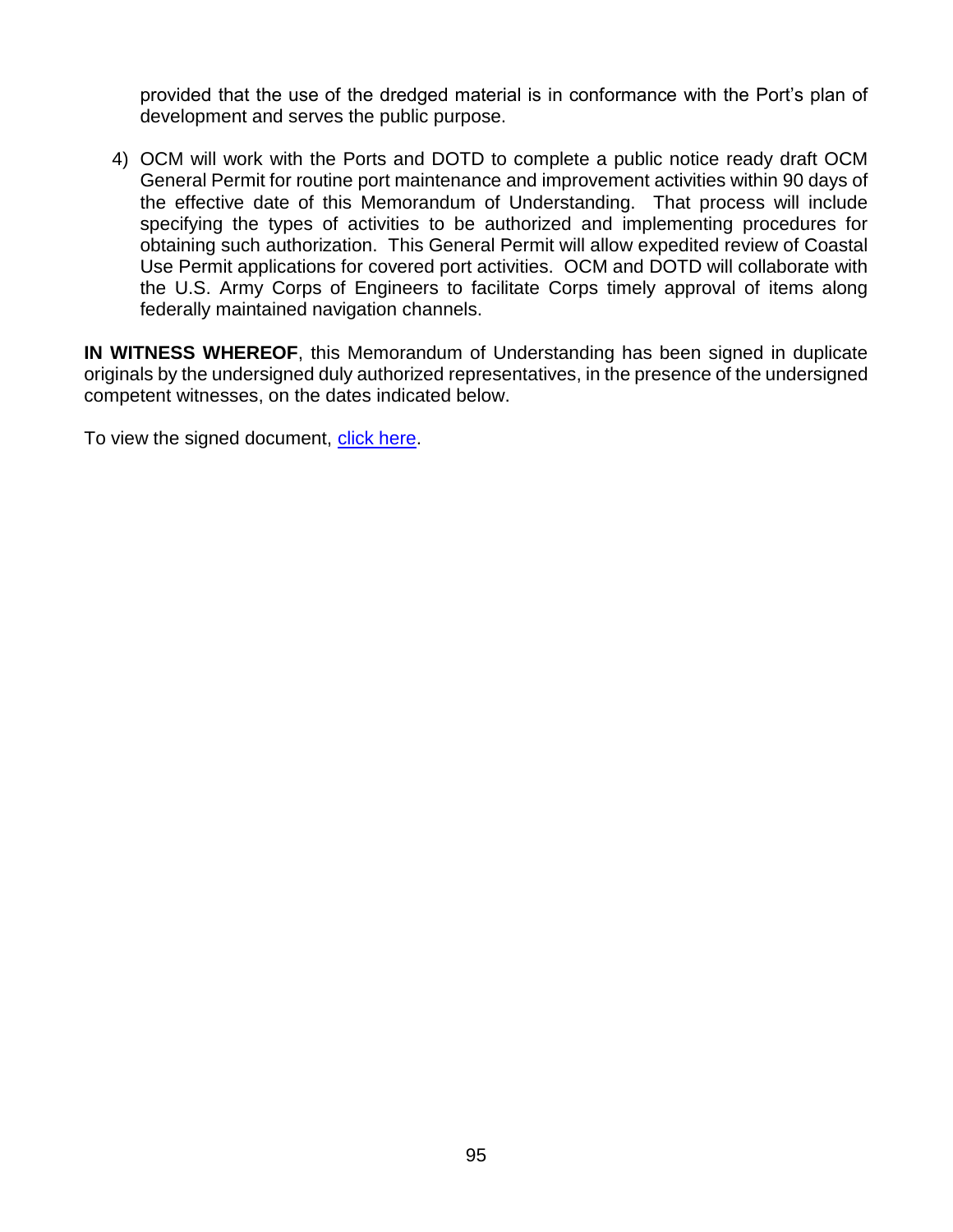provided that the use of the dredged material is in conformance with the Port's plan of development and serves the public purpose.

4) OCM will work with the Ports and DOTD to complete a public notice ready draft OCM General Permit for routine port maintenance and improvement activities within 90 days of the effective date of this Memorandum of Understanding. That process will include specifying the types of activities to be authorized and implementing procedures for obtaining such authorization. This General Permit will allow expedited review of Coastal Use Permit applications for covered port activities. OCM and DOTD will collaborate with the U.S. Army Corps of Engineers to facilitate Corps timely approval of items along federally maintained navigation channels.

**IN WITNESS WHEREOF**, this Memorandum of Understanding has been signed in duplicate originals by the undersigned duly authorized representatives, in the presence of the undersigned competent witnesses, on the dates indicated below.

To view the signed document, click here.